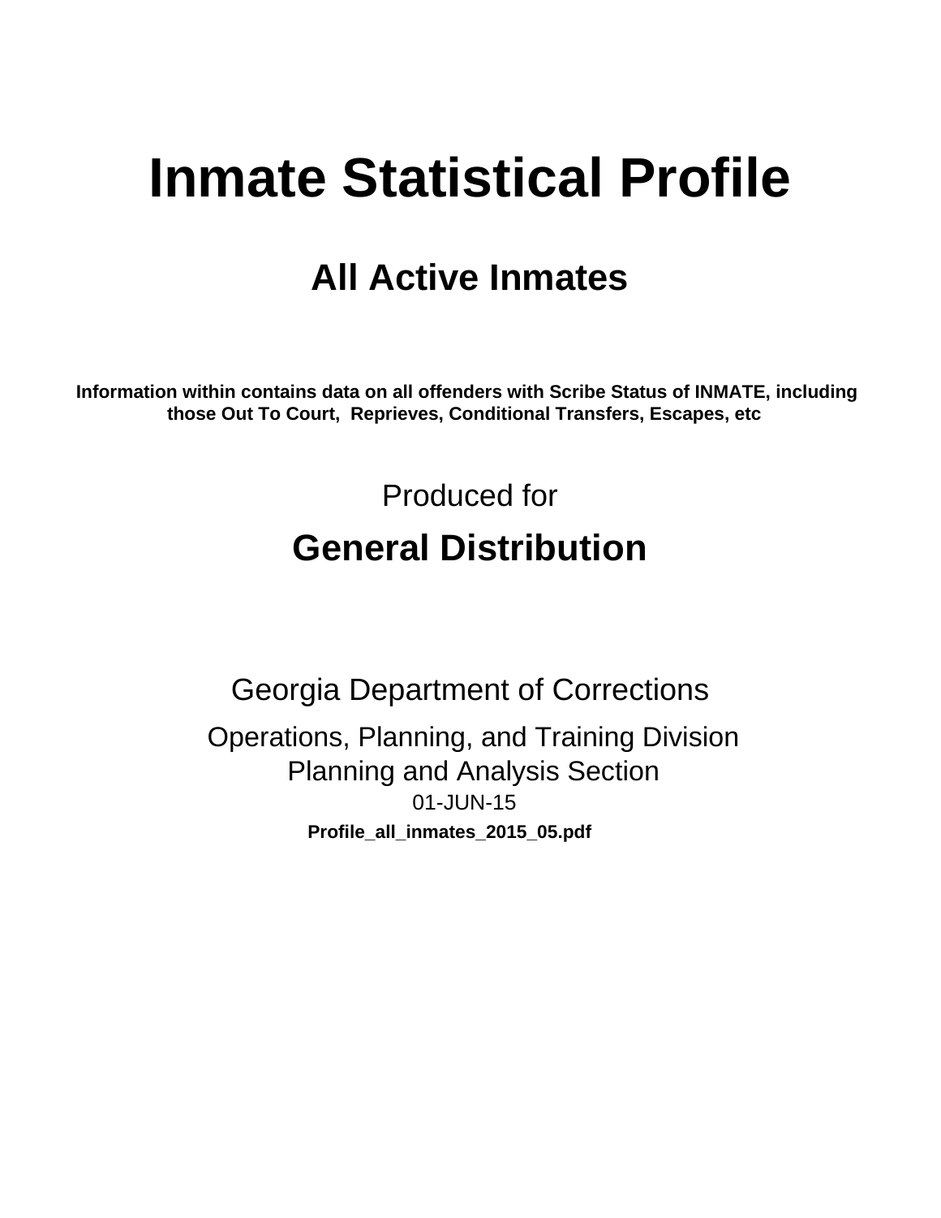# Inmate Statistical Profile

## All Active Inmates

**Information within contains data on all offenders with Scribe Status of INMATE, including those Out To Court, Reprieves, Conditional Transfers, Escapes, etc**

Produced for

## General Distribution

Georgia Department of Corrections

Operations, Planning, and Training Division
Planning and Analysis Section
01-JUN-15

**Profile_all_inmates_2015_05.pdf**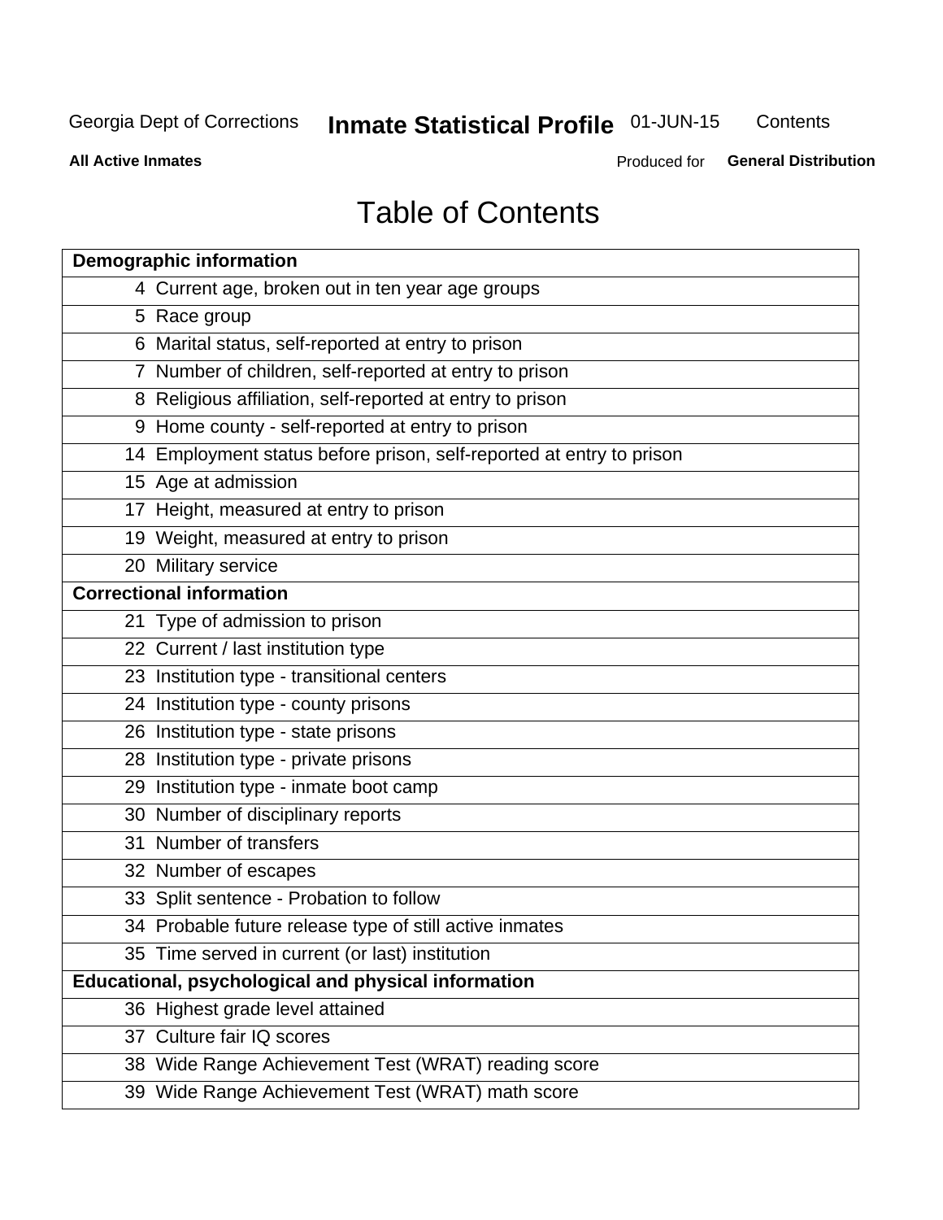Georgia Dept of Corrections **Inmate Statistical Profile** 01-JUN-15 Contents

**All Active Inmates** Produced for **General Distribution**

# Table of Contents

| **Demographic information** | |
|---|---|
| 4 | Current age, broken out in ten year age groups |
| 5 | Race group |
| 6 | Marital status, self-reported at entry to prison |
| 7 | Number of children, self-reported at entry to prison |
| 8 | Religious affiliation, self-reported at entry to prison |
| 9 | Home county - self-reported at entry to prison |
| 14 | Employment status before prison, self-reported at entry to prison |
| 15 | Age at admission |
| 17 | Height, measured at entry to prison |
| 19 | Weight, measured at entry to prison |
| 20 | Military service |
| **Correctional information** | |
| 21 | Type of admission to prison |
| 22 | Current / last institution type |
| 23 | Institution type - transitional centers |
| 24 | Institution type - county prisons |
| 26 | Institution type - state prisons |
| 28 | Institution type - private prisons |
| 29 | Institution type - inmate boot camp |
| 30 | Number of disciplinary reports |
| 31 | Number of transfers |
| 32 | Number of escapes |
| 33 | Split sentence - Probation to follow |
| 34 | Probable future release type of still active inmates |
| 35 | Time served in current (or last) institution |
| **Educational, psychological and physical information** | |
| 36 | Highest grade level attained |
| 37 | Culture fair IQ scores |
| 38 | Wide Range Achievement Test (WRAT) reading score |
| 39 | Wide Range Achievement Test (WRAT) math score |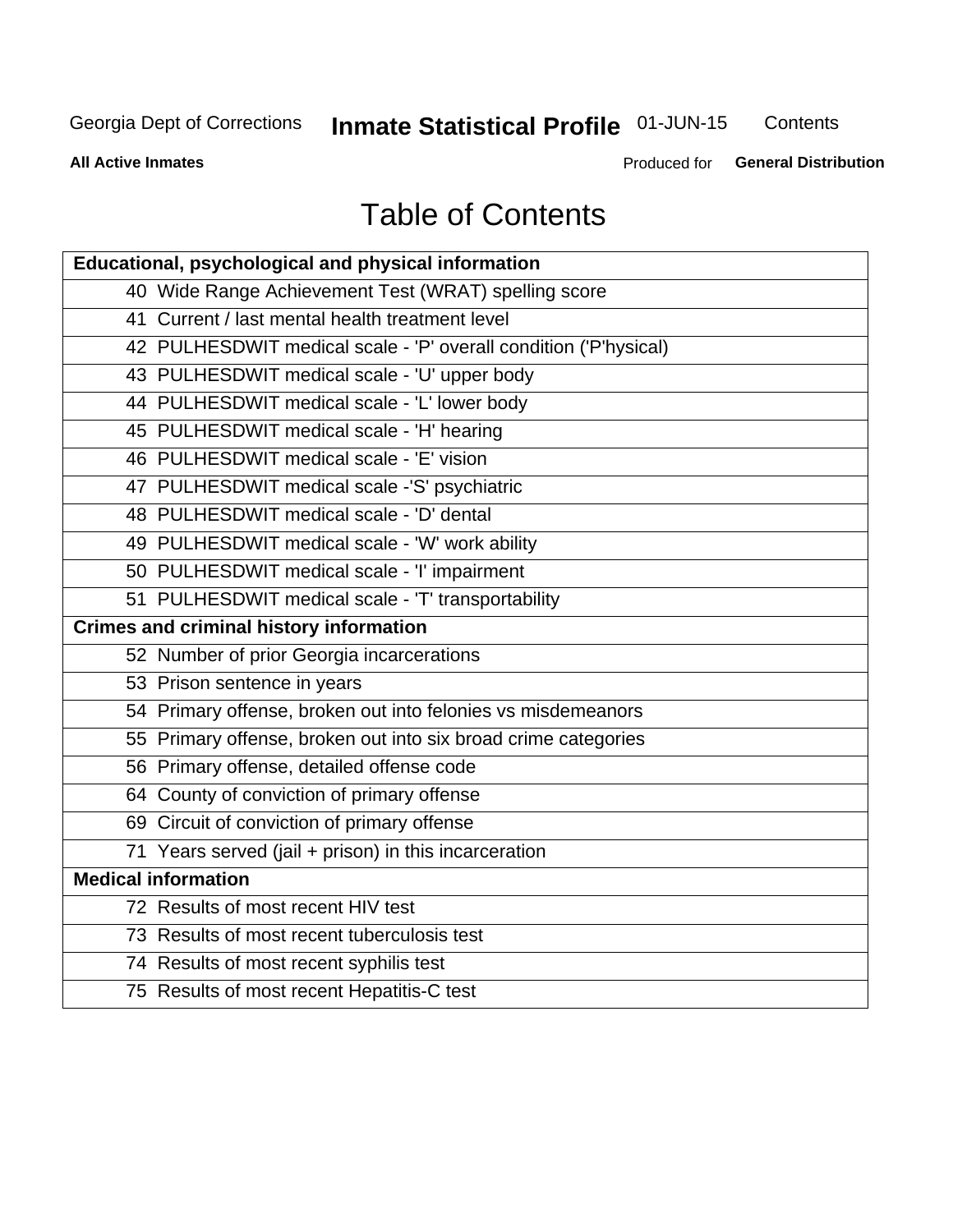# Table of Contents

| Educational, psychological and physical information |
|---|
| 40 Wide Range Achievement Test (WRAT) spelling score |
| 41 Current / last mental health treatment level |
| 42 PULHESDWIT medical scale - 'P' overall condition ('P'hysical) |
| 43 PULHESDWIT medical scale - 'U' upper body |
| 44 PULHESDWIT medical scale - 'L' lower body |
| 45 PULHESDWIT medical scale - 'H' hearing |
| 46 PULHESDWIT medical scale - 'E' vision |
| 47 PULHESDWIT medical scale -'S' psychiatric |
| 48 PULHESDWIT medical scale - 'D' dental |
| 49 PULHESDWIT medical scale - 'W' work ability |
| 50 PULHESDWIT medical scale - 'I' impairment |
| 51 PULHESDWIT medical scale - 'T' transportability |
| **Crimes and criminal history information** |
| 52 Number of prior Georgia incarcerations |
| 53 Prison sentence in years |
| 54 Primary offense, broken out into felonies vs misdemeanors |
| 55 Primary offense, broken out into six broad crime categories |
| 56 Primary offense, detailed offense code |
| 64 County of conviction of primary offense |
| 69 Circuit of conviction of primary offense |
| 71 Years served (jail + prison) in this incarceration |
| **Medical information** |
| 72 Results of most recent HIV test |
| 73 Results of most recent tuberculosis test |
| 74 Results of most recent syphilis test |
| 75 Results of most recent Hepatitis-C test |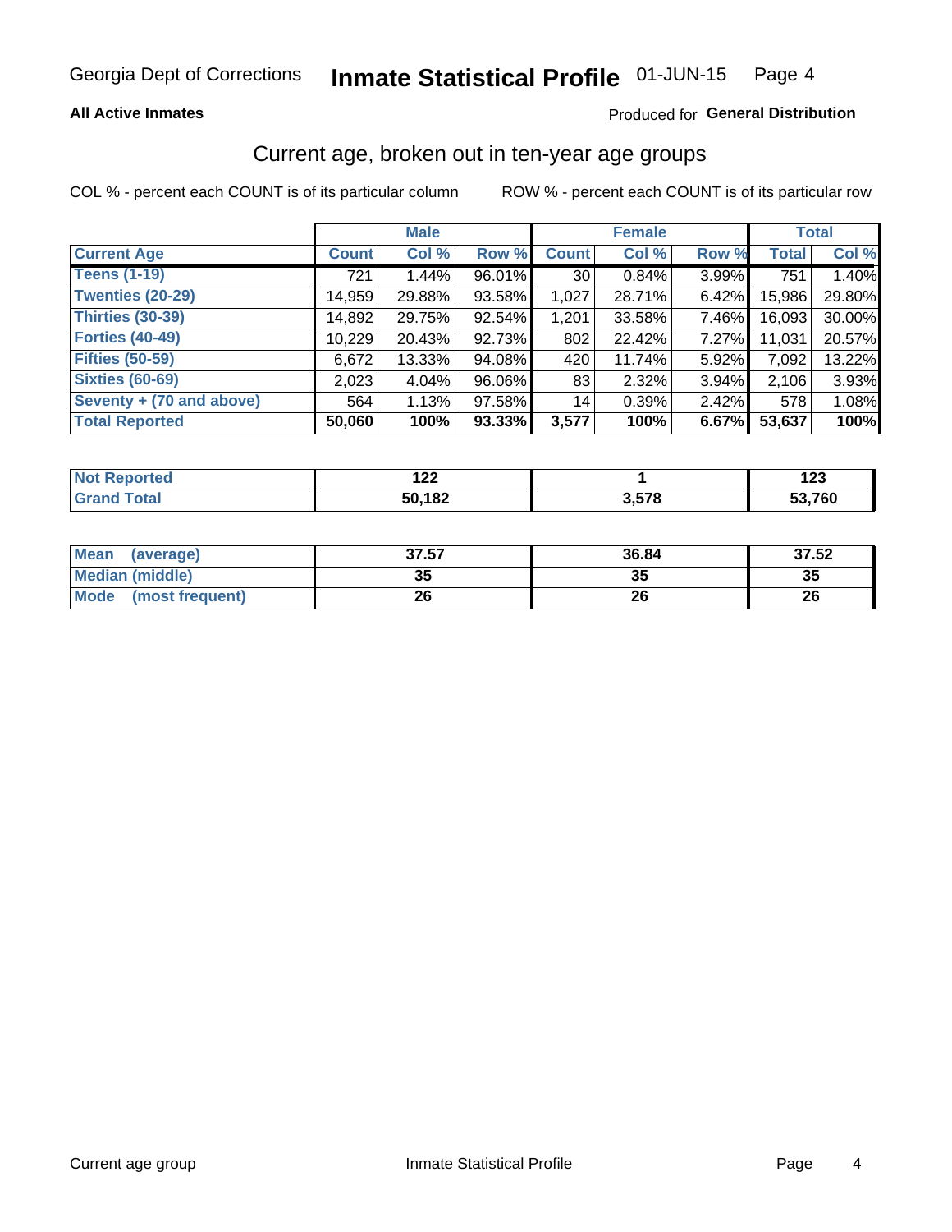Georgia Dept of Corrections **Inmate Statistical Profile** 01-JUN-15

**All Active Inmates**

Produced for **General Distribution**

## Current age, broken out in ten-year age groups

COL % - percent each COUNT is of its particular column    ROW % - percent each COUNT is of its particular row

| | Male | | | Female | | | Total | |
|---|---|---|---|---|---|---|---|---|
| **Current Age** | **Count** | **Col %** | **Row %** | **Count** | **Col %** | **Row %** | **Total** | **Col %** |
| **Teens (1-19)** | 721 | 1.44% | 96.01% | 30 | 0.84% | 3.99% | 751 | 1.40% |
| **Twenties (20-29)** | 14,959 | 29.88% | 93.58% | 1,027 | 28.71% | 6.42% | 15,986 | 29.80% |
| **Thirties (30-39)** | 14,892 | 29.75% | 92.54% | 1,201 | 33.58% | 7.46% | 16,093 | 30.00% |
| **Forties (40-49)** | 10,229 | 20.43% | 92.73% | 802 | 22.42% | 7.27% | 11,031 | 20.57% |
| **Fifties (50-59)** | 6,672 | 13.33% | 94.08% | 420 | 11.74% | 5.92% | 7,092 | 13.22% |
| **Sixties (60-69)** | 2,023 | 4.04% | 96.06% | 83 | 2.32% | 3.94% | 2,106 | 3.93% |
| **Seventy + (70 and above)** | 564 | 1.13% | 97.58% | 14 | 0.39% | 2.42% | 578 | 1.08% |
| **Total Reported** | **50,060** | **100%** | **93.33%** | **3,577** | **100%** | **6.67%** | **53,637** | **100%** |

| | Male | Female | Total |
|---|---|---|---|
| **Not Reported** | **122** | **1** | **123** |
| **Grand Total** | **50,182** | **3,578** | **53,760** |

| | Male | Female | Total |
|---|---|---|---|
| **Mean (average)** | **37.57** | **36.84** | **37.52** |
| **Median (middle)** | **35** | **35** | **35** |
| **Mode (most frequent)** | **26** | **26** | **26** |

Current age group    Inmate Statistical Profile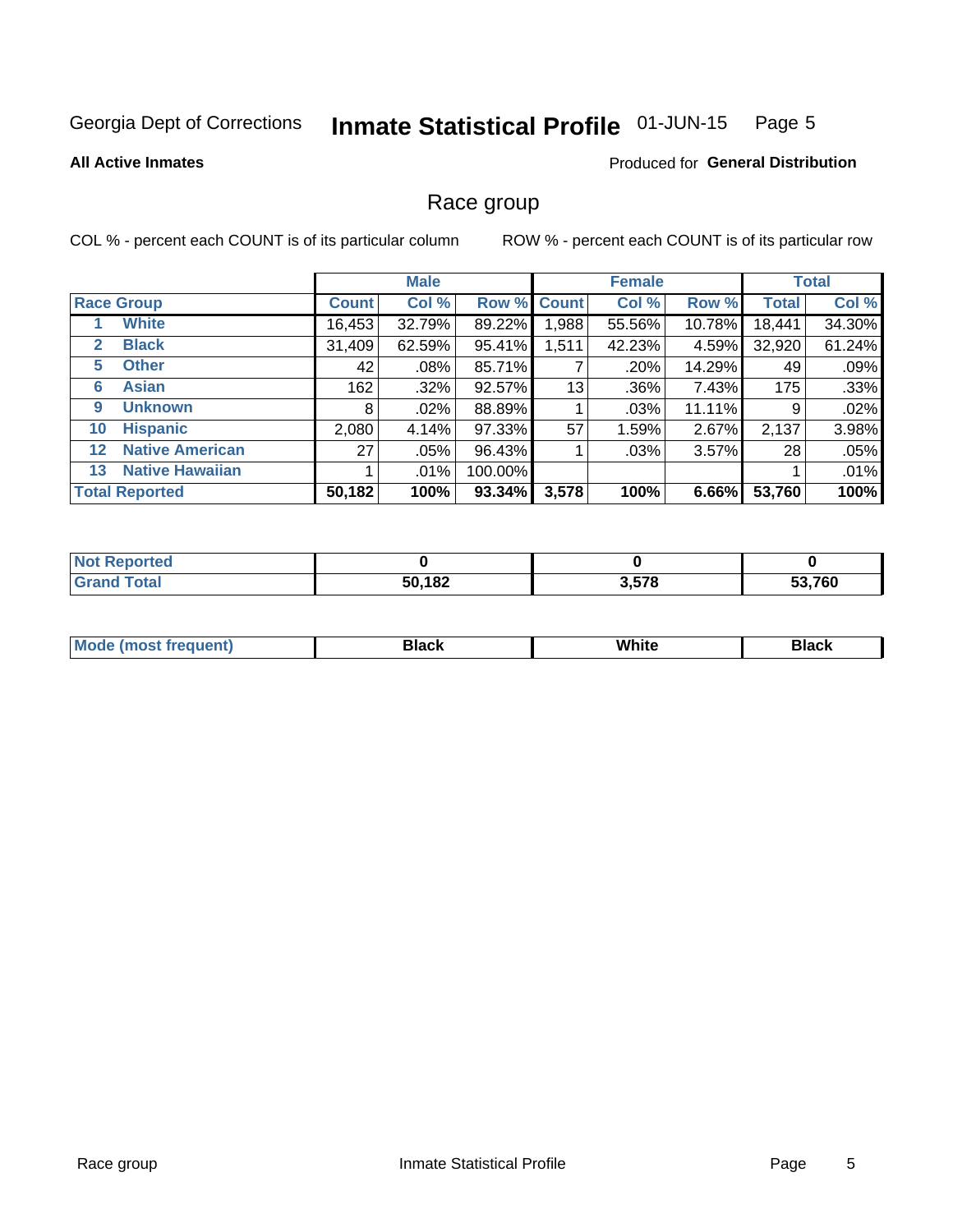Georgia Dept of Corrections **Inmate Statistical Profile** 01-JUN-15

**All Active Inmates**

Produced for **General Distribution**

## Race group

COL % - percent each COUNT is of its particular column    ROW % - percent each COUNT is of its particular row

| | Male | | | Female | | | Total | |
|---|---|---|---|---|---|---|---|---|
| **Race Group** | **Count** | **Col %** | **Row %** | **Count** | **Col %** | **Row %** | **Total** | **Col %** |
| 1 **White** | 16,453 | 32.79% | 89.22% | 1,988 | 55.56% | 10.78% | 18,441 | 34.30% |
| 2 **Black** | 31,409 | 62.59% | 95.41% | 1,511 | 42.23% | 4.59% | 32,920 | 61.24% |
| 5 **Other** | 42 | .08% | 85.71% | 7 | .20% | 14.29% | 49 | .09% |
| 6 **Asian** | 162 | .32% | 92.57% | 13 | .36% | 7.43% | 175 | .33% |
| 9 **Unknown** | 8 | .02% | 88.89% | 1 | .03% | 11.11% | 9 | .02% |
| 10 **Hispanic** | 2,080 | 4.14% | 97.33% | 57 | 1.59% | 2.67% | 2,137 | 3.98% |
| 12 **Native American** | 27 | .05% | 96.43% | 1 | .03% | 3.57% | 28 | .05% |
| 13 **Native Hawaiian** | 1 | .01% | 100.00% | | | | 1 | .01% |
| **Total Reported** | **50,182** | **100%** | **93.34%** | **3,578** | **100%** | **6.66%** | **53,760** | **100%** |

| | Male | Female | Total |
|---|---|---|---|
| **Not Reported** | **0** | **0** | **0** |
| **Grand Total** | **50,182** | **3,578** | **53,760** |

| | Male | Female | Total |
|---|---|---|---|
| **Mode (most frequent)** | **Black** | **White** | **Black** |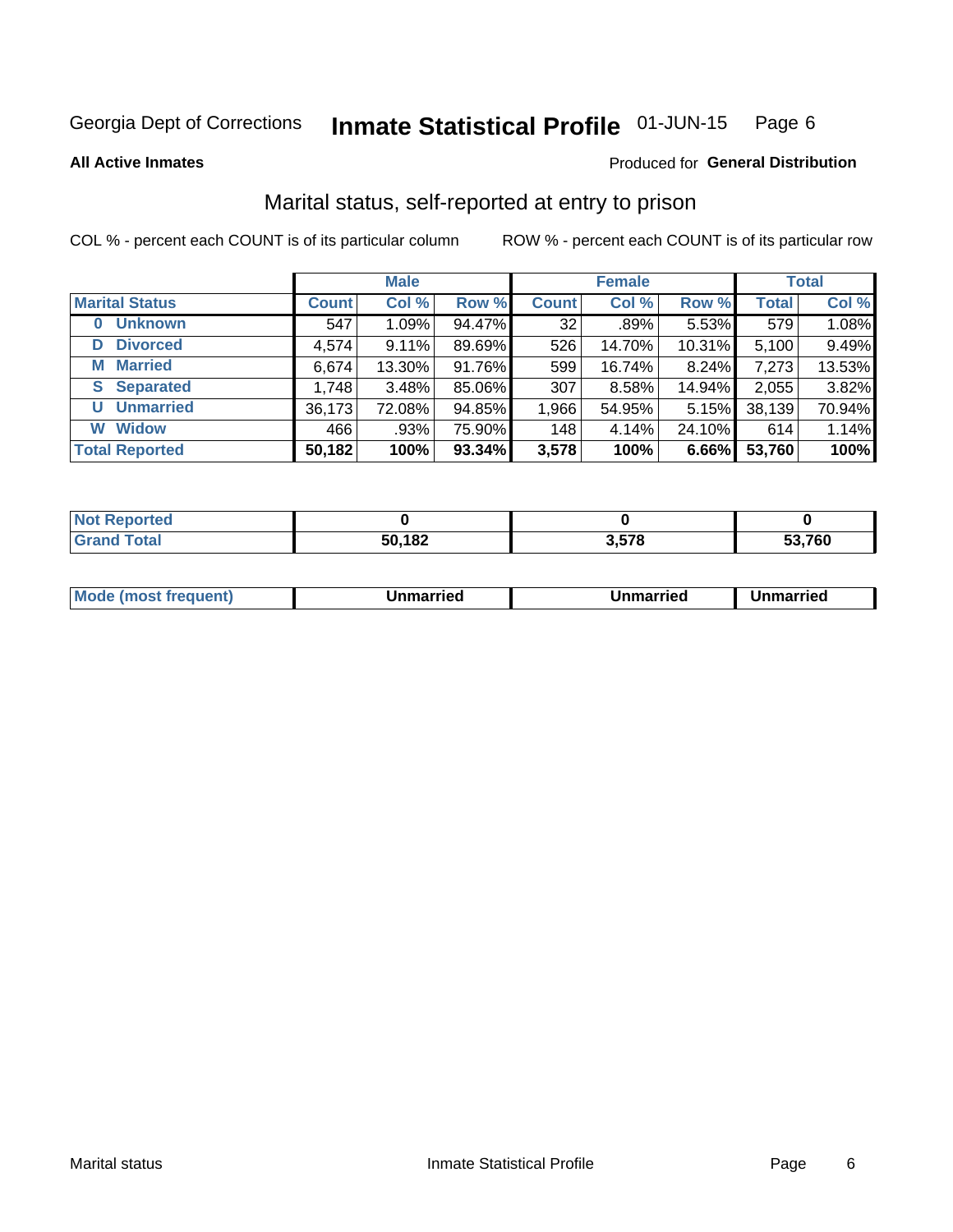Georgia Dept of Corrections **Inmate Statistical Profile** 01-JUN-15

**All Active Inmates**

Produced for **General Distribution**

## Marital status, self-reported at entry to prison

COL % - percent each COUNT is of its particular column    ROW % - percent each COUNT is of its particular row

| | Male | | | Female | | | Total | |
|---|---|---|---|---|---|---|---|---|
| **Marital Status** | **Count** | **Col %** | **Row %** | **Count** | **Col %** | **Row %** | **Total** | **Col %** |
| **0 Unknown** | 547 | 1.09% | 94.47% | 32 | .89% | 5.53% | 579 | 1.08% |
| **D Divorced** | 4,574 | 9.11% | 89.69% | 526 | 14.70% | 10.31% | 5,100 | 9.49% |
| **M Married** | 6,674 | 13.30% | 91.76% | 599 | 16.74% | 8.24% | 7,273 | 13.53% |
| **S Separated** | 1,748 | 3.48% | 85.06% | 307 | 8.58% | 14.94% | 2,055 | 3.82% |
| **U Unmarried** | 36,173 | 72.08% | 94.85% | 1,966 | 54.95% | 5.15% | 38,139 | 70.94% |
| **W Widow** | 466 | .93% | 75.90% | 148 | 4.14% | 24.10% | 614 | 1.14% |
| **Total Reported** | **50,182** | **100%** | **93.34%** | **3,578** | **100%** | **6.66%** | **53,760** | **100%** |

| | Male | Female | Total |
|---|---|---|---|
| **Not Reported** | **0** | **0** | **0** |
| **Grand Total** | **50,182** | **3,578** | **53,760** |

| | Male | Female | Total |
|---|---|---|---|
| **Mode (most frequent)** | **Unmarried** | **Unmarried** | **Unmarried** |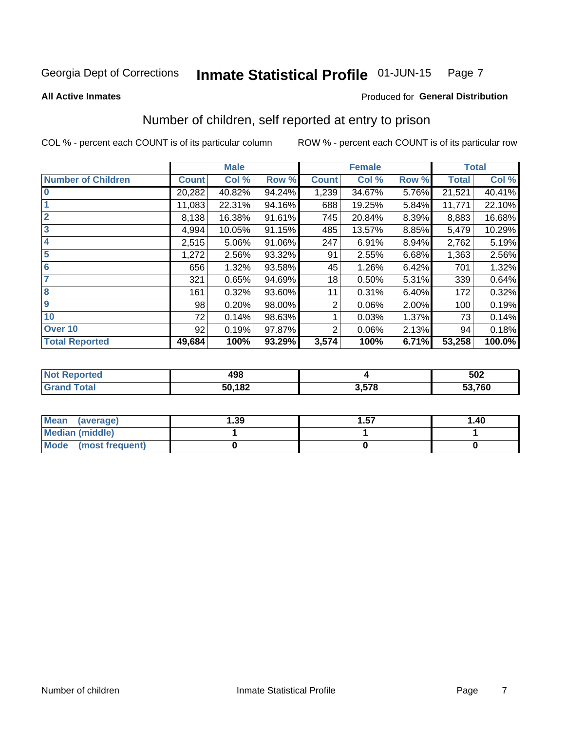Georgia Dept of Corrections **Inmate Statistical Profile** 01-JUN-15

**All Active Inmates**

Produced for **General Distribution**

## Number of children, self reported at entry to prison

COL % - percent each COUNT is of its particular column ROW % - percent each COUNT is of its particular row

| | Male | | | Female | | | Total | |
|---|---|---|---|---|---|---|---|---|
| **Number of Children** | **Count** | **Col %** | **Row %** | **Count** | **Col %** | **Row %** | **Total** | **Col %** |
| 0 | 20,282 | 40.82% | 94.24% | 1,239 | 34.67% | 5.76% | 21,521 | 40.41% |
| 1 | 11,083 | 22.31% | 94.16% | 688 | 19.25% | 5.84% | 11,771 | 22.10% |
| 2 | 8,138 | 16.38% | 91.61% | 745 | 20.84% | 8.39% | 8,883 | 16.68% |
| 3 | 4,994 | 10.05% | 91.15% | 485 | 13.57% | 8.85% | 5,479 | 10.29% |
| 4 | 2,515 | 5.06% | 91.06% | 247 | 6.91% | 8.94% | 2,762 | 5.19% |
| 5 | 1,272 | 2.56% | 93.32% | 91 | 2.55% | 6.68% | 1,363 | 2.56% |
| 6 | 656 | 1.32% | 93.58% | 45 | 1.26% | 6.42% | 701 | 1.32% |
| 7 | 321 | 0.65% | 94.69% | 18 | 0.50% | 5.31% | 339 | 0.64% |
| 8 | 161 | 0.32% | 93.60% | 11 | 0.31% | 6.40% | 172 | 0.32% |
| 9 | 98 | 0.20% | 98.00% | 2 | 0.06% | 2.00% | 100 | 0.19% |
| 10 | 72 | 0.14% | 98.63% | 1 | 0.03% | 1.37% | 73 | 0.14% |
| Over 10 | 92 | 0.19% | 97.87% | 2 | 0.06% | 2.13% | 94 | 0.18% |
| **Total Reported** | **49,684** | **100%** | **93.29%** | **3,574** | **100%** | **6.71%** | **53,258** | **100.0%** |

| | Male | Female | Total |
|---|---|---|---|
| **Not Reported** | **498** | **4** | **502** |
| **Grand Total** | **50,182** | **3,578** | **53,760** |

| | Male | Female | Total |
|---|---|---|---|
| **Mean (average)** | **1.39** | **1.57** | **1.40** |
| **Median (middle)** | **1** | **1** | **1** |
| **Mode (most frequent)** | **0** | **0** | **0** |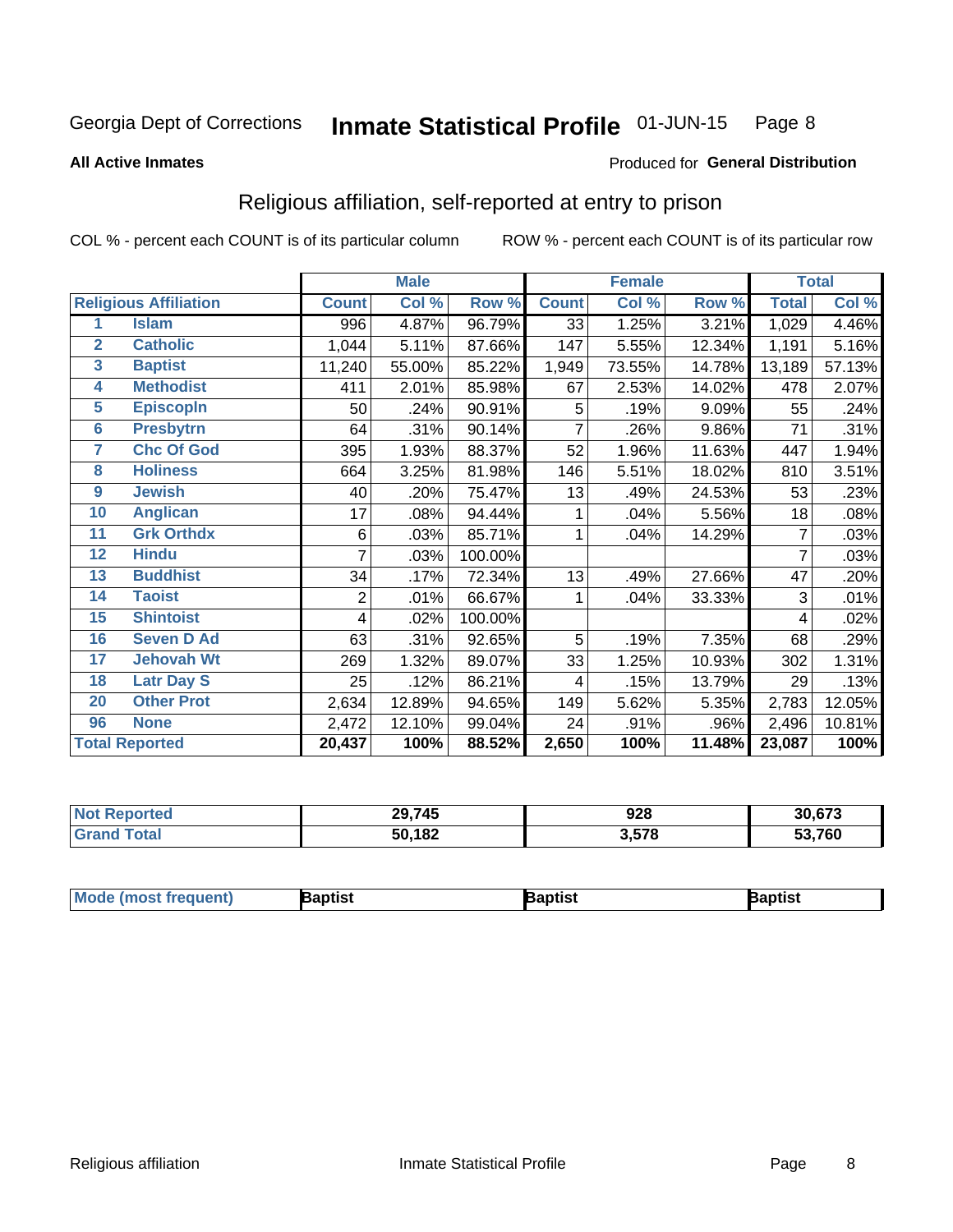Georgia Dept of Corrections **Inmate Statistical Profile** 01-JUN-15

**All Active Inmates**

Produced for **General Distribution**

## Religious affiliation, self-reported at entry to prison

COL % - percent each COUNT is of its particular column     ROW % - percent each COUNT is of its particular row

| | | Male | | | Female | | | Total | |
|---|---|---|---|---|---|---|---|---|---|
| **Religious Affiliation** | | **Count** | **Col %** | **Row %** | **Count** | **Col %** | **Row %** | **Total** | **Col %** |
| 1 | Islam | 996 | 4.87% | 96.79% | 33 | 1.25% | 3.21% | 1,029 | 4.46% |
| 2 | Catholic | 1,044 | 5.11% | 87.66% | 147 | 5.55% | 12.34% | 1,191 | 5.16% |
| 3 | Baptist | 11,240 | 55.00% | 85.22% | 1,949 | 73.55% | 14.78% | 13,189 | 57.13% |
| 4 | Methodist | 411 | 2.01% | 85.98% | 67 | 2.53% | 14.02% | 478 | 2.07% |
| 5 | Episcopln | 50 | .24% | 90.91% | 5 | .19% | 9.09% | 55 | .24% |
| 6 | Presbytrn | 64 | .31% | 90.14% | 7 | .26% | 9.86% | 71 | .31% |
| 7 | Chc Of God | 395 | 1.93% | 88.37% | 52 | 1.96% | 11.63% | 447 | 1.94% |
| 8 | Holiness | 664 | 3.25% | 81.98% | 146 | 5.51% | 18.02% | 810 | 3.51% |
| 9 | Jewish | 40 | .20% | 75.47% | 13 | .49% | 24.53% | 53 | .23% |
| 10 | Anglican | 17 | .08% | 94.44% | 1 | .04% | 5.56% | 18 | .08% |
| 11 | Grk Orthdx | 6 | .03% | 85.71% | 1 | .04% | 14.29% | 7 | .03% |
| 12 | Hindu | 7 | .03% | 100.00% | | | | 7 | .03% |
| 13 | Buddhist | 34 | .17% | 72.34% | 13 | .49% | 27.66% | 47 | .20% |
| 14 | Taoist | 2 | .01% | 66.67% | 1 | .04% | 33.33% | 3 | .01% |
| 15 | Shintoist | 4 | .02% | 100.00% | | | | 4 | .02% |
| 16 | Seven D Ad | 63 | .31% | 92.65% | 5 | .19% | 7.35% | 68 | .29% |
| 17 | Jehovah Wt | 269 | 1.32% | 89.07% | 33 | 1.25% | 10.93% | 302 | 1.31% |
| 18 | Latr Day S | 25 | .12% | 86.21% | 4 | .15% | 13.79% | 29 | .13% |
| 20 | Other Prot | 2,634 | 12.89% | 94.65% | 149 | 5.62% | 5.35% | 2,783 | 12.05% |
| 96 | None | 2,472 | 12.10% | 99.04% | 24 | .91% | .96% | 2,496 | 10.81% |
| **Total Reported** | | **20,437** | **100%** | **88.52%** | **2,650** | **100%** | **11.48%** | **23,087** | **100%** |

| | Male | Female | Total |
|---|---|---|---|
| Not Reported | **29,745** | **928** | **30,673** |
| Grand Total | **50,182** | **3,578** | **53,760** |

| | Male | Female | Total |
|---|---|---|---|
| Mode (most frequent) | **Baptist** | **Baptist** | **Baptist** |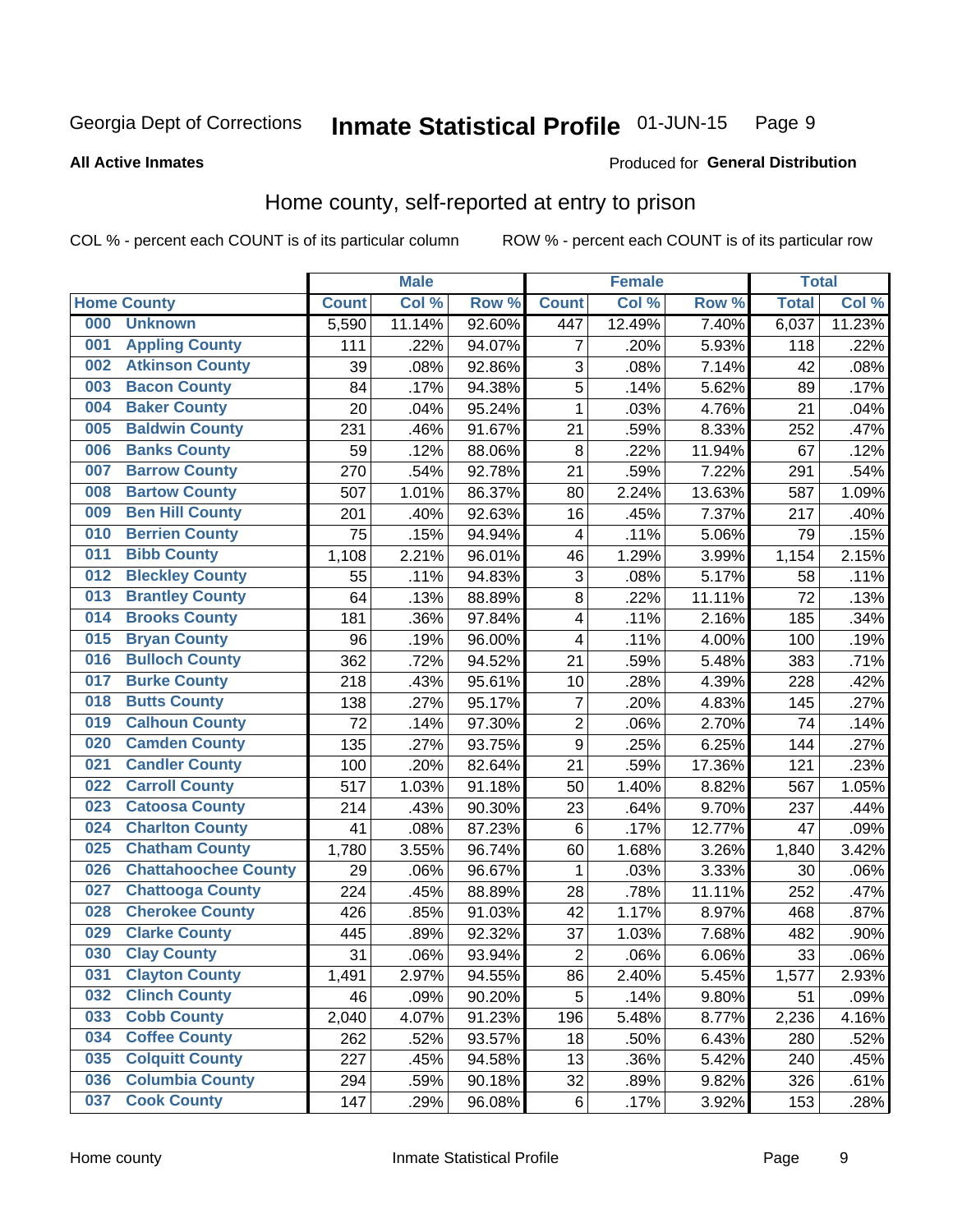Georgia Dept of Corrections **Inmate Statistical Profile** 01-JUN-15

**All Active Inmates**

Produced for **General Distribution**

## Home county, self-reported at entry to prison

COL % - percent each COUNT is of its particular column ROW % - percent each COUNT is of its particular row

| Home County | | Male | | | Female | | | Total | |
|---|---|---|---|---|---|---|---|---|---|
| | | Count | Col % | Row % | Count | Col % | Row % | Total | Col % |
| 000 | Unknown | 5,590 | 11.14% | 92.60% | 447 | 12.49% | 7.40% | 6,037 | 11.23% |
| 001 | Appling County | 111 | .22% | 94.07% | 7 | .20% | 5.93% | 118 | .22% |
| 002 | Atkinson County | 39 | .08% | 92.86% | 3 | .08% | 7.14% | 42 | .08% |
| 003 | Bacon County | 84 | .17% | 94.38% | 5 | .14% | 5.62% | 89 | .17% |
| 004 | Baker County | 20 | .04% | 95.24% | 1 | .03% | 4.76% | 21 | .04% |
| 005 | Baldwin County | 231 | .46% | 91.67% | 21 | .59% | 8.33% | 252 | .47% |
| 006 | Banks County | 59 | .12% | 88.06% | 8 | .22% | 11.94% | 67 | .12% |
| 007 | Barrow County | 270 | .54% | 92.78% | 21 | .59% | 7.22% | 291 | .54% |
| 008 | Bartow County | 507 | 1.01% | 86.37% | 80 | 2.24% | 13.63% | 587 | 1.09% |
| 009 | Ben Hill County | 201 | .40% | 92.63% | 16 | .45% | 7.37% | 217 | .40% |
| 010 | Berrien County | 75 | .15% | 94.94% | 4 | .11% | 5.06% | 79 | .15% |
| 011 | Bibb County | 1,108 | 2.21% | 96.01% | 46 | 1.29% | 3.99% | 1,154 | 2.15% |
| 012 | Bleckley County | 55 | .11% | 94.83% | 3 | .08% | 5.17% | 58 | .11% |
| 013 | Brantley County | 64 | .13% | 88.89% | 8 | .22% | 11.11% | 72 | .13% |
| 014 | Brooks County | 181 | .36% | 97.84% | 4 | .11% | 2.16% | 185 | .34% |
| 015 | Bryan County | 96 | .19% | 96.00% | 4 | .11% | 4.00% | 100 | .19% |
| 016 | Bulloch County | 362 | .72% | 94.52% | 21 | .59% | 5.48% | 383 | .71% |
| 017 | Burke County | 218 | .43% | 95.61% | 10 | .28% | 4.39% | 228 | .42% |
| 018 | Butts County | 138 | .27% | 95.17% | 7 | .20% | 4.83% | 145 | .27% |
| 019 | Calhoun County | 72 | .14% | 97.30% | 2 | .06% | 2.70% | 74 | .14% |
| 020 | Camden County | 135 | .27% | 93.75% | 9 | .25% | 6.25% | 144 | .27% |
| 021 | Candler County | 100 | .20% | 82.64% | 21 | .59% | 17.36% | 121 | .23% |
| 022 | Carroll County | 517 | 1.03% | 91.18% | 50 | 1.40% | 8.82% | 567 | 1.05% |
| 023 | Catoosa County | 214 | .43% | 90.30% | 23 | .64% | 9.70% | 237 | .44% |
| 024 | Charlton County | 41 | .08% | 87.23% | 6 | .17% | 12.77% | 47 | .09% |
| 025 | Chatham County | 1,780 | 3.55% | 96.74% | 60 | 1.68% | 3.26% | 1,840 | 3.42% |
| 026 | Chattahoochee County | 29 | .06% | 96.67% | 1 | .03% | 3.33% | 30 | .06% |
| 027 | Chattooga County | 224 | .45% | 88.89% | 28 | .78% | 11.11% | 252 | .47% |
| 028 | Cherokee County | 426 | .85% | 91.03% | 42 | 1.17% | 8.97% | 468 | .87% |
| 029 | Clarke County | 445 | .89% | 92.32% | 37 | 1.03% | 7.68% | 482 | .90% |
| 030 | Clay County | 31 | .06% | 93.94% | 2 | .06% | 6.06% | 33 | .06% |
| 031 | Clayton County | 1,491 | 2.97% | 94.55% | 86 | 2.40% | 5.45% | 1,577 | 2.93% |
| 032 | Clinch County | 46 | .09% | 90.20% | 5 | .14% | 9.80% | 51 | .09% |
| 033 | Cobb County | 2,040 | 4.07% | 91.23% | 196 | 5.48% | 8.77% | 2,236 | 4.16% |
| 034 | Coffee County | 262 | .52% | 93.57% | 18 | .50% | 6.43% | 280 | .52% |
| 035 | Colquitt County | 227 | .45% | 94.58% | 13 | .36% | 5.42% | 240 | .45% |
| 036 | Columbia County | 294 | .59% | 90.18% | 32 | .89% | 9.82% | 326 | .61% |
| 037 | Cook County | 147 | .29% | 96.08% | 6 | .17% | 3.92% | 153 | .28% |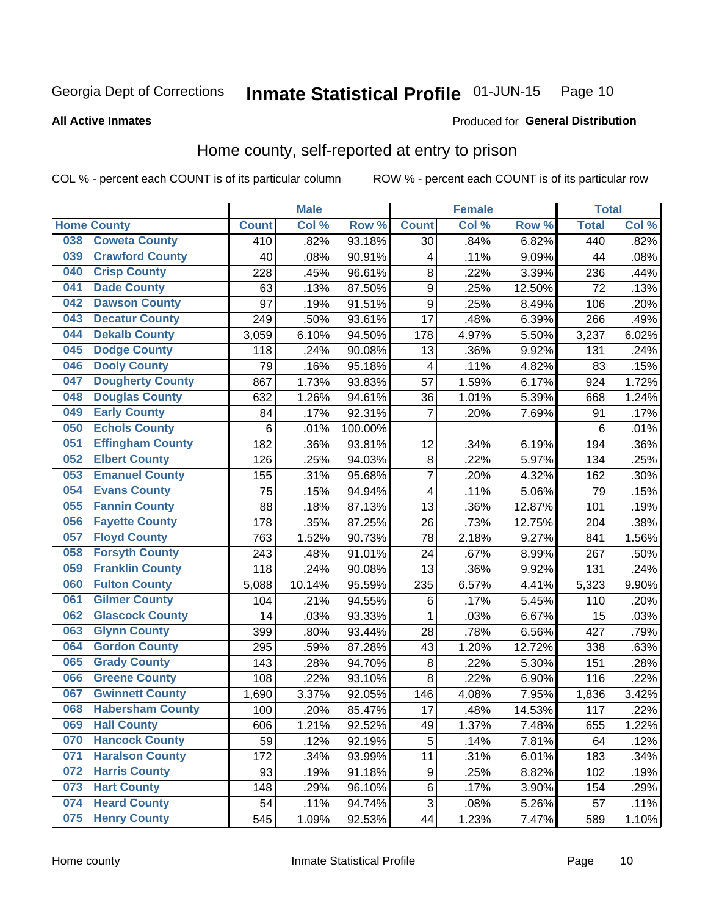Georgia Dept of Corrections **Inmate Statistical Profile** 01-JUN-15 Page 10

**All Active Inmates**

Produced for **General Distribution**

## Home county, self-reported at entry to prison

COL % - percent each COUNT is of its particular column ROW % - percent each COUNT is of its particular row

| Home County | | Male | | | Female | | | Total | |
|---|---|---|---|---|---|---|---|---|---|
| | | Count | Col % | Row % | Count | Col % | Row % | Total | Col % |
| 038 | Coweta County | 410 | .82% | 93.18% | 30 | .84% | 6.82% | 440 | .82% |
| 039 | Crawford County | 40 | .08% | 90.91% | 4 | .11% | 9.09% | 44 | .08% |
| 040 | Crisp County | 228 | .45% | 96.61% | 8 | .22% | 3.39% | 236 | .44% |
| 041 | Dade County | 63 | .13% | 87.50% | 9 | .25% | 12.50% | 72 | .13% |
| 042 | Dawson County | 97 | .19% | 91.51% | 9 | .25% | 8.49% | 106 | .20% |
| 043 | Decatur County | 249 | .50% | 93.61% | 17 | .48% | 6.39% | 266 | .49% |
| 044 | Dekalb County | 3,059 | 6.10% | 94.50% | 178 | 4.97% | 5.50% | 3,237 | 6.02% |
| 045 | Dodge County | 118 | .24% | 90.08% | 13 | .36% | 9.92% | 131 | .24% |
| 046 | Dooly County | 79 | .16% | 95.18% | 4 | .11% | 4.82% | 83 | .15% |
| 047 | Dougherty County | 867 | 1.73% | 93.83% | 57 | 1.59% | 6.17% | 924 | 1.72% |
| 048 | Douglas County | 632 | 1.26% | 94.61% | 36 | 1.01% | 5.39% | 668 | 1.24% |
| 049 | Early County | 84 | .17% | 92.31% | 7 | .20% | 7.69% | 91 | .17% |
| 050 | Echols County | 6 | .01% | 100.00% | | | | 6 | .01% |
| 051 | Effingham County | 182 | .36% | 93.81% | 12 | .34% | 6.19% | 194 | .36% |
| 052 | Elbert County | 126 | .25% | 94.03% | 8 | .22% | 5.97% | 134 | .25% |
| 053 | Emanuel County | 155 | .31% | 95.68% | 7 | .20% | 4.32% | 162 | .30% |
| 054 | Evans County | 75 | .15% | 94.94% | 4 | .11% | 5.06% | 79 | .15% |
| 055 | Fannin County | 88 | .18% | 87.13% | 13 | .36% | 12.87% | 101 | .19% |
| 056 | Fayette County | 178 | .35% | 87.25% | 26 | .73% | 12.75% | 204 | .38% |
| 057 | Floyd County | 763 | 1.52% | 90.73% | 78 | 2.18% | 9.27% | 841 | 1.56% |
| 058 | Forsyth County | 243 | .48% | 91.01% | 24 | .67% | 8.99% | 267 | .50% |
| 059 | Franklin County | 118 | .24% | 90.08% | 13 | .36% | 9.92% | 131 | .24% |
| 060 | Fulton County | 5,088 | 10.14% | 95.59% | 235 | 6.57% | 4.41% | 5,323 | 9.90% |
| 061 | Gilmer County | 104 | .21% | 94.55% | 6 | .17% | 5.45% | 110 | .20% |
| 062 | Glascock County | 14 | .03% | 93.33% | 1 | .03% | 6.67% | 15 | .03% |
| 063 | Glynn County | 399 | .80% | 93.44% | 28 | .78% | 6.56% | 427 | .79% |
| 064 | Gordon County | 295 | .59% | 87.28% | 43 | 1.20% | 12.72% | 338 | .63% |
| 065 | Grady County | 143 | .28% | 94.70% | 8 | .22% | 5.30% | 151 | .28% |
| 066 | Greene County | 108 | .22% | 93.10% | 8 | .22% | 6.90% | 116 | .22% |
| 067 | Gwinnett County | 1,690 | 3.37% | 92.05% | 146 | 4.08% | 7.95% | 1,836 | 3.42% |
| 068 | Habersham County | 100 | .20% | 85.47% | 17 | .48% | 14.53% | 117 | .22% |
| 069 | Hall County | 606 | 1.21% | 92.52% | 49 | 1.37% | 7.48% | 655 | 1.22% |
| 070 | Hancock County | 59 | .12% | 92.19% | 5 | .14% | 7.81% | 64 | .12% |
| 071 | Haralson County | 172 | .34% | 93.99% | 11 | .31% | 6.01% | 183 | .34% |
| 072 | Harris County | 93 | .19% | 91.18% | 9 | .25% | 8.82% | 102 | .19% |
| 073 | Hart County | 148 | .29% | 96.10% | 6 | .17% | 3.90% | 154 | .29% |
| 074 | Heard County | 54 | .11% | 94.74% | 3 | .08% | 5.26% | 57 | .11% |
| 075 | Henry County | 545 | 1.09% | 92.53% | 44 | 1.23% | 7.47% | 589 | 1.10% |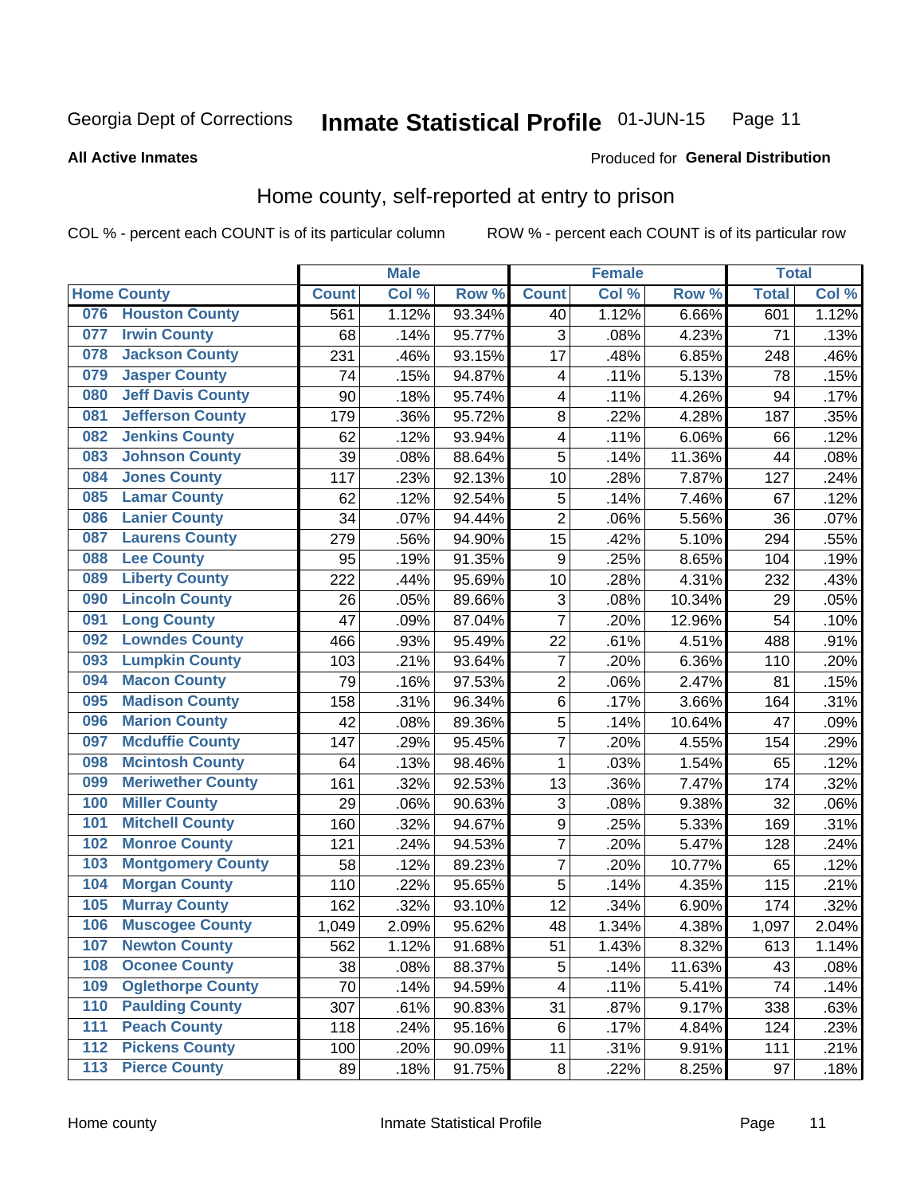Georgia Dept of Corrections **Inmate Statistical Profile** 01-JUN-15

**All Active Inmates**

Produced for **General Distribution**

## Home county, self-reported at entry to prison

COL % - percent each COUNT is of its particular column ROW % - percent each COUNT is of its particular row

| Home County | | Male | | | Female | | | Total | |
|---|---|---|---|---|---|---|---|---|---|
| | | Count | Col % | Row % | Count | Col % | Row % | Total | Col % |
| 076 | Houston County | 561 | 1.12% | 93.34% | 40 | 1.12% | 6.66% | 601 | 1.12% |
| 077 | Irwin County | 68 | .14% | 95.77% | 3 | .08% | 4.23% | 71 | .13% |
| 078 | Jackson County | 231 | .46% | 93.15% | 17 | .48% | 6.85% | 248 | .46% |
| 079 | Jasper County | 74 | .15% | 94.87% | 4 | .11% | 5.13% | 78 | .15% |
| 080 | Jeff Davis County | 90 | .18% | 95.74% | 4 | .11% | 4.26% | 94 | .17% |
| 081 | Jefferson County | 179 | .36% | 95.72% | 8 | .22% | 4.28% | 187 | .35% |
| 082 | Jenkins County | 62 | .12% | 93.94% | 4 | .11% | 6.06% | 66 | .12% |
| 083 | Johnson County | 39 | .08% | 88.64% | 5 | .14% | 11.36% | 44 | .08% |
| 084 | Jones County | 117 | .23% | 92.13% | 10 | .28% | 7.87% | 127 | .24% |
| 085 | Lamar County | 62 | .12% | 92.54% | 5 | .14% | 7.46% | 67 | .12% |
| 086 | Lanier County | 34 | .07% | 94.44% | 2 | .06% | 5.56% | 36 | .07% |
| 087 | Laurens County | 279 | .56% | 94.90% | 15 | .42% | 5.10% | 294 | .55% |
| 088 | Lee County | 95 | .19% | 91.35% | 9 | .25% | 8.65% | 104 | .19% |
| 089 | Liberty County | 222 | .44% | 95.69% | 10 | .28% | 4.31% | 232 | .43% |
| 090 | Lincoln County | 26 | .05% | 89.66% | 3 | .08% | 10.34% | 29 | .05% |
| 091 | Long County | 47 | .09% | 87.04% | 7 | .20% | 12.96% | 54 | .10% |
| 092 | Lowndes County | 466 | .93% | 95.49% | 22 | .61% | 4.51% | 488 | .91% |
| 093 | Lumpkin County | 103 | .21% | 93.64% | 7 | .20% | 6.36% | 110 | .20% |
| 094 | Macon County | 79 | .16% | 97.53% | 2 | .06% | 2.47% | 81 | .15% |
| 095 | Madison County | 158 | .31% | 96.34% | 6 | .17% | 3.66% | 164 | .31% |
| 096 | Marion County | 42 | .08% | 89.36% | 5 | .14% | 10.64% | 47 | .09% |
| 097 | Mcduffie County | 147 | .29% | 95.45% | 7 | .20% | 4.55% | 154 | .29% |
| 098 | Mcintosh County | 64 | .13% | 98.46% | 1 | .03% | 1.54% | 65 | .12% |
| 099 | Meriwether County | 161 | .32% | 92.53% | 13 | .36% | 7.47% | 174 | .32% |
| 100 | Miller County | 29 | .06% | 90.63% | 3 | .08% | 9.38% | 32 | .06% |
| 101 | Mitchell County | 160 | .32% | 94.67% | 9 | .25% | 5.33% | 169 | .31% |
| 102 | Monroe County | 121 | .24% | 94.53% | 7 | .20% | 5.47% | 128 | .24% |
| 103 | Montgomery County | 58 | .12% | 89.23% | 7 | .20% | 10.77% | 65 | .12% |
| 104 | Morgan County | 110 | .22% | 95.65% | 5 | .14% | 4.35% | 115 | .21% |
| 105 | Murray County | 162 | .32% | 93.10% | 12 | .34% | 6.90% | 174 | .32% |
| 106 | Muscogee County | 1,049 | 2.09% | 95.62% | 48 | 1.34% | 4.38% | 1,097 | 2.04% |
| 107 | Newton County | 562 | 1.12% | 91.68% | 51 | 1.43% | 8.32% | 613 | 1.14% |
| 108 | Oconee County | 38 | .08% | 88.37% | 5 | .14% | 11.63% | 43 | .08% |
| 109 | Oglethorpe County | 70 | .14% | 94.59% | 4 | .11% | 5.41% | 74 | .14% |
| 110 | Paulding County | 307 | .61% | 90.83% | 31 | .87% | 9.17% | 338 | .63% |
| 111 | Peach County | 118 | .24% | 95.16% | 6 | .17% | 4.84% | 124 | .23% |
| 112 | Pickens County | 100 | .20% | 90.09% | 11 | .31% | 9.91% | 111 | .21% |
| 113 | Pierce County | 89 | .18% | 91.75% | 8 | .22% | 8.25% | 97 | .18% |

Home county Inmate Statistical Profile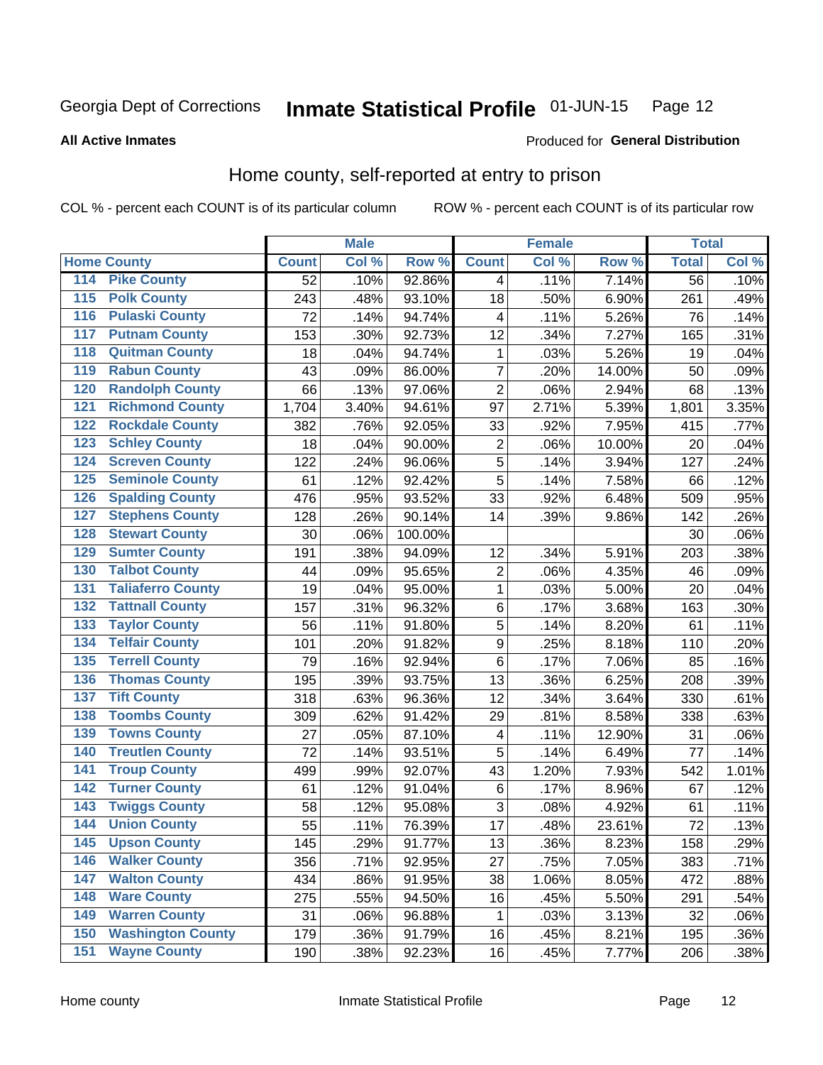Georgia Dept of Corrections **Inmate Statistical Profile** 01-JUN-15

**All Active Inmates**

Produced for **General Distribution**

## Home county, self-reported at entry to prison

COL % - percent each COUNT is of its particular column ROW % - percent each COUNT is of its particular row

| Home County | | Male | | | Female | | | Total | |
|---|---|---|---|---|---|---|---|---|---|
| | | Count | Col % | Row % | Count | Col % | Row % | Total | Col % |
| 114 | Pike County | 52 | .10% | 92.86% | 4 | .11% | 7.14% | 56 | .10% |
| 115 | Polk County | 243 | .48% | 93.10% | 18 | .50% | 6.90% | 261 | .49% |
| 116 | Pulaski County | 72 | .14% | 94.74% | 4 | .11% | 5.26% | 76 | .14% |
| 117 | Putnam County | 153 | .30% | 92.73% | 12 | .34% | 7.27% | 165 | .31% |
| 118 | Quitman County | 18 | .04% | 94.74% | 1 | .03% | 5.26% | 19 | .04% |
| 119 | Rabun County | 43 | .09% | 86.00% | 7 | .20% | 14.00% | 50 | .09% |
| 120 | Randolph County | 66 | .13% | 97.06% | 2 | .06% | 2.94% | 68 | .13% |
| 121 | Richmond County | 1,704 | 3.40% | 94.61% | 97 | 2.71% | 5.39% | 1,801 | 3.35% |
| 122 | Rockdale County | 382 | .76% | 92.05% | 33 | .92% | 7.95% | 415 | .77% |
| 123 | Schley County | 18 | .04% | 90.00% | 2 | .06% | 10.00% | 20 | .04% |
| 124 | Screven County | 122 | .24% | 96.06% | 5 | .14% | 3.94% | 127 | .24% |
| 125 | Seminole County | 61 | .12% | 92.42% | 5 | .14% | 7.58% | 66 | .12% |
| 126 | Spalding County | 476 | .95% | 93.52% | 33 | .92% | 6.48% | 509 | .95% |
| 127 | Stephens County | 128 | .26% | 90.14% | 14 | .39% | 9.86% | 142 | .26% |
| 128 | Stewart County | 30 | .06% | 100.00% | | | | 30 | .06% |
| 129 | Sumter County | 191 | .38% | 94.09% | 12 | .34% | 5.91% | 203 | .38% |
| 130 | Talbot County | 44 | .09% | 95.65% | 2 | .06% | 4.35% | 46 | .09% |
| 131 | Taliaferro County | 19 | .04% | 95.00% | 1 | .03% | 5.00% | 20 | .04% |
| 132 | Tattnall County | 157 | .31% | 96.32% | 6 | .17% | 3.68% | 163 | .30% |
| 133 | Taylor County | 56 | .11% | 91.80% | 5 | .14% | 8.20% | 61 | .11% |
| 134 | Telfair County | 101 | .20% | 91.82% | 9 | .25% | 8.18% | 110 | .20% |
| 135 | Terrell County | 79 | .16% | 92.94% | 6 | .17% | 7.06% | 85 | .16% |
| 136 | Thomas County | 195 | .39% | 93.75% | 13 | .36% | 6.25% | 208 | .39% |
| 137 | Tift County | 318 | .63% | 96.36% | 12 | .34% | 3.64% | 330 | .61% |
| 138 | Toombs County | 309 | .62% | 91.42% | 29 | .81% | 8.58% | 338 | .63% |
| 139 | Towns County | 27 | .05% | 87.10% | 4 | .11% | 12.90% | 31 | .06% |
| 140 | Treutlen County | 72 | .14% | 93.51% | 5 | .14% | 6.49% | 77 | .14% |
| 141 | Troup County | 499 | .99% | 92.07% | 43 | 1.20% | 7.93% | 542 | 1.01% |
| 142 | Turner County | 61 | .12% | 91.04% | 6 | .17% | 8.96% | 67 | .12% |
| 143 | Twiggs County | 58 | .12% | 95.08% | 3 | .08% | 4.92% | 61 | .11% |
| 144 | Union County | 55 | .11% | 76.39% | 17 | .48% | 23.61% | 72 | .13% |
| 145 | Upson County | 145 | .29% | 91.77% | 13 | .36% | 8.23% | 158 | .29% |
| 146 | Walker County | 356 | .71% | 92.95% | 27 | .75% | 7.05% | 383 | .71% |
| 147 | Walton County | 434 | .86% | 91.95% | 38 | 1.06% | 8.05% | 472 | .88% |
| 148 | Ware County | 275 | .55% | 94.50% | 16 | .45% | 5.50% | 291 | .54% |
| 149 | Warren County | 31 | .06% | 96.88% | 1 | .03% | 3.13% | 32 | .06% |
| 150 | Washington County | 179 | .36% | 91.79% | 16 | .45% | 8.21% | 195 | .36% |
| 151 | Wayne County | 190 | .38% | 92.23% | 16 | .45% | 7.77% | 206 | .38% |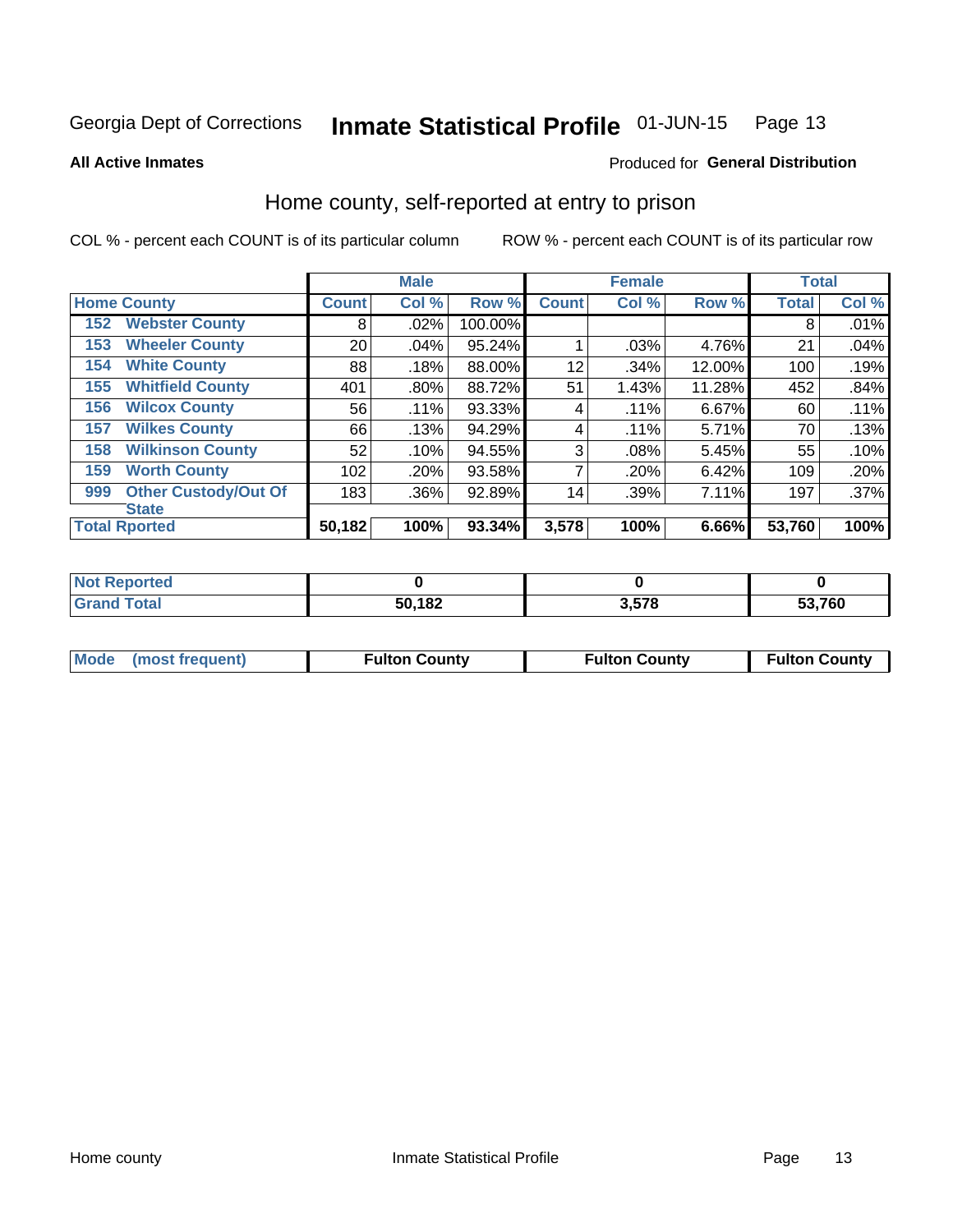Georgia Dept of Corrections **Inmate Statistical Profile** 01-JUN-15

**All Active Inmates**

Produced for **General Distribution**

## Home county, self-reported at entry to prison

COL % - percent each COUNT is of its particular column ROW % - percent each COUNT is of its particular row

| Home County | | Male | | | Female | | | Total | |
|---|---|---|---|---|---|---|---|---|---|
| | | Count | Col % | Row % | Count | Col % | Row % | Total | Col % |
| 152 | Webster County | 8 | .02% | 100.00% | | | | 8 | .01% |
| 153 | Wheeler County | 20 | .04% | 95.24% | 1 | .03% | 4.76% | 21 | .04% |
| 154 | White County | 88 | .18% | 88.00% | 12 | .34% | 12.00% | 100 | .19% |
| 155 | Whitfield County | 401 | .80% | 88.72% | 51 | 1.43% | 11.28% | 452 | .84% |
| 156 | Wilcox County | 56 | .11% | 93.33% | 4 | .11% | 6.67% | 60 | .11% |
| 157 | Wilkes County | 66 | .13% | 94.29% | 4 | .11% | 5.71% | 70 | .13% |
| 158 | Wilkinson County | 52 | .10% | 94.55% | 3 | .08% | 5.45% | 55 | .10% |
| 159 | Worth County | 102 | .20% | 93.58% | 7 | .20% | 6.42% | 109 | .20% |
| 999 | Other Custody/Out Of State | 183 | .36% | 92.89% | 14 | .39% | 7.11% | 197 | .37% |
| **Total Rported** | | **50,182** | **100%** | **93.34%** | **3,578** | **100%** | **6.66%** | **53,760** | **100%** |

| | Male | Female | Total |
|---|---|---|---|
| Not Reported | **0** | **0** | **0** |
| Grand Total | **50,182** | **3,578** | **53,760** |

| | Male | Female | Total |
|---|---|---|---|
| Mode (most frequent) | **Fulton County** | **Fulton County** | **Fulton County** |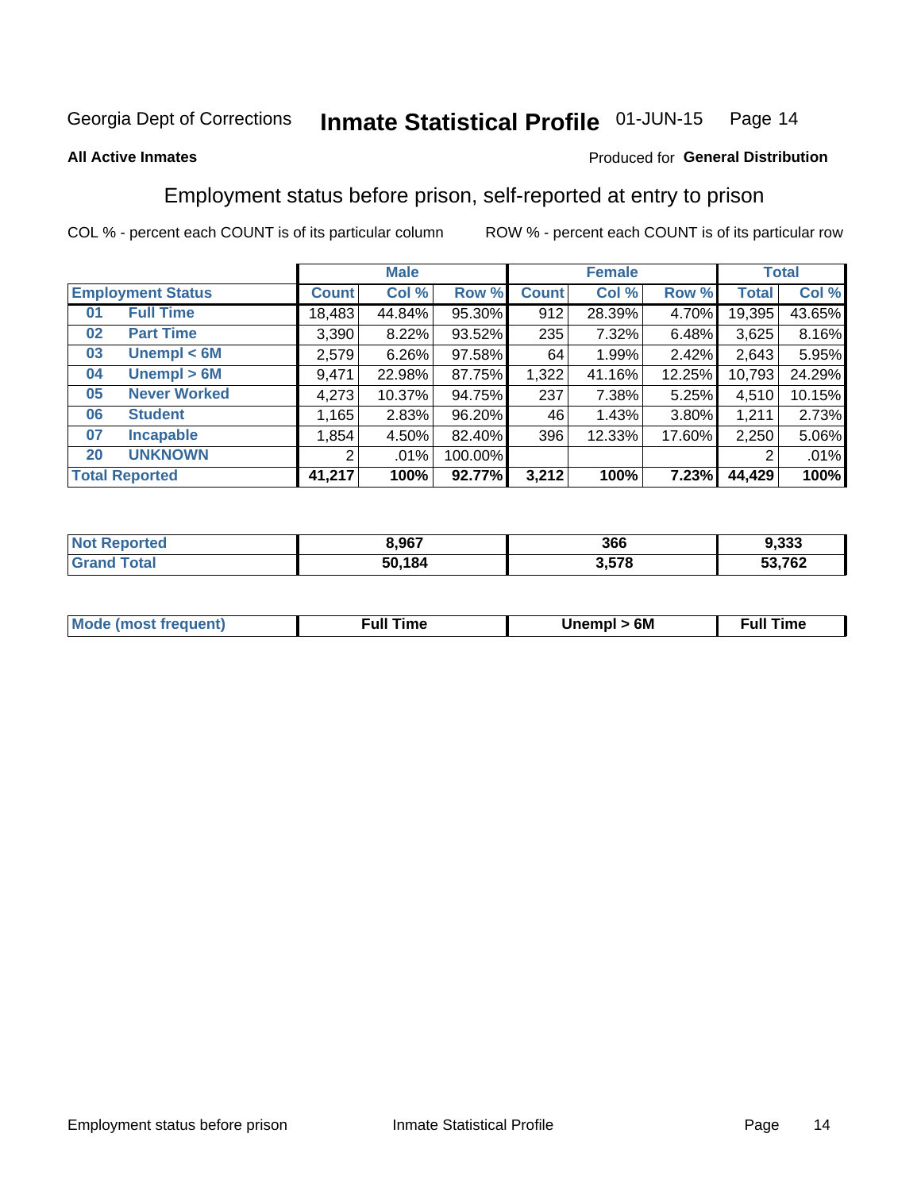Georgia Dept of Corrections **Inmate Statistical Profile** 01-JUN-15

**All Active Inmates**

Produced for **General Distribution**

## Employment status before prison, self-reported at entry to prison

COL % - percent each COUNT is of its particular column    ROW % - percent each COUNT is of its particular row

| | | Male | | | Female | | | Total | |
|---|---|---|---|---|---|---|---|---|---|
| **Employment Status** | | **Count** | **Col %** | **Row %** | **Count** | **Col %** | **Row %** | **Total** | **Col %** |
| 01 | **Full Time** | 18,483 | 44.84% | 95.30% | 912 | 28.39% | 4.70% | 19,395 | 43.65% |
| 02 | **Part Time** | 3,390 | 8.22% | 93.52% | 235 | 7.32% | 6.48% | 3,625 | 8.16% |
| 03 | **Unempl < 6M** | 2,579 | 6.26% | 97.58% | 64 | 1.99% | 2.42% | 2,643 | 5.95% |
| 04 | **Unempl > 6M** | 9,471 | 22.98% | 87.75% | 1,322 | 41.16% | 12.25% | 10,793 | 24.29% |
| 05 | **Never Worked** | 4,273 | 10.37% | 94.75% | 237 | 7.38% | 5.25% | 4,510 | 10.15% |
| 06 | **Student** | 1,165 | 2.83% | 96.20% | 46 | 1.43% | 3.80% | 1,211 | 2.73% |
| 07 | **Incapable** | 1,854 | 4.50% | 82.40% | 396 | 12.33% | 17.60% | 2,250 | 5.06% |
| 20 | **UNKNOWN** | 2 | .01% | 100.00% | | | | 2 | .01% |
| **Total Reported** | | **41,217** | **100%** | **92.77%** | **3,212** | **100%** | **7.23%** | **44,429** | **100%** |

| | Male | Female | Total |
|---|---|---|---|
| **Not Reported** | **8,967** | **366** | **9,333** |
| **Grand Total** | **50,184** | **3,578** | **53,762** |

| | Male | Female | Total |
|---|---|---|---|
| **Mode (most frequent)** | **Full Time** | **Unempl > 6M** | **Full Time** |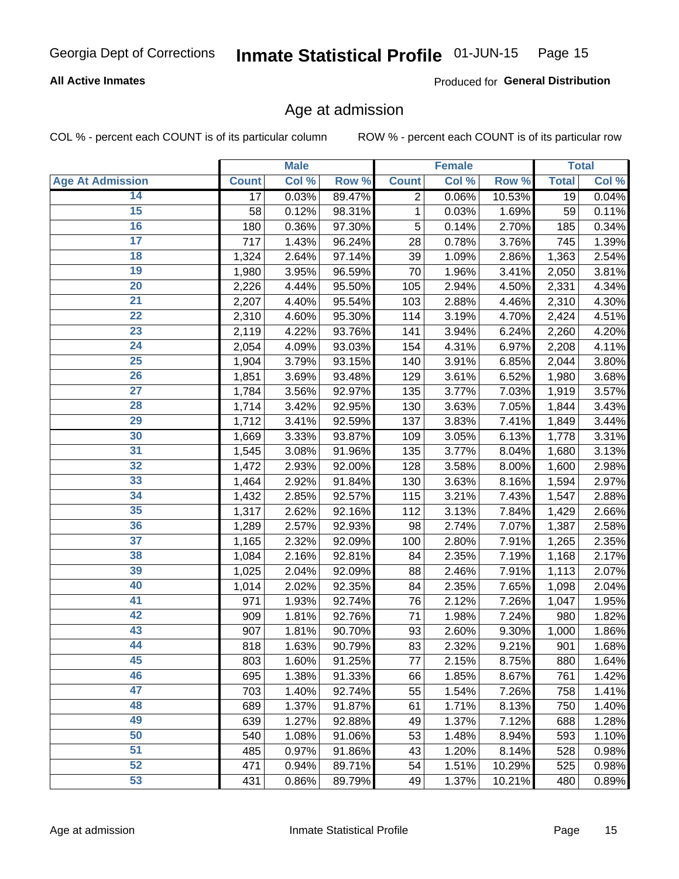**All Active Inmates**

Produced for **General Distribution**

## Age at admission

COL % - percent each COUNT is of its particular column

ROW % - percent each COUNT is of its particular row

| | Male | | | Female | | | Total | |
|---|---|---|---|---|---|---|---|---|
| **Age At Admission** | **Count** | **Col %** | **Row %** | **Count** | **Col %** | **Row %** | **Total** | **Col %** |
| 14 | 17 | 0.03% | 89.47% | 2 | 0.06% | 10.53% | 19 | 0.04% |
| 15 | 58 | 0.12% | 98.31% | 1 | 0.03% | 1.69% | 59 | 0.11% |
| 16 | 180 | 0.36% | 97.30% | 5 | 0.14% | 2.70% | 185 | 0.34% |
| 17 | 717 | 1.43% | 96.24% | 28 | 0.78% | 3.76% | 745 | 1.39% |
| 18 | 1,324 | 2.64% | 97.14% | 39 | 1.09% | 2.86% | 1,363 | 2.54% |
| 19 | 1,980 | 3.95% | 96.59% | 70 | 1.96% | 3.41% | 2,050 | 3.81% |
| 20 | 2,226 | 4.44% | 95.50% | 105 | 2.94% | 4.50% | 2,331 | 4.34% |
| 21 | 2,207 | 4.40% | 95.54% | 103 | 2.88% | 4.46% | 2,310 | 4.30% |
| 22 | 2,310 | 4.60% | 95.30% | 114 | 3.19% | 4.70% | 2,424 | 4.51% |
| 23 | 2,119 | 4.22% | 93.76% | 141 | 3.94% | 6.24% | 2,260 | 4.20% |
| 24 | 2,054 | 4.09% | 93.03% | 154 | 4.31% | 6.97% | 2,208 | 4.11% |
| 25 | 1,904 | 3.79% | 93.15% | 140 | 3.91% | 6.85% | 2,044 | 3.80% |
| 26 | 1,851 | 3.69% | 93.48% | 129 | 3.61% | 6.52% | 1,980 | 3.68% |
| 27 | 1,784 | 3.56% | 92.97% | 135 | 3.77% | 7.03% | 1,919 | 3.57% |
| 28 | 1,714 | 3.42% | 92.95% | 130 | 3.63% | 7.05% | 1,844 | 3.43% |
| 29 | 1,712 | 3.41% | 92.59% | 137 | 3.83% | 7.41% | 1,849 | 3.44% |
| 30 | 1,669 | 3.33% | 93.87% | 109 | 3.05% | 6.13% | 1,778 | 3.31% |
| 31 | 1,545 | 3.08% | 91.96% | 135 | 3.77% | 8.04% | 1,680 | 3.13% |
| 32 | 1,472 | 2.93% | 92.00% | 128 | 3.58% | 8.00% | 1,600 | 2.98% |
| 33 | 1,464 | 2.92% | 91.84% | 130 | 3.63% | 8.16% | 1,594 | 2.97% |
| 34 | 1,432 | 2.85% | 92.57% | 115 | 3.21% | 7.43% | 1,547 | 2.88% |
| 35 | 1,317 | 2.62% | 92.16% | 112 | 3.13% | 7.84% | 1,429 | 2.66% |
| 36 | 1,289 | 2.57% | 92.93% | 98 | 2.74% | 7.07% | 1,387 | 2.58% |
| 37 | 1,165 | 2.32% | 92.09% | 100 | 2.80% | 7.91% | 1,265 | 2.35% |
| 38 | 1,084 | 2.16% | 92.81% | 84 | 2.35% | 7.19% | 1,168 | 2.17% |
| 39 | 1,025 | 2.04% | 92.09% | 88 | 2.46% | 7.91% | 1,113 | 2.07% |
| 40 | 1,014 | 2.02% | 92.35% | 84 | 2.35% | 7.65% | 1,098 | 2.04% |
| 41 | 971 | 1.93% | 92.74% | 76 | 2.12% | 7.26% | 1,047 | 1.95% |
| 42 | 909 | 1.81% | 92.76% | 71 | 1.98% | 7.24% | 980 | 1.82% |
| 43 | 907 | 1.81% | 90.70% | 93 | 2.60% | 9.30% | 1,000 | 1.86% |
| 44 | 818 | 1.63% | 90.79% | 83 | 2.32% | 9.21% | 901 | 1.68% |
| 45 | 803 | 1.60% | 91.25% | 77 | 2.15% | 8.75% | 880 | 1.64% |
| 46 | 695 | 1.38% | 91.33% | 66 | 1.85% | 8.67% | 761 | 1.42% |
| 47 | 703 | 1.40% | 92.74% | 55 | 1.54% | 7.26% | 758 | 1.41% |
| 48 | 689 | 1.37% | 91.87% | 61 | 1.71% | 8.13% | 750 | 1.40% |
| 49 | 639 | 1.27% | 92.88% | 49 | 1.37% | 7.12% | 688 | 1.28% |
| 50 | 540 | 1.08% | 91.06% | 53 | 1.48% | 8.94% | 593 | 1.10% |
| 51 | 485 | 0.97% | 91.86% | 43 | 1.20% | 8.14% | 528 | 0.98% |
| 52 | 471 | 0.94% | 89.71% | 54 | 1.51% | 10.29% | 525 | 0.98% |
| 53 | 431 | 0.86% | 89.79% | 49 | 1.37% | 10.21% | 480 | 0.89% |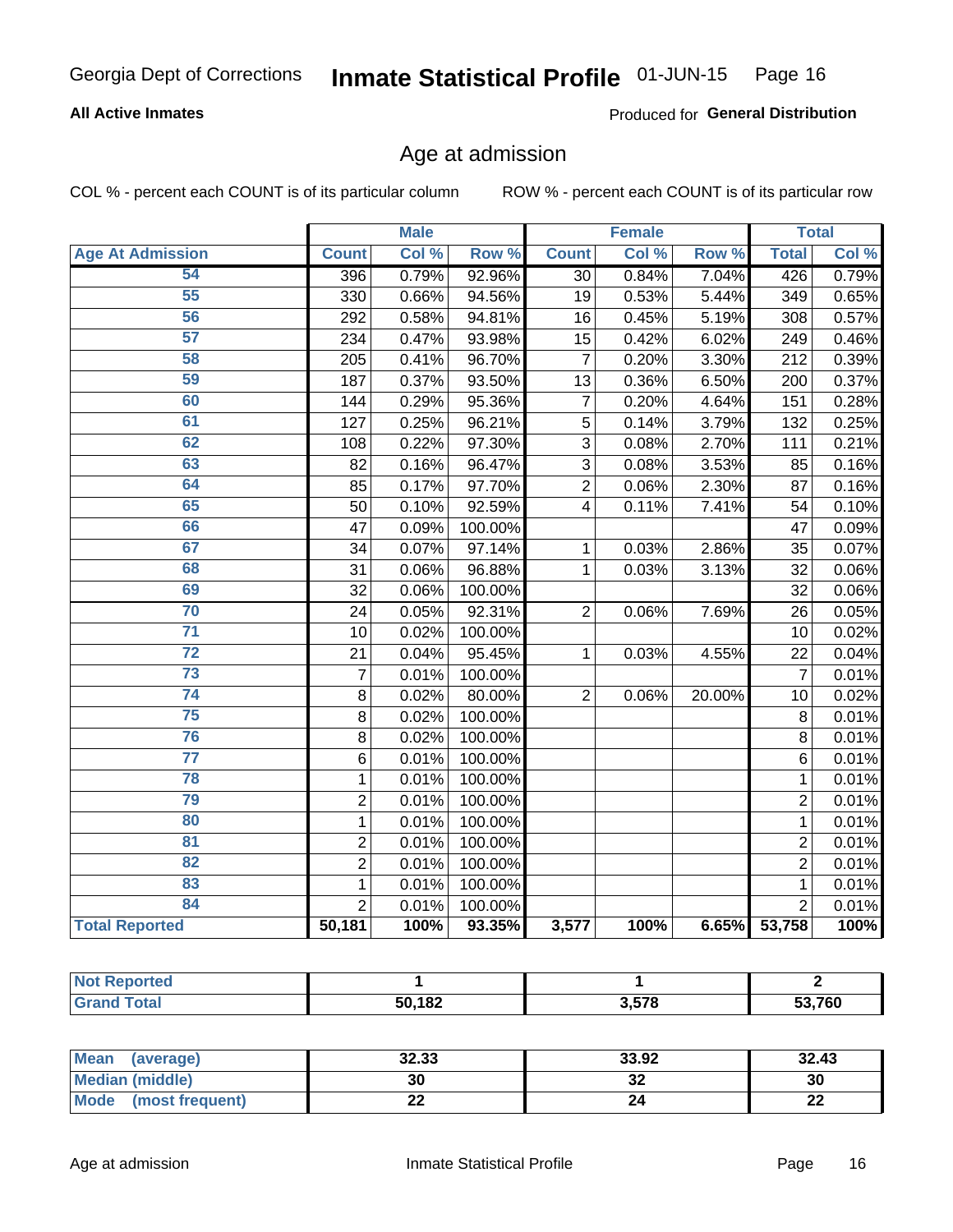Georgia Dept of Corrections **Inmate Statistical Profile** 01-JUN-15

**All Active Inmates**

Produced for **General Distribution**

## Age at admission

COL % - percent each COUNT is of its particular column

ROW % - percent each COUNT is of its particular row

| | Male | | | Female | | | Total | |
|---|---|---|---|---|---|---|---|---|
| Age At Admission | Count | Col % | Row % | Count | Col % | Row % | Total | Col % |
| 54 | 396 | 0.79% | 92.96% | 30 | 0.84% | 7.04% | 426 | 0.79% |
| 55 | 330 | 0.66% | 94.56% | 19 | 0.53% | 5.44% | 349 | 0.65% |
| 56 | 292 | 0.58% | 94.81% | 16 | 0.45% | 5.19% | 308 | 0.57% |
| 57 | 234 | 0.47% | 93.98% | 15 | 0.42% | 6.02% | 249 | 0.46% |
| 58 | 205 | 0.41% | 96.70% | 7 | 0.20% | 3.30% | 212 | 0.39% |
| 59 | 187 | 0.37% | 93.50% | 13 | 0.36% | 6.50% | 200 | 0.37% |
| 60 | 144 | 0.29% | 95.36% | 7 | 0.20% | 4.64% | 151 | 0.28% |
| 61 | 127 | 0.25% | 96.21% | 5 | 0.14% | 3.79% | 132 | 0.25% |
| 62 | 108 | 0.22% | 97.30% | 3 | 0.08% | 2.70% | 111 | 0.21% |
| 63 | 82 | 0.16% | 96.47% | 3 | 0.08% | 3.53% | 85 | 0.16% |
| 64 | 85 | 0.17% | 97.70% | 2 | 0.06% | 2.30% | 87 | 0.16% |
| 65 | 50 | 0.10% | 92.59% | 4 | 0.11% | 7.41% | 54 | 0.10% |
| 66 | 47 | 0.09% | 100.00% | | | | 47 | 0.09% |
| 67 | 34 | 0.07% | 97.14% | 1 | 0.03% | 2.86% | 35 | 0.07% |
| 68 | 31 | 0.06% | 96.88% | 1 | 0.03% | 3.13% | 32 | 0.06% |
| 69 | 32 | 0.06% | 100.00% | | | | 32 | 0.06% |
| 70 | 24 | 0.05% | 92.31% | 2 | 0.06% | 7.69% | 26 | 0.05% |
| 71 | 10 | 0.02% | 100.00% | | | | 10 | 0.02% |
| 72 | 21 | 0.04% | 95.45% | 1 | 0.03% | 4.55% | 22 | 0.04% |
| 73 | 7 | 0.01% | 100.00% | | | | 7 | 0.01% |
| 74 | 8 | 0.02% | 80.00% | 2 | 0.06% | 20.00% | 10 | 0.02% |
| 75 | 8 | 0.02% | 100.00% | | | | 8 | 0.01% |
| 76 | 8 | 0.02% | 100.00% | | | | 8 | 0.01% |
| 77 | 6 | 0.01% | 100.00% | | | | 6 | 0.01% |
| 78 | 1 | 0.01% | 100.00% | | | | 1 | 0.01% |
| 79 | 2 | 0.01% | 100.00% | | | | 2 | 0.01% |
| 80 | 1 | 0.01% | 100.00% | | | | 1 | 0.01% |
| 81 | 2 | 0.01% | 100.00% | | | | 2 | 0.01% |
| 82 | 2 | 0.01% | 100.00% | | | | 2 | 0.01% |
| 83 | 1 | 0.01% | 100.00% | | | | 1 | 0.01% |
| 84 | 2 | 0.01% | 100.00% | | | | 2 | 0.01% |
| **Total Reported** | **50,181** | **100%** | **93.35%** | **3,577** | **100%** | **6.65%** | **53,758** | **100%** |

| | Male | Female | Total |
|---|---|---|---|
| Not Reported | 1 | 1 | 2 |
| Grand Total | 50,182 | 3,578 | 53,760 |

| | Male | Female | Total |
|---|---|---|---|
| Mean (average) | 32.33 | 33.92 | 32.43 |
| Median (middle) | 30 | 32 | 30 |
| Mode (most frequent) | 22 | 24 | 22 |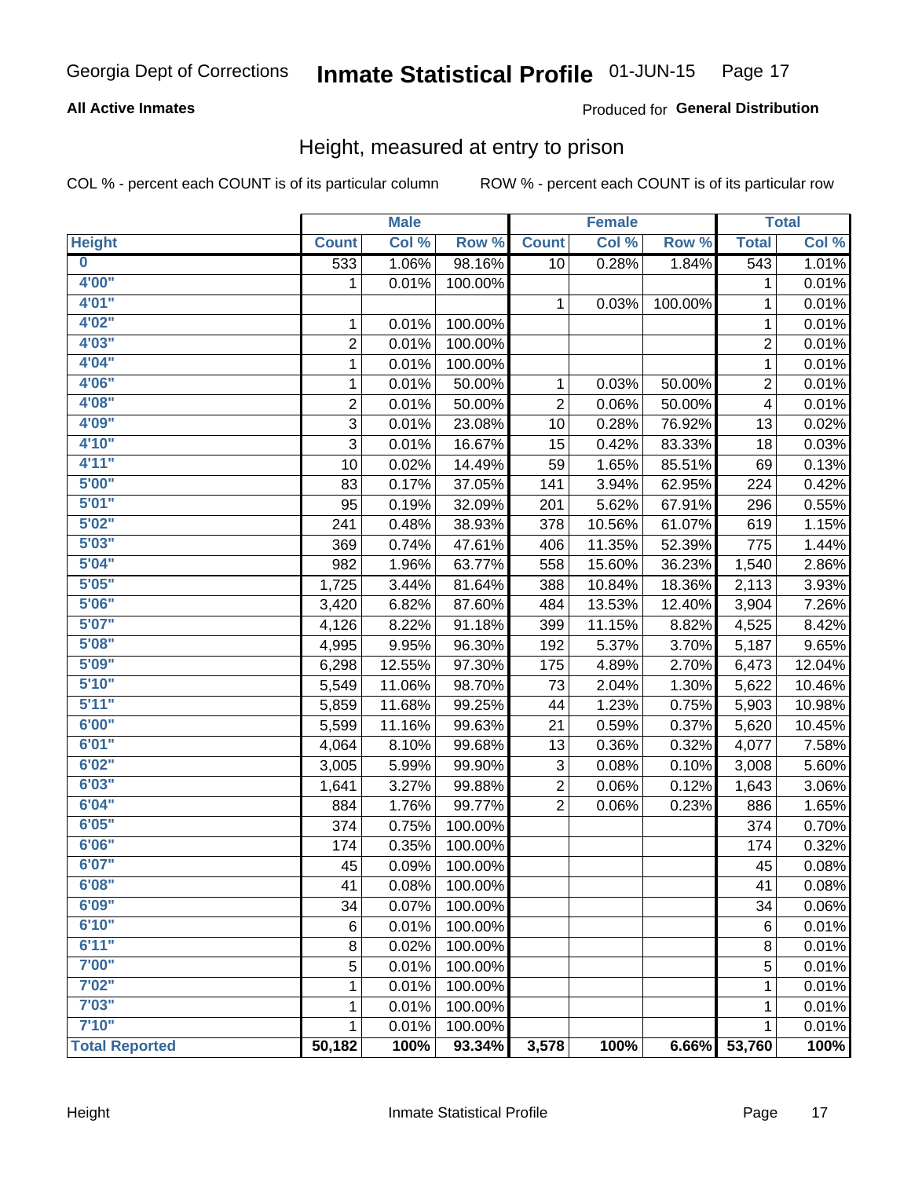Georgia Dept of Corrections **Inmate Statistical Profile** 01-JUN-15

**All Active Inmates**

Produced for **General Distribution**

## Height, measured at entry to prison

COL % - percent each COUNT is of its particular column    ROW % - percent each COUNT is of its particular row

| | Male | | | Female | | | Total | |
|---|---|---|---|---|---|---|---|---|
| **Height** | **Count** | **Col %** | **Row %** | **Count** | **Col %** | **Row %** | **Total** | **Col %** |
| 0 | 533 | 1.06% | 98.16% | 10 | 0.28% | 1.84% | 543 | 1.01% |
| 4'00" | 1 | 0.01% | 100.00% | | | | 1 | 0.01% |
| 4'01" | | | | 1 | 0.03% | 100.00% | 1 | 0.01% |
| 4'02" | 1 | 0.01% | 100.00% | | | | 1 | 0.01% |
| 4'03" | 2 | 0.01% | 100.00% | | | | 2 | 0.01% |
| 4'04" | 1 | 0.01% | 100.00% | | | | 1 | 0.01% |
| 4'06" | 1 | 0.01% | 50.00% | 1 | 0.03% | 50.00% | 2 | 0.01% |
| 4'08" | 2 | 0.01% | 50.00% | 2 | 0.06% | 50.00% | 4 | 0.01% |
| 4'09" | 3 | 0.01% | 23.08% | 10 | 0.28% | 76.92% | 13 | 0.02% |
| 4'10" | 3 | 0.01% | 16.67% | 15 | 0.42% | 83.33% | 18 | 0.03% |
| 4'11" | 10 | 0.02% | 14.49% | 59 | 1.65% | 85.51% | 69 | 0.13% |
| 5'00" | 83 | 0.17% | 37.05% | 141 | 3.94% | 62.95% | 224 | 0.42% |
| 5'01" | 95 | 0.19% | 32.09% | 201 | 5.62% | 67.91% | 296 | 0.55% |
| 5'02" | 241 | 0.48% | 38.93% | 378 | 10.56% | 61.07% | 619 | 1.15% |
| 5'03" | 369 | 0.74% | 47.61% | 406 | 11.35% | 52.39% | 775 | 1.44% |
| 5'04" | 982 | 1.96% | 63.77% | 558 | 15.60% | 36.23% | 1,540 | 2.86% |
| 5'05" | 1,725 | 3.44% | 81.64% | 388 | 10.84% | 18.36% | 2,113 | 3.93% |
| 5'06" | 3,420 | 6.82% | 87.60% | 484 | 13.53% | 12.40% | 3,904 | 7.26% |
| 5'07" | 4,126 | 8.22% | 91.18% | 399 | 11.15% | 8.82% | 4,525 | 8.42% |
| 5'08" | 4,995 | 9.95% | 96.30% | 192 | 5.37% | 3.70% | 5,187 | 9.65% |
| 5'09" | 6,298 | 12.55% | 97.30% | 175 | 4.89% | 2.70% | 6,473 | 12.04% |
| 5'10" | 5,549 | 11.06% | 98.70% | 73 | 2.04% | 1.30% | 5,622 | 10.46% |
| 5'11" | 5,859 | 11.68% | 99.25% | 44 | 1.23% | 0.75% | 5,903 | 10.98% |
| 6'00" | 5,599 | 11.16% | 99.63% | 21 | 0.59% | 0.37% | 5,620 | 10.45% |
| 6'01" | 4,064 | 8.10% | 99.68% | 13 | 0.36% | 0.32% | 4,077 | 7.58% |
| 6'02" | 3,005 | 5.99% | 99.90% | 3 | 0.08% | 0.10% | 3,008 | 5.60% |
| 6'03" | 1,641 | 3.27% | 99.88% | 2 | 0.06% | 0.12% | 1,643 | 3.06% |
| 6'04" | 884 | 1.76% | 99.77% | 2 | 0.06% | 0.23% | 886 | 1.65% |
| 6'05" | 374 | 0.75% | 100.00% | | | | 374 | 0.70% |
| 6'06" | 174 | 0.35% | 100.00% | | | | 174 | 0.32% |
| 6'07" | 45 | 0.09% | 100.00% | | | | 45 | 0.08% |
| 6'08" | 41 | 0.08% | 100.00% | | | | 41 | 0.08% |
| 6'09" | 34 | 0.07% | 100.00% | | | | 34 | 0.06% |
| 6'10" | 6 | 0.01% | 100.00% | | | | 6 | 0.01% |
| 6'11" | 8 | 0.02% | 100.00% | | | | 8 | 0.01% |
| 7'00" | 5 | 0.01% | 100.00% | | | | 5 | 0.01% |
| 7'02" | 1 | 0.01% | 100.00% | | | | 1 | 0.01% |
| 7'03" | 1 | 0.01% | 100.00% | | | | 1 | 0.01% |
| 7'10" | 1 | 0.01% | 100.00% | | | | 1 | 0.01% |
| **Total Reported** | **50,182** | **100%** | **93.34%** | **3,578** | **100%** | **6.66%** | **53,760** | **100%** |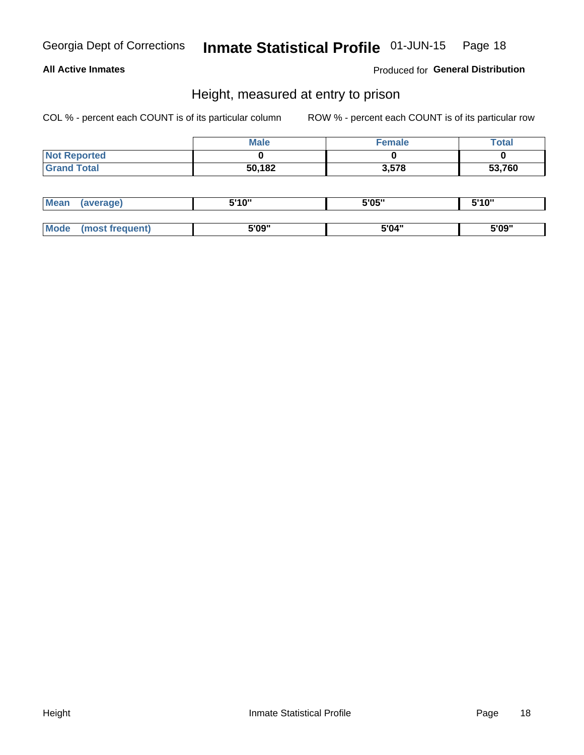## Height, measured at entry to prison

COL % - percent each COUNT is of its particular column

ROW % - percent each COUNT is of its particular row

| | Male | Female | Total |
|---|---|---|---|
| Not Reported | 0 | 0 | 0 |
| Grand Total | 50,182 | 3,578 | 53,760 |

| | Male | Female | Total |
|---|---|---|---|
| Mean (average) | 5'10" | 5'05" | 5'10" |
| Mode (most frequent) | 5'09" | 5'04" | 5'09" |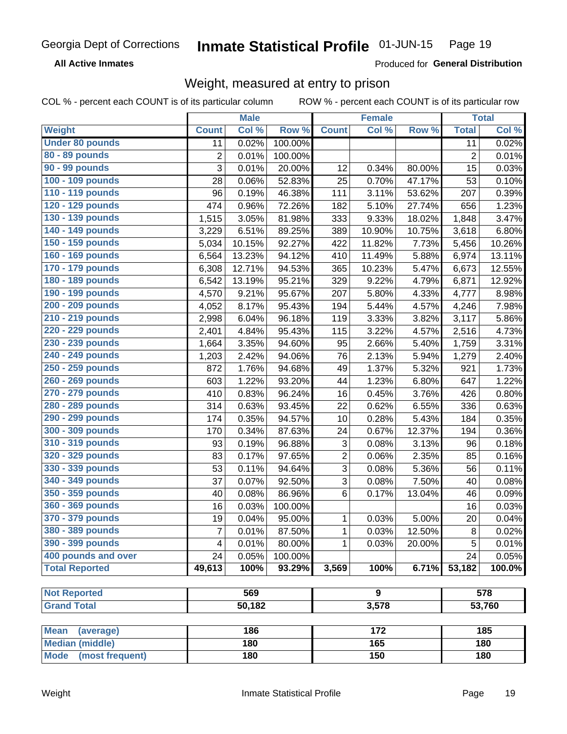Georgia Dept of Corrections **Inmate Statistical Profile** 01-JUN-15

**All Active Inmates** Produced for **General Distribution**

## Weight, measured at entry to prison

COL % - percent each COUNT is of its particular column ROW % - percent each COUNT is of its particular row

| | Male | | | Female | | | Total | |
|---|---|---|---|---|---|---|---|---|
| **Weight** | **Count** | **Col %** | **Row %** | **Count** | **Col %** | **Row %** | **Total** | **Col %** |
| **Under 80 pounds** | 11 | 0.02% | 100.00% | | | | 11 | 0.02% |
| **80 - 89 pounds** | 2 | 0.01% | 100.00% | | | | 2 | 0.01% |
| **90 - 99 pounds** | 3 | 0.01% | 20.00% | 12 | 0.34% | 80.00% | 15 | 0.03% |
| **100 - 109 pounds** | 28 | 0.06% | 52.83% | 25 | 0.70% | 47.17% | 53 | 0.10% |
| **110 - 119 pounds** | 96 | 0.19% | 46.38% | 111 | 3.11% | 53.62% | 207 | 0.39% |
| **120 - 129 pounds** | 474 | 0.96% | 72.26% | 182 | 5.10% | 27.74% | 656 | 1.23% |
| **130 - 139 pounds** | 1,515 | 3.05% | 81.98% | 333 | 9.33% | 18.02% | 1,848 | 3.47% |
| **140 - 149 pounds** | 3,229 | 6.51% | 89.25% | 389 | 10.90% | 10.75% | 3,618 | 6.80% |
| **150 - 159 pounds** | 5,034 | 10.15% | 92.27% | 422 | 11.82% | 7.73% | 5,456 | 10.26% |
| **160 - 169 pounds** | 6,564 | 13.23% | 94.12% | 410 | 11.49% | 5.88% | 6,974 | 13.11% |
| **170 - 179 pounds** | 6,308 | 12.71% | 94.53% | 365 | 10.23% | 5.47% | 6,673 | 12.55% |
| **180 - 189 pounds** | 6,542 | 13.19% | 95.21% | 329 | 9.22% | 4.79% | 6,871 | 12.92% |
| **190 - 199 pounds** | 4,570 | 9.21% | 95.67% | 207 | 5.80% | 4.33% | 4,777 | 8.98% |
| **200 - 209 pounds** | 4,052 | 8.17% | 95.43% | 194 | 5.44% | 4.57% | 4,246 | 7.98% |
| **210 - 219 pounds** | 2,998 | 6.04% | 96.18% | 119 | 3.33% | 3.82% | 3,117 | 5.86% |
| **220 - 229 pounds** | 2,401 | 4.84% | 95.43% | 115 | 3.22% | 4.57% | 2,516 | 4.73% |
| **230 - 239 pounds** | 1,664 | 3.35% | 94.60% | 95 | 2.66% | 5.40% | 1,759 | 3.31% |
| **240 - 249 pounds** | 1,203 | 2.42% | 94.06% | 76 | 2.13% | 5.94% | 1,279 | 2.40% |
| **250 - 259 pounds** | 872 | 1.76% | 94.68% | 49 | 1.37% | 5.32% | 921 | 1.73% |
| **260 - 269 pounds** | 603 | 1.22% | 93.20% | 44 | 1.23% | 6.80% | 647 | 1.22% |
| **270 - 279 pounds** | 410 | 0.83% | 96.24% | 16 | 0.45% | 3.76% | 426 | 0.80% |
| **280 - 289 pounds** | 314 | 0.63% | 93.45% | 22 | 0.62% | 6.55% | 336 | 0.63% |
| **290 - 299 pounds** | 174 | 0.35% | 94.57% | 10 | 0.28% | 5.43% | 184 | 0.35% |
| **300 - 309 pounds** | 170 | 0.34% | 87.63% | 24 | 0.67% | 12.37% | 194 | 0.36% |
| **310 - 319 pounds** | 93 | 0.19% | 96.88% | 3 | 0.08% | 3.13% | 96 | 0.18% |
| **320 - 329 pounds** | 83 | 0.17% | 97.65% | 2 | 0.06% | 2.35% | 85 | 0.16% |
| **330 - 339 pounds** | 53 | 0.11% | 94.64% | 3 | 0.08% | 5.36% | 56 | 0.11% |
| **340 - 349 pounds** | 37 | 0.07% | 92.50% | 3 | 0.08% | 7.50% | 40 | 0.08% |
| **350 - 359 pounds** | 40 | 0.08% | 86.96% | 6 | 0.17% | 13.04% | 46 | 0.09% |
| **360 - 369 pounds** | 16 | 0.03% | 100.00% | | | | 16 | 0.03% |
| **370 - 379 pounds** | 19 | 0.04% | 95.00% | 1 | 0.03% | 5.00% | 20 | 0.04% |
| **380 - 389 pounds** | 7 | 0.01% | 87.50% | 1 | 0.03% | 12.50% | 8 | 0.02% |
| **390 - 399 pounds** | 4 | 0.01% | 80.00% | 1 | 0.03% | 20.00% | 5 | 0.01% |
| **400 pounds and over** | 24 | 0.05% | 100.00% | | | | 24 | 0.05% |
| **Total Reported** | **49,613** | **100%** | **93.29%** | **3,569** | **100%** | **6.71%** | **53,182** | **100.0%** |

| | Male | Female | Total |
|---|---|---|---|
| **Not Reported** | **569** | **9** | **578** |
| **Grand Total** | **50,182** | **3,578** | **53,760** |

| | Male | Female | Total |
|---|---|---|---|
| **Mean (average)** | **186** | **172** | **185** |
| **Median (middle)** | **180** | **165** | **180** |
| **Mode (most frequent)** | **180** | **150** | **180** |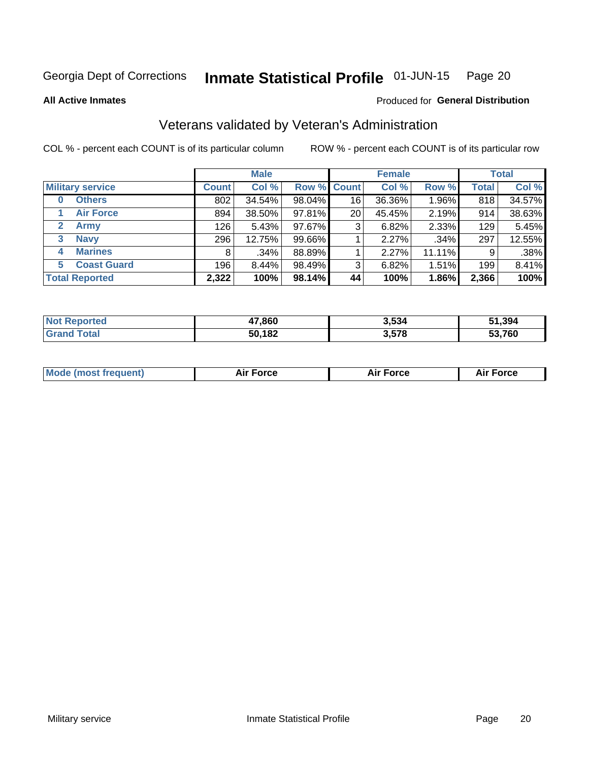Georgia Dept of Corrections **Inmate Statistical Profile** 01-JUN-15 Page 20

**All Active Inmates**

Produced for **General Distribution**

## Veterans validated by Veteran's Administration

COL % - percent each COUNT is of its particular column ROW % - percent each COUNT is of its particular row

| Military service | Male | | | Female | | | Total | |
|---|---|---|---|---|---|---|---|---|
| | Count | Col % | Row % | Count | Col % | Row % | Total | Col % |
| 0 Others | 802 | 34.54% | 98.04% | 16 | 36.36% | 1.96% | 818 | 34.57% |
| 1 Air Force | 894 | 38.50% | 97.81% | 20 | 45.45% | 2.19% | 914 | 38.63% |
| 2 Army | 126 | 5.43% | 97.67% | 3 | 6.82% | 2.33% | 129 | 5.45% |
| 3 Navy | 296 | 12.75% | 99.66% | 1 | 2.27% | .34% | 297 | 12.55% |
| 4 Marines | 8 | .34% | 88.89% | 1 | 2.27% | 11.11% | 9 | .38% |
| 5 Coast Guard | 196 | 8.44% | 98.49% | 3 | 6.82% | 1.51% | 199 | 8.41% |
| **Total Reported** | **2,322** | **100%** | **98.14%** | **44** | **100%** | **1.86%** | **2,366** | **100%** |

| | Male | Female | Total |
|---|---|---|---|
| Not Reported | 47,860 | 3,534 | 51,394 |
| Grand Total | 50,182 | 3,578 | 53,760 |

| | Male | Female | Total |
|---|---|---|---|
| Mode (most frequent) | Air Force | Air Force | Air Force |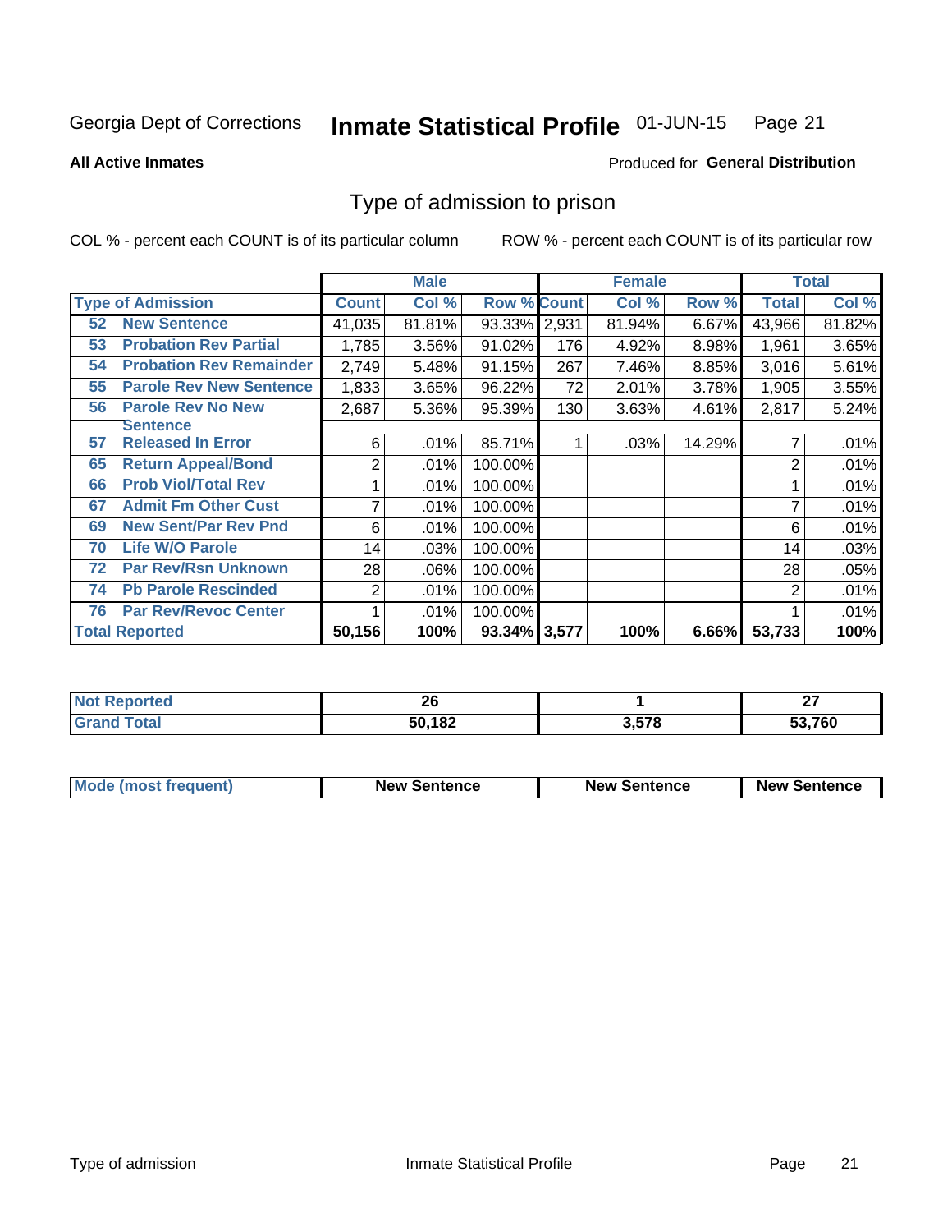Georgia Dept of Corrections **Inmate Statistical Profile** 01-JUN-15

**All Active Inmates**

Produced for **General Distribution**

## Type of admission to prison

COL % - percent each COUNT is of its particular column

ROW % - percent each COUNT is of its particular row

| | | Male | | | Female | | | Total | |
|---|---|---|---|---|---|---|---|---|---|
| **Type of Admission** | | **Count** | **Col %** | **Row %** | **Count** | **Col %** | **Row %** | **Total** | **Col %** |
| 52 | New Sentence | 41,035 | 81.81% | 93.33% | 2,931 | 81.94% | 6.67% | 43,966 | 81.82% |
| 53 | Probation Rev Partial | 1,785 | 3.56% | 91.02% | 176 | 4.92% | 8.98% | 1,961 | 3.65% |
| 54 | Probation Rev Remainder | 2,749 | 5.48% | 91.15% | 267 | 7.46% | 8.85% | 3,016 | 5.61% |
| 55 | Parole Rev New Sentence | 1,833 | 3.65% | 96.22% | 72 | 2.01% | 3.78% | 1,905 | 3.55% |
| 56 | Parole Rev No New Sentence | 2,687 | 5.36% | 95.39% | 130 | 3.63% | 4.61% | 2,817 | 5.24% |
| 57 | Released In Error | 6 | .01% | 85.71% | 1 | .03% | 14.29% | 7 | .01% |
| 65 | Return Appeal/Bond | 2 | .01% | 100.00% | | | | 2 | .01% |
| 66 | Prob Viol/Total Rev | 1 | .01% | 100.00% | | | | 1 | .01% |
| 67 | Admit Fm Other Cust | 7 | .01% | 100.00% | | | | 7 | .01% |
| 69 | New Sent/Par Rev Pnd | 6 | .01% | 100.00% | | | | 6 | .01% |
| 70 | Life W/O Parole | 14 | .03% | 100.00% | | | | 14 | .03% |
| 72 | Par Rev/Rsn Unknown | 28 | .06% | 100.00% | | | | 28 | .05% |
| 74 | Pb Parole Rescinded | 2 | .01% | 100.00% | | | | 2 | .01% |
| 76 | Par Rev/Revoc Center | 1 | .01% | 100.00% | | | | 1 | .01% |
| **Total Reported** | | **50,156** | **100%** | **93.34%** | **3,577** | **100%** | **6.66%** | **53,733** | **100%** |

| | Male | Female | Total |
|---|---|---|---|
| Not Reported | **26** | **1** | **27** |
| Grand Total | **50,182** | **3,578** | **53,760** |

| | Male | Female | Total |
|---|---|---|---|
| Mode (most frequent) | **New Sentence** | **New Sentence** | **New Sentence** |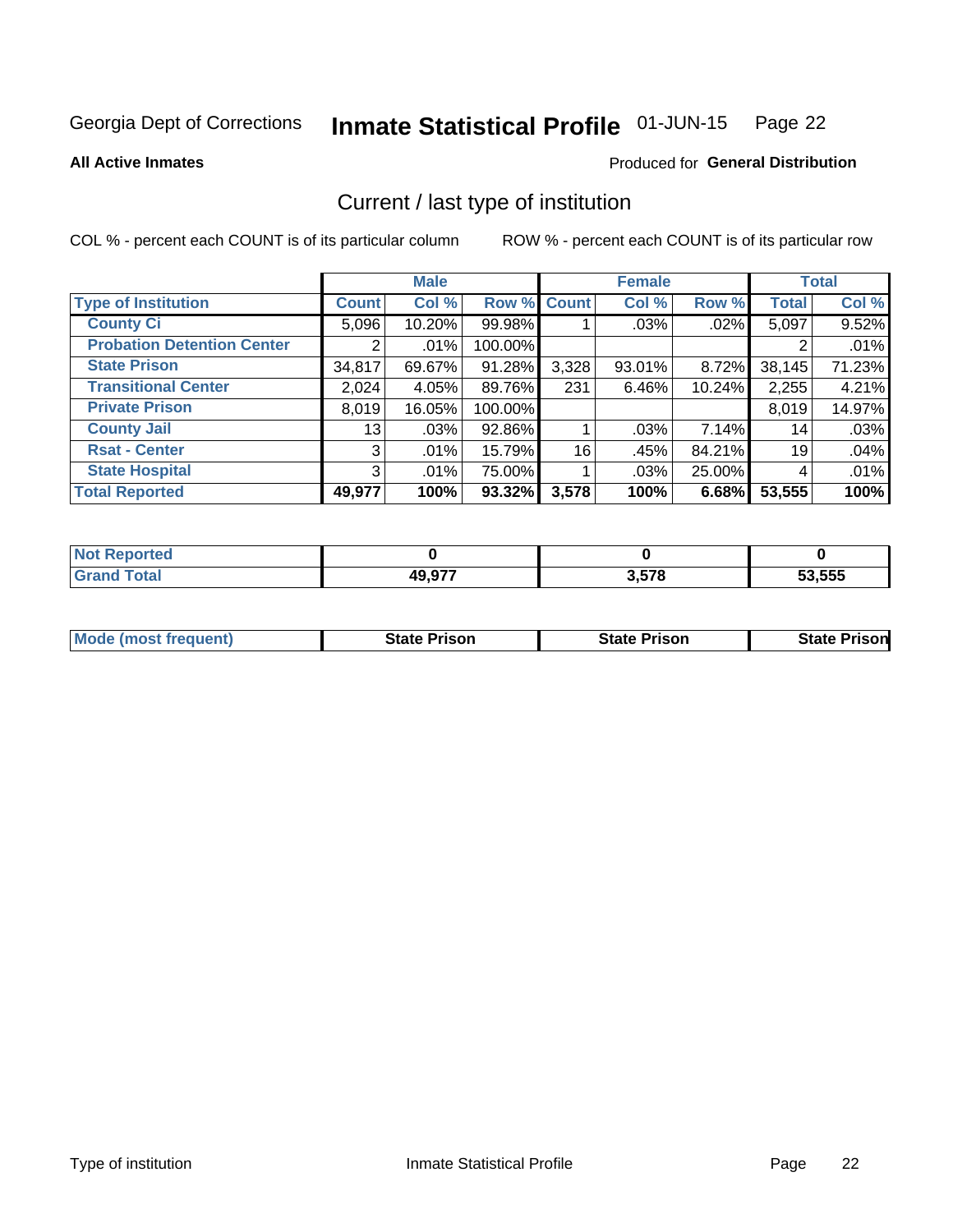Georgia Dept of Corrections **Inmate Statistical Profile** 01-JUN-15

**All Active Inmates**

Produced for **General Distribution**

## Current / last type of institution

COL % - percent each COUNT is of its particular column ROW % - percent each COUNT is of its particular row

| | Male | | | Female | | | Total | |
|---|---|---|---|---|---|---|---|---|
| Type of Institution | Count | Col % | Row % | Count | Col % | Row % | Total | Col % |
| County Ci | 5,096 | 10.20% | 99.98% | 1 | .03% | .02% | 5,097 | 9.52% |
| Probation Detention Center | 2 | .01% | 100.00% | | | | 2 | .01% |
| State Prison | 34,817 | 69.67% | 91.28% | 3,328 | 93.01% | 8.72% | 38,145 | 71.23% |
| Transitional Center | 2,024 | 4.05% | 89.76% | 231 | 6.46% | 10.24% | 2,255 | 4.21% |
| Private Prison | 8,019 | 16.05% | 100.00% | | | | 8,019 | 14.97% |
| County Jail | 13 | .03% | 92.86% | 1 | .03% | 7.14% | 14 | .03% |
| Rsat - Center | 3 | .01% | 15.79% | 16 | .45% | 84.21% | 19 | .04% |
| State Hospital | 3 | .01% | 75.00% | 1 | .03% | 25.00% | 4 | .01% |
| **Total Reported** | **49,977** | **100%** | **93.32%** | **3,578** | **100%** | **6.68%** | **53,555** | **100%** |

| | Male | Female | Total |
|---|---|---|---|
| Not Reported | **0** | **0** | **0** |
| Grand Total | **49,977** | **3,578** | **53,555** |

| | Male | Female | Total |
|---|---|---|---|
| Mode (most frequent) | **State Prison** | **State Prison** | **State Prison** |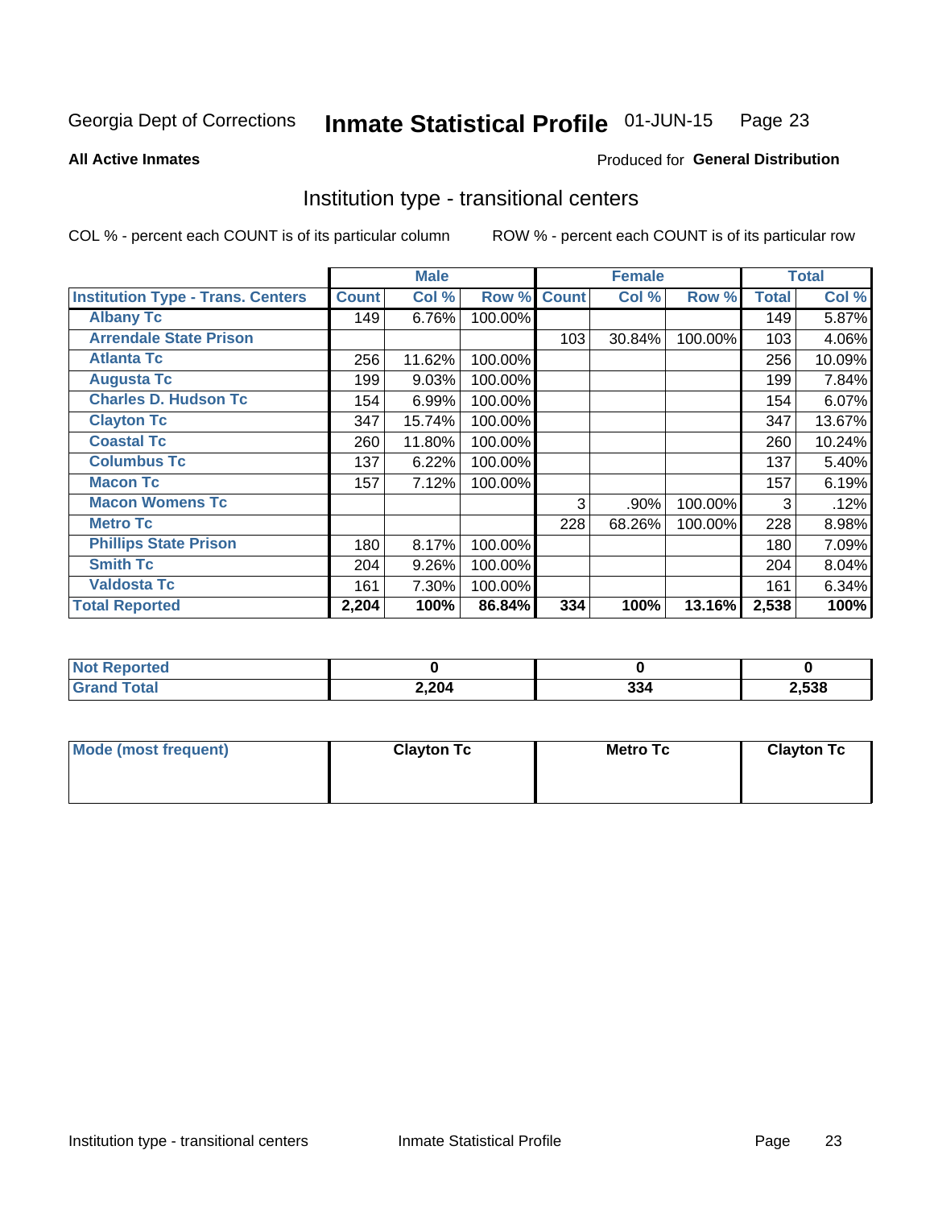Georgia Dept of Corrections **Inmate Statistical Profile** 01-JUN-15 Page 23

**All Active Inmates**

Produced for **General Distribution**

## Institution type - transitional centers

COL % - percent each COUNT is of its particular column ROW % - percent each COUNT is of its particular row

| | Male | | | Female | | | Total | |
|---|---|---|---|---|---|---|---|---|
| **Institution Type - Trans. Centers** | **Count** | **Col %** | **Row %** | **Count** | **Col %** | **Row %** | **Total** | **Col %** |
| **Albany Tc** | 149 | 6.76% | 100.00% | | | | 149 | 5.87% |
| **Arrendale State Prison** | | | | 103 | 30.84% | 100.00% | 103 | 4.06% |
| **Atlanta Tc** | 256 | 11.62% | 100.00% | | | | 256 | 10.09% |
| **Augusta Tc** | 199 | 9.03% | 100.00% | | | | 199 | 7.84% |
| **Charles D. Hudson Tc** | 154 | 6.99% | 100.00% | | | | 154 | 6.07% |
| **Clayton Tc** | 347 | 15.74% | 100.00% | | | | 347 | 13.67% |
| **Coastal Tc** | 260 | 11.80% | 100.00% | | | | 260 | 10.24% |
| **Columbus Tc** | 137 | 6.22% | 100.00% | | | | 137 | 5.40% |
| **Macon Tc** | 157 | 7.12% | 100.00% | | | | 157 | 6.19% |
| **Macon Womens Tc** | | | | 3 | .90% | 100.00% | 3 | .12% |
| **Metro Tc** | | | | 228 | 68.26% | 100.00% | 228 | 8.98% |
| **Phillips State Prison** | 180 | 8.17% | 100.00% | | | | 180 | 7.09% |
| **Smith Tc** | 204 | 9.26% | 100.00% | | | | 204 | 8.04% |
| **Valdosta Tc** | 161 | 7.30% | 100.00% | | | | 161 | 6.34% |
| **Total Reported** | **2,204** | **100%** | **86.84%** | **334** | **100%** | **13.16%** | **2,538** | **100%** |

| | Male | Female | Total |
|---|---|---|---|
| **Not Reported** | **0** | **0** | **0** |
| **Grand Total** | **2,204** | **334** | **2,538** |

| | Male | Female | Total |
|---|---|---|---|
| **Mode (most frequent)** | **Clayton Tc** | **Metro Tc** | **Clayton Tc** |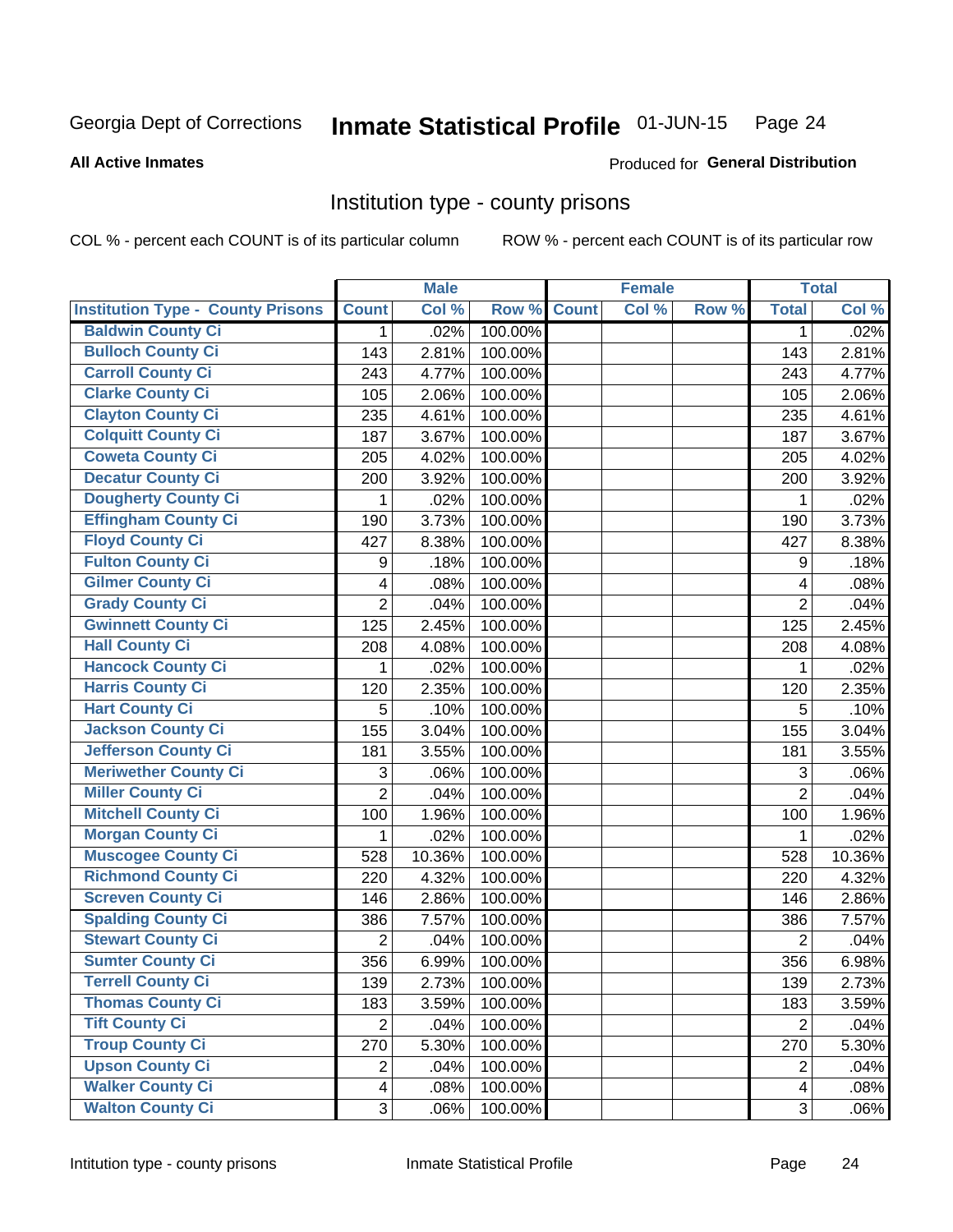Georgia Dept of Corrections **Inmate Statistical Profile** 01-JUN-15

**All Active Inmates**

Produced for **General Distribution**

## Institution type - county prisons

COL % - percent each COUNT is of its particular column ROW % - percent each COUNT is of its particular row

| | Male | | | Female | | | Total | |
|---|---|---|---|---|---|---|---|---|
| Institution Type - County Prisons | Count | Col % | Row % | Count | Col % | Row % | Total | Col % |
| Baldwin County Ci | 1 | .02% | 100.00% | | | | 1 | .02% |
| Bulloch County Ci | 143 | 2.81% | 100.00% | | | | 143 | 2.81% |
| Carroll County Ci | 243 | 4.77% | 100.00% | | | | 243 | 4.77% |
| Clarke County Ci | 105 | 2.06% | 100.00% | | | | 105 | 2.06% |
| Clayton County Ci | 235 | 4.61% | 100.00% | | | | 235 | 4.61% |
| Colquitt County Ci | 187 | 3.67% | 100.00% | | | | 187 | 3.67% |
| Coweta County Ci | 205 | 4.02% | 100.00% | | | | 205 | 4.02% |
| Decatur County Ci | 200 | 3.92% | 100.00% | | | | 200 | 3.92% |
| Dougherty County Ci | 1 | .02% | 100.00% | | | | 1 | .02% |
| Effingham County Ci | 190 | 3.73% | 100.00% | | | | 190 | 3.73% |
| Floyd County Ci | 427 | 8.38% | 100.00% | | | | 427 | 8.38% |
| Fulton County Ci | 9 | .18% | 100.00% | | | | 9 | .18% |
| Gilmer County Ci | 4 | .08% | 100.00% | | | | 4 | .08% |
| Grady County Ci | 2 | .04% | 100.00% | | | | 2 | .04% |
| Gwinnett County Ci | 125 | 2.45% | 100.00% | | | | 125 | 2.45% |
| Hall County Ci | 208 | 4.08% | 100.00% | | | | 208 | 4.08% |
| Hancock County Ci | 1 | .02% | 100.00% | | | | 1 | .02% |
| Harris County Ci | 120 | 2.35% | 100.00% | | | | 120 | 2.35% |
| Hart County Ci | 5 | .10% | 100.00% | | | | 5 | .10% |
| Jackson County Ci | 155 | 3.04% | 100.00% | | | | 155 | 3.04% |
| Jefferson County Ci | 181 | 3.55% | 100.00% | | | | 181 | 3.55% |
| Meriwether County Ci | 3 | .06% | 100.00% | | | | 3 | .06% |
| Miller County Ci | 2 | .04% | 100.00% | | | | 2 | .04% |
| Mitchell County Ci | 100 | 1.96% | 100.00% | | | | 100 | 1.96% |
| Morgan County Ci | 1 | .02% | 100.00% | | | | 1 | .02% |
| Muscogee County Ci | 528 | 10.36% | 100.00% | | | | 528 | 10.36% |
| Richmond County Ci | 220 | 4.32% | 100.00% | | | | 220 | 4.32% |
| Screven County Ci | 146 | 2.86% | 100.00% | | | | 146 | 2.86% |
| Spalding County Ci | 386 | 7.57% | 100.00% | | | | 386 | 7.57% |
| Stewart County Ci | 2 | .04% | 100.00% | | | | 2 | .04% |
| Sumter County Ci | 356 | 6.99% | 100.00% | | | | 356 | 6.98% |
| Terrell County Ci | 139 | 2.73% | 100.00% | | | | 139 | 2.73% |
| Thomas County Ci | 183 | 3.59% | 100.00% | | | | 183 | 3.59% |
| Tift County Ci | 2 | .04% | 100.00% | | | | 2 | .04% |
| Troup County Ci | 270 | 5.30% | 100.00% | | | | 270 | 5.30% |
| Upson County Ci | 2 | .04% | 100.00% | | | | 2 | .04% |
| Walker County Ci | 4 | .08% | 100.00% | | | | 4 | .08% |
| Walton County Ci | 3 | .06% | 100.00% | | | | 3 | .06% |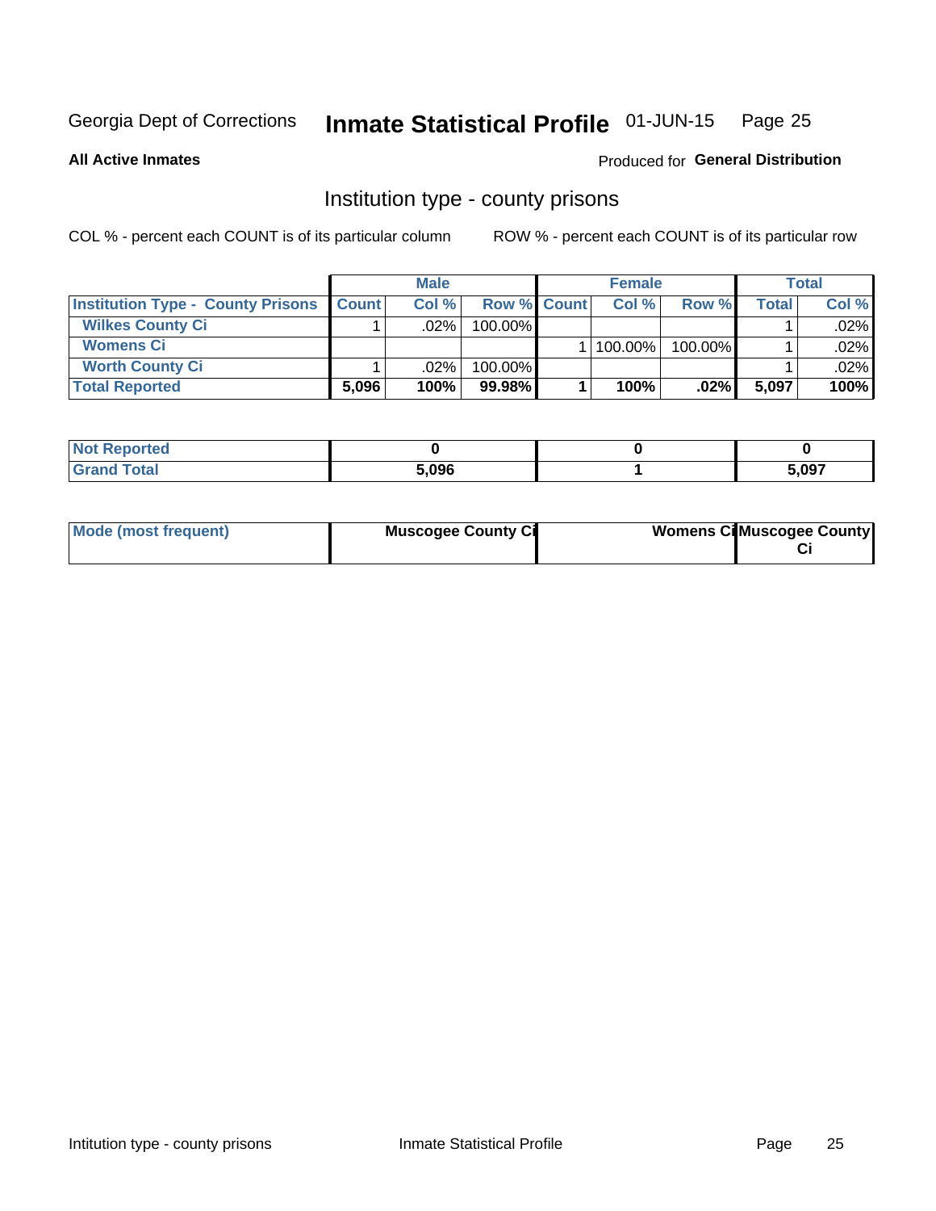Georgia Dept of Corrections **Inmate Statistical Profile** 01-JUN-15 Page 25

**All Active Inmates**

Produced for **General Distribution**

## Institution type - county prisons

COL % - percent each COUNT is of its particular column

ROW % - percent each COUNT is of its particular row

| | Male | | | Female | | | Total | |
|---|---|---|---|---|---|---|---|---|
| **Institution Type - County Prisons** | **Count** | **Col %** | **Row %** | **Count** | **Col %** | **Row %** | **Total** | **Col %** |
| **Wilkes County Ci** | 1 | .02% | 100.00% | | | | 1 | .02% |
| **Womens Ci** | | | | 1 | 100.00% | 100.00% | 1 | .02% |
| **Worth County Ci** | 1 | .02% | 100.00% | | | | 1 | .02% |
| **Total Reported** | **5,096** | **100%** | **99.98%** | **1** | **100%** | **.02%** | **5,097** | **100%** |

| | Male | Female | Total |
|---|---|---|---|
| **Not Reported** | **0** | **0** | **0** |
| **Grand Total** | **5,096** | **1** | **5,097** |

| | Male | Female | Total |
|---|---|---|---|
| **Mode (most frequent)** | **Muscogee County Ci** | **Womens Ci** | **Muscogee County Ci** |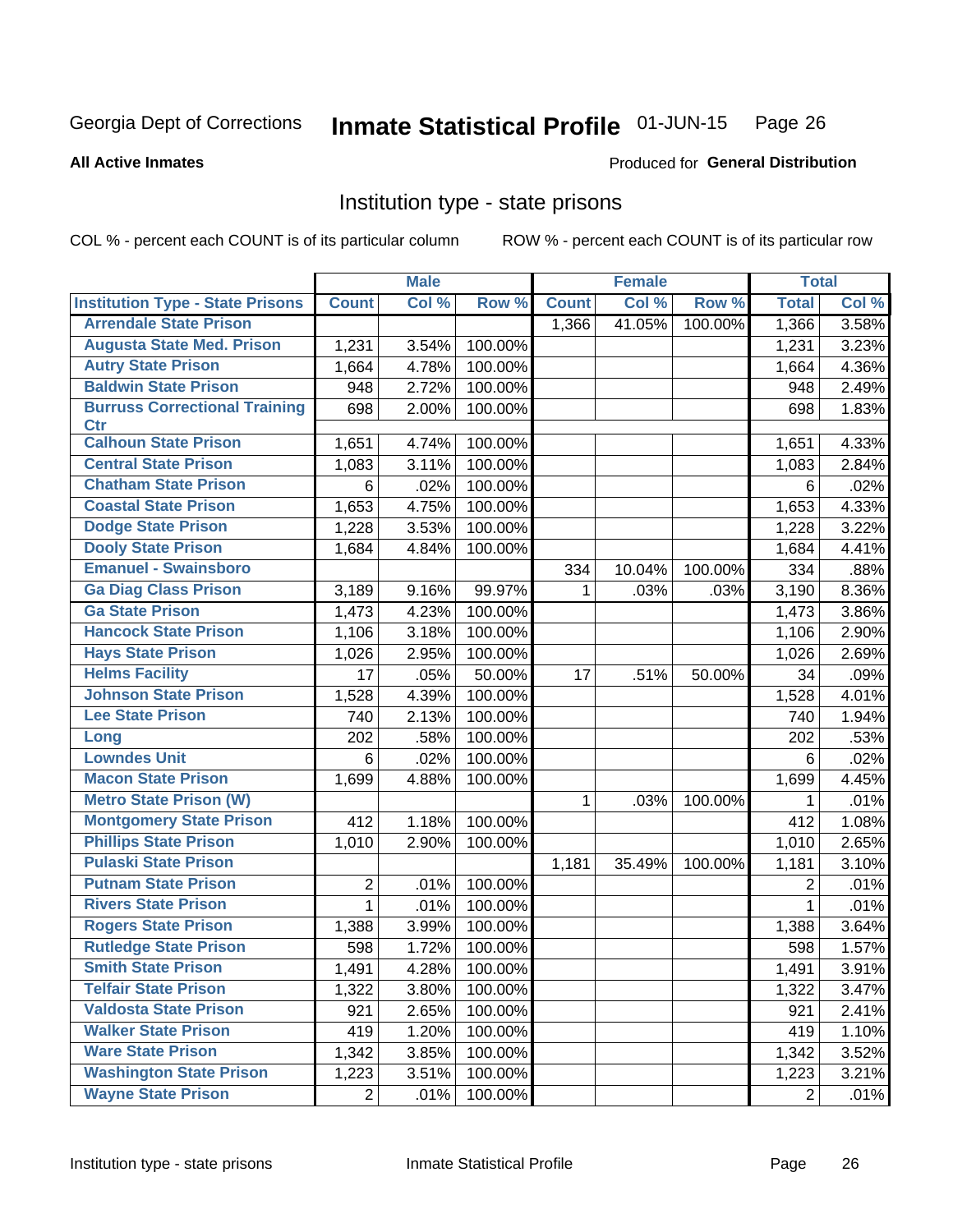Georgia Dept of Corrections **Inmate Statistical Profile** 01-JUN-15

**All Active Inmates**

Produced for **General Distribution**

## Institution type - state prisons

COL % - percent each COUNT is of its particular column

ROW % - percent each COUNT is of its particular row

| | Male | | | Female | | | Total | |
|---|---|---|---|---|---|---|---|---|
| Institution Type - State Prisons | Count | Col % | Row % | Count | Col % | Row % | Total | Col % |
| Arrendale State Prison | | | | 1,366 | 41.05% | 100.00% | 1,366 | 3.58% |
| Augusta State Med. Prison | 1,231 | 3.54% | 100.00% | | | | 1,231 | 3.23% |
| Autry State Prison | 1,664 | 4.78% | 100.00% | | | | 1,664 | 4.36% |
| Baldwin State Prison | 948 | 2.72% | 100.00% | | | | 948 | 2.49% |
| Burruss Correctional Training Ctr | 698 | 2.00% | 100.00% | | | | 698 | 1.83% |
| Calhoun State Prison | 1,651 | 4.74% | 100.00% | | | | 1,651 | 4.33% |
| Central State Prison | 1,083 | 3.11% | 100.00% | | | | 1,083 | 2.84% |
| Chatham State Prison | 6 | .02% | 100.00% | | | | 6 | .02% |
| Coastal State Prison | 1,653 | 4.75% | 100.00% | | | | 1,653 | 4.33% |
| Dodge State Prison | 1,228 | 3.53% | 100.00% | | | | 1,228 | 3.22% |
| Dooly State Prison | 1,684 | 4.84% | 100.00% | | | | 1,684 | 4.41% |
| Emanuel - Swainsboro | | | | 334 | 10.04% | 100.00% | 334 | .88% |
| Ga Diag Class Prison | 3,189 | 9.16% | 99.97% | 1 | .03% | .03% | 3,190 | 8.36% |
| Ga State Prison | 1,473 | 4.23% | 100.00% | | | | 1,473 | 3.86% |
| Hancock State Prison | 1,106 | 3.18% | 100.00% | | | | 1,106 | 2.90% |
| Hays State Prison | 1,026 | 2.95% | 100.00% | | | | 1,026 | 2.69% |
| Helms Facility | 17 | .05% | 50.00% | 17 | .51% | 50.00% | 34 | .09% |
| Johnson State Prison | 1,528 | 4.39% | 100.00% | | | | 1,528 | 4.01% |
| Lee State Prison | 740 | 2.13% | 100.00% | | | | 740 | 1.94% |
| Long | 202 | .58% | 100.00% | | | | 202 | .53% |
| Lowndes Unit | 6 | .02% | 100.00% | | | | 6 | .02% |
| Macon State Prison | 1,699 | 4.88% | 100.00% | | | | 1,699 | 4.45% |
| Metro State Prison (W) | | | | 1 | .03% | 100.00% | 1 | .01% |
| Montgomery State Prison | 412 | 1.18% | 100.00% | | | | 412 | 1.08% |
| Phillips State Prison | 1,010 | 2.90% | 100.00% | | | | 1,010 | 2.65% |
| Pulaski State Prison | | | | 1,181 | 35.49% | 100.00% | 1,181 | 3.10% |
| Putnam State Prison | 2 | .01% | 100.00% | | | | 2 | .01% |
| Rivers State Prison | 1 | .01% | 100.00% | | | | 1 | .01% |
| Rogers State Prison | 1,388 | 3.99% | 100.00% | | | | 1,388 | 3.64% |
| Rutledge State Prison | 598 | 1.72% | 100.00% | | | | 598 | 1.57% |
| Smith State Prison | 1,491 | 4.28% | 100.00% | | | | 1,491 | 3.91% |
| Telfair State Prison | 1,322 | 3.80% | 100.00% | | | | 1,322 | 3.47% |
| Valdosta State Prison | 921 | 2.65% | 100.00% | | | | 921 | 2.41% |
| Walker State Prison | 419 | 1.20% | 100.00% | | | | 419 | 1.10% |
| Ware State Prison | 1,342 | 3.85% | 100.00% | | | | 1,342 | 3.52% |
| Washington State Prison | 1,223 | 3.51% | 100.00% | | | | 1,223 | 3.21% |
| Wayne State Prison | 2 | .01% | 100.00% | | | | 2 | .01% |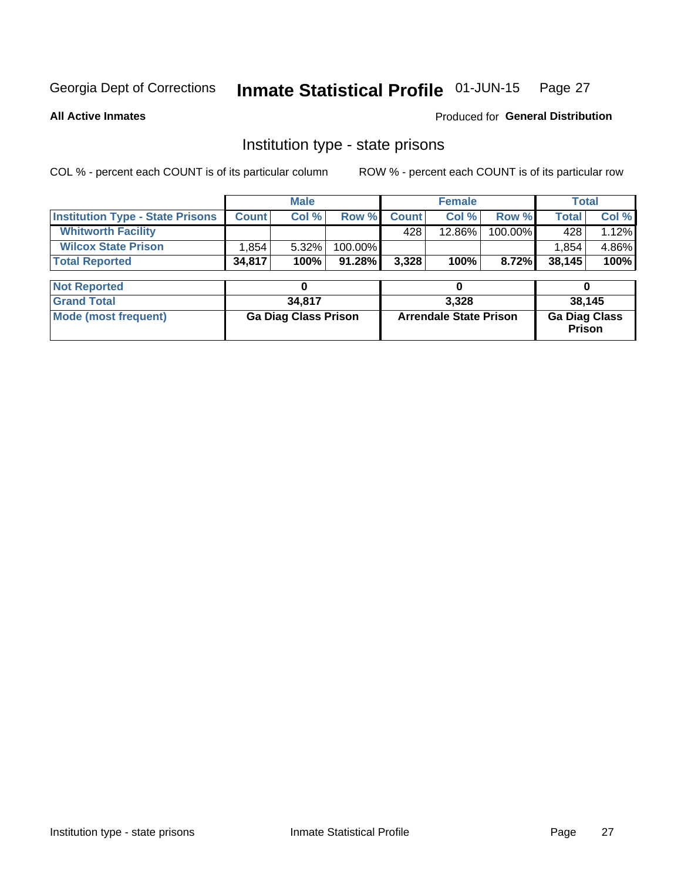Georgia Dept of Corrections **Inmate Statistical Profile** 01-JUN-15

**All Active Inmates**

Produced for **General Distribution**

## Institution type - state prisons

COL % - percent each COUNT is of its particular column

ROW % - percent each COUNT is of its particular row

| | Male | | | Female | | | Total | |
|---|---|---|---|---|---|---|---|---|
| **Institution Type - State Prisons** | **Count** | **Col %** | **Row %** | **Count** | **Col %** | **Row %** | **Total** | **Col %** |
| **Whitworth Facility** | | | | 428 | 12.86% | 100.00% | 428 | 1.12% |
| **Wilcox State Prison** | 1,854 | 5.32% | 100.00% | | | | 1,854 | 4.86% |
| **Total Reported** | **34,817** | **100%** | **91.28%** | **3,328** | **100%** | **8.72%** | **38,145** | **100%** |

| | Male | Female | Total |
|---|---|---|---|
| **Not Reported** | 0 | 0 | 0 |
| **Grand Total** | 34,817 | 3,328 | 38,145 |
| **Mode (most frequent)** | Ga Diag Class Prison | Arrendale State Prison | Ga Diag Class Prison |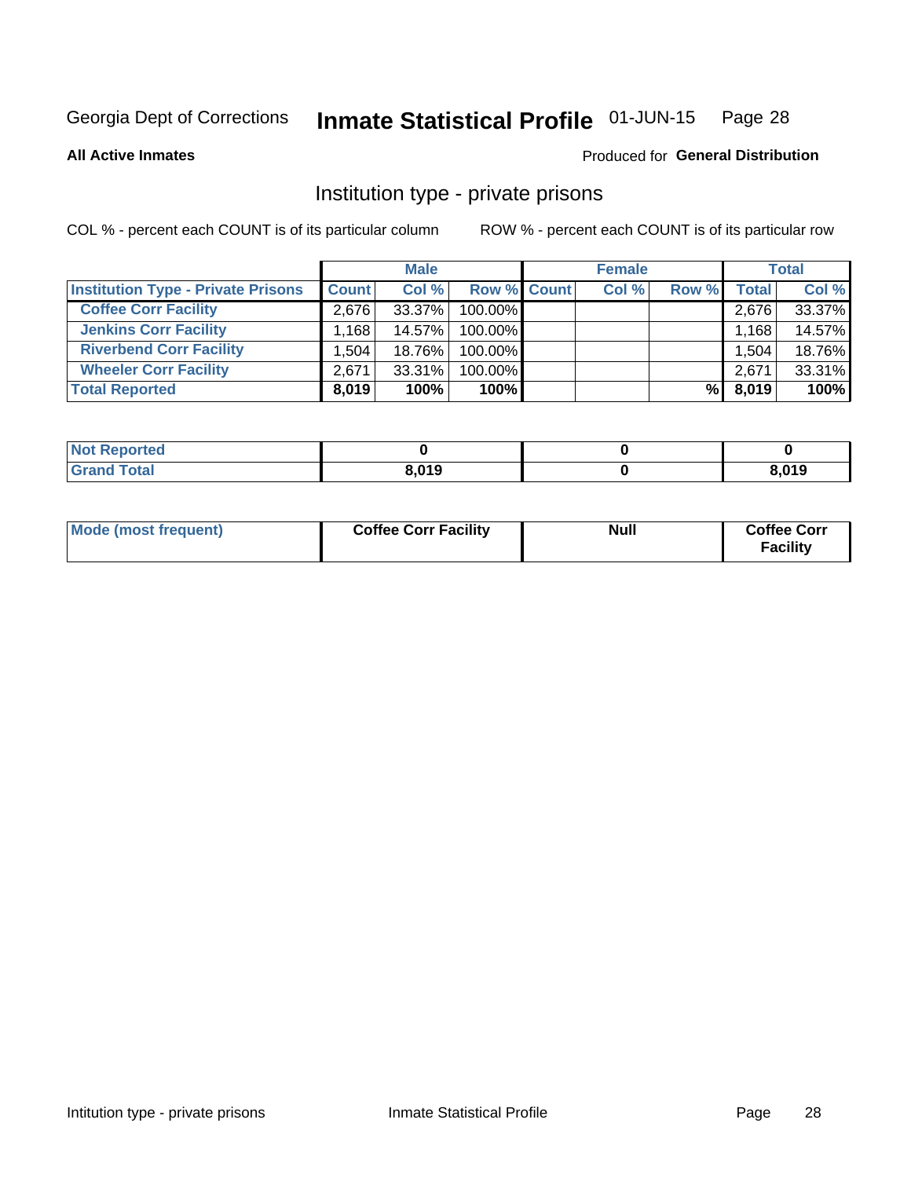Georgia Dept of Corrections **Inmate Statistical Profile** 01-JUN-15

**All Active Inmates**

Produced for **General Distribution**

## Institution type - private prisons

COL % - percent each COUNT is of its particular column

ROW % - percent each COUNT is of its particular row

| | Male | | | Female | | | Total | |
|---|---|---|---|---|---|---|---|---|
| **Institution Type - Private Prisons** | **Count** | **Col %** | **Row %** | **Count** | **Col %** | **Row %** | **Total** | **Col %** |
| **Coffee Corr Facility** | 2,676 | 33.37% | 100.00% | | | | 2,676 | 33.37% |
| **Jenkins Corr Facility** | 1,168 | 14.57% | 100.00% | | | | 1,168 | 14.57% |
| **Riverbend Corr Facility** | 1,504 | 18.76% | 100.00% | | | | 1,504 | 18.76% |
| **Wheeler Corr Facility** | 2,671 | 33.31% | 100.00% | | | | 2,671 | 33.31% |
| **Total Reported** | **8,019** | **100%** | **100%** | | | **%** | **8,019** | **100%** |

| | Male | Female | Total |
|---|---|---|---|
| **Not Reported** | **0** | **0** | **0** |
| **Grand Total** | **8,019** | **0** | **8,019** |

| | Male | Female | Total |
|---|---|---|---|
| **Mode (most frequent)** | **Coffee Corr Facility** | **Null** | **Coffee Corr Facility** |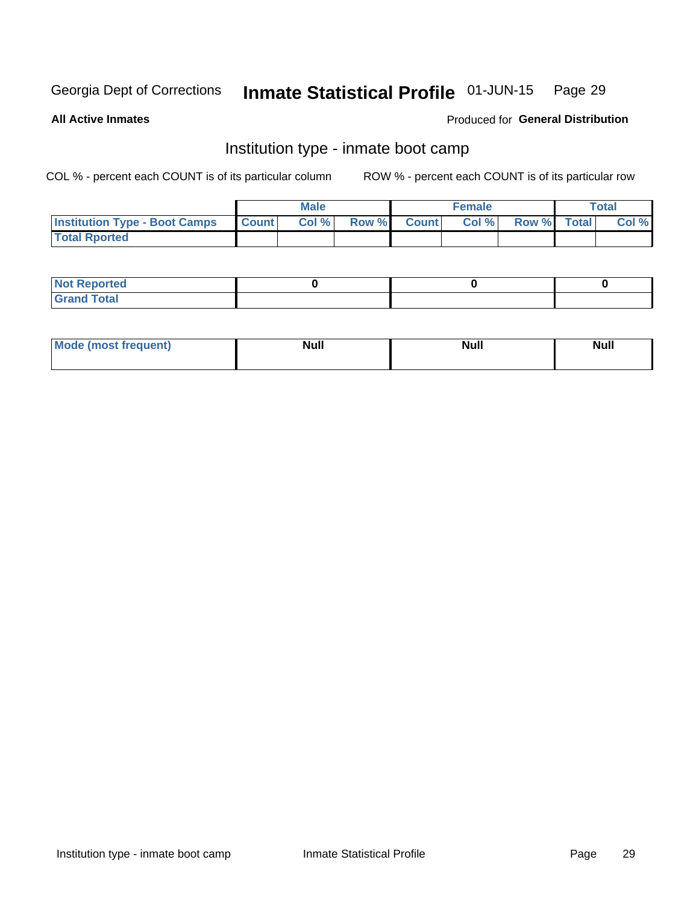Georgia Dept of Corrections **Inmate Statistical Profile** 01-JUN-15

**All Active Inmates**

Produced for **General Distribution**

## Institution type - inmate boot camp

COL % - percent each COUNT is of its particular column ROW % - percent each COUNT is of its particular row

| | Male | | | Female | | | Total | |
|---|---|---|---|---|---|---|---|---|
| **Institution Type - Boot Camps** | Count | Col % | Row % | Count | Col % | Row % | Total | Col % |
| **Total Rported** | | | | | | | | |

| | Male | Female | Total |
|---|---|---|---|
| **Not Reported** | 0 | 0 | 0 |
| **Grand Total** | | | |

| | Male | Female | Total |
|---|---|---|---|
| **Mode (most frequent)** | Null | Null | Null |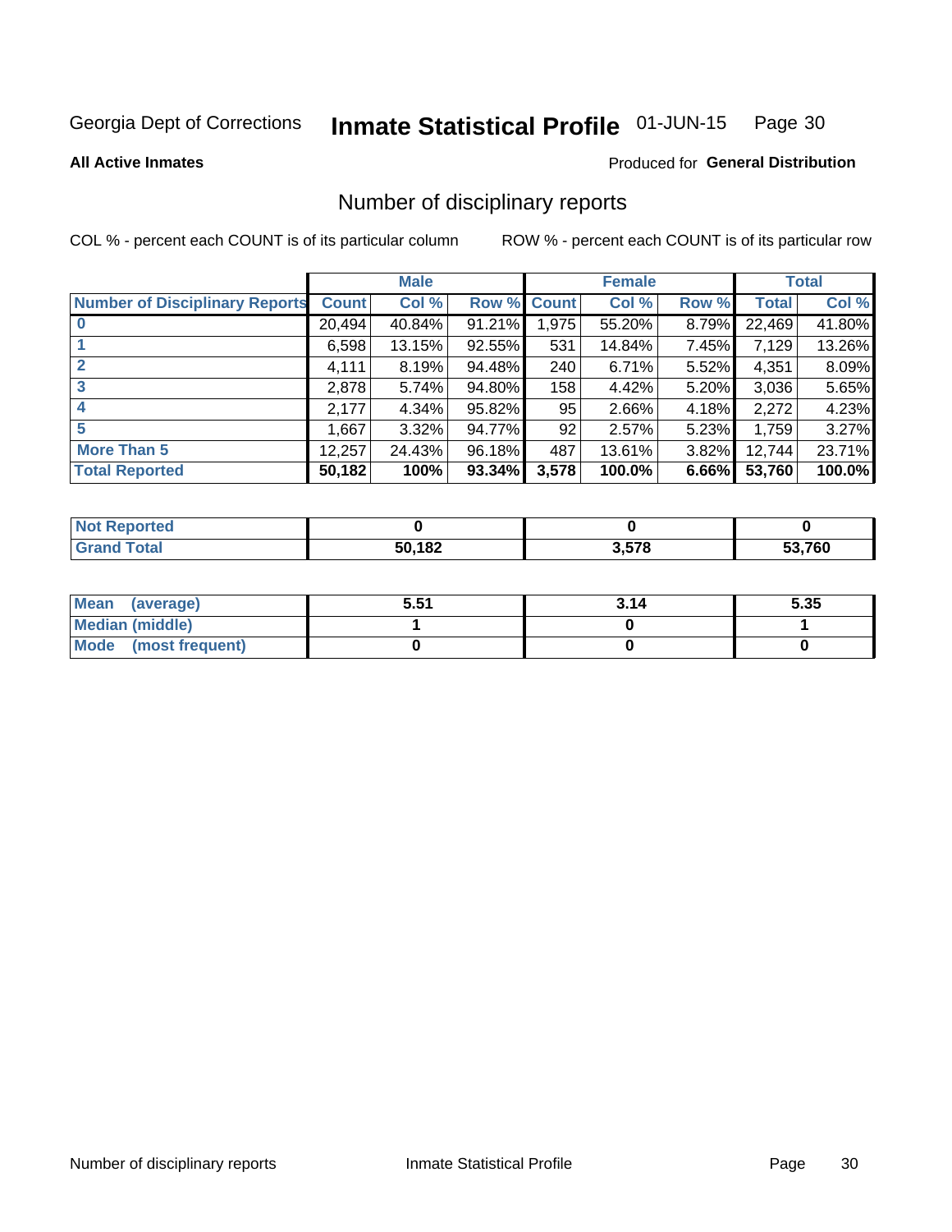Georgia Dept of Corrections **Inmate Statistical Profile** 01-JUN-15

**All Active Inmates**

Produced for **General Distribution**

## Number of disciplinary reports

COL % - percent each COUNT is of its particular column    ROW % - percent each COUNT is of its particular row

| | Male | | | Female | | | Total | |
|---|---|---|---|---|---|---|---|---|
| **Number of Disciplinary Reports** | **Count** | **Col %** | **Row %** | **Count** | **Col %** | **Row %** | **Total** | **Col %** |
| **0** | 20,494 | 40.84% | 91.21% | 1,975 | 55.20% | 8.79% | 22,469 | 41.80% |
| **1** | 6,598 | 13.15% | 92.55% | 531 | 14.84% | 7.45% | 7,129 | 13.26% |
| **2** | 4,111 | 8.19% | 94.48% | 240 | 6.71% | 5.52% | 4,351 | 8.09% |
| **3** | 2,878 | 5.74% | 94.80% | 158 | 4.42% | 5.20% | 3,036 | 5.65% |
| **4** | 2,177 | 4.34% | 95.82% | 95 | 2.66% | 4.18% | 2,272 | 4.23% |
| **5** | 1,667 | 3.32% | 94.77% | 92 | 2.57% | 5.23% | 1,759 | 3.27% |
| **More Than 5** | 12,257 | 24.43% | 96.18% | 487 | 13.61% | 3.82% | 12,744 | 23.71% |
| **Total Reported** | **50,182** | **100%** | **93.34%** | **3,578** | **100.0%** | **6.66%** | **53,760** | **100.0%** |

| | Male | Female | Total |
|---|---|---|---|
| **Not Reported** | **0** | **0** | **0** |
| **Grand Total** | **50,182** | **3,578** | **53,760** |

| | Male | Female | Total |
|---|---|---|---|
| **Mean (average)** | **5.51** | **3.14** | **5.35** |
| **Median (middle)** | **1** | **0** | **1** |
| **Mode (most frequent)** | **0** | **0** | **0** |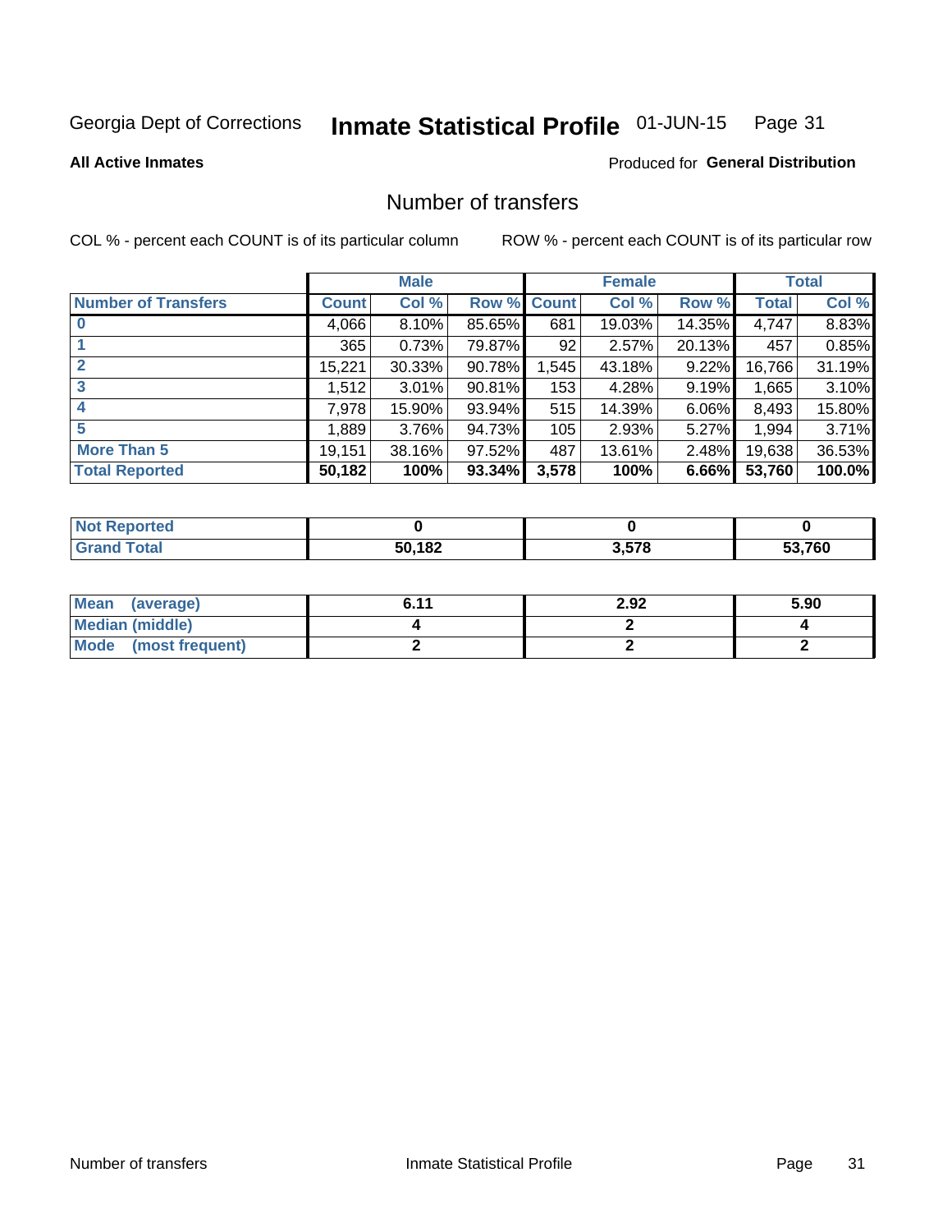Georgia Dept of Corrections **Inmate Statistical Profile** 01-JUN-15

**All Active Inmates**

Produced for **General Distribution**

## Number of transfers

COL % - percent each COUNT is of its particular column

ROW % - percent each COUNT is of its particular row

| | Male | | | Female | | | Total | |
|---|---|---|---|---|---|---|---|---|
| **Number of Transfers** | **Count** | **Col %** | **Row %** | **Count** | **Col %** | **Row %** | **Total** | **Col %** |
| **0** | 4,066 | 8.10% | 85.65% | 681 | 19.03% | 14.35% | 4,747 | 8.83% |
| **1** | 365 | 0.73% | 79.87% | 92 | 2.57% | 20.13% | 457 | 0.85% |
| **2** | 15,221 | 30.33% | 90.78% | 1,545 | 43.18% | 9.22% | 16,766 | 31.19% |
| **3** | 1,512 | 3.01% | 90.81% | 153 | 4.28% | 9.19% | 1,665 | 3.10% |
| **4** | 7,978 | 15.90% | 93.94% | 515 | 14.39% | 6.06% | 8,493 | 15.80% |
| **5** | 1,889 | 3.76% | 94.73% | 105 | 2.93% | 5.27% | 1,994 | 3.71% |
| **More Than 5** | 19,151 | 38.16% | 97.52% | 487 | 13.61% | 2.48% | 19,638 | 36.53% |
| **Total Reported** | **50,182** | **100%** | **93.34%** | **3,578** | **100%** | **6.66%** | **53,760** | **100.0%** |

| | Male | Female | Total |
|---|---|---|---|
| **Not Reported** | **0** | **0** | **0** |
| **Grand Total** | **50,182** | **3,578** | **53,760** |

| | Male | Female | Total |
|---|---|---|---|
| **Mean (average)** | **6.11** | **2.92** | **5.90** |
| **Median (middle)** | **4** | **2** | **4** |
| **Mode (most frequent)** | **2** | **2** | **2** |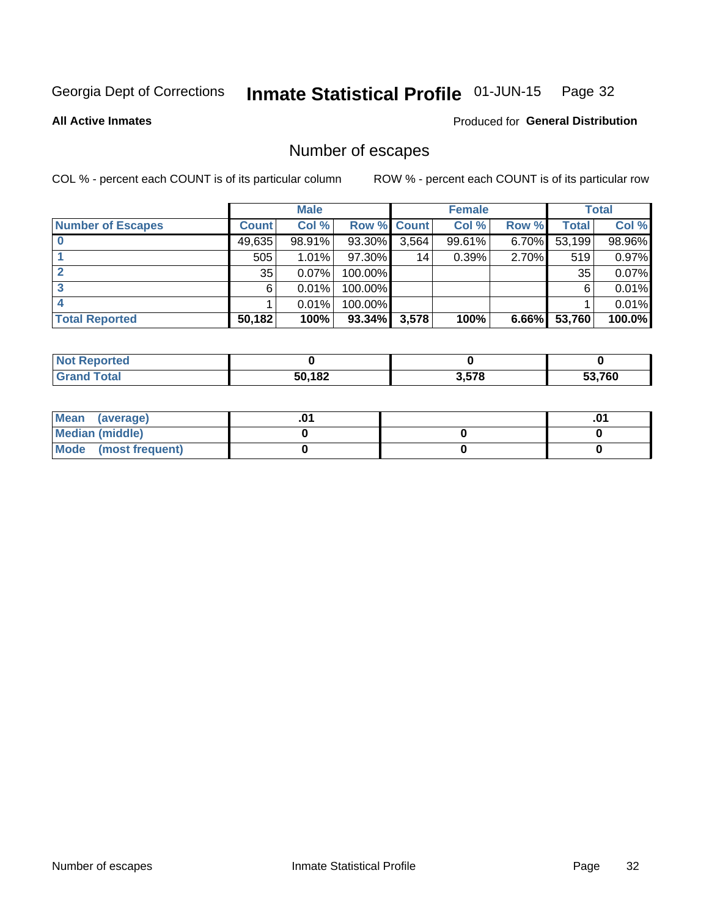Georgia Dept of Corrections **Inmate Statistical Profile** 01-JUN-15

**All Active Inmates**

Produced for **General Distribution**

## Number of escapes

COL % - percent each COUNT is of its particular column ROW % - percent each COUNT is of its particular row

| | Male | | | Female | | | Total | |
|---|---|---|---|---|---|---|---|---|
| **Number of Escapes** | **Count** | **Col %** | **Row %** | **Count** | **Col %** | **Row %** | **Total** | **Col %** |
| **0** | 49,635 | 98.91% | 93.30% | 3,564 | 99.61% | 6.70% | 53,199 | 98.96% |
| **1** | 505 | 1.01% | 97.30% | 14 | 0.39% | 2.70% | 519 | 0.97% |
| **2** | 35 | 0.07% | 100.00% | | | | 35 | 0.07% |
| **3** | 6 | 0.01% | 100.00% | | | | 6 | 0.01% |
| **4** | 1 | 0.01% | 100.00% | | | | 1 | 0.01% |
| **Total Reported** | **50,182** | **100%** | **93.34%** | **3,578** | **100%** | **6.66%** | **53,760** | **100.0%** |

| | Male | Female | Total |
|---|---|---|---|
| **Not Reported** | **0** | **0** | **0** |
| **Grand Total** | **50,182** | **3,578** | **53,760** |

| | Male | Female | Total |
|---|---|---|---|
| **Mean (average)** | **.01** | | **.01** |
| **Median (middle)** | **0** | **0** | **0** |
| **Mode (most frequent)** | **0** | **0** | **0** |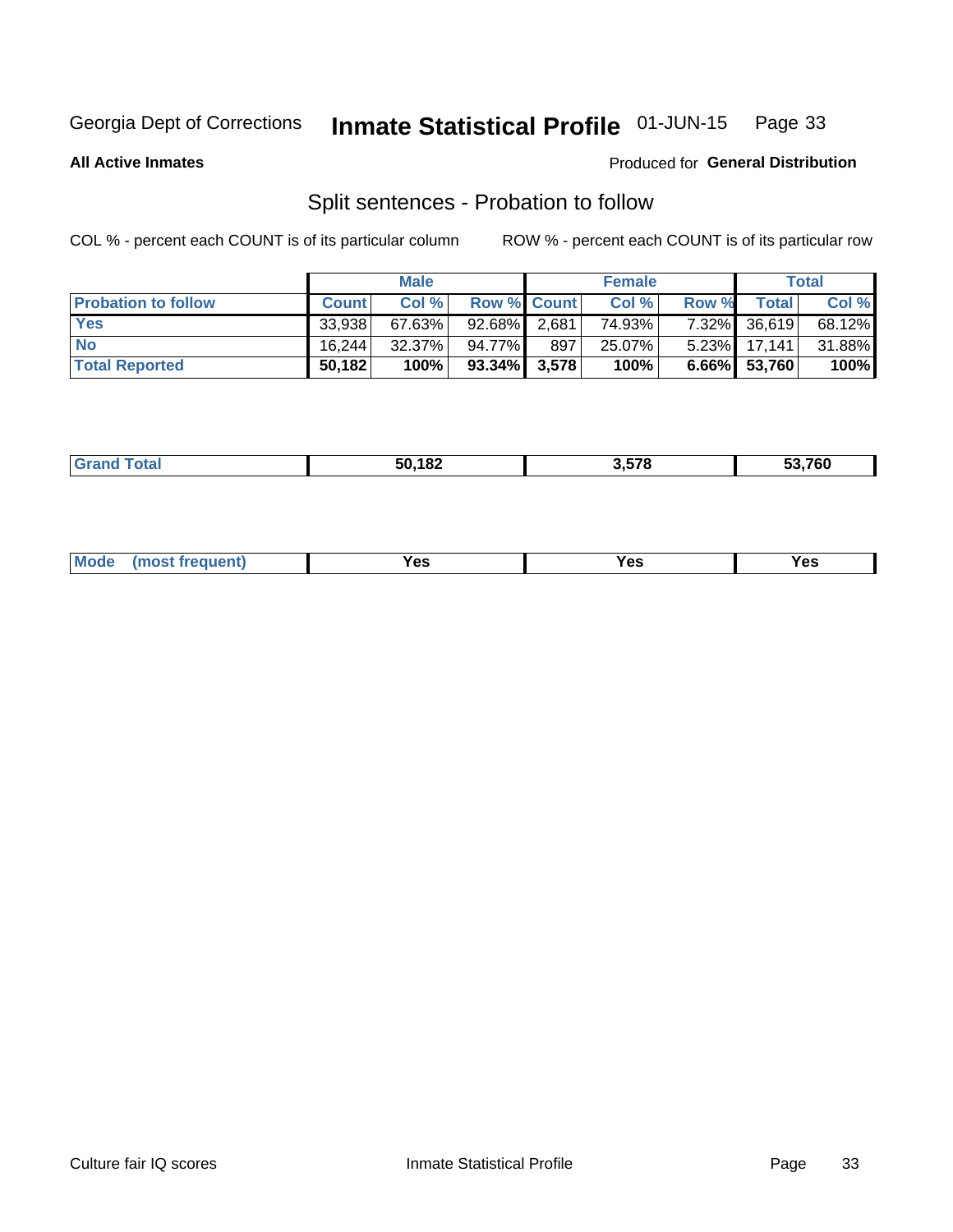Georgia Dept of Corrections **Inmate Statistical Profile** 01-JUN-15

**All Active Inmates**

Produced for **General Distribution**

## Split sentences - Probation to follow

COL % - percent each COUNT is of its particular column

ROW % - percent each COUNT is of its particular row

| | Male | | | Female | | | Total | |
|---|---|---|---|---|---|---|---|---|
| **Probation to follow** | **Count** | **Col %** | **Row %** | **Count** | **Col %** | **Row %** | **Total** | **Col %** |
| **Yes** | 33,938 | 67.63% | 92.68% | 2,681 | 74.93% | 7.32% | 36,619 | 68.12% |
| **No** | 16,244 | 32.37% | 94.77% | 897 | 25.07% | 5.23% | 17,141 | 31.88% |
| **Total Reported** | **50,182** | **100%** | **93.34%** | **3,578** | **100%** | **6.66%** | **53,760** | **100%** |

| | Male | Female | Total |
|---|---|---|---|
| **Grand Total** | **50,182** | **3,578** | **53,760** |

| | Male | Female | Total |
|---|---|---|---|
| **Mode (most frequent)** | **Yes** | **Yes** | **Yes** |

Culture fair IQ scores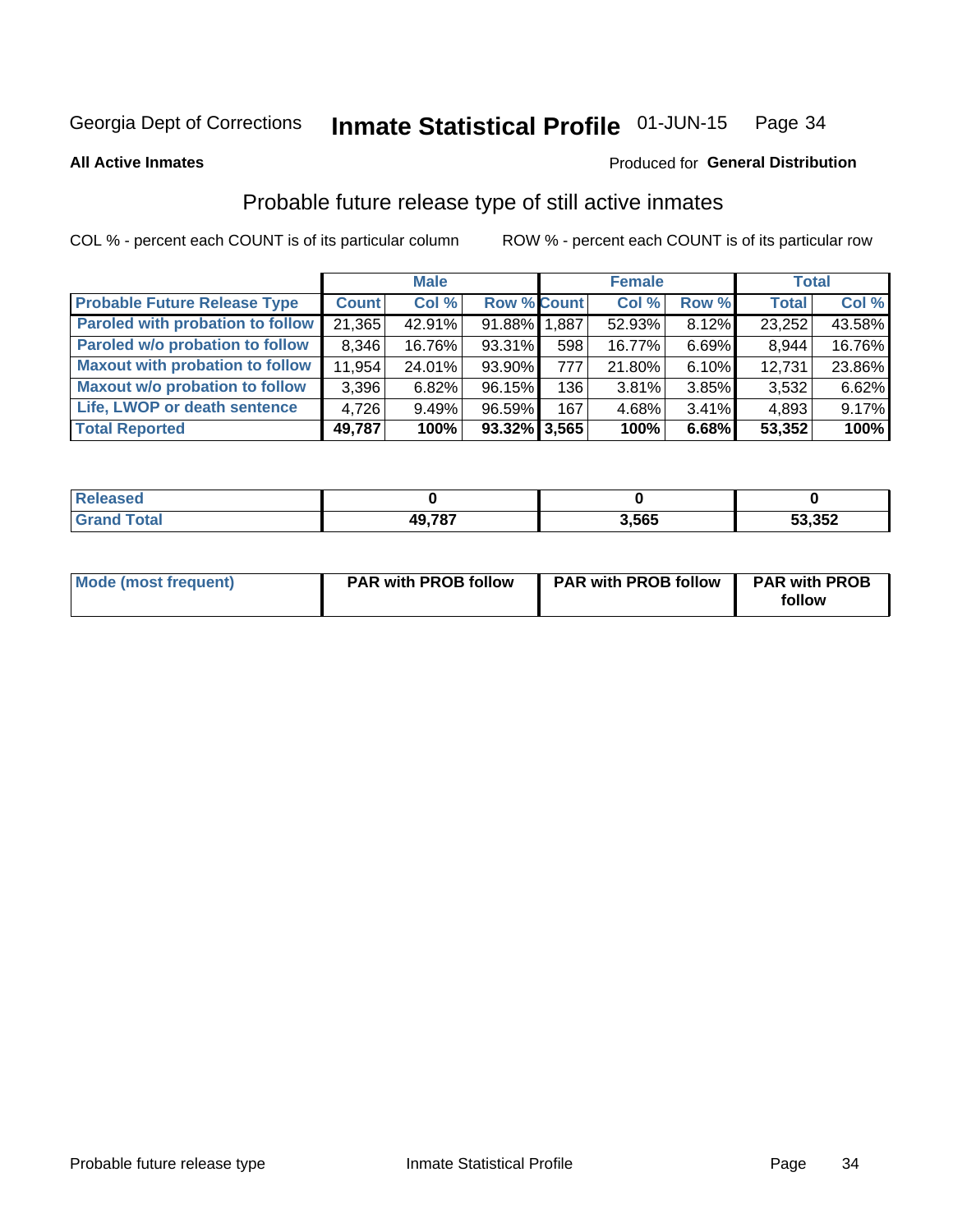Georgia Dept of Corrections **Inmate Statistical Profile** 01-JUN-15 Page 34

**All Active Inmates**

Produced for **General Distribution**

## Probable future release type of still active inmates

COL % - percent each COUNT is of its particular column ROW % - percent each COUNT is of its particular row

| | Male | | | Female | | | Total | |
|---|---|---|---|---|---|---|---|---|
| **Probable Future Release Type** | **Count** | **Col %** | **Row %** | **Count** | **Col %** | **Row %** | **Total** | **Col %** |
| Paroled with probation to follow | 21,365 | 42.91% | 91.88% | 1,887 | 52.93% | 8.12% | 23,252 | 43.58% |
| Paroled w/o probation to follow | 8,346 | 16.76% | 93.31% | 598 | 16.77% | 6.69% | 8,944 | 16.76% |
| Maxout with probation to follow | 11,954 | 24.01% | 93.90% | 777 | 21.80% | 6.10% | 12,731 | 23.86% |
| Maxout w/o probation to follow | 3,396 | 6.82% | 96.15% | 136 | 3.81% | 3.85% | 3,532 | 6.62% |
| Life, LWOP or death sentence | 4,726 | 9.49% | 96.59% | 167 | 4.68% | 3.41% | 4,893 | 9.17% |
| **Total Reported** | **49,787** | **100%** | **93.32%** | **3,565** | **100%** | **6.68%** | **53,352** | **100%** |

| | Male | Female | Total |
|---|---|---|---|
| Released | **0** | **0** | **0** |
| Grand Total | **49,787** | **3,565** | **53,352** |

| | Male | Female | Total |
|---|---|---|---|
| Mode (most frequent) | **PAR with PROB follow** | **PAR with PROB follow** | **PAR with PROB follow** |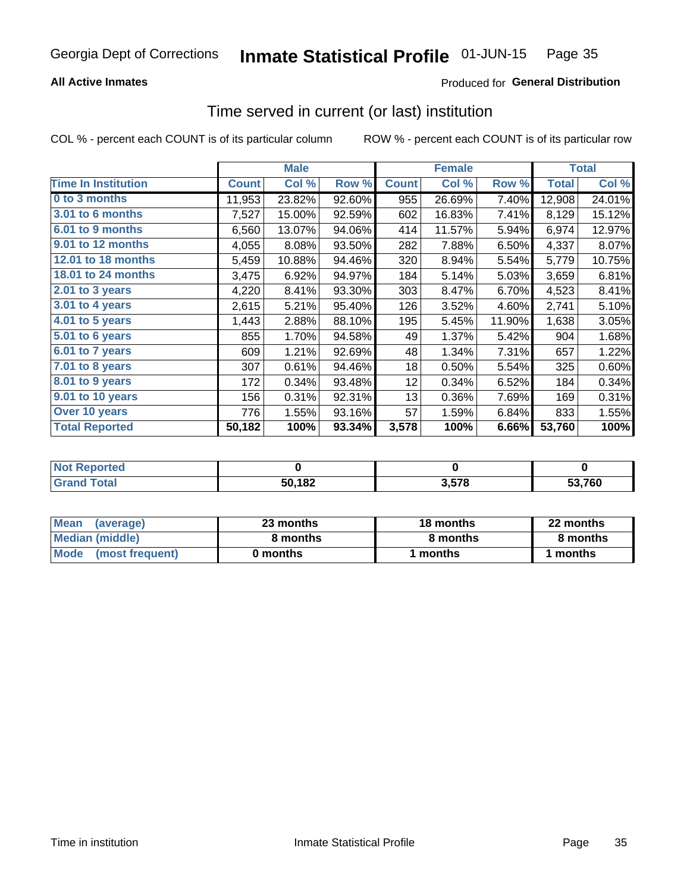Georgia Dept of Corrections **Inmate Statistical Profile** 01-JUN-15

**All Active Inmates**

Produced for **General Distribution**

## Time served in current (or last) institution

COL % - percent each COUNT is of its particular column ROW % - percent each COUNT is of its particular row

| | Male | | | Female | | | Total | |
|---|---|---|---|---|---|---|---|---|
| **Time In Institution** | **Count** | **Col %** | **Row %** | **Count** | **Col %** | **Row %** | **Total** | **Col %** |
| **0 to 3 months** | 11,953 | 23.82% | 92.60% | 955 | 26.69% | 7.40% | 12,908 | 24.01% |
| **3.01 to 6 months** | 7,527 | 15.00% | 92.59% | 602 | 16.83% | 7.41% | 8,129 | 15.12% |
| **6.01 to 9 months** | 6,560 | 13.07% | 94.06% | 414 | 11.57% | 5.94% | 6,974 | 12.97% |
| **9.01 to 12 months** | 4,055 | 8.08% | 93.50% | 282 | 7.88% | 6.50% | 4,337 | 8.07% |
| **12.01 to 18 months** | 5,459 | 10.88% | 94.46% | 320 | 8.94% | 5.54% | 5,779 | 10.75% |
| **18.01 to 24 months** | 3,475 | 6.92% | 94.97% | 184 | 5.14% | 5.03% | 3,659 | 6.81% |
| **2.01 to 3 years** | 4,220 | 8.41% | 93.30% | 303 | 8.47% | 6.70% | 4,523 | 8.41% |
| **3.01 to 4 years** | 2,615 | 5.21% | 95.40% | 126 | 3.52% | 4.60% | 2,741 | 5.10% |
| **4.01 to 5 years** | 1,443 | 2.88% | 88.10% | 195 | 5.45% | 11.90% | 1,638 | 3.05% |
| **5.01 to 6 years** | 855 | 1.70% | 94.58% | 49 | 1.37% | 5.42% | 904 | 1.68% |
| **6.01 to 7 years** | 609 | 1.21% | 92.69% | 48 | 1.34% | 7.31% | 657 | 1.22% |
| **7.01 to 8 years** | 307 | 0.61% | 94.46% | 18 | 0.50% | 5.54% | 325 | 0.60% |
| **8.01 to 9 years** | 172 | 0.34% | 93.48% | 12 | 0.34% | 6.52% | 184 | 0.34% |
| **9.01 to 10 years** | 156 | 0.31% | 92.31% | 13 | 0.36% | 7.69% | 169 | 0.31% |
| **Over 10 years** | 776 | 1.55% | 93.16% | 57 | 1.59% | 6.84% | 833 | 1.55% |
| **Total Reported** | **50,182** | **100%** | **93.34%** | **3,578** | **100%** | **6.66%** | **53,760** | **100%** |

| | Male | Female | Total |
|---|---|---|---|
| **Not Reported** | **0** | **0** | **0** |
| **Grand Total** | **50,182** | **3,578** | **53,760** |

| | Male | Female | Total |
|---|---|---|---|
| **Mean (average)** | **23 months** | **18 months** | **22 months** |
| **Median (middle)** | **8 months** | **8 months** | **8 months** |
| **Mode (most frequent)** | **0 months** | **1 months** | **1 months** |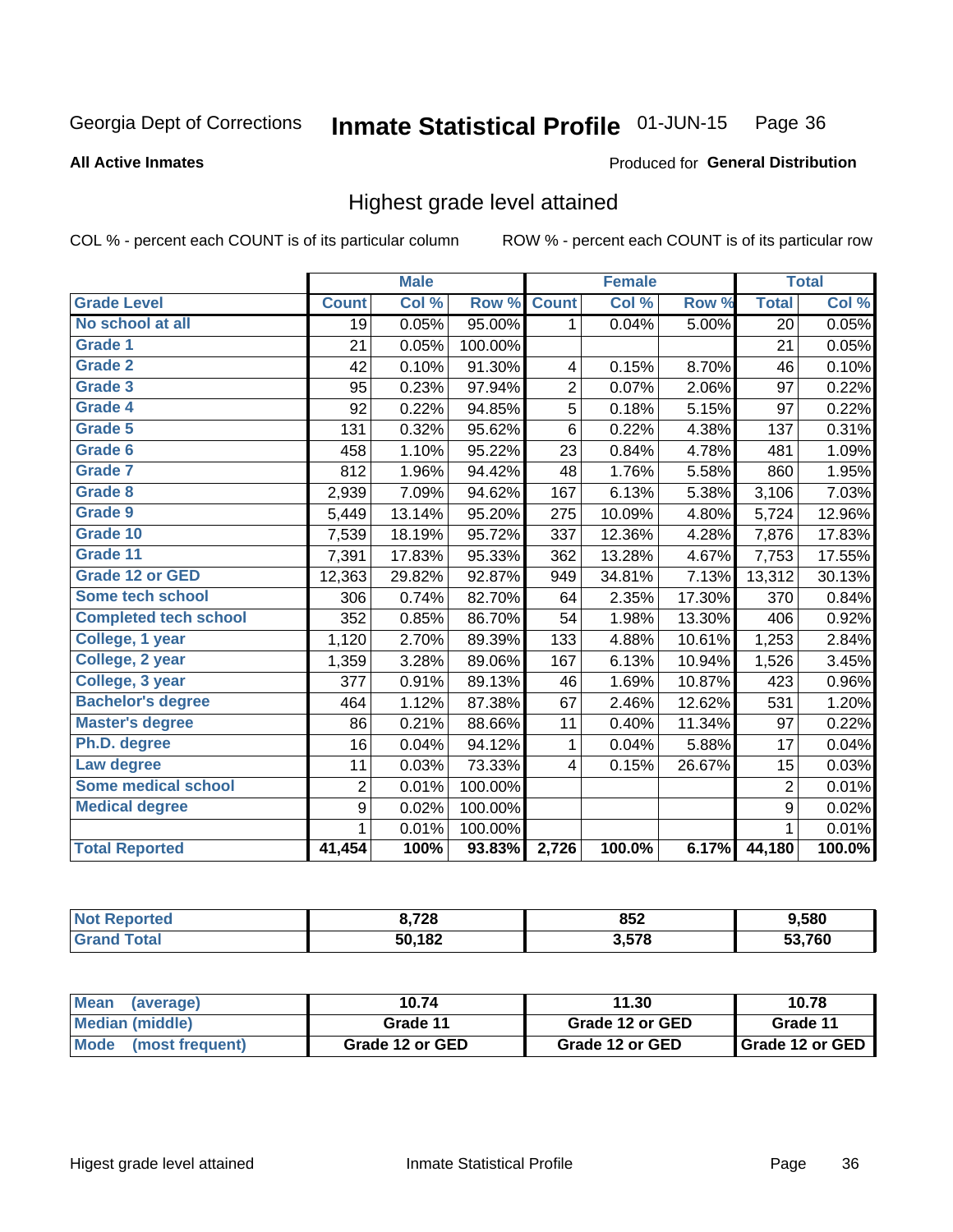Georgia Dept of Corrections **Inmate Statistical Profile** 01-JUN-15

**All Active Inmates**

Produced for **General Distribution**

## Highest grade level attained

COL % - percent each COUNT is of its particular column ROW % - percent each COUNT is of its particular row

| | Male | | | Female | | | Total | |
|---|---|---|---|---|---|---|---|---|
| **Grade Level** | **Count** | **Col %** | **Row %** | **Count** | **Col %** | **Row %** | **Total** | **Col %** |
| No school at all | 19 | 0.05% | 95.00% | 1 | 0.04% | 5.00% | 20 | 0.05% |
| Grade 1 | 21 | 0.05% | 100.00% | | | | 21 | 0.05% |
| Grade 2 | 42 | 0.10% | 91.30% | 4 | 0.15% | 8.70% | 46 | 0.10% |
| Grade 3 | 95 | 0.23% | 97.94% | 2 | 0.07% | 2.06% | 97 | 0.22% |
| Grade 4 | 92 | 0.22% | 94.85% | 5 | 0.18% | 5.15% | 97 | 0.22% |
| Grade 5 | 131 | 0.32% | 95.62% | 6 | 0.22% | 4.38% | 137 | 0.31% |
| Grade 6 | 458 | 1.10% | 95.22% | 23 | 0.84% | 4.78% | 481 | 1.09% |
| Grade 7 | 812 | 1.96% | 94.42% | 48 | 1.76% | 5.58% | 860 | 1.95% |
| Grade 8 | 2,939 | 7.09% | 94.62% | 167 | 6.13% | 5.38% | 3,106 | 7.03% |
| Grade 9 | 5,449 | 13.14% | 95.20% | 275 | 10.09% | 4.80% | 5,724 | 12.96% |
| Grade 10 | 7,539 | 18.19% | 95.72% | 337 | 12.36% | 4.28% | 7,876 | 17.83% |
| Grade 11 | 7,391 | 17.83% | 95.33% | 362 | 13.28% | 4.67% | 7,753 | 17.55% |
| Grade 12 or GED | 12,363 | 29.82% | 92.87% | 949 | 34.81% | 7.13% | 13,312 | 30.13% |
| Some tech school | 306 | 0.74% | 82.70% | 64 | 2.35% | 17.30% | 370 | 0.84% |
| Completed tech school | 352 | 0.85% | 86.70% | 54 | 1.98% | 13.30% | 406 | 0.92% |
| College, 1 year | 1,120 | 2.70% | 89.39% | 133 | 4.88% | 10.61% | 1,253 | 2.84% |
| College, 2 year | 1,359 | 3.28% | 89.06% | 167 | 6.13% | 10.94% | 1,526 | 3.45% |
| College, 3 year | 377 | 0.91% | 89.13% | 46 | 1.69% | 10.87% | 423 | 0.96% |
| Bachelor's degree | 464 | 1.12% | 87.38% | 67 | 2.46% | 12.62% | 531 | 1.20% |
| Master's degree | 86 | 0.21% | 88.66% | 11 | 0.40% | 11.34% | 97 | 0.22% |
| Ph.D. degree | 16 | 0.04% | 94.12% | 1 | 0.04% | 5.88% | 17 | 0.04% |
| Law degree | 11 | 0.03% | 73.33% | 4 | 0.15% | 26.67% | 15 | 0.03% |
| Some medical school | 2 | 0.01% | 100.00% | | | | 2 | 0.01% |
| Medical degree | 9 | 0.02% | 100.00% | | | | 9 | 0.02% |
| | 1 | 0.01% | 100.00% | | | | 1 | 0.01% |
| **Total Reported** | **41,454** | **100%** | **93.83%** | **2,726** | **100.0%** | **6.17%** | **44,180** | **100.0%** |

| | Male | Female | Total |
|---|---|---|---|
| Not Reported | **8,728** | **852** | **9,580** |
| Grand Total | **50,182** | **3,578** | **53,760** |

| | Male | Female | Total |
|---|---|---|---|
| Mean (average) | **10.74** | **11.30** | **10.78** |
| Median (middle) | **Grade 11** | **Grade 12 or GED** | **Grade 11** |
| Mode (most frequent) | **Grade 12 or GED** | **Grade 12 or GED** | **Grade 12 or GED** |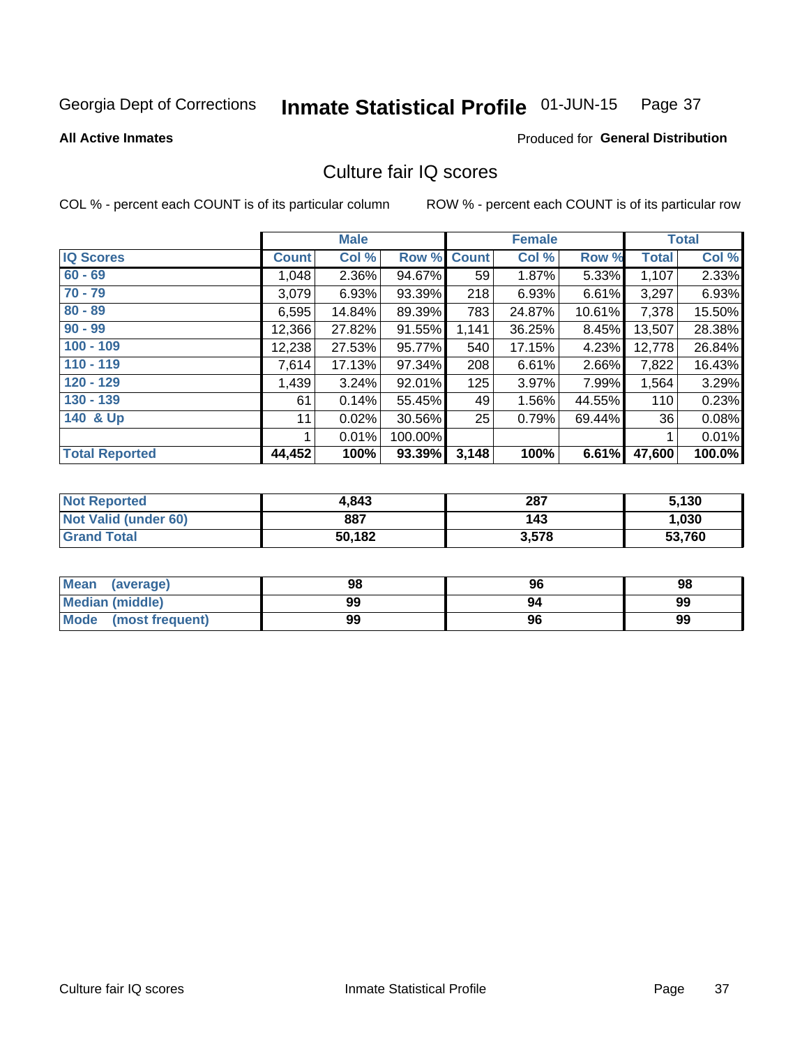Georgia Dept of Corrections **Inmate Statistical Profile** 01-JUN-15

**All Active Inmates**

Produced for **General Distribution**

## Culture fair IQ scores

COL % - percent each COUNT is of its particular column    ROW % - percent each COUNT is of its particular row

| | Male | | | Female | | | Total | |
|---|---|---|---|---|---|---|---|---|
| **IQ Scores** | **Count** | **Col %** | **Row %** | **Count** | **Col %** | **Row %** | **Total** | **Col %** |
| 60 - 69 | 1,048 | 2.36% | 94.67% | 59 | 1.87% | 5.33% | 1,107 | 2.33% |
| 70 - 79 | 3,079 | 6.93% | 93.39% | 218 | 6.93% | 6.61% | 3,297 | 6.93% |
| 80 - 89 | 6,595 | 14.84% | 89.39% | 783 | 24.87% | 10.61% | 7,378 | 15.50% |
| 90 - 99 | 12,366 | 27.82% | 91.55% | 1,141 | 36.25% | 8.45% | 13,507 | 28.38% |
| 100 - 109 | 12,238 | 27.53% | 95.77% | 540 | 17.15% | 4.23% | 12,778 | 26.84% |
| 110 - 119 | 7,614 | 17.13% | 97.34% | 208 | 6.61% | 2.66% | 7,822 | 16.43% |
| 120 - 129 | 1,439 | 3.24% | 92.01% | 125 | 3.97% | 7.99% | 1,564 | 3.29% |
| 130 - 139 | 61 | 0.14% | 55.45% | 49 | 1.56% | 44.55% | 110 | 0.23% |
| 140 & Up | 11 | 0.02% | 30.56% | 25 | 0.79% | 69.44% | 36 | 0.08% |
| | 1 | 0.01% | 100.00% | | | | 1 | 0.01% |
| **Total Reported** | **44,452** | **100%** | **93.39%** | **3,148** | **100%** | **6.61%** | **47,600** | **100.0%** |

| | Male | Female | Total |
|---|---|---|---|
| **Not Reported** | **4,843** | **287** | **5,130** |
| **Not Valid (under 60)** | **887** | **143** | **1,030** |
| **Grand Total** | **50,182** | **3,578** | **53,760** |

| | Male | Female | Total |
|---|---|---|---|
| **Mean (average)** | **98** | **96** | **98** |
| **Median (middle)** | **99** | **94** | **99** |
| **Mode (most frequent)** | **99** | **96** | **99** |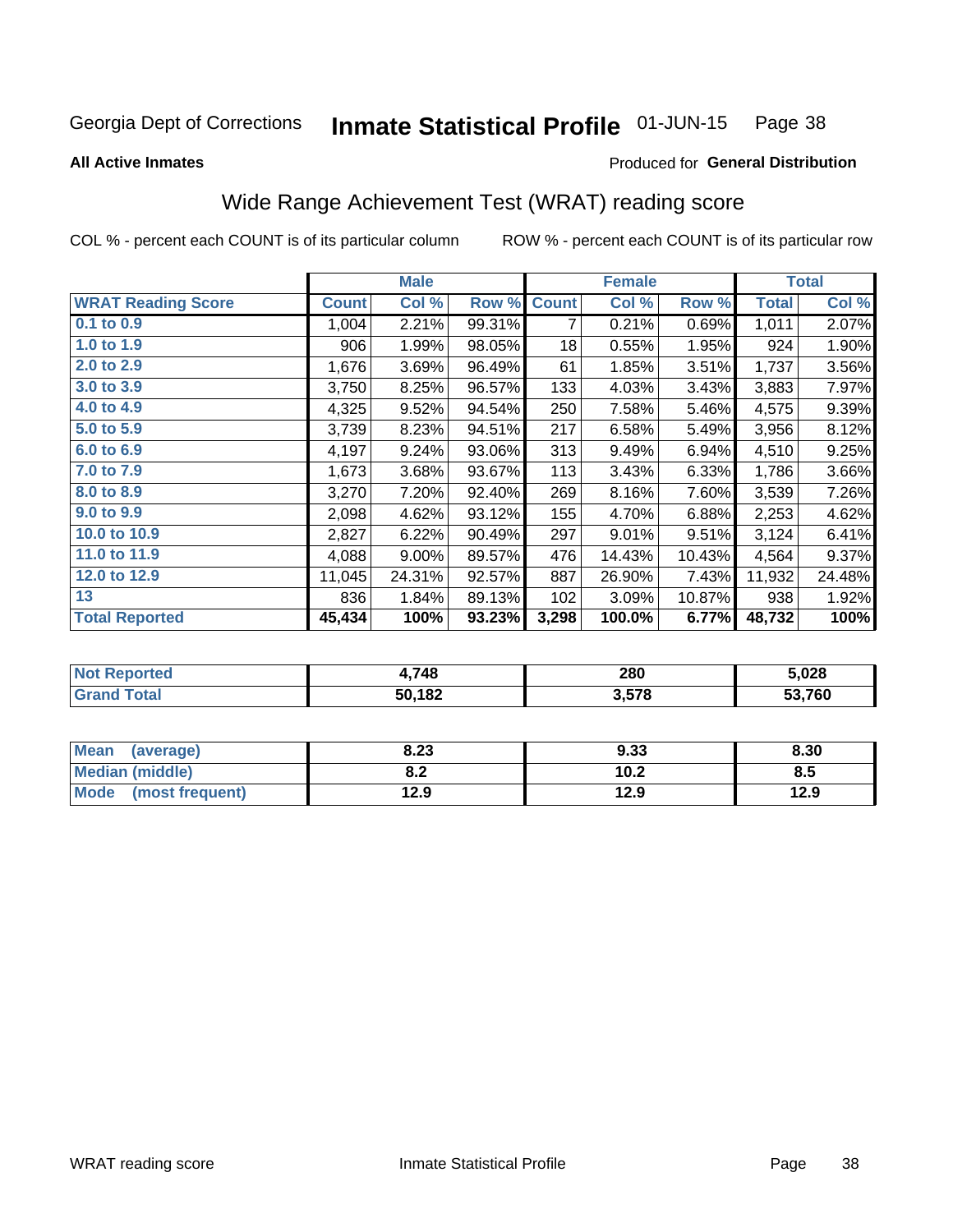Georgia Dept of Corrections **Inmate Statistical Profile** 01-JUN-15

**All Active Inmates** Produced for **General Distribution**

## Wide Range Achievement Test (WRAT) reading score

COL % - percent each COUNT is of its particular column ROW % - percent each COUNT is of its particular row

| | Male | | | Female | | | Total | |
|---|---|---|---|---|---|---|---|---|
| **WRAT Reading Score** | **Count** | **Col %** | **Row %** | **Count** | **Col %** | **Row %** | **Total** | **Col %** |
| 0.1 to 0.9 | 1,004 | 2.21% | 99.31% | 7 | 0.21% | 0.69% | 1,011 | 2.07% |
| 1.0 to 1.9 | 906 | 1.99% | 98.05% | 18 | 0.55% | 1.95% | 924 | 1.90% |
| 2.0 to 2.9 | 1,676 | 3.69% | 96.49% | 61 | 1.85% | 3.51% | 1,737 | 3.56% |
| 3.0 to 3.9 | 3,750 | 8.25% | 96.57% | 133 | 4.03% | 3.43% | 3,883 | 7.97% |
| 4.0 to 4.9 | 4,325 | 9.52% | 94.54% | 250 | 7.58% | 5.46% | 4,575 | 9.39% |
| 5.0 to 5.9 | 3,739 | 8.23% | 94.51% | 217 | 6.58% | 5.49% | 3,956 | 8.12% |
| 6.0 to 6.9 | 4,197 | 9.24% | 93.06% | 313 | 9.49% | 6.94% | 4,510 | 9.25% |
| 7.0 to 7.9 | 1,673 | 3.68% | 93.67% | 113 | 3.43% | 6.33% | 1,786 | 3.66% |
| 8.0 to 8.9 | 3,270 | 7.20% | 92.40% | 269 | 8.16% | 7.60% | 3,539 | 7.26% |
| 9.0 to 9.9 | 2,098 | 4.62% | 93.12% | 155 | 4.70% | 6.88% | 2,253 | 4.62% |
| 10.0 to 10.9 | 2,827 | 6.22% | 90.49% | 297 | 9.01% | 9.51% | 3,124 | 6.41% |
| 11.0 to 11.9 | 4,088 | 9.00% | 89.57% | 476 | 14.43% | 10.43% | 4,564 | 9.37% |
| 12.0 to 12.9 | 11,045 | 24.31% | 92.57% | 887 | 26.90% | 7.43% | 11,932 | 24.48% |
| 13 | 836 | 1.84% | 89.13% | 102 | 3.09% | 10.87% | 938 | 1.92% |
| **Total Reported** | **45,434** | **100%** | **93.23%** | **3,298** | **100.0%** | **6.77%** | **48,732** | **100%** |

| | Male | Female | Total |
|---|---|---|---|
| Not Reported | 4,748 | 280 | 5,028 |
| Grand Total | 50,182 | 3,578 | 53,760 |

| | Male | Female | Total |
|---|---|---|---|
| Mean (average) | 8.23 | 9.33 | 8.30 |
| Median (middle) | 8.2 | 10.2 | 8.5 |
| Mode (most frequent) | 12.9 | 12.9 | 12.9 |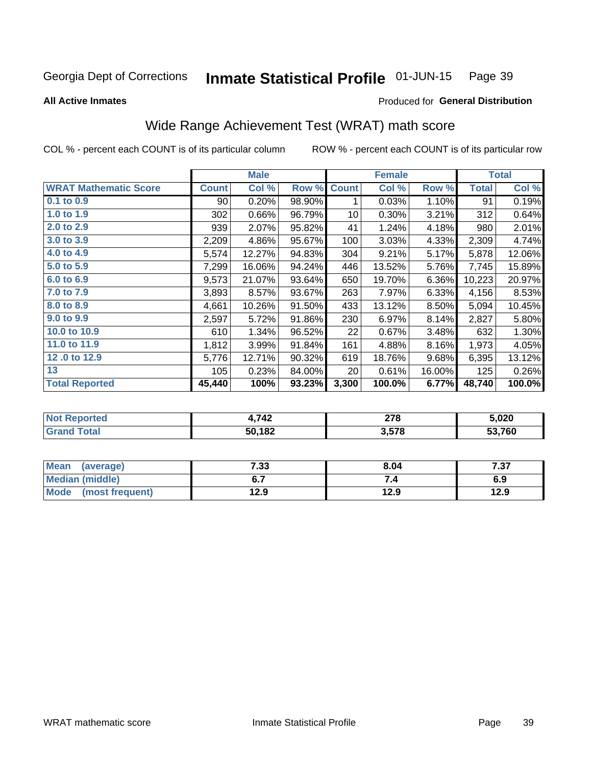Georgia Dept of Corrections **Inmate Statistical Profile** 01-JUN-15

**All Active Inmates**

Produced for **General Distribution**

## Wide Range Achievement Test (WRAT) math score

COL % - percent each COUNT is of its particular column ROW % - percent each COUNT is of its particular row

| | Male | | | Female | | | Total | |
|---|---|---|---|---|---|---|---|---|
| **WRAT Mathematic Score** | **Count** | **Col %** | **Row %** | **Count** | **Col %** | **Row %** | **Total** | **Col %** |
| **0.1 to 0.9** | 90 | 0.20% | 98.90% | 1 | 0.03% | 1.10% | 91 | 0.19% |
| **1.0 to 1.9** | 302 | 0.66% | 96.79% | 10 | 0.30% | 3.21% | 312 | 0.64% |
| **2.0 to 2.9** | 939 | 2.07% | 95.82% | 41 | 1.24% | 4.18% | 980 | 2.01% |
| **3.0 to 3.9** | 2,209 | 4.86% | 95.67% | 100 | 3.03% | 4.33% | 2,309 | 4.74% |
| **4.0 to 4.9** | 5,574 | 12.27% | 94.83% | 304 | 9.21% | 5.17% | 5,878 | 12.06% |
| **5.0 to 5.9** | 7,299 | 16.06% | 94.24% | 446 | 13.52% | 5.76% | 7,745 | 15.89% |
| **6.0 to 6.9** | 9,573 | 21.07% | 93.64% | 650 | 19.70% | 6.36% | 10,223 | 20.97% |
| **7.0 to 7.9** | 3,893 | 8.57% | 93.67% | 263 | 7.97% | 6.33% | 4,156 | 8.53% |
| **8.0 to 8.9** | 4,661 | 10.26% | 91.50% | 433 | 13.12% | 8.50% | 5,094 | 10.45% |
| **9.0 to 9.9** | 2,597 | 5.72% | 91.86% | 230 | 6.97% | 8.14% | 2,827 | 5.80% |
| **10.0 to 10.9** | 610 | 1.34% | 96.52% | 22 | 0.67% | 3.48% | 632 | 1.30% |
| **11.0 to 11.9** | 1,812 | 3.99% | 91.84% | 161 | 4.88% | 8.16% | 1,973 | 4.05% |
| **12 .0 to 12.9** | 5,776 | 12.71% | 90.32% | 619 | 18.76% | 9.68% | 6,395 | 13.12% |
| **13** | 105 | 0.23% | 84.00% | 20 | 0.61% | 16.00% | 125 | 0.26% |
| **Total Reported** | **45,440** | **100%** | **93.23%** | **3,300** | **100.0%** | **6.77%** | **48,740** | **100.0%** |

| | Male | Female | Total |
|---|---|---|---|
| **Not Reported** | **4,742** | **278** | **5,020** |
| **Grand Total** | **50,182** | **3,578** | **53,760** |

| | Male | Female | Total |
|---|---|---|---|
| **Mean (average)** | **7.33** | **8.04** | **7.37** |
| **Median (middle)** | **6.7** | **7.4** | **6.9** |
| **Mode (most frequent)** | **12.9** | **12.9** | **12.9** |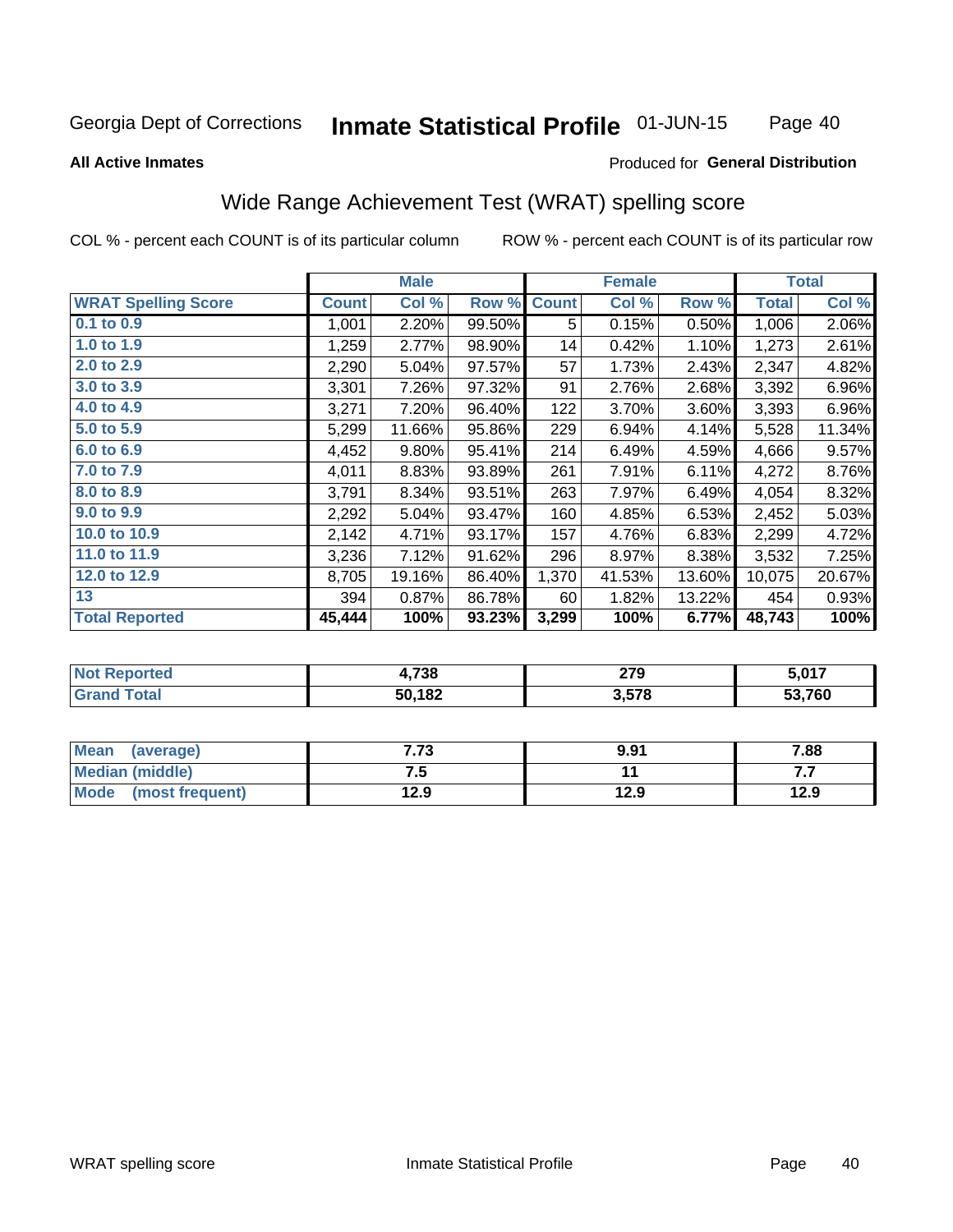Georgia Dept of Corrections **Inmate Statistical Profile** 01-JUN-15

**All Active Inmates** Produced for **General Distribution**

## Wide Range Achievement Test (WRAT) spelling score

COL % - percent each COUNT is of its particular column ROW % - percent each COUNT is of its particular row

| | Male | | | Female | | | Total | |
|---|---|---|---|---|---|---|---|---|
| **WRAT Spelling Score** | **Count** | **Col %** | **Row %** | **Count** | **Col %** | **Row %** | **Total** | **Col %** |
| **0.1 to 0.9** | 1,001 | 2.20% | 99.50% | 5 | 0.15% | 0.50% | 1,006 | 2.06% |
| **1.0 to 1.9** | 1,259 | 2.77% | 98.90% | 14 | 0.42% | 1.10% | 1,273 | 2.61% |
| **2.0 to 2.9** | 2,290 | 5.04% | 97.57% | 57 | 1.73% | 2.43% | 2,347 | 4.82% |
| **3.0 to 3.9** | 3,301 | 7.26% | 97.32% | 91 | 2.76% | 2.68% | 3,392 | 6.96% |
| **4.0 to 4.9** | 3,271 | 7.20% | 96.40% | 122 | 3.70% | 3.60% | 3,393 | 6.96% |
| **5.0 to 5.9** | 5,299 | 11.66% | 95.86% | 229 | 6.94% | 4.14% | 5,528 | 11.34% |
| **6.0 to 6.9** | 4,452 | 9.80% | 95.41% | 214 | 6.49% | 4.59% | 4,666 | 9.57% |
| **7.0 to 7.9** | 4,011 | 8.83% | 93.89% | 261 | 7.91% | 6.11% | 4,272 | 8.76% |
| **8.0 to 8.9** | 3,791 | 8.34% | 93.51% | 263 | 7.97% | 6.49% | 4,054 | 8.32% |
| **9.0 to 9.9** | 2,292 | 5.04% | 93.47% | 160 | 4.85% | 6.53% | 2,452 | 5.03% |
| **10.0 to 10.9** | 2,142 | 4.71% | 93.17% | 157 | 4.76% | 6.83% | 2,299 | 4.72% |
| **11.0 to 11.9** | 3,236 | 7.12% | 91.62% | 296 | 8.97% | 8.38% | 3,532 | 7.25% |
| **12.0 to 12.9** | 8,705 | 19.16% | 86.40% | 1,370 | 41.53% | 13.60% | 10,075 | 20.67% |
| **13** | 394 | 0.87% | 86.78% | 60 | 1.82% | 13.22% | 454 | 0.93% |
| **Total Reported** | **45,444** | **100%** | **93.23%** | **3,299** | **100%** | **6.77%** | **48,743** | **100%** |

| | Male | Female | Total |
|---|---|---|---|
| **Not Reported** | **4,738** | **279** | **5,017** |
| **Grand Total** | **50,182** | **3,578** | **53,760** |

| | Male | Female | Total |
|---|---|---|---|
| **Mean (average)** | **7.73** | **9.91** | **7.88** |
| **Median (middle)** | **7.5** | **11** | **7.7** |
| **Mode (most frequent)** | **12.9** | **12.9** | **12.9** |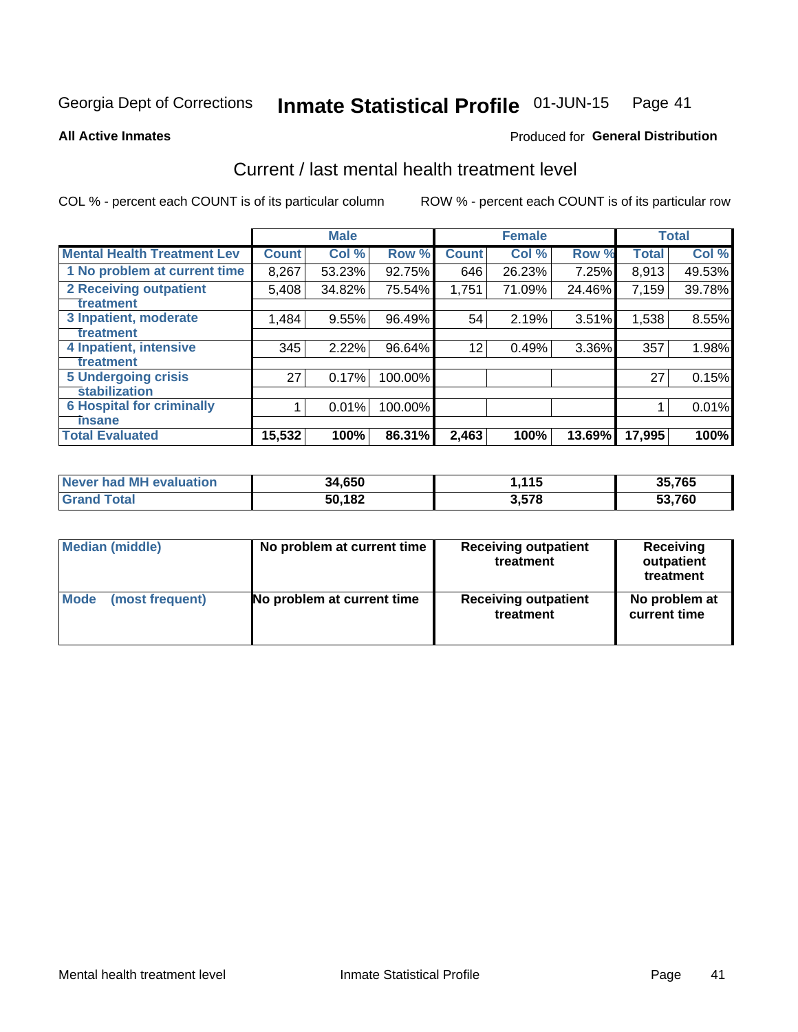Georgia Dept of Corrections **Inmate Statistical Profile** 01-JUN-15

**All Active Inmates**

Produced for **General Distribution**

## Current / last mental health treatment level

COL % - percent each COUNT is of its particular column

ROW % - percent each COUNT is of its particular row

| | Male | | | Female | | | Total | |
|---|---|---|---|---|---|---|---|---|
| **Mental Health Treatment Lev** | **Count** | **Col %** | **Row %** | **Count** | **Col %** | **Row %** | **Total** | **Col %** |
| 1 No problem at current time | 8,267 | 53.23% | 92.75% | 646 | 26.23% | 7.25% | 8,913 | 49.53% |
| 2 Receiving outpatient treatment | 5,408 | 34.82% | 75.54% | 1,751 | 71.09% | 24.46% | 7,159 | 39.78% |
| 3 Inpatient, moderate treatment | 1,484 | 9.55% | 96.49% | 54 | 2.19% | 3.51% | 1,538 | 8.55% |
| 4 Inpatient, intensive treatment | 345 | 2.22% | 96.64% | 12 | 0.49% | 3.36% | 357 | 1.98% |
| 5 Undergoing crisis stabilization | 27 | 0.17% | 100.00% | | | | 27 | 0.15% |
| 6 Hospital for criminally insane | 1 | 0.01% | 100.00% | | | | 1 | 0.01% |
| **Total Evaluated** | **15,532** | **100%** | **86.31%** | **2,463** | **100%** | **13.69%** | **17,995** | **100%** |

| | Male | Female | Total |
|---|---|---|---|
| Never had MH evaluation | 34,650 | 1,115 | 35,765 |
| Grand Total | 50,182 | 3,578 | 53,760 |

| | Male | Female | Total |
|---|---|---|---|
| Median (middle) | No problem at current time | Receiving outpatient treatment | Receiving outpatient treatment |
| Mode (most frequent) | No problem at current time | Receiving outpatient treatment | No problem at current time |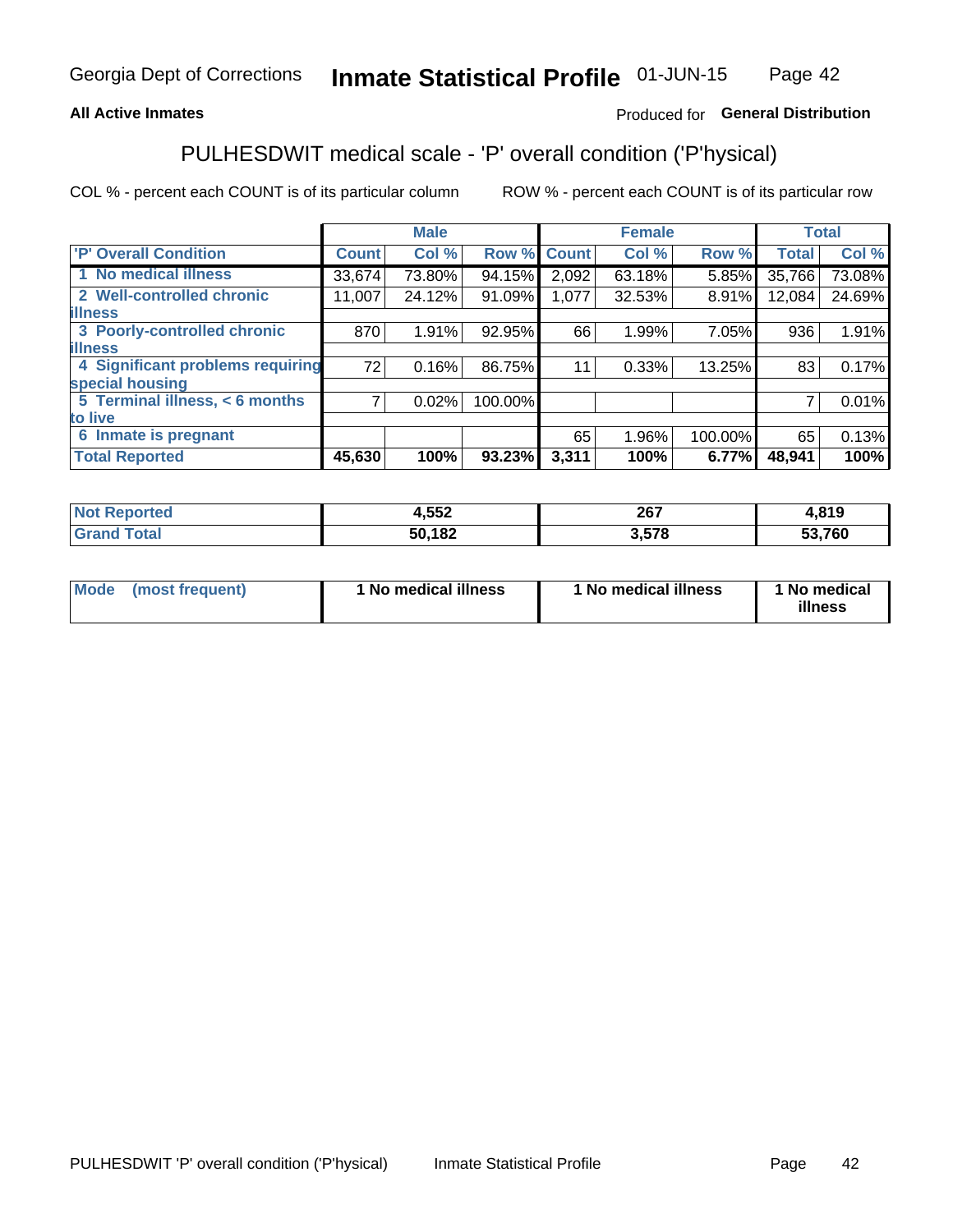**All Active Inmates** — Produced for **General Distribution**

## PULHESDWIT medical scale - 'P' overall condition ('P'hysical)

COL % - percent each COUNT is of its particular column ROW % - percent each COUNT is of its particular row

| 'P' Overall Condition | Male | | | Female | | | Total | |
|---|---|---|---|---|---|---|---|---|
| | Count | Col % | Row % | Count | Col % | Row % | Total | Col % |
| 1 No medical illness | 33,674 | 73.80% | 94.15% | 2,092 | 63.18% | 5.85% | 35,766 | 73.08% |
| 2 Well-controlled chronic illness | 11,007 | 24.12% | 91.09% | 1,077 | 32.53% | 8.91% | 12,084 | 24.69% |
| 3 Poorly-controlled chronic illness | 870 | 1.91% | 92.95% | 66 | 1.99% | 7.05% | 936 | 1.91% |
| 4 Significant problems requiring special housing | 72 | 0.16% | 86.75% | 11 | 0.33% | 13.25% | 83 | 0.17% |
| 5 Terminal illness, < 6 months to live | 7 | 0.02% | 100.00% | | | | 7 | 0.01% |
| 6 Inmate is pregnant | | | | 65 | 1.96% | 100.00% | 65 | 0.13% |
| **Total Reported** | **45,630** | **100%** | **93.23%** | **3,311** | **100%** | **6.77%** | **48,941** | **100%** |

| | Male | Female | Total |
|---|---|---|---|
| Not Reported | 4,552 | 267 | 4,819 |
| Grand Total | 50,182 | 3,578 | 53,760 |

| | Male | Female | Total |
|---|---|---|---|
| Mode (most frequent) | 1 No medical illness | 1 No medical illness | 1 No medical illness |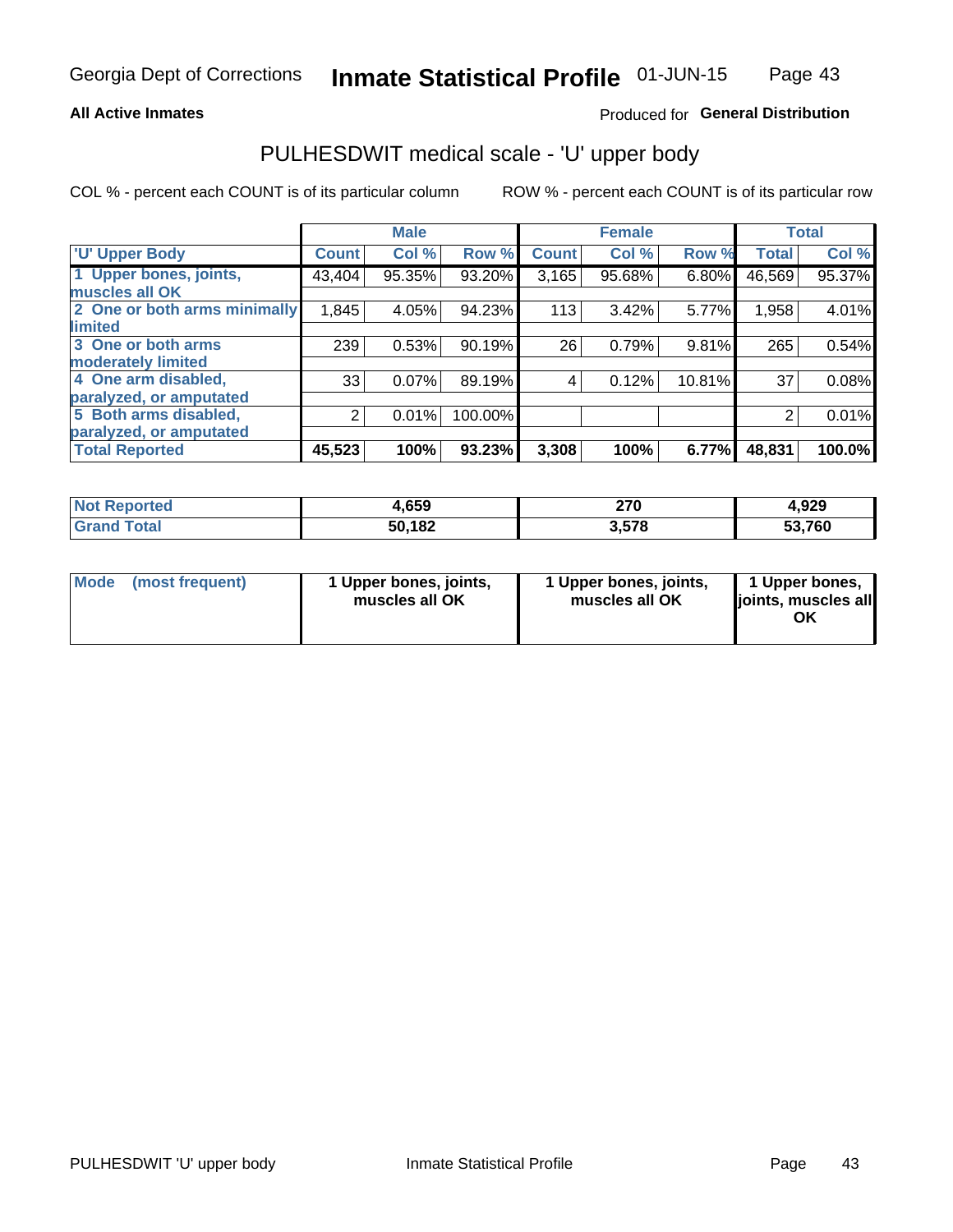Georgia Dept of Corrections **Inmate Statistical Profile** 01-JUN-15

**All Active Inmates**

Produced for **General Distribution**

## PULHESDWIT medical scale - 'U' upper body

COL % - percent each COUNT is of its particular column

ROW % - percent each COUNT is of its particular row

| | Male | | | Female | | | Total | |
|---|---|---|---|---|---|---|---|---|
| **'U' Upper Body** | **Count** | **Col %** | **Row %** | **Count** | **Col %** | **Row %** | **Total** | **Col %** |
| **1 Upper bones, joints, muscles all OK** | 43,404 | 95.35% | 93.20% | 3,165 | 95.68% | 6.80% | 46,569 | 95.37% |
| **2 One or both arms minimally limited** | 1,845 | 4.05% | 94.23% | 113 | 3.42% | 5.77% | 1,958 | 4.01% |
| **3 One or both arms moderately limited** | 239 | 0.53% | 90.19% | 26 | 0.79% | 9.81% | 265 | 0.54% |
| **4 One arm disabled, paralyzed, or amputated** | 33 | 0.07% | 89.19% | 4 | 0.12% | 10.81% | 37 | 0.08% |
| **5 Both arms disabled, paralyzed, or amputated** | 2 | 0.01% | 100.00% | | | | 2 | 0.01% |
| **Total Reported** | **45,523** | **100%** | **93.23%** | **3,308** | **100%** | **6.77%** | **48,831** | **100.0%** |

| | Male | Female | Total |
|---|---|---|---|
| **Not Reported** | **4,659** | **270** | **4,929** |
| **Grand Total** | **50,182** | **3,578** | **53,760** |

| | Male | Female | Total |
|---|---|---|---|
| **Mode (most frequent)** | **1 Upper bones, joints, muscles all OK** | **1 Upper bones, joints, muscles all OK** | **1 Upper bones, joints, muscles all OK** |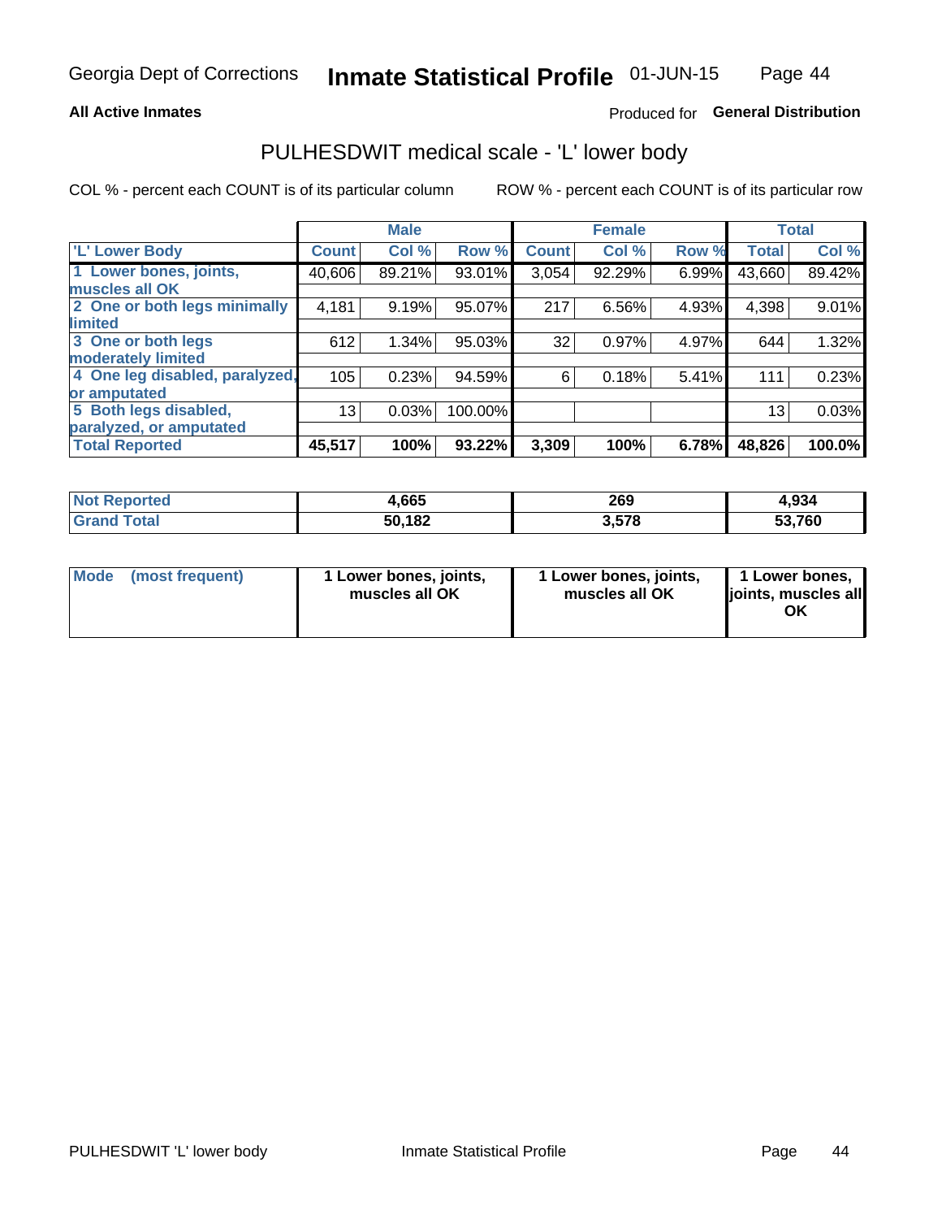Georgia Dept of Corrections **Inmate Statistical Profile** 01-JUN-15

**All Active Inmates**

Produced for **General Distribution**

## PULHESDWIT medical scale - 'L' lower body

COL % - percent each COUNT is of its particular column

ROW % - percent each COUNT is of its particular row

| | Male | | | Female | | | Total | |
|---|---|---|---|---|---|---|---|---|
| 'L' Lower Body | Count | Col % | Row % | Count | Col % | Row % | Total | Col % |
| 1 Lower bones, joints, muscles all OK | 40,606 | 89.21% | 93.01% | 3,054 | 92.29% | 6.99% | 43,660 | 89.42% |
| 2 One or both legs minimally limited | 4,181 | 9.19% | 95.07% | 217 | 6.56% | 4.93% | 4,398 | 9.01% |
| 3 One or both legs moderately limited | 612 | 1.34% | 95.03% | 32 | 0.97% | 4.97% | 644 | 1.32% |
| 4 One leg disabled, paralyzed, or amputated | 105 | 0.23% | 94.59% | 6 | 0.18% | 5.41% | 111 | 0.23% |
| 5 Both legs disabled, paralyzed, or amputated | 13 | 0.03% | 100.00% | | | | 13 | 0.03% |
| **Total Reported** | **45,517** | **100%** | **93.22%** | **3,309** | **100%** | **6.78%** | **48,826** | **100.0%** |

| | Male | Female | Total |
|---|---|---|---|
| **Not Reported** | **4,665** | **269** | **4,934** |
| **Grand Total** | **50,182** | **3,578** | **53,760** |

| | Male | Female | Total |
|---|---|---|---|
| **Mode (most frequent)** | **1 Lower bones, joints, muscles all OK** | **1 Lower bones, joints, muscles all OK** | **1 Lower bones, joints, muscles all OK** |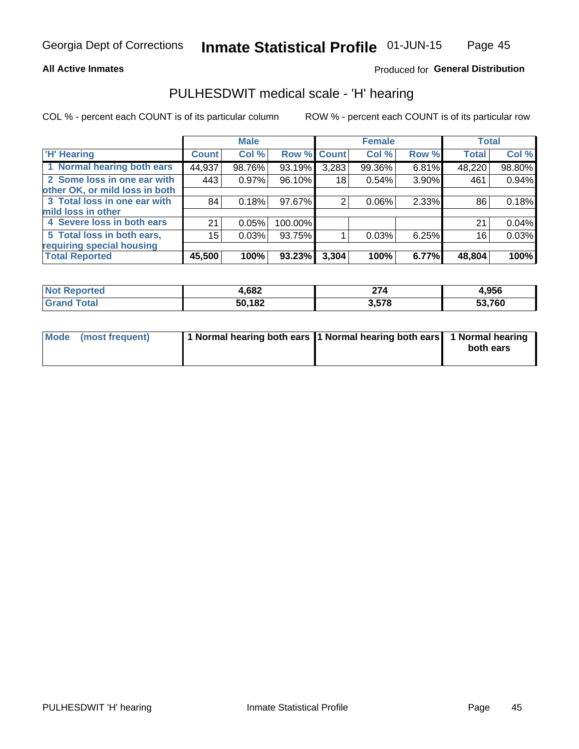Georgia Dept of Corrections **Inmate Statistical Profile** 01-JUN-15

**All Active Inmates**

Produced for **General Distribution**

## PULHESDWIT medical scale - 'H' hearing

COL % - percent each COUNT is of its particular column

ROW % - percent each COUNT is of its particular row

| | Male | | | Female | | | Total | |
|---|---|---|---|---|---|---|---|---|
| 'H' Hearing | Count | Col % | Row % | Count | Col % | Row % | Total | Col % |
| 1 Normal hearing both ears | 44,937 | 98.76% | 93.19% | 3,283 | 99.36% | 6.81% | 48,220 | 98.80% |
| 2 Some loss in one ear with other OK, or mild loss in both | 443 | 0.97% | 96.10% | 18 | 0.54% | 3.90% | 461 | 0.94% |
| 3 Total loss in one ear with mild loss in other | 84 | 0.18% | 97.67% | 2 | 0.06% | 2.33% | 86 | 0.18% |
| 4 Severe loss in both ears | 21 | 0.05% | 100.00% | | | | 21 | 0.04% |
| 5 Total loss in both ears, requiring special housing | 15 | 0.03% | 93.75% | 1 | 0.03% | 6.25% | 16 | 0.03% |
| **Total Reported** | **45,500** | **100%** | **93.23%** | **3,304** | **100%** | **6.77%** | **48,804** | **100%** |

| | Male | Female | Total |
|---|---|---|---|
| Not Reported | 4,682 | 274 | 4,956 |
| Grand Total | 50,182 | 3,578 | 53,760 |

| | Male | Female | Total |
|---|---|---|---|
| Mode (most frequent) | 1 Normal hearing both ears | 1 Normal hearing both ears | 1 Normal hearing both ears |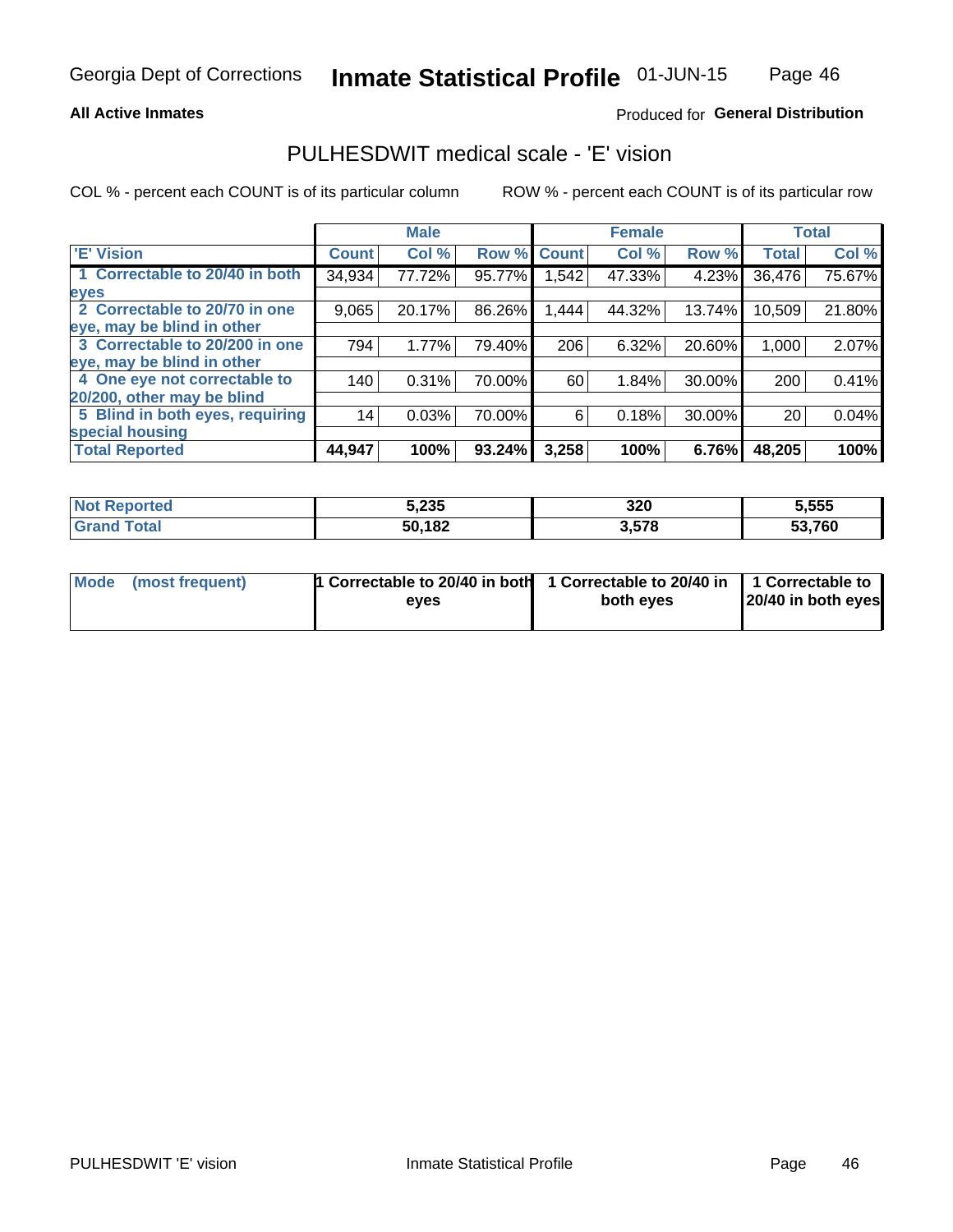Georgia Dept of Corrections **Inmate Statistical Profile** 01-JUN-15

**All Active Inmates**

Produced for **General Distribution**

## PULHESDWIT medical scale - 'E' vision

COL % - percent each COUNT is of its particular column ROW % - percent each COUNT is of its particular row

| | Male | | | Female | | | Total | |
|---|---|---|---|---|---|---|---|---|
| 'E' Vision | Count | Col % | Row % | Count | Col % | Row % | Total | Col % |
| 1 Correctable to 20/40 in both eyes | 34,934 | 77.72% | 95.77% | 1,542 | 47.33% | 4.23% | 36,476 | 75.67% |
| 2 Correctable to 20/70 in one eye, may be blind in other | 9,065 | 20.17% | 86.26% | 1,444 | 44.32% | 13.74% | 10,509 | 21.80% |
| 3 Correctable to 20/200 in one eye, may be blind in other | 794 | 1.77% | 79.40% | 206 | 6.32% | 20.60% | 1,000 | 2.07% |
| 4 One eye not correctable to 20/200, other may be blind | 140 | 0.31% | 70.00% | 60 | 1.84% | 30.00% | 200 | 0.41% |
| 5 Blind in both eyes, requiring special housing | 14 | 0.03% | 70.00% | 6 | 0.18% | 30.00% | 20 | 0.04% |
| **Total Reported** | **44,947** | **100%** | **93.24%** | **3,258** | **100%** | **6.76%** | **48,205** | **100%** |

| | Male | Female | Total |
|---|---|---|---|
| Not Reported | 5,235 | 320 | 5,555 |
| Grand Total | 50,182 | 3,578 | 53,760 |

| | Male | Female | Total |
|---|---|---|---|
| Mode (most frequent) | 1 Correctable to 20/40 in both eyes | 1 Correctable to 20/40 in both eyes | 1 Correctable to 20/40 in both eyes |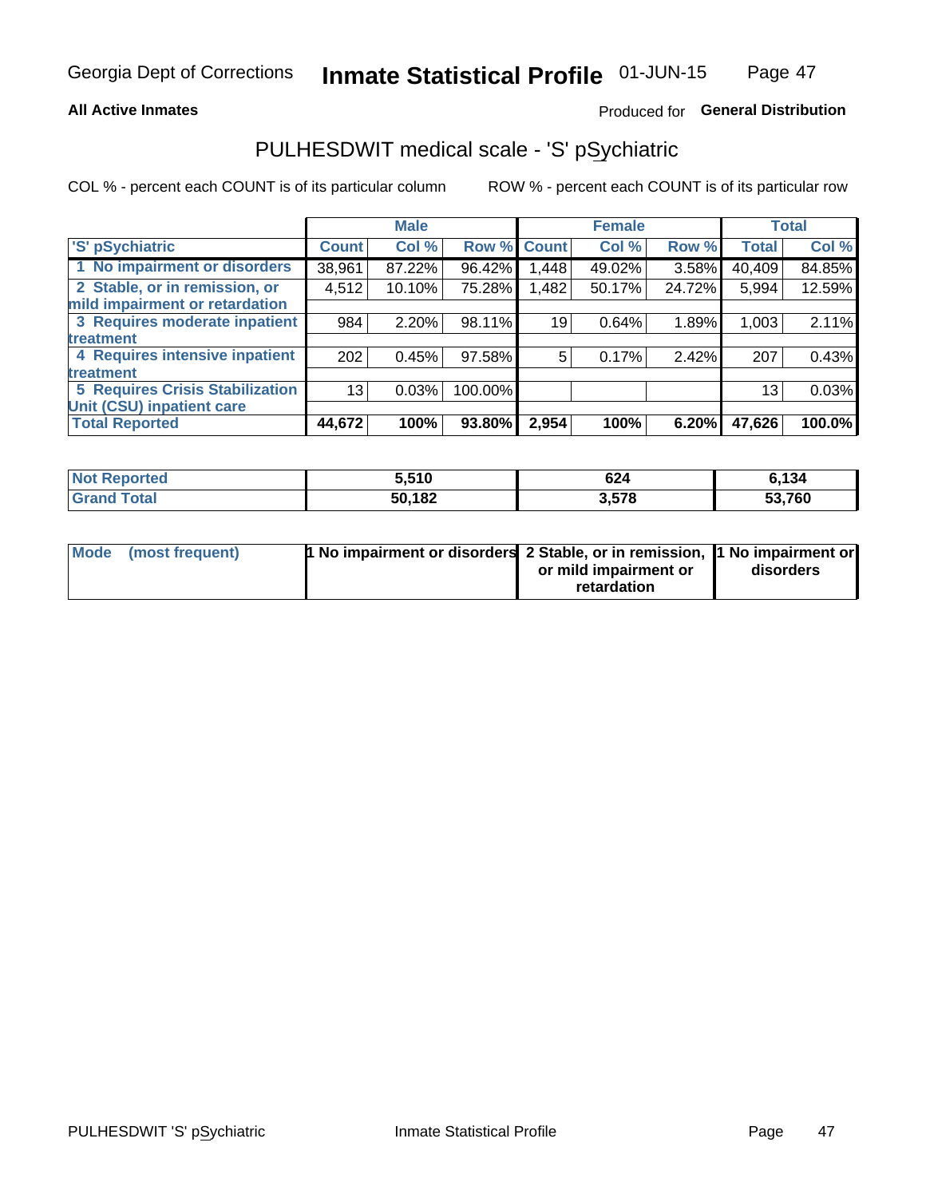**All Active Inmates** Produced for **General Distribution**

# PULHESDWIT medical scale - 'S' pSychiatric

COL % - percent each COUNT is of its particular column ROW % - percent each COUNT is of its particular row

| | Male | | | Female | | | Total | |
|---|---|---|---|---|---|---|---|---|
| 'S' pSychiatric | Count | Col % | Row % | Count | Col % | Row % | Total | Col % |
| 1 No impairment or disorders | 38,961 | 87.22% | 96.42% | 1,448 | 49.02% | 3.58% | 40,409 | 84.85% |
| 2 Stable, or in remission, or mild impairment or retardation | 4,512 | 10.10% | 75.28% | 1,482 | 50.17% | 24.72% | 5,994 | 12.59% |
| 3 Requires moderate inpatient treatment | 984 | 2.20% | 98.11% | 19 | 0.64% | 1.89% | 1,003 | 2.11% |
| 4 Requires intensive inpatient treatment | 202 | 0.45% | 97.58% | 5 | 0.17% | 2.42% | 207 | 0.43% |
| 5 Requires Crisis Stabilization Unit (CSU) inpatient care | 13 | 0.03% | 100.00% | | | | 13 | 0.03% |
| **Total Reported** | **44,672** | **100%** | **93.80%** | **2,954** | **100%** | **6.20%** | **47,626** | **100.0%** |

| | Male | Female | Total |
|---|---|---|---|
| Not Reported | 5,510 | 624 | 6,134 |
| Grand Total | 50,182 | 3,578 | 53,760 |

| | Male | Female | Total |
|---|---|---|---|
| Mode (most frequent) | 1 No impairment or disorders | 2 Stable, or in remission, or mild impairment or retardation | 1 No impairment or disorders |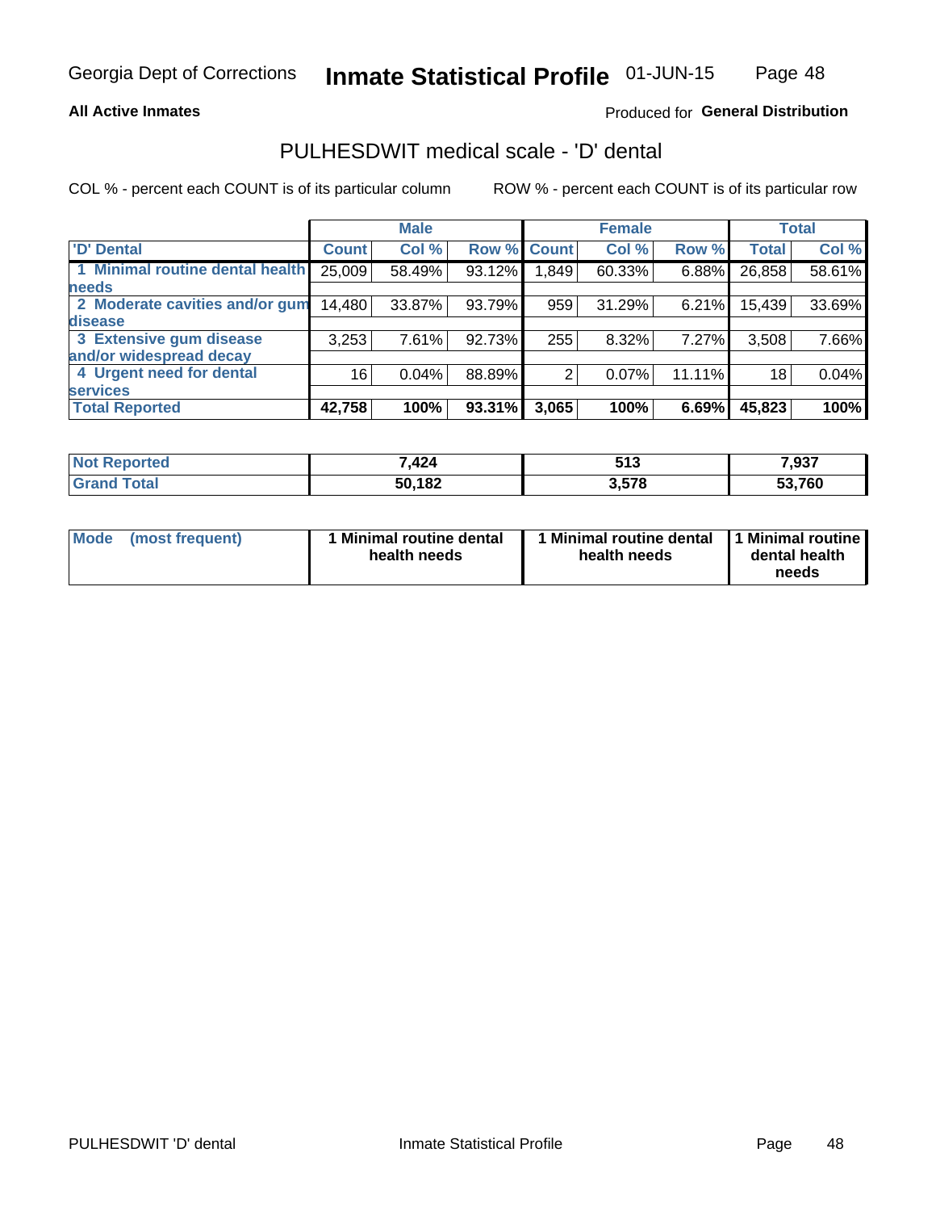Georgia Dept of Corrections **Inmate Statistical Profile** 01-JUN-15

**All Active Inmates**

Produced for **General Distribution**

## PULHESDWIT medical scale - 'D' dental

COL % - percent each COUNT is of its particular column

ROW % - percent each COUNT is of its particular row

| | Male | | | Female | | | Total | |
|---|---|---|---|---|---|---|---|---|
| 'D' Dental | Count | Col % | Row % | Count | Col % | Row % | Total | Col % |
| 1 Minimal routine dental health needs | 25,009 | 58.49% | 93.12% | 1,849 | 60.33% | 6.88% | 26,858 | 58.61% |
| 2 Moderate cavities and/or gum disease | 14,480 | 33.87% | 93.79% | 959 | 31.29% | 6.21% | 15,439 | 33.69% |
| 3 Extensive gum disease and/or widespread decay | 3,253 | 7.61% | 92.73% | 255 | 8.32% | 7.27% | 3,508 | 7.66% |
| 4 Urgent need for dental services | 16 | 0.04% | 88.89% | 2 | 0.07% | 11.11% | 18 | 0.04% |
| **Total Reported** | **42,758** | **100%** | **93.31%** | **3,065** | **100%** | **6.69%** | **45,823** | **100%** |

| | Male | Female | Total |
|---|---|---|---|
| Not Reported | 7,424 | 513 | 7,937 |
| Grand Total | 50,182 | 3,578 | 53,760 |

| | Male | Female | Total |
|---|---|---|---|
| Mode (most frequent) | 1 Minimal routine dental health needs | 1 Minimal routine dental health needs | 1 Minimal routine dental health needs |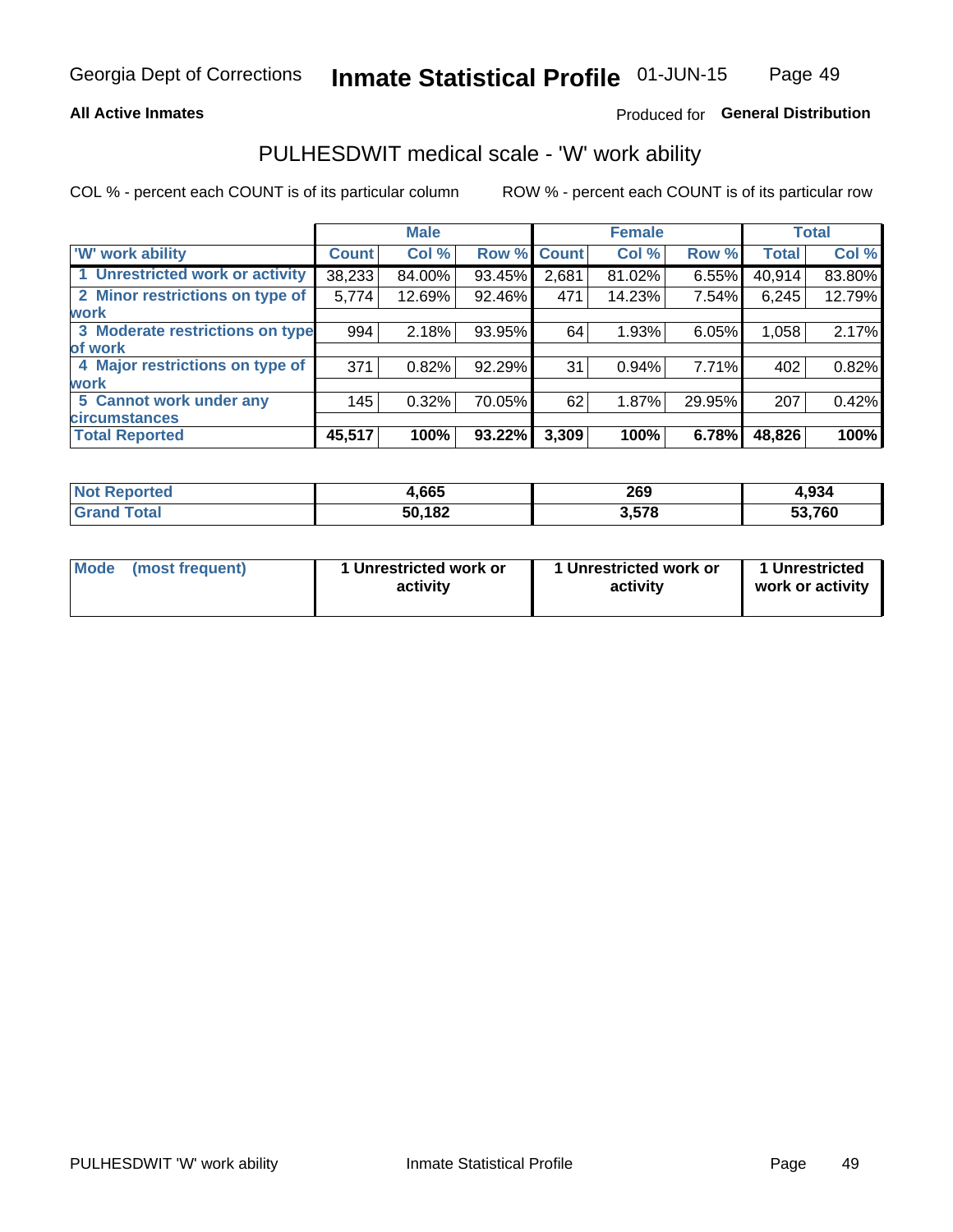Georgia Dept of Corrections **Inmate Statistical Profile** 01-JUN-15

**All Active Inmates**

Produced for **General Distribution**

## PULHESDWIT medical scale - 'W' work ability

COL % - percent each COUNT is of its particular column

ROW % - percent each COUNT is of its particular row

| | Male | | | Female | | | Total | |
|---|---|---|---|---|---|---|---|---|
| 'W' work ability | Count | Col % | Row % | Count | Col % | Row % | Total | Col % |
| 1 Unrestricted work or activity | 38,233 | 84.00% | 93.45% | 2,681 | 81.02% | 6.55% | 40,914 | 83.80% |
| 2 Minor restrictions on type of work | 5,774 | 12.69% | 92.46% | 471 | 14.23% | 7.54% | 6,245 | 12.79% |
| 3 Moderate restrictions on type of work | 994 | 2.18% | 93.95% | 64 | 1.93% | 6.05% | 1,058 | 2.17% |
| 4 Major restrictions on type of work | 371 | 0.82% | 92.29% | 31 | 0.94% | 7.71% | 402 | 0.82% |
| 5 Cannot work under any circumstances | 145 | 0.32% | 70.05% | 62 | 1.87% | 29.95% | 207 | 0.42% |
| **Total Reported** | **45,517** | **100%** | **93.22%** | **3,309** | **100%** | **6.78%** | **48,826** | **100%** |

| | Male | Female | Total |
|---|---|---|---|
| Not Reported | 4,665 | 269 | 4,934 |
| Grand Total | 50,182 | 3,578 | 53,760 |

| | Male | Female | Total |
|---|---|---|---|
| Mode (most frequent) | 1 Unrestricted work or activity | 1 Unrestricted work or activity | 1 Unrestricted work or activity |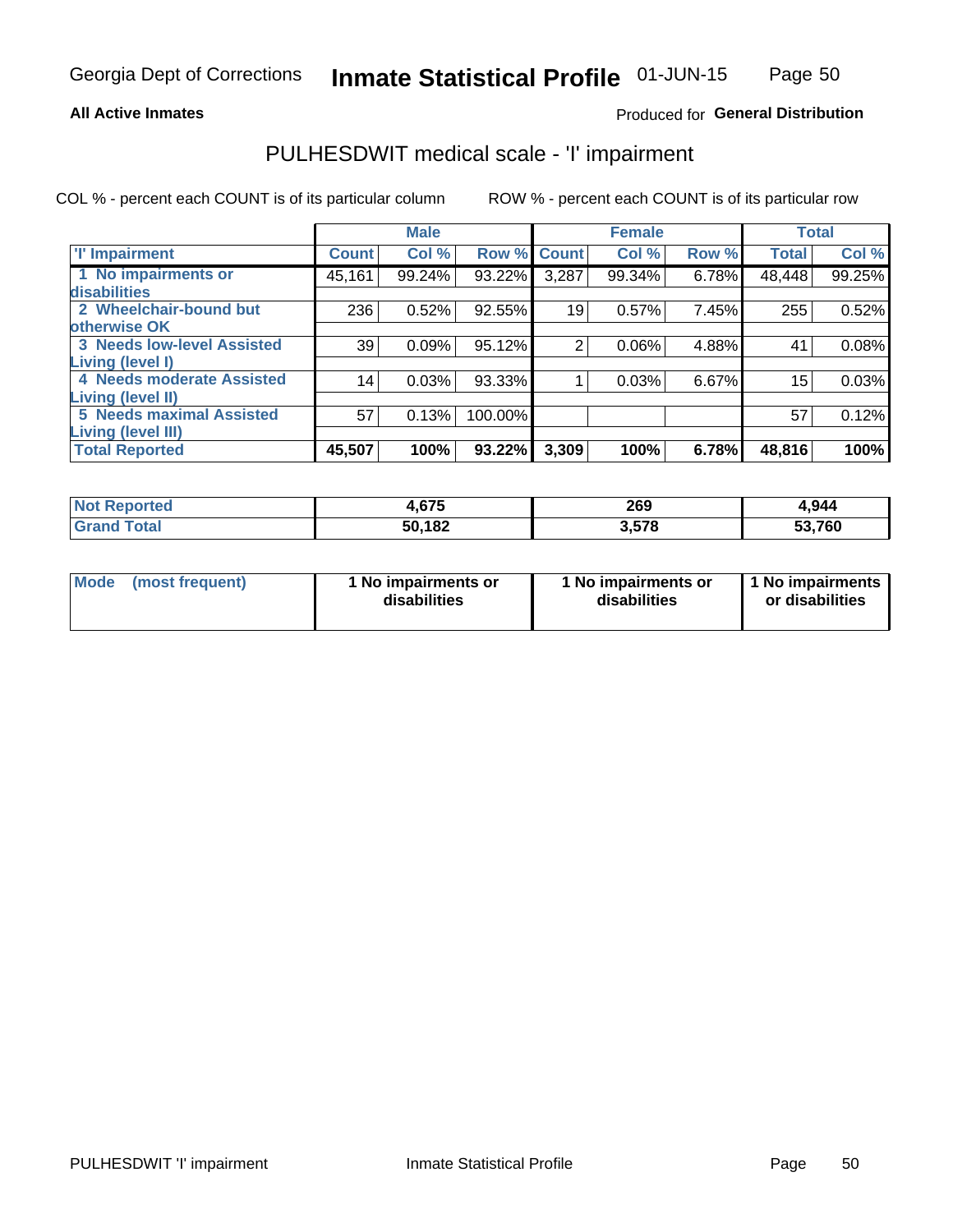Georgia Dept of Corrections **Inmate Statistical Profile** 01-JUN-15

**All Active Inmates**

Produced for **General Distribution**

## PULHESDWIT medical scale - 'I' impairment

COL % - percent each COUNT is of its particular column ROW % - percent each COUNT is of its particular row

| | Male | | | Female | | | Total | |
|---|---|---|---|---|---|---|---|---|
| 'I' Impairment | Count | Col % | Row % | Count | Col % | Row % | Total | Col % |
| 1 No impairments or disabilities | 45,161 | 99.24% | 93.22% | 3,287 | 99.34% | 6.78% | 48,448 | 99.25% |
| 2 Wheelchair-bound but otherwise OK | 236 | 0.52% | 92.55% | 19 | 0.57% | 7.45% | 255 | 0.52% |
| 3 Needs low-level Assisted Living (level I) | 39 | 0.09% | 95.12% | 2 | 0.06% | 4.88% | 41 | 0.08% |
| 4 Needs moderate Assisted Living (level II) | 14 | 0.03% | 93.33% | 1 | 0.03% | 6.67% | 15 | 0.03% |
| 5 Needs maximal Assisted Living (level III) | 57 | 0.13% | 100.00% | | | | 57 | 0.12% |
| **Total Reported** | **45,507** | **100%** | **93.22%** | **3,309** | **100%** | **6.78%** | **48,816** | **100%** |

| | Male | Female | Total |
|---|---|---|---|
| Not Reported | 4,675 | 269 | 4,944 |
| Grand Total | 50,182 | 3,578 | 53,760 |

| | Male | Female | Total |
|---|---|---|---|
| Mode (most frequent) | 1 No impairments or disabilities | 1 No impairments or disabilities | 1 No impairments or disabilities |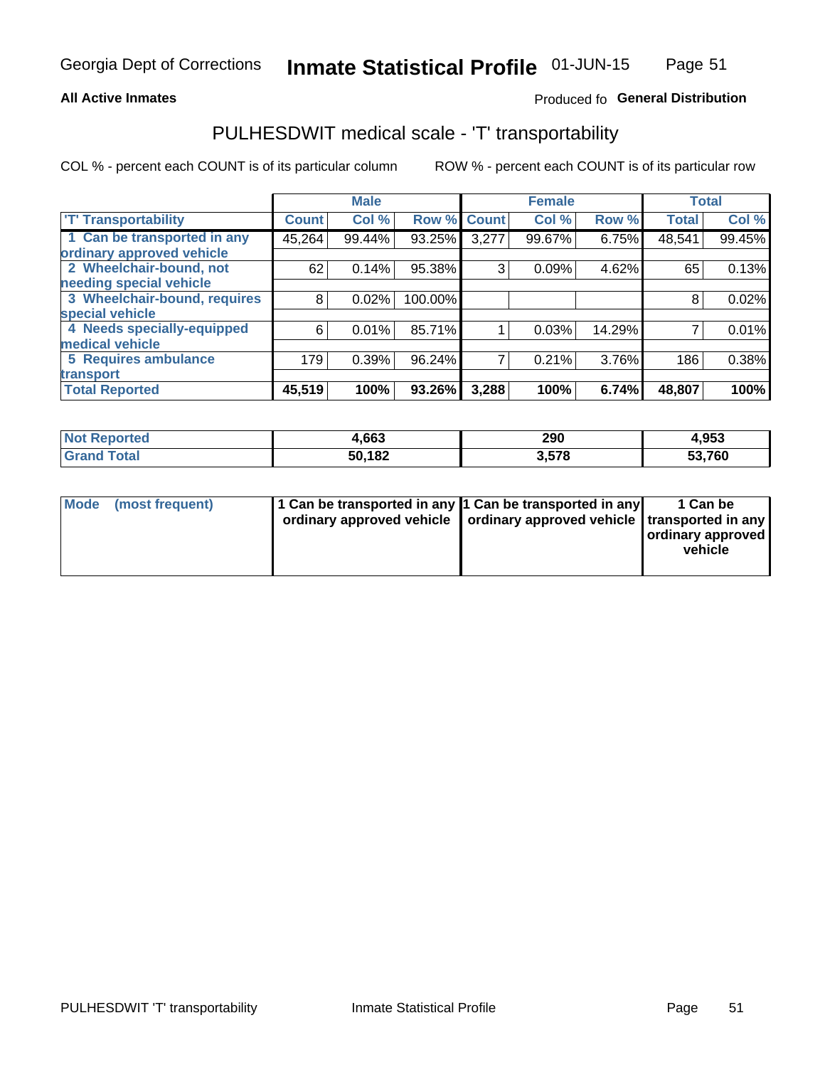Georgia Dept of Corrections **Inmate Statistical Profile** 01-JUN-15

**All Active Inmates**

Produced fo **General Distribution**

## PULHESDWIT medical scale - 'T' transportability

COL % - percent each COUNT is of its particular column

ROW % - percent each COUNT is of its particular row

| | Male | | | Female | | | Total | |
|---|---|---|---|---|---|---|---|---|
| 'T' Transportability | Count | Col % | Row % | Count | Col % | Row % | Total | Col % |
| 1 Can be transported in any ordinary approved vehicle | 45,264 | 99.44% | 93.25% | 3,277 | 99.67% | 6.75% | 48,541 | 99.45% |
| 2 Wheelchair-bound, not needing special vehicle | 62 | 0.14% | 95.38% | 3 | 0.09% | 4.62% | 65 | 0.13% |
| 3 Wheelchair-bound, requires special vehicle | 8 | 0.02% | 100.00% | | | | 8 | 0.02% |
| 4 Needs specially-equipped medical vehicle | 6 | 0.01% | 85.71% | 1 | 0.03% | 14.29% | 7 | 0.01% |
| 5 Requires ambulance transport | 179 | 0.39% | 96.24% | 7 | 0.21% | 3.76% | 186 | 0.38% |
| **Total Reported** | **45,519** | **100%** | **93.26%** | **3,288** | **100%** | **6.74%** | **48,807** | **100%** |

| | Male | Female | Total |
|---|---|---|---|
| **Not Reported** | **4,663** | **290** | **4,953** |
| **Grand Total** | **50,182** | **3,578** | **53,760** |

| | Male | Female | Total |
|---|---|---|---|
| **Mode (most frequent)** | **1 Can be transported in any ordinary approved vehicle** | **1 Can be transported in any ordinary approved vehicle** | **1 Can be transported in any ordinary approved vehicle** |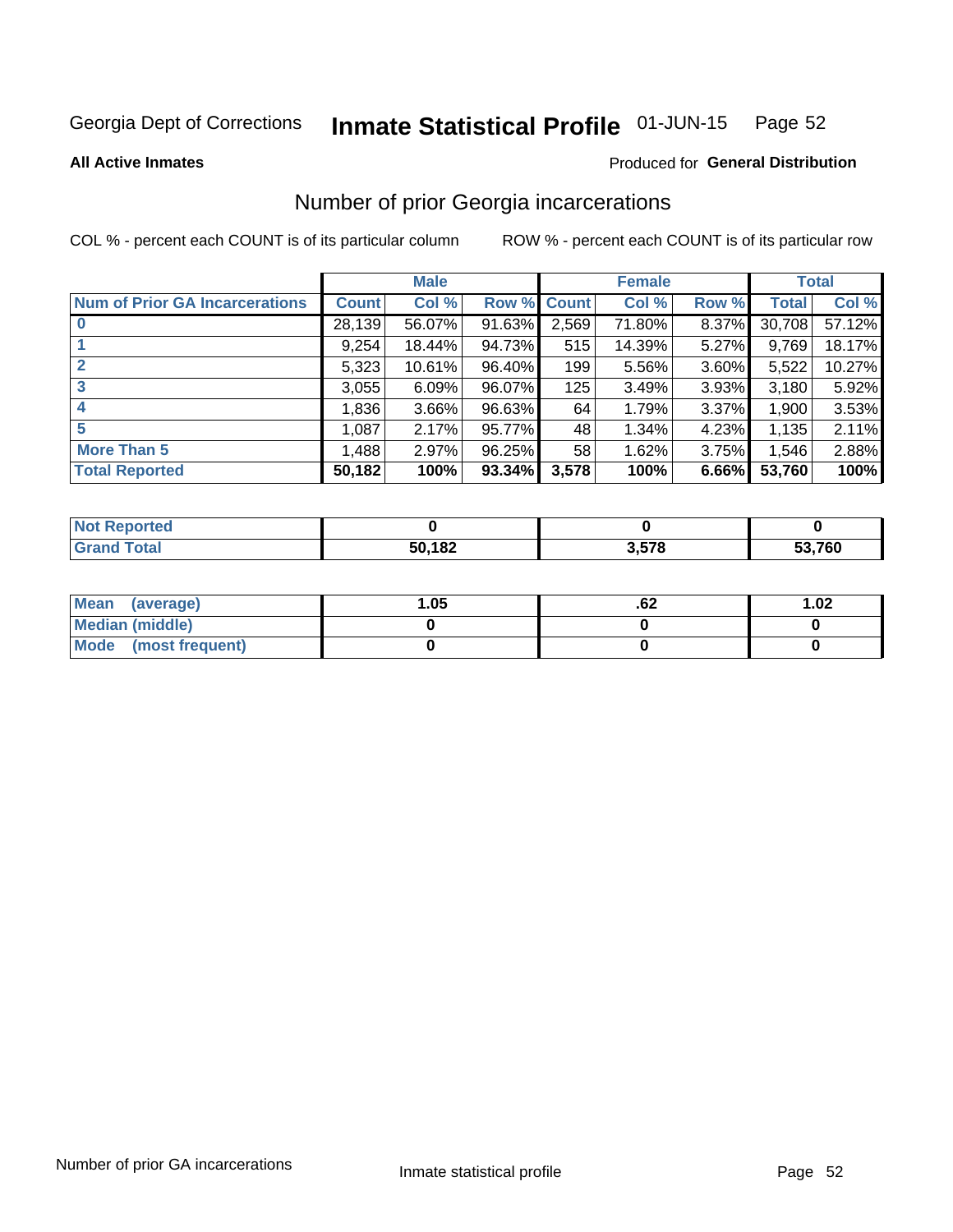Georgia Dept of Corrections **Inmate Statistical Profile** 01-JUN-15

**All Active Inmates**

Produced for **General Distribution**

## Number of prior Georgia incarcerations

COL % - percent each COUNT is of its particular column ROW % - percent each COUNT is of its particular row

| | Male | | | Female | | | Total | |
|---|---|---|---|---|---|---|---|---|
| **Num of Prior GA Incarcerations** | **Count** | **Col %** | **Row %** | **Count** | **Col %** | **Row %** | **Total** | **Col %** |
| **0** | 28,139 | 56.07% | 91.63% | 2,569 | 71.80% | 8.37% | 30,708 | 57.12% |
| **1** | 9,254 | 18.44% | 94.73% | 515 | 14.39% | 5.27% | 9,769 | 18.17% |
| **2** | 5,323 | 10.61% | 96.40% | 199 | 5.56% | 3.60% | 5,522 | 10.27% |
| **3** | 3,055 | 6.09% | 96.07% | 125 | 3.49% | 3.93% | 3,180 | 5.92% |
| **4** | 1,836 | 3.66% | 96.63% | 64 | 1.79% | 3.37% | 1,900 | 3.53% |
| **5** | 1,087 | 2.17% | 95.77% | 48 | 1.34% | 4.23% | 1,135 | 2.11% |
| **More Than 5** | 1,488 | 2.97% | 96.25% | 58 | 1.62% | 3.75% | 1,546 | 2.88% |
| **Total Reported** | **50,182** | **100%** | **93.34%** | **3,578** | **100%** | **6.66%** | **53,760** | **100%** |

| | Male | Female | Total |
|---|---|---|---|
| **Not Reported** | **0** | **0** | **0** |
| **Grand Total** | **50,182** | **3,578** | **53,760** |

| | Male | Female | Total |
|---|---|---|---|
| **Mean (average)** | **1.05** | **.62** | **1.02** |
| **Median (middle)** | **0** | **0** | **0** |
| **Mode (most frequent)** | **0** | **0** | **0** |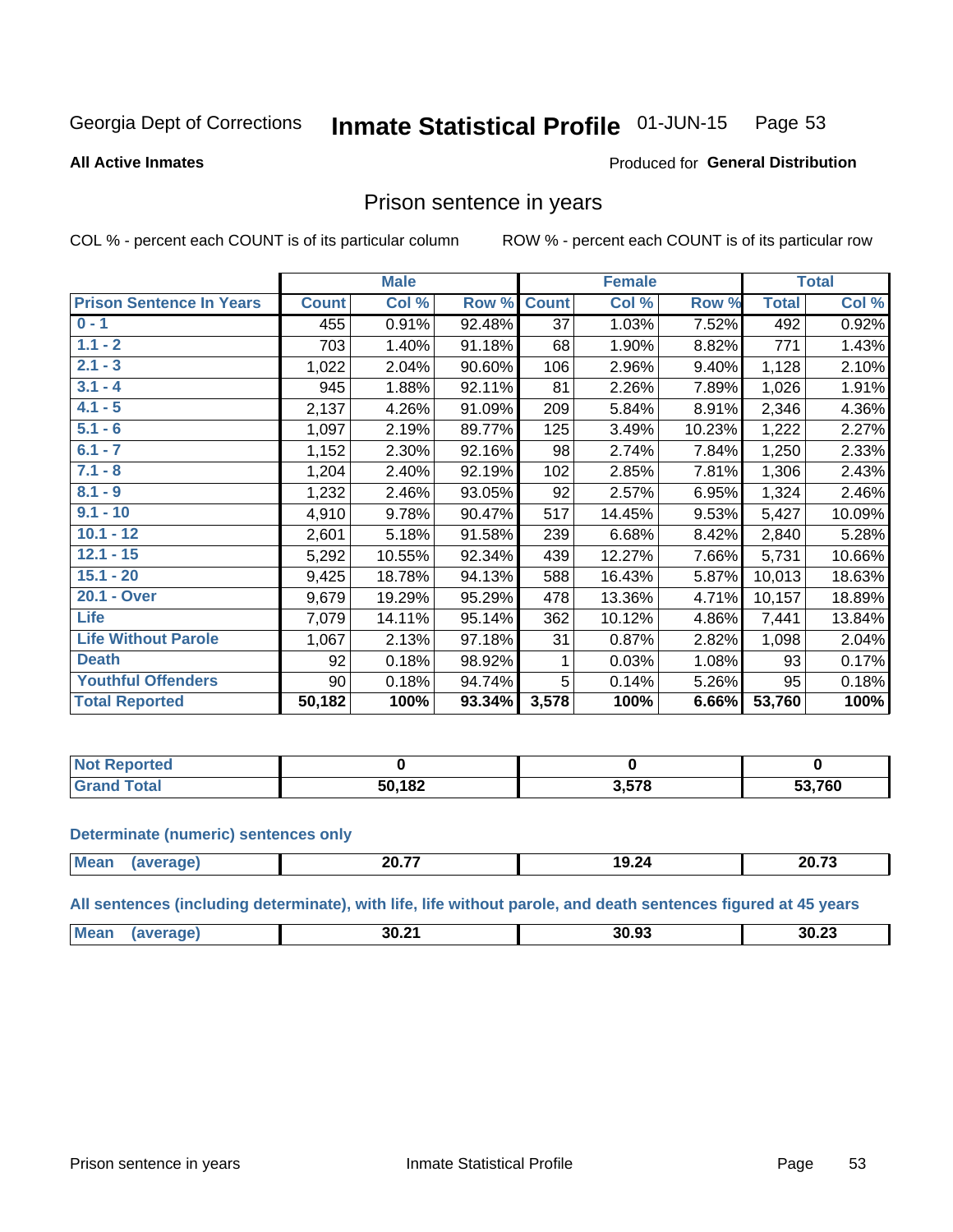Georgia Dept of Corrections **Inmate Statistical Profile** 01-JUN-15

**All Active Inmates**

Produced for **General Distribution**

## Prison sentence in years

COL % - percent each COUNT is of its particular column    ROW % - percent each COUNT is of its particular row

| | Male | | | Female | | | Total | |
|---|---|---|---|---|---|---|---|---|
| **Prison Sentence In Years** | **Count** | **Col %** | **Row %** | **Count** | **Col %** | **Row %** | **Total** | **Col %** |
| 0 - 1 | 455 | 0.91% | 92.48% | 37 | 1.03% | 7.52% | 492 | 0.92% |
| 1.1 - 2 | 703 | 1.40% | 91.18% | 68 | 1.90% | 8.82% | 771 | 1.43% |
| 2.1 - 3 | 1,022 | 2.04% | 90.60% | 106 | 2.96% | 9.40% | 1,128 | 2.10% |
| 3.1 - 4 | 945 | 1.88% | 92.11% | 81 | 2.26% | 7.89% | 1,026 | 1.91% |
| 4.1 - 5 | 2,137 | 4.26% | 91.09% | 209 | 5.84% | 8.91% | 2,346 | 4.36% |
| 5.1 - 6 | 1,097 | 2.19% | 89.77% | 125 | 3.49% | 10.23% | 1,222 | 2.27% |
| 6.1 - 7 | 1,152 | 2.30% | 92.16% | 98 | 2.74% | 7.84% | 1,250 | 2.33% |
| 7.1 - 8 | 1,204 | 2.40% | 92.19% | 102 | 2.85% | 7.81% | 1,306 | 2.43% |
| 8.1 - 9 | 1,232 | 2.46% | 93.05% | 92 | 2.57% | 6.95% | 1,324 | 2.46% |
| 9.1 - 10 | 4,910 | 9.78% | 90.47% | 517 | 14.45% | 9.53% | 5,427 | 10.09% |
| 10.1 - 12 | 2,601 | 5.18% | 91.58% | 239 | 6.68% | 8.42% | 2,840 | 5.28% |
| 12.1 - 15 | 5,292 | 10.55% | 92.34% | 439 | 12.27% | 7.66% | 5,731 | 10.66% |
| 15.1 - 20 | 9,425 | 18.78% | 94.13% | 588 | 16.43% | 5.87% | 10,013 | 18.63% |
| 20.1 - Over | 9,679 | 19.29% | 95.29% | 478 | 13.36% | 4.71% | 10,157 | 18.89% |
| Life | 7,079 | 14.11% | 95.14% | 362 | 10.12% | 4.86% | 7,441 | 13.84% |
| Life Without Parole | 1,067 | 2.13% | 97.18% | 31 | 0.87% | 2.82% | 1,098 | 2.04% |
| Death | 92 | 0.18% | 98.92% | 1 | 0.03% | 1.08% | 93 | 0.17% |
| Youthful Offenders | 90 | 0.18% | 94.74% | 5 | 0.14% | 5.26% | 95 | 0.18% |
| **Total Reported** | **50,182** | **100%** | **93.34%** | **3,578** | **100%** | **6.66%** | **53,760** | **100%** |

| | Male | Female | Total |
|---|---|---|---|
| Not Reported | 0 | 0 | 0 |
| Grand Total | 50,182 | 3,578 | 53,760 |

### Determinate (numeric) sentences only

| | Male | Female | Total |
|---|---|---|---|
| Mean (average) | 20.77 | 19.24 | 20.73 |

### All sentences (including determinate), with life, life without parole, and death sentences figured at 45 years

| | Male | Female | Total |
|---|---|---|---|
| Mean (average) | 30.21 | 30.93 | 30.23 |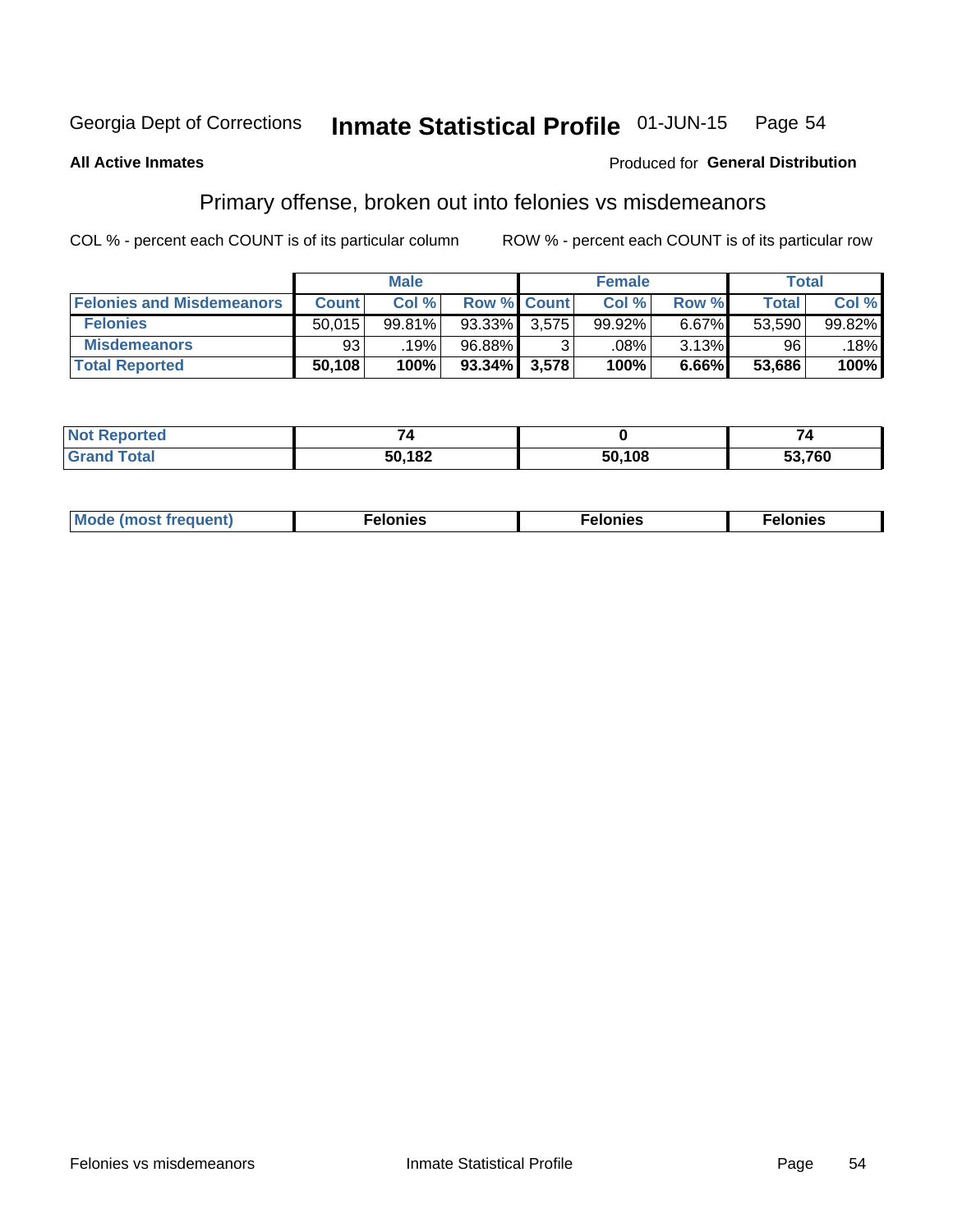Georgia Dept of Corrections **Inmate Statistical Profile** 01-JUN-15 Page 54

**All Active Inmates**

Produced for **General Distribution**

## Primary offense, broken out into felonies vs misdemeanors

COL % - percent each COUNT is of its particular column ROW % - percent each COUNT is of its particular row

| | Male | | | Female | | | Total | |
|---|---|---|---|---|---|---|---|---|
| **Felonies and Misdemeanors** | **Count** | **Col %** | **Row %** | **Count** | **Col %** | **Row %** | **Total** | **Col %** |
| **Felonies** | 50,015 | 99.81% | 93.33% | 3,575 | 99.92% | 6.67% | 53,590 | 99.82% |
| **Misdemeanors** | 93 | .19% | 96.88% | 3 | .08% | 3.13% | 96 | .18% |
| **Total Reported** | **50,108** | **100%** | **93.34%** | **3,578** | **100%** | **6.66%** | **53,686** | **100%** |

| | Male | Female | Total |
|---|---|---|---|
| **Not Reported** | **74** | **0** | **74** |
| **Grand Total** | **50,182** | **50,108** | **53,760** |

| | Male | Female | Total |
|---|---|---|---|
| **Mode (most frequent)** | **Felonies** | **Felonies** | **Felonies** |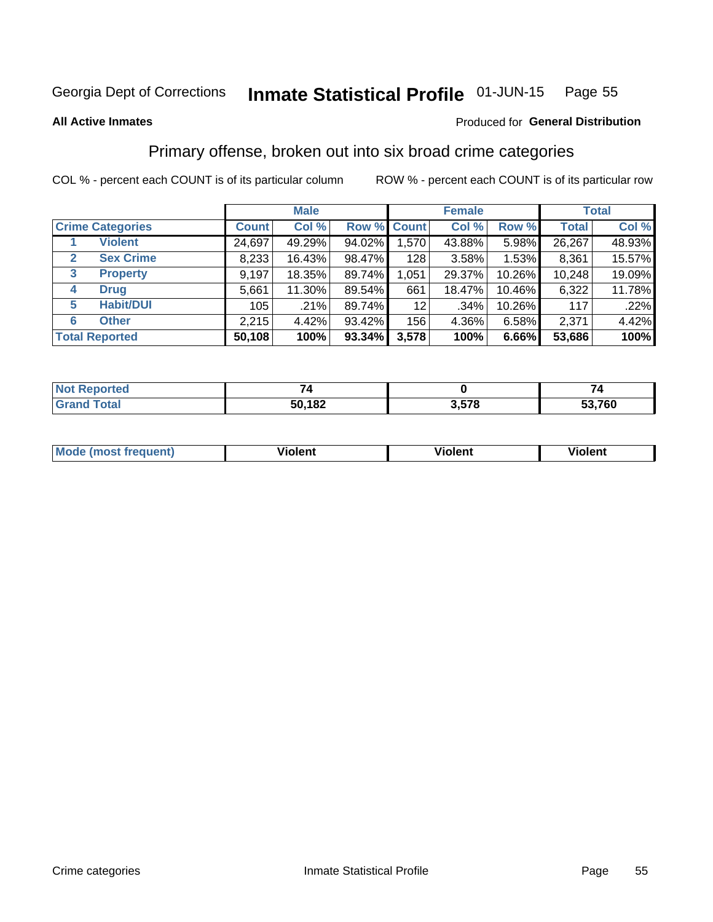Georgia Dept of Corrections **Inmate Statistical Profile** 01-JUN-15 Page 55

**All Active Inmates**

Produced for **General Distribution**

## Primary offense, broken out into six broad crime categories

COL % - percent each COUNT is of its particular column    ROW % - percent each COUNT is of its particular row

| Crime Categories | | Male | | | Female | | | Total | |
|---|---|---|---|---|---|---|---|---|---|
| | | Count | Col % | Row % | Count | Col % | Row % | Total | Col % |
| 1 | Violent | 24,697 | 49.29% | 94.02% | 1,570 | 43.88% | 5.98% | 26,267 | 48.93% |
| 2 | Sex Crime | 8,233 | 16.43% | 98.47% | 128 | 3.58% | 1.53% | 8,361 | 15.57% |
| 3 | Property | 9,197 | 18.35% | 89.74% | 1,051 | 29.37% | 10.26% | 10,248 | 19.09% |
| 4 | Drug | 5,661 | 11.30% | 89.54% | 661 | 18.47% | 10.46% | 6,322 | 11.78% |
| 5 | Habit/DUI | 105 | .21% | 89.74% | 12 | .34% | 10.26% | 117 | .22% |
| 6 | Other | 2,215 | 4.42% | 93.42% | 156 | 4.36% | 6.58% | 2,371 | 4.42% |
| **Total Reported** | | **50,108** | **100%** | **93.34%** | **3,578** | **100%** | **6.66%** | **53,686** | **100%** |

| | Male | Female | Total |
|---|---|---|---|
| Not Reported | 74 | 0 | 74 |
| Grand Total | 50,182 | 3,578 | 53,760 |

| | Male | Female | Total |
|---|---|---|---|
| Mode (most frequent) | Violent | Violent | Violent |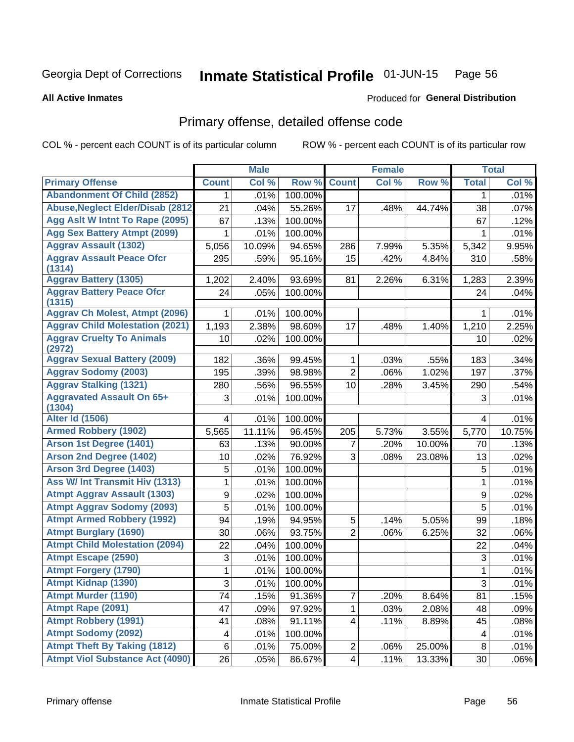Georgia Dept of Corrections **Inmate Statistical Profile** 01-JUN-15 Page 56

**All Active Inmates**

Produced for **General Distribution**

## Primary offense, detailed offense code

COL % - percent each COUNT is of its particular column

ROW % - percent each COUNT is of its particular row

| | Male | | | Female | | | Total | |
|---|---|---|---|---|---|---|---|---|
| **Primary Offense** | **Count** | **Col %** | **Row %** | **Count** | **Col %** | **Row %** | **Total** | **Col %** |
| Abandonment Of Child (2852) | 1 | .01% | 100.00% | | | | 1 | .01% |
| Abuse,Neglect Elder/Disab (2812 | 21 | .04% | 55.26% | 17 | .48% | 44.74% | 38 | .07% |
| Agg Aslt W Intnt To Rape (2095) | 67 | .13% | 100.00% | | | | 67 | .12% |
| Agg Sex Battery Atmpt (2099) | 1 | .01% | 100.00% | | | | 1 | .01% |
| Aggrav Assault (1302) | 5,056 | 10.09% | 94.65% | 286 | 7.99% | 5.35% | 5,342 | 9.95% |
| Aggrav Assault Peace Ofcr (1314) | 295 | .59% | 95.16% | 15 | .42% | 4.84% | 310 | .58% |
| Aggrav Battery (1305) | 1,202 | 2.40% | 93.69% | 81 | 2.26% | 6.31% | 1,283 | 2.39% |
| Aggrav Battery Peace Ofcr (1315) | 24 | .05% | 100.00% | | | | 24 | .04% |
| Aggrav Ch Molest, Atmpt (2096) | 1 | .01% | 100.00% | | | | 1 | .01% |
| Aggrav Child Molestation (2021) | 1,193 | 2.38% | 98.60% | 17 | .48% | 1.40% | 1,210 | 2.25% |
| Aggrav Cruelty To Animals (2972) | 10 | .02% | 100.00% | | | | 10 | .02% |
| Aggrav Sexual Battery (2009) | 182 | .36% | 99.45% | 1 | .03% | .55% | 183 | .34% |
| Aggrav Sodomy (2003) | 195 | .39% | 98.98% | 2 | .06% | 1.02% | 197 | .37% |
| Aggrav Stalking (1321) | 280 | .56% | 96.55% | 10 | .28% | 3.45% | 290 | .54% |
| Aggravated Assault On 65+ (1304) | 3 | .01% | 100.00% | | | | 3 | .01% |
| Alter Id (1506) | 4 | .01% | 100.00% | | | | 4 | .01% |
| Armed Robbery (1902) | 5,565 | 11.11% | 96.45% | 205 | 5.73% | 3.55% | 5,770 | 10.75% |
| Arson 1st Degree (1401) | 63 | .13% | 90.00% | 7 | .20% | 10.00% | 70 | .13% |
| Arson 2nd Degree (1402) | 10 | .02% | 76.92% | 3 | .08% | 23.08% | 13 | .02% |
| Arson 3rd Degree (1403) | 5 | .01% | 100.00% | | | | 5 | .01% |
| Ass W/ Int Transmit Hiv (1313) | 1 | .01% | 100.00% | | | | 1 | .01% |
| Atmpt Aggrav Assault (1303) | 9 | .02% | 100.00% | | | | 9 | .02% |
| Atmpt Aggrav Sodomy (2093) | 5 | .01% | 100.00% | | | | 5 | .01% |
| Atmpt Armed Robbery (1992) | 94 | .19% | 94.95% | 5 | .14% | 5.05% | 99 | .18% |
| Atmpt Burglary (1690) | 30 | .06% | 93.75% | 2 | .06% | 6.25% | 32 | .06% |
| Atmpt Child Molestation (2094) | 22 | .04% | 100.00% | | | | 22 | .04% |
| Atmpt Escape (2590) | 3 | .01% | 100.00% | | | | 3 | .01% |
| Atmpt Forgery (1790) | 1 | .01% | 100.00% | | | | 1 | .01% |
| Atmpt Kidnap (1390) | 3 | .01% | 100.00% | | | | 3 | .01% |
| Atmpt Murder (1190) | 74 | .15% | 91.36% | 7 | .20% | 8.64% | 81 | .15% |
| Atmpt Rape (2091) | 47 | .09% | 97.92% | 1 | .03% | 2.08% | 48 | .09% |
| Atmpt Robbery (1991) | 41 | .08% | 91.11% | 4 | .11% | 8.89% | 45 | .08% |
| Atmpt Sodomy (2092) | 4 | .01% | 100.00% | | | | 4 | .01% |
| Atmpt Theft By Taking (1812) | 6 | .01% | 75.00% | 2 | .06% | 25.00% | 8 | .01% |
| Atmpt Viol Substance Act (4090) | 26 | .05% | 86.67% | 4 | .11% | 13.33% | 30 | .06% |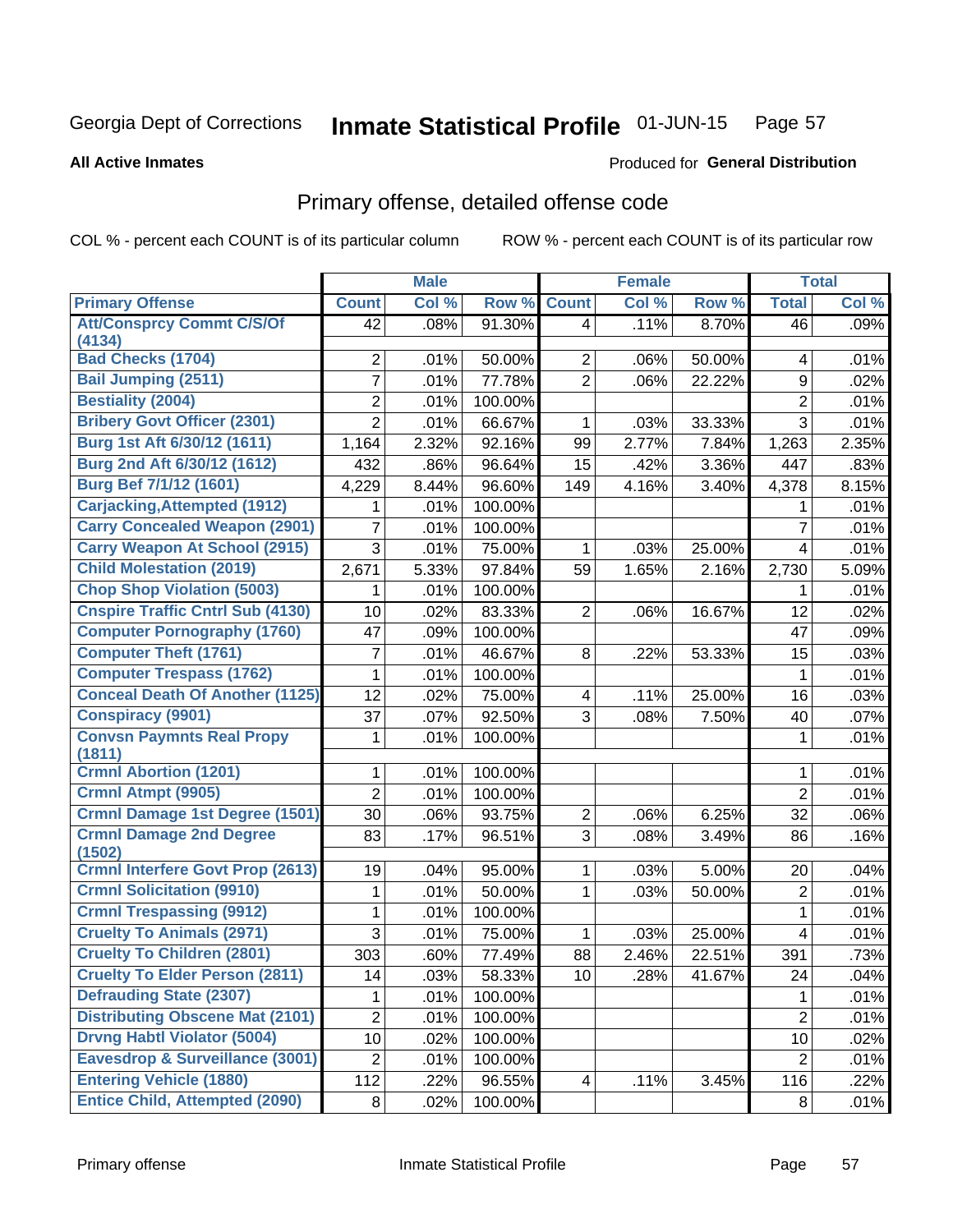Georgia Dept of Corrections **Inmate Statistical Profile** 01-JUN-15

**All Active Inmates**

Produced for **General Distribution**

## Primary offense, detailed offense code

COL % - percent each COUNT is of its particular column

ROW % - percent each COUNT is of its particular row

| | Male | | | Female | | | Total | |
|---|---|---|---|---|---|---|---|---|
| **Primary Offense** | **Count** | **Col %** | **Row %** | **Count** | **Col %** | **Row %** | **Total** | **Col %** |
| Att/Consprcy Commt C/S/Of (4134) | 42 | .08% | 91.30% | 4 | .11% | 8.70% | 46 | .09% |
| Bad Checks (1704) | 2 | .01% | 50.00% | 2 | .06% | 50.00% | 4 | .01% |
| Bail Jumping (2511) | 7 | .01% | 77.78% | 2 | .06% | 22.22% | 9 | .02% |
| Bestiality (2004) | 2 | .01% | 100.00% | | | | 2 | .01% |
| Bribery Govt Officer (2301) | 2 | .01% | 66.67% | 1 | .03% | 33.33% | 3 | .01% |
| Burg 1st Aft 6/30/12 (1611) | 1,164 | 2.32% | 92.16% | 99 | 2.77% | 7.84% | 1,263 | 2.35% |
| Burg 2nd Aft 6/30/12 (1612) | 432 | .86% | 96.64% | 15 | .42% | 3.36% | 447 | .83% |
| Burg Bef 7/1/12 (1601) | 4,229 | 8.44% | 96.60% | 149 | 4.16% | 3.40% | 4,378 | 8.15% |
| Carjacking,Attempted (1912) | 1 | .01% | 100.00% | | | | 1 | .01% |
| Carry Concealed Weapon (2901) | 7 | .01% | 100.00% | | | | 7 | .01% |
| Carry Weapon At School (2915) | 3 | .01% | 75.00% | 1 | .03% | 25.00% | 4 | .01% |
| Child Molestation (2019) | 2,671 | 5.33% | 97.84% | 59 | 1.65% | 2.16% | 2,730 | 5.09% |
| Chop Shop Violation (5003) | 1 | .01% | 100.00% | | | | 1 | .01% |
| Cnspire Traffic Cntrl Sub (4130) | 10 | .02% | 83.33% | 2 | .06% | 16.67% | 12 | .02% |
| Computer Pornography (1760) | 47 | .09% | 100.00% | | | | 47 | .09% |
| Computer Theft (1761) | 7 | .01% | 46.67% | 8 | .22% | 53.33% | 15 | .03% |
| Computer Trespass (1762) | 1 | .01% | 100.00% | | | | 1 | .01% |
| Conceal Death Of Another (1125) | 12 | .02% | 75.00% | 4 | .11% | 25.00% | 16 | .03% |
| Conspiracy (9901) | 37 | .07% | 92.50% | 3 | .08% | 7.50% | 40 | .07% |
| Convsn Paymnts Real Propy (1811) | 1 | .01% | 100.00% | | | | 1 | .01% |
| Crmnl Abortion (1201) | 1 | .01% | 100.00% | | | | 1 | .01% |
| Crmnl Atmpt (9905) | 2 | .01% | 100.00% | | | | 2 | .01% |
| Crmnl Damage 1st Degree (1501) | 30 | .06% | 93.75% | 2 | .06% | 6.25% | 32 | .06% |
| Crmnl Damage 2nd Degree (1502) | 83 | .17% | 96.51% | 3 | .08% | 3.49% | 86 | .16% |
| Crmnl Interfere Govt Prop (2613) | 19 | .04% | 95.00% | 1 | .03% | 5.00% | 20 | .04% |
| Crmnl Solicitation (9910) | 1 | .01% | 50.00% | 1 | .03% | 50.00% | 2 | .01% |
| Crmnl Trespassing (9912) | 1 | .01% | 100.00% | | | | 1 | .01% |
| Cruelty To Animals (2971) | 3 | .01% | 75.00% | 1 | .03% | 25.00% | 4 | .01% |
| Cruelty To Children (2801) | 303 | .60% | 77.49% | 88 | 2.46% | 22.51% | 391 | .73% |
| Cruelty To Elder Person (2811) | 14 | .03% | 58.33% | 10 | .28% | 41.67% | 24 | .04% |
| Defrauding State (2307) | 1 | .01% | 100.00% | | | | 1 | .01% |
| Distributing Obscene Mat (2101) | 2 | .01% | 100.00% | | | | 2 | .01% |
| Drvng Habtl Violator (5004) | 10 | .02% | 100.00% | | | | 10 | .02% |
| Eavesdrop & Surveillance (3001) | 2 | .01% | 100.00% | | | | 2 | .01% |
| Entering Vehicle (1880) | 112 | .22% | 96.55% | 4 | .11% | 3.45% | 116 | .22% |
| Entice Child, Attempted (2090) | 8 | .02% | 100.00% | | | | 8 | .01% |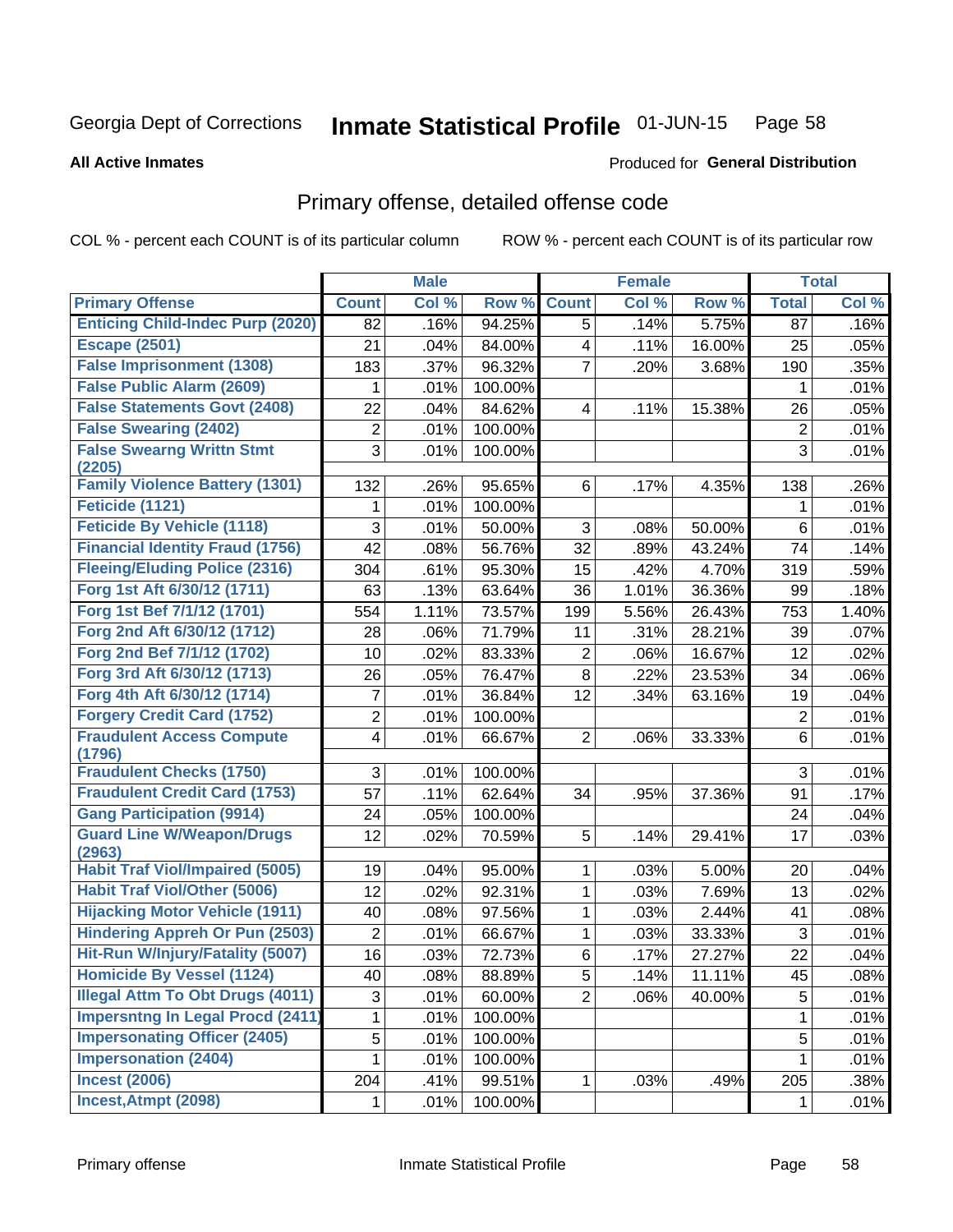Georgia Dept of Corrections **Inmate Statistical Profile** 01-JUN-15

**All Active Inmates**

Produced for **General Distribution**

## Primary offense, detailed offense code

COL % - percent each COUNT is of its particular column    ROW % - percent each COUNT is of its particular row

| | Male | | | Female | | | Total | |
|---|---|---|---|---|---|---|---|---|
| **Primary Offense** | **Count** | **Col %** | **Row %** | **Count** | **Col %** | **Row %** | **Total** | **Col %** |
| Enticing Child-Indec Purp (2020) | 82 | .16% | 94.25% | 5 | .14% | 5.75% | 87 | .16% |
| Escape (2501) | 21 | .04% | 84.00% | 4 | .11% | 16.00% | 25 | .05% |
| False Imprisonment (1308) | 183 | .37% | 96.32% | 7 | .20% | 3.68% | 190 | .35% |
| False Public Alarm (2609) | 1 | .01% | 100.00% | | | | 1 | .01% |
| False Statements Govt (2408) | 22 | .04% | 84.62% | 4 | .11% | 15.38% | 26 | .05% |
| False Swearing (2402) | 2 | .01% | 100.00% | | | | 2 | .01% |
| False Swearng Writtn Stmt (2205) | 3 | .01% | 100.00% | | | | 3 | .01% |
| Family Violence Battery (1301) | 132 | .26% | 95.65% | 6 | .17% | 4.35% | 138 | .26% |
| Feticide (1121) | 1 | .01% | 100.00% | | | | 1 | .01% |
| Feticide By Vehicle (1118) | 3 | .01% | 50.00% | 3 | .08% | 50.00% | 6 | .01% |
| Financial Identity Fraud (1756) | 42 | .08% | 56.76% | 32 | .89% | 43.24% | 74 | .14% |
| Fleeing/Eluding Police (2316) | 304 | .61% | 95.30% | 15 | .42% | 4.70% | 319 | .59% |
| Forg 1st Aft 6/30/12 (1711) | 63 | .13% | 63.64% | 36 | 1.01% | 36.36% | 99 | .18% |
| Forg 1st Bef 7/1/12 (1701) | 554 | 1.11% | 73.57% | 199 | 5.56% | 26.43% | 753 | 1.40% |
| Forg 2nd Aft 6/30/12 (1712) | 28 | .06% | 71.79% | 11 | .31% | 28.21% | 39 | .07% |
| Forg 2nd Bef 7/1/12 (1702) | 10 | .02% | 83.33% | 2 | .06% | 16.67% | 12 | .02% |
| Forg 3rd Aft 6/30/12 (1713) | 26 | .05% | 76.47% | 8 | .22% | 23.53% | 34 | .06% |
| Forg 4th Aft 6/30/12 (1714) | 7 | .01% | 36.84% | 12 | .34% | 63.16% | 19 | .04% |
| Forgery Credit Card (1752) | 2 | .01% | 100.00% | | | | 2 | .01% |
| Fraudulent Access Compute (1796) | 4 | .01% | 66.67% | 2 | .06% | 33.33% | 6 | .01% |
| Fraudulent Checks (1750) | 3 | .01% | 100.00% | | | | 3 | .01% |
| Fraudulent Credit Card (1753) | 57 | .11% | 62.64% | 34 | .95% | 37.36% | 91 | .17% |
| Gang Participation (9914) | 24 | .05% | 100.00% | | | | 24 | .04% |
| Guard Line W/Weapon/Drugs (2963) | 12 | .02% | 70.59% | 5 | .14% | 29.41% | 17 | .03% |
| Habit Traf Viol/Impaired (5005) | 19 | .04% | 95.00% | 1 | .03% | 5.00% | 20 | .04% |
| Habit Traf Viol/Other (5006) | 12 | .02% | 92.31% | 1 | .03% | 7.69% | 13 | .02% |
| Hijacking Motor Vehicle (1911) | 40 | .08% | 97.56% | 1 | .03% | 2.44% | 41 | .08% |
| Hindering Appreh Or Pun (2503) | 2 | .01% | 66.67% | 1 | .03% | 33.33% | 3 | .01% |
| Hit-Run W/Injury/Fatality (5007) | 16 | .03% | 72.73% | 6 | .17% | 27.27% | 22 | .04% |
| Homicide By Vessel (1124) | 40 | .08% | 88.89% | 5 | .14% | 11.11% | 45 | .08% |
| Illegal Attm To Obt Drugs (4011) | 3 | .01% | 60.00% | 2 | .06% | 40.00% | 5 | .01% |
| Impersntng In Legal Procd (2411) | 1 | .01% | 100.00% | | | | 1 | .01% |
| Impersonating Officer (2405) | 5 | .01% | 100.00% | | | | 5 | .01% |
| Impersonation (2404) | 1 | .01% | 100.00% | | | | 1 | .01% |
| Incest (2006) | 204 | .41% | 99.51% | 1 | .03% | .49% | 205 | .38% |
| Incest,Atmpt (2098) | 1 | .01% | 100.00% | | | | 1 | .01% |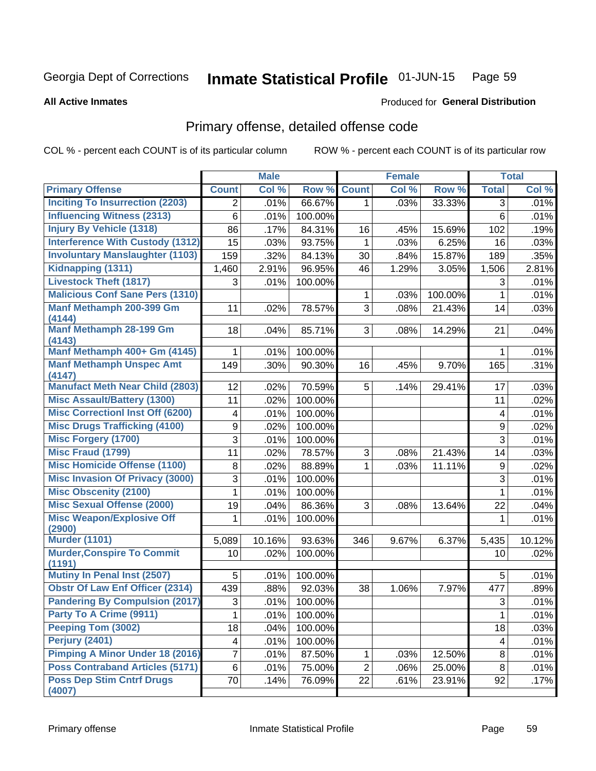Georgia Dept of Corrections **Inmate Statistical Profile** 01-JUN-15

**All Active Inmates**

Produced for **General Distribution**

## Primary offense, detailed offense code

COL % - percent each COUNT is of its particular column    ROW % - percent each COUNT is of its particular row

| | Male | | | Female | | | Total | |
|---|---|---|---|---|---|---|---|---|
| **Primary Offense** | **Count** | **Col %** | **Row %** | **Count** | **Col %** | **Row %** | **Total** | **Col %** |
| Inciting To Insurrection (2203) | 2 | .01% | 66.67% | 1 | .03% | 33.33% | 3 | .01% |
| Influencing Witness (2313) | 6 | .01% | 100.00% | | | | 6 | .01% |
| Injury By Vehicle (1318) | 86 | .17% | 84.31% | 16 | .45% | 15.69% | 102 | .19% |
| Interference With Custody (1312) | 15 | .03% | 93.75% | 1 | .03% | 6.25% | 16 | .03% |
| Involuntary Manslaughter (1103) | 159 | .32% | 84.13% | 30 | .84% | 15.87% | 189 | .35% |
| Kidnapping (1311) | 1,460 | 2.91% | 96.95% | 46 | 1.29% | 3.05% | 1,506 | 2.81% |
| Livestock Theft (1817) | 3 | .01% | 100.00% | | | | 3 | .01% |
| Malicious Conf Sane Pers (1310) | | | | 1 | .03% | 100.00% | 1 | .01% |
| Manf Methamph 200-399 Gm (4144) | 11 | .02% | 78.57% | 3 | .08% | 21.43% | 14 | .03% |
| Manf Methamph 28-199 Gm (4143) | 18 | .04% | 85.71% | 3 | .08% | 14.29% | 21 | .04% |
| Manf Methamph 400+ Gm (4145) | 1 | .01% | 100.00% | | | | 1 | .01% |
| Manf Methamph Unspec Amt (4147) | 149 | .30% | 90.30% | 16 | .45% | 9.70% | 165 | .31% |
| Manufact Meth Near Child (2803) | 12 | .02% | 70.59% | 5 | .14% | 29.41% | 17 | .03% |
| Misc Assault/Battery (1300) | 11 | .02% | 100.00% | | | | 11 | .02% |
| Misc Correctionl Inst Off (6200) | 4 | .01% | 100.00% | | | | 4 | .01% |
| Misc Drugs Trafficking (4100) | 9 | .02% | 100.00% | | | | 9 | .02% |
| Misc Forgery (1700) | 3 | .01% | 100.00% | | | | 3 | .01% |
| Misc Fraud (1799) | 11 | .02% | 78.57% | 3 | .08% | 21.43% | 14 | .03% |
| Misc Homicide Offense (1100) | 8 | .02% | 88.89% | 1 | .03% | 11.11% | 9 | .02% |
| Misc Invasion Of Privacy (3000) | 3 | .01% | 100.00% | | | | 3 | .01% |
| Misc Obscenity (2100) | 1 | .01% | 100.00% | | | | 1 | .01% |
| Misc Sexual Offense (2000) | 19 | .04% | 86.36% | 3 | .08% | 13.64% | 22 | .04% |
| Misc Weapon/Explosive Off (2900) | 1 | .01% | 100.00% | | | | 1 | .01% |
| Murder (1101) | 5,089 | 10.16% | 93.63% | 346 | 9.67% | 6.37% | 5,435 | 10.12% |
| Murder,Conspire To Commit (1191) | 10 | .02% | 100.00% | | | | 10 | .02% |
| Mutiny In Penal Inst (2507) | 5 | .01% | 100.00% | | | | 5 | .01% |
| Obstr Of Law Enf Officer (2314) | 439 | .88% | 92.03% | 38 | 1.06% | 7.97% | 477 | .89% |
| Pandering By Compulsion (2017) | 3 | .01% | 100.00% | | | | 3 | .01% |
| Party To A Crime (9911) | 1 | .01% | 100.00% | | | | 1 | .01% |
| Peeping Tom (3002) | 18 | .04% | 100.00% | | | | 18 | .03% |
| Perjury (2401) | 4 | .01% | 100.00% | | | | 4 | .01% |
| Pimping A Minor Under 18 (2016) | 7 | .01% | 87.50% | 1 | .03% | 12.50% | 8 | .01% |
| Poss Contraband Articles (5171) | 6 | .01% | 75.00% | 2 | .06% | 25.00% | 8 | .01% |
| Poss Dep Stim Cntrf Drugs (4007) | 70 | .14% | 76.09% | 22 | .61% | 23.91% | 92 | .17% |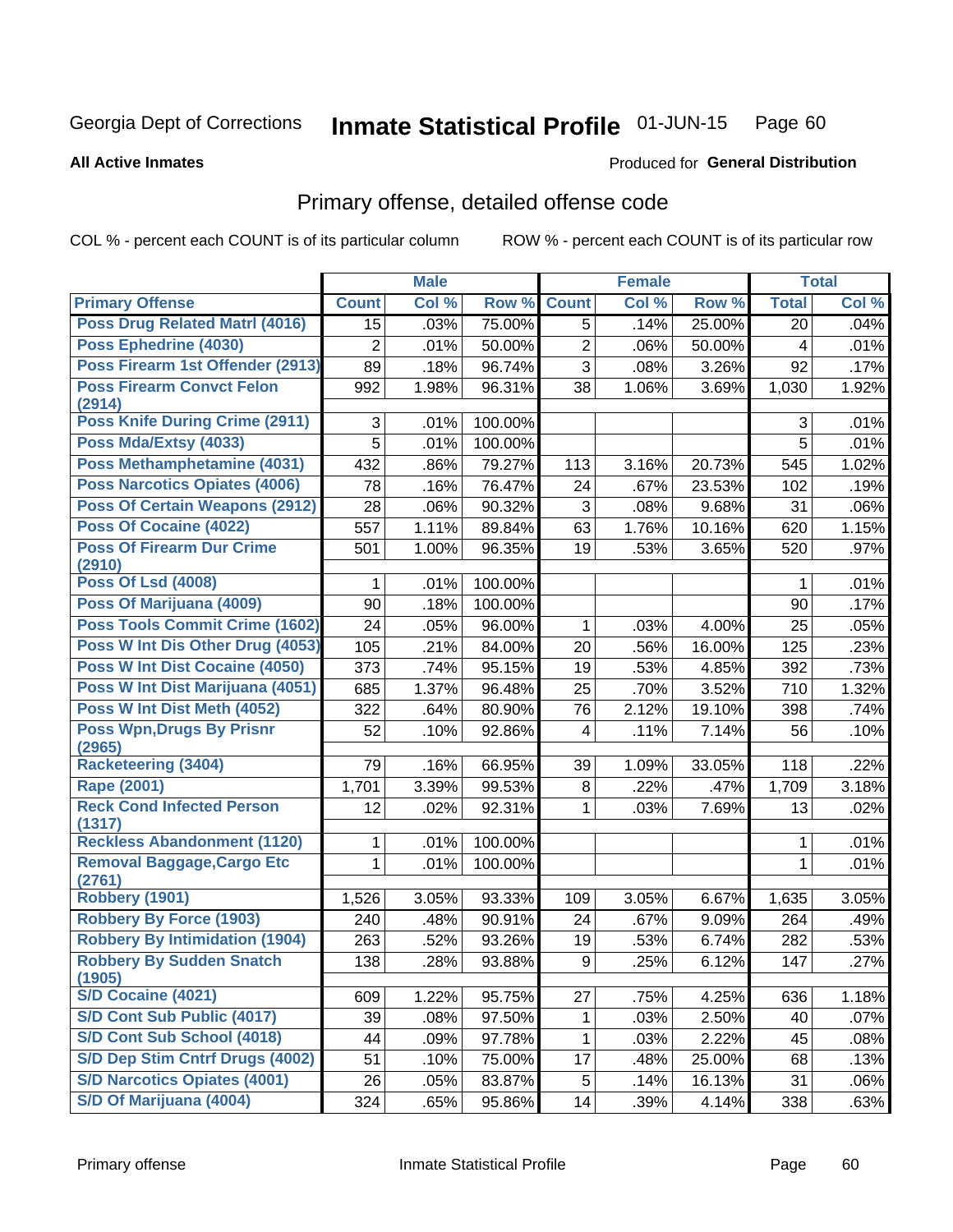Georgia Dept of Corrections **Inmate Statistical Profile** 01-JUN-15

**All Active Inmates**

Produced for **General Distribution**

## Primary offense, detailed offense code

COL % - percent each COUNT is of its particular column ROW % - percent each COUNT is of its particular row

| | Male | | | Female | | | Total | |
|---|---|---|---|---|---|---|---|---|
| **Primary Offense** | **Count** | **Col %** | **Row %** | **Count** | **Col %** | **Row %** | **Total** | **Col %** |
| Poss Drug Related Matrl (4016) | 15 | .03% | 75.00% | 5 | .14% | 25.00% | 20 | .04% |
| Poss Ephedrine (4030) | 2 | .01% | 50.00% | 2 | .06% | 50.00% | 4 | .01% |
| Poss Firearm 1st Offender (2913) | 89 | .18% | 96.74% | 3 | .08% | 3.26% | 92 | .17% |
| Poss Firearm Convct Felon (2914) | 992 | 1.98% | 96.31% | 38 | 1.06% | 3.69% | 1,030 | 1.92% |
| Poss Knife During Crime (2911) | 3 | .01% | 100.00% | | | | 3 | .01% |
| Poss Mda/Extsy (4033) | 5 | .01% | 100.00% | | | | 5 | .01% |
| Poss Methamphetamine (4031) | 432 | .86% | 79.27% | 113 | 3.16% | 20.73% | 545 | 1.02% |
| Poss Narcotics Opiates (4006) | 78 | .16% | 76.47% | 24 | .67% | 23.53% | 102 | .19% |
| Poss Of Certain Weapons (2912) | 28 | .06% | 90.32% | 3 | .08% | 9.68% | 31 | .06% |
| Poss Of Cocaine (4022) | 557 | 1.11% | 89.84% | 63 | 1.76% | 10.16% | 620 | 1.15% |
| Poss Of Firearm Dur Crime (2910) | 501 | 1.00% | 96.35% | 19 | .53% | 3.65% | 520 | .97% |
| Poss Of Lsd (4008) | 1 | .01% | 100.00% | | | | 1 | .01% |
| Poss Of Marijuana (4009) | 90 | .18% | 100.00% | | | | 90 | .17% |
| Poss Tools Commit Crime (1602) | 24 | .05% | 96.00% | 1 | .03% | 4.00% | 25 | .05% |
| Poss W Int Dis Other Drug (4053) | 105 | .21% | 84.00% | 20 | .56% | 16.00% | 125 | .23% |
| Poss W Int Dist Cocaine (4050) | 373 | .74% | 95.15% | 19 | .53% | 4.85% | 392 | .73% |
| Poss W Int Dist Marijuana (4051) | 685 | 1.37% | 96.48% | 25 | .70% | 3.52% | 710 | 1.32% |
| Poss W Int Dist Meth (4052) | 322 | .64% | 80.90% | 76 | 2.12% | 19.10% | 398 | .74% |
| Poss Wpn,Drugs By Prisnr (2965) | 52 | .10% | 92.86% | 4 | .11% | 7.14% | 56 | .10% |
| Racketeering (3404) | 79 | .16% | 66.95% | 39 | 1.09% | 33.05% | 118 | .22% |
| Rape (2001) | 1,701 | 3.39% | 99.53% | 8 | .22% | .47% | 1,709 | 3.18% |
| Reck Cond Infected Person (1317) | 12 | .02% | 92.31% | 1 | .03% | 7.69% | 13 | .02% |
| Reckless Abandonment (1120) | 1 | .01% | 100.00% | | | | 1 | .01% |
| Removal Baggage,Cargo Etc (2761) | 1 | .01% | 100.00% | | | | 1 | .01% |
| Robbery (1901) | 1,526 | 3.05% | 93.33% | 109 | 3.05% | 6.67% | 1,635 | 3.05% |
| Robbery By Force (1903) | 240 | .48% | 90.91% | 24 | .67% | 9.09% | 264 | .49% |
| Robbery By Intimidation (1904) | 263 | .52% | 93.26% | 19 | .53% | 6.74% | 282 | .53% |
| Robbery By Sudden Snatch (1905) | 138 | .28% | 93.88% | 9 | .25% | 6.12% | 147 | .27% |
| S/D Cocaine (4021) | 609 | 1.22% | 95.75% | 27 | .75% | 4.25% | 636 | 1.18% |
| S/D Cont Sub Public (4017) | 39 | .08% | 97.50% | 1 | .03% | 2.50% | 40 | .07% |
| S/D Cont Sub School (4018) | 44 | .09% | 97.78% | 1 | .03% | 2.22% | 45 | .08% |
| S/D Dep Stim Cntrf Drugs (4002) | 51 | .10% | 75.00% | 17 | .48% | 25.00% | 68 | .13% |
| S/D Narcotics Opiates (4001) | 26 | .05% | 83.87% | 5 | .14% | 16.13% | 31 | .06% |
| S/D Of Marijuana (4004) | 324 | .65% | 95.86% | 14 | .39% | 4.14% | 338 | .63% |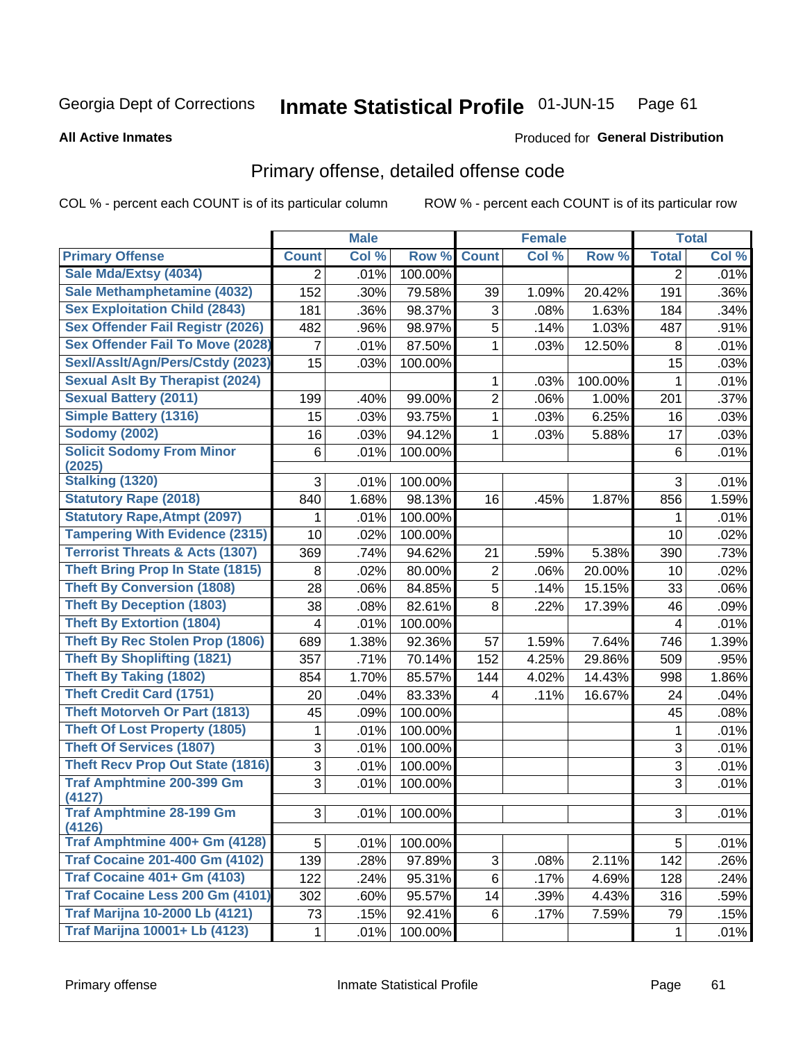Georgia Dept of Corrections **Inmate Statistical Profile** 01-JUN-15

**All Active Inmates**

Produced for **General Distribution**

## Primary offense, detailed offense code

COL % - percent each COUNT is of its particular column ROW % - percent each COUNT is of its particular row

| | Male | | | Female | | | Total | |
|---|---|---|---|---|---|---|---|---|
| **Primary Offense** | **Count** | **Col %** | **Row %** | **Count** | **Col %** | **Row %** | **Total** | **Col %** |
| Sale Mda/Extsy (4034) | 2 | .01% | 100.00% | | | | 2 | .01% |
| Sale Methamphetamine (4032) | 152 | .30% | 79.58% | 39 | 1.09% | 20.42% | 191 | .36% |
| Sex Exploitation Child (2843) | 181 | .36% | 98.37% | 3 | .08% | 1.63% | 184 | .34% |
| Sex Offender Fail Registr (2026) | 482 | .96% | 98.97% | 5 | .14% | 1.03% | 487 | .91% |
| Sex Offender Fail To Move (2028) | 7 | .01% | 87.50% | 1 | .03% | 12.50% | 8 | .01% |
| Sexl/Asslt/Agn/Pers/Cstdy (2023) | 15 | .03% | 100.00% | | | | 15 | .03% |
| Sexual Aslt By Therapist (2024) | | | | 1 | .03% | 100.00% | 1 | .01% |
| Sexual Battery (2011) | 199 | .40% | 99.00% | 2 | .06% | 1.00% | 201 | .37% |
| Simple Battery (1316) | 15 | .03% | 93.75% | 1 | .03% | 6.25% | 16 | .03% |
| Sodomy (2002) | 16 | .03% | 94.12% | 1 | .03% | 5.88% | 17 | .03% |
| Solicit Sodomy From Minor (2025) | 6 | .01% | 100.00% | | | | 6 | .01% |
| Stalking (1320) | 3 | .01% | 100.00% | | | | 3 | .01% |
| Statutory Rape (2018) | 840 | 1.68% | 98.13% | 16 | .45% | 1.87% | 856 | 1.59% |
| Statutory Rape,Atmpt (2097) | 1 | .01% | 100.00% | | | | 1 | .01% |
| Tampering With Evidence (2315) | 10 | .02% | 100.00% | | | | 10 | .02% |
| Terrorist Threats & Acts (1307) | 369 | .74% | 94.62% | 21 | .59% | 5.38% | 390 | .73% |
| Theft Bring Prop In State (1815) | 8 | .02% | 80.00% | 2 | .06% | 20.00% | 10 | .02% |
| Theft By Conversion (1808) | 28 | .06% | 84.85% | 5 | .14% | 15.15% | 33 | .06% |
| Theft By Deception (1803) | 38 | .08% | 82.61% | 8 | .22% | 17.39% | 46 | .09% |
| Theft By Extortion (1804) | 4 | .01% | 100.00% | | | | 4 | .01% |
| Theft By Rec Stolen Prop (1806) | 689 | 1.38% | 92.36% | 57 | 1.59% | 7.64% | 746 | 1.39% |
| Theft By Shoplifting (1821) | 357 | .71% | 70.14% | 152 | 4.25% | 29.86% | 509 | .95% |
| Theft By Taking (1802) | 854 | 1.70% | 85.57% | 144 | 4.02% | 14.43% | 998 | 1.86% |
| Theft Credit Card (1751) | 20 | .04% | 83.33% | 4 | .11% | 16.67% | 24 | .04% |
| Theft Motorveh Or Part (1813) | 45 | .09% | 100.00% | | | | 45 | .08% |
| Theft Of Lost Property (1805) | 1 | .01% | 100.00% | | | | 1 | .01% |
| Theft Of Services (1807) | 3 | .01% | 100.00% | | | | 3 | .01% |
| Theft Recv Prop Out State (1816) | 3 | .01% | 100.00% | | | | 3 | .01% |
| Traf Amphtmine 200-399 Gm (4127) | 3 | .01% | 100.00% | | | | 3 | .01% |
| Traf Amphtmine 28-199 Gm (4126) | 3 | .01% | 100.00% | | | | 3 | .01% |
| Traf Amphtmine 400+ Gm (4128) | 5 | .01% | 100.00% | | | | 5 | .01% |
| Traf Cocaine 201-400 Gm (4102) | 139 | .28% | 97.89% | 3 | .08% | 2.11% | 142 | .26% |
| Traf Cocaine 401+ Gm (4103) | 122 | .24% | 95.31% | 6 | .17% | 4.69% | 128 | .24% |
| Traf Cocaine Less 200 Gm (4101) | 302 | .60% | 95.57% | 14 | .39% | 4.43% | 316 | .59% |
| Traf Marijna 10-2000 Lb (4121) | 73 | .15% | 92.41% | 6 | .17% | 7.59% | 79 | .15% |
| Traf Marijna 10001+ Lb (4123) | 1 | .01% | 100.00% | | | | 1 | .01% |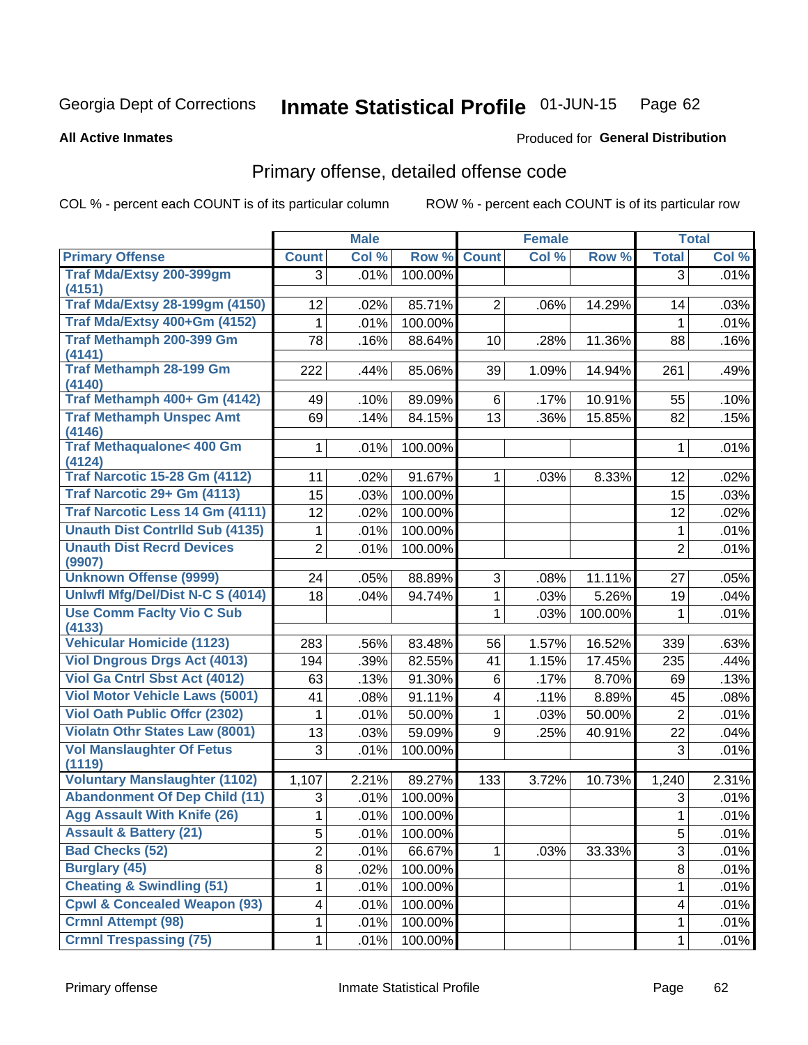Georgia Dept of Corrections

# Inmate Statistical Profile 01-JUN-15

**All Active Inmates**

Produced for **General Distribution**

## Primary offense, detailed offense code

COL % - percent each COUNT is of its particular column

ROW % - percent each COUNT is of its particular row

| | Male | | | Female | | | Total | |
|---|---|---|---|---|---|---|---|---|
| **Primary Offense** | **Count** | **Col %** | **Row %** | **Count** | **Col %** | **Row %** | **Total** | **Col %** |
| Traf Mda/Extsy 200-399gm (4151) | 3 | .01% | 100.00% | | | | 3 | .01% |
| Traf Mda/Extsy 28-199gm (4150) | 12 | .02% | 85.71% | 2 | .06% | 14.29% | 14 | .03% |
| Traf Mda/Extsy 400+Gm (4152) | 1 | .01% | 100.00% | | | | 1 | .01% |
| Traf Methamph 200-399 Gm (4141) | 78 | .16% | 88.64% | 10 | .28% | 11.36% | 88 | .16% |
| Traf Methamph 28-199 Gm (4140) | 222 | .44% | 85.06% | 39 | 1.09% | 14.94% | 261 | .49% |
| Traf Methamph 400+ Gm (4142) | 49 | .10% | 89.09% | 6 | .17% | 10.91% | 55 | .10% |
| Traf Methamph Unspec Amt (4146) | 69 | .14% | 84.15% | 13 | .36% | 15.85% | 82 | .15% |
| Traf Methaqualone< 400 Gm (4124) | 1 | .01% | 100.00% | | | | 1 | .01% |
| Traf Narcotic 15-28 Gm (4112) | 11 | .02% | 91.67% | 1 | .03% | 8.33% | 12 | .02% |
| Traf Narcotic 29+ Gm (4113) | 15 | .03% | 100.00% | | | | 15 | .03% |
| Traf Narcotic Less 14 Gm (4111) | 12 | .02% | 100.00% | | | | 12 | .02% |
| Unauth Dist Contrlld Sub (4135) | 1 | .01% | 100.00% | | | | 1 | .01% |
| Unauth Dist Recrd Devices (9907) | 2 | .01% | 100.00% | | | | 2 | .01% |
| Unknown Offense (9999) | 24 | .05% | 88.89% | 3 | .08% | 11.11% | 27 | .05% |
| Unlwfl Mfg/Del/Dist N-C S (4014) | 18 | .04% | 94.74% | 1 | .03% | 5.26% | 19 | .04% |
| Use Comm Faclty Vio C Sub (4133) | | | | 1 | .03% | 100.00% | 1 | .01% |
| Vehicular Homicide (1123) | 283 | .56% | 83.48% | 56 | 1.57% | 16.52% | 339 | .63% |
| Viol Dngrous Drgs Act (4013) | 194 | .39% | 82.55% | 41 | 1.15% | 17.45% | 235 | .44% |
| Viol Ga Cntrl Sbst Act (4012) | 63 | .13% | 91.30% | 6 | .17% | 8.70% | 69 | .13% |
| Viol Motor Vehicle Laws (5001) | 41 | .08% | 91.11% | 4 | .11% | 8.89% | 45 | .08% |
| Viol Oath Public Offcr (2302) | 1 | .01% | 50.00% | 1 | .03% | 50.00% | 2 | .01% |
| Violatn Othr States Law (8001) | 13 | .03% | 59.09% | 9 | .25% | 40.91% | 22 | .04% |
| Vol Manslaughter Of Fetus (1119) | 3 | .01% | 100.00% | | | | 3 | .01% |
| Voluntary Manslaughter (1102) | 1,107 | 2.21% | 89.27% | 133 | 3.72% | 10.73% | 1,240 | 2.31% |
| Abandonment Of Dep Child (11) | 3 | .01% | 100.00% | | | | 3 | .01% |
| Agg Assault With Knife (26) | 1 | .01% | 100.00% | | | | 1 | .01% |
| Assault & Battery (21) | 5 | .01% | 100.00% | | | | 5 | .01% |
| Bad Checks (52) | 2 | .01% | 66.67% | 1 | .03% | 33.33% | 3 | .01% |
| Burglary (45) | 8 | .02% | 100.00% | | | | 8 | .01% |
| Cheating & Swindling (51) | 1 | .01% | 100.00% | | | | 1 | .01% |
| Cpwl & Concealed Weapon (93) | 4 | .01% | 100.00% | | | | 4 | .01% |
| Crmnl Attempt (98) | 1 | .01% | 100.00% | | | | 1 | .01% |
| Crmnl Trespassing (75) | 1 | .01% | 100.00% | | | | 1 | .01% |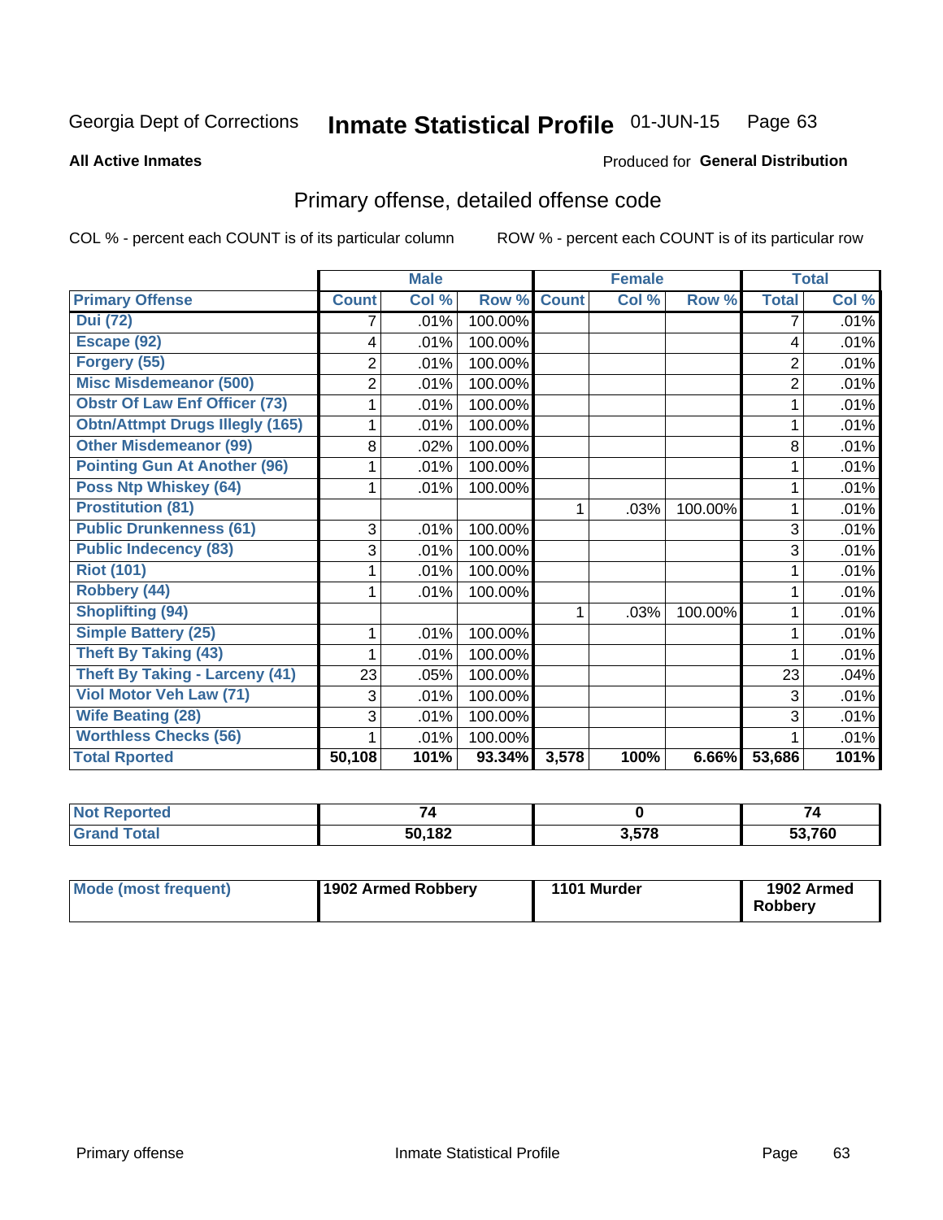Georgia Dept of Corrections **Inmate Statistical Profile** 01-JUN-15

**All Active Inmates**

Produced for **General Distribution**

## Primary offense, detailed offense code

COL % - percent each COUNT is of its particular column    ROW % - percent each COUNT is of its particular row

| | Male | | | Female | | | Total | |
|---|---|---|---|---|---|---|---|---|
| **Primary Offense** | **Count** | **Col %** | **Row %** | **Count** | **Col %** | **Row %** | **Total** | **Col %** |
| Dui (72) | 7 | .01% | 100.00% | | | | 7 | .01% |
| Escape (92) | 4 | .01% | 100.00% | | | | 4 | .01% |
| Forgery (55) | 2 | .01% | 100.00% | | | | 2 | .01% |
| Misc Misdemeanor (500) | 2 | .01% | 100.00% | | | | 2 | .01% |
| Obstr Of Law Enf Officer (73) | 1 | .01% | 100.00% | | | | 1 | .01% |
| Obtn/Attmpt Drugs Illegly (165) | 1 | .01% | 100.00% | | | | 1 | .01% |
| Other Misdemeanor (99) | 8 | .02% | 100.00% | | | | 8 | .01% |
| Pointing Gun At Another (96) | 1 | .01% | 100.00% | | | | 1 | .01% |
| Poss Ntp Whiskey (64) | 1 | .01% | 100.00% | | | | 1 | .01% |
| Prostitution (81) | | | | 1 | .03% | 100.00% | 1 | .01% |
| Public Drunkenness (61) | 3 | .01% | 100.00% | | | | 3 | .01% |
| Public Indecency (83) | 3 | .01% | 100.00% | | | | 3 | .01% |
| Riot (101) | 1 | .01% | 100.00% | | | | 1 | .01% |
| Robbery (44) | 1 | .01% | 100.00% | | | | 1 | .01% |
| Shoplifting (94) | | | | 1 | .03% | 100.00% | 1 | .01% |
| Simple Battery (25) | 1 | .01% | 100.00% | | | | 1 | .01% |
| Theft By Taking (43) | 1 | .01% | 100.00% | | | | 1 | .01% |
| Theft By Taking - Larceny (41) | 23 | .05% | 100.00% | | | | 23 | .04% |
| Viol Motor Veh Law (71) | 3 | .01% | 100.00% | | | | 3 | .01% |
| Wife Beating (28) | 3 | .01% | 100.00% | | | | 3 | .01% |
| Worthless Checks (56) | 1 | .01% | 100.00% | | | | 1 | .01% |
| **Total Rported** | **50,108** | **101%** | **93.34%** | **3,578** | **100%** | **6.66%** | **53,686** | **101%** |

| | Male | Female | Total |
|---|---|---|---|
| **Not Reported** | **74** | **0** | **74** |
| **Grand Total** | **50,182** | **3,578** | **53,760** |

| | Male | Female | Total |
|---|---|---|---|
| **Mode (most frequent)** | **1902 Armed Robbery** | **1101 Murder** | **1902 Armed Robbery** |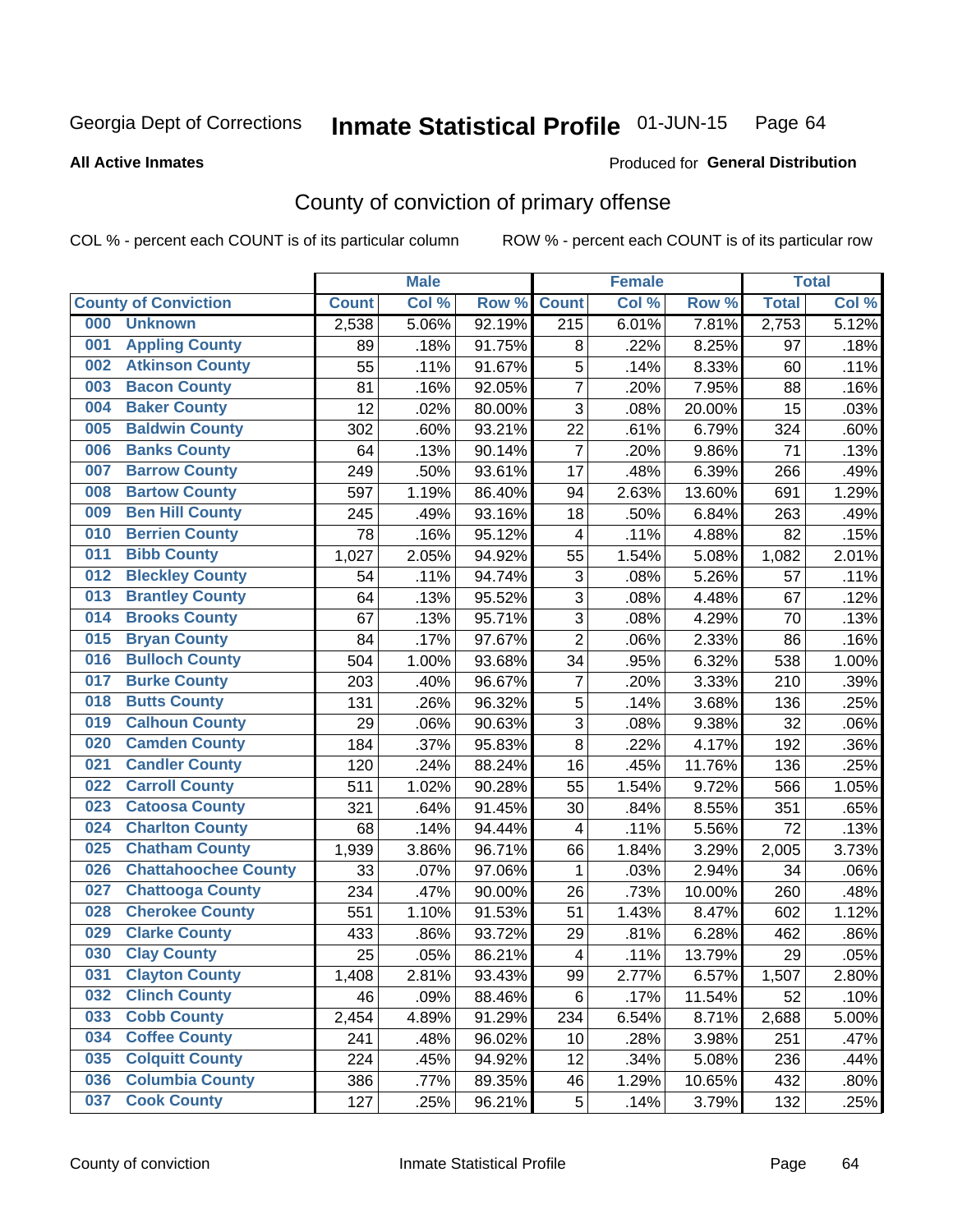Georgia Dept of Corrections **Inmate Statistical Profile** 01-JUN-15

**All Active Inmates**

Produced for **General Distribution**

## County of conviction of primary offense

COL % - percent each COUNT is of its particular column ROW % - percent each COUNT is of its particular row

| County of Conviction | Male | | | Female | | | Total | |
|---|---|---|---|---|---|---|---|---|
| | Count | Col % | Row % | Count | Col % | Row % | Total | Col % |
| 000 Unknown | 2,538 | 5.06% | 92.19% | 215 | 6.01% | 7.81% | 2,753 | 5.12% |
| 001 Appling County | 89 | .18% | 91.75% | 8 | .22% | 8.25% | 97 | .18% |
| 002 Atkinson County | 55 | .11% | 91.67% | 5 | .14% | 8.33% | 60 | .11% |
| 003 Bacon County | 81 | .16% | 92.05% | 7 | .20% | 7.95% | 88 | .16% |
| 004 Baker County | 12 | .02% | 80.00% | 3 | .08% | 20.00% | 15 | .03% |
| 005 Baldwin County | 302 | .60% | 93.21% | 22 | .61% | 6.79% | 324 | .60% |
| 006 Banks County | 64 | .13% | 90.14% | 7 | .20% | 9.86% | 71 | .13% |
| 007 Barrow County | 249 | .50% | 93.61% | 17 | .48% | 6.39% | 266 | .49% |
| 008 Bartow County | 597 | 1.19% | 86.40% | 94 | 2.63% | 13.60% | 691 | 1.29% |
| 009 Ben Hill County | 245 | .49% | 93.16% | 18 | .50% | 6.84% | 263 | .49% |
| 010 Berrien County | 78 | .16% | 95.12% | 4 | .11% | 4.88% | 82 | .15% |
| 011 Bibb County | 1,027 | 2.05% | 94.92% | 55 | 1.54% | 5.08% | 1,082 | 2.01% |
| 012 Bleckley County | 54 | .11% | 94.74% | 3 | .08% | 5.26% | 57 | .11% |
| 013 Brantley County | 64 | .13% | 95.52% | 3 | .08% | 4.48% | 67 | .12% |
| 014 Brooks County | 67 | .13% | 95.71% | 3 | .08% | 4.29% | 70 | .13% |
| 015 Bryan County | 84 | .17% | 97.67% | 2 | .06% | 2.33% | 86 | .16% |
| 016 Bulloch County | 504 | 1.00% | 93.68% | 34 | .95% | 6.32% | 538 | 1.00% |
| 017 Burke County | 203 | .40% | 96.67% | 7 | .20% | 3.33% | 210 | .39% |
| 018 Butts County | 131 | .26% | 96.32% | 5 | .14% | 3.68% | 136 | .25% |
| 019 Calhoun County | 29 | .06% | 90.63% | 3 | .08% | 9.38% | 32 | .06% |
| 020 Camden County | 184 | .37% | 95.83% | 8 | .22% | 4.17% | 192 | .36% |
| 021 Candler County | 120 | .24% | 88.24% | 16 | .45% | 11.76% | 136 | .25% |
| 022 Carroll County | 511 | 1.02% | 90.28% | 55 | 1.54% | 9.72% | 566 | 1.05% |
| 023 Catoosa County | 321 | .64% | 91.45% | 30 | .84% | 8.55% | 351 | .65% |
| 024 Charlton County | 68 | .14% | 94.44% | 4 | .11% | 5.56% | 72 | .13% |
| 025 Chatham County | 1,939 | 3.86% | 96.71% | 66 | 1.84% | 3.29% | 2,005 | 3.73% |
| 026 Chattahoochee County | 33 | .07% | 97.06% | 1 | .03% | 2.94% | 34 | .06% |
| 027 Chattooga County | 234 | .47% | 90.00% | 26 | .73% | 10.00% | 260 | .48% |
| 028 Cherokee County | 551 | 1.10% | 91.53% | 51 | 1.43% | 8.47% | 602 | 1.12% |
| 029 Clarke County | 433 | .86% | 93.72% | 29 | .81% | 6.28% | 462 | .86% |
| 030 Clay County | 25 | .05% | 86.21% | 4 | .11% | 13.79% | 29 | .05% |
| 031 Clayton County | 1,408 | 2.81% | 93.43% | 99 | 2.77% | 6.57% | 1,507 | 2.80% |
| 032 Clinch County | 46 | .09% | 88.46% | 6 | .17% | 11.54% | 52 | .10% |
| 033 Cobb County | 2,454 | 4.89% | 91.29% | 234 | 6.54% | 8.71% | 2,688 | 5.00% |
| 034 Coffee County | 241 | .48% | 96.02% | 10 | .28% | 3.98% | 251 | .47% |
| 035 Colquitt County | 224 | .45% | 94.92% | 12 | .34% | 5.08% | 236 | .44% |
| 036 Columbia County | 386 | .77% | 89.35% | 46 | 1.29% | 10.65% | 432 | .80% |
| 037 Cook County | 127 | .25% | 96.21% | 5 | .14% | 3.79% | 132 | .25% |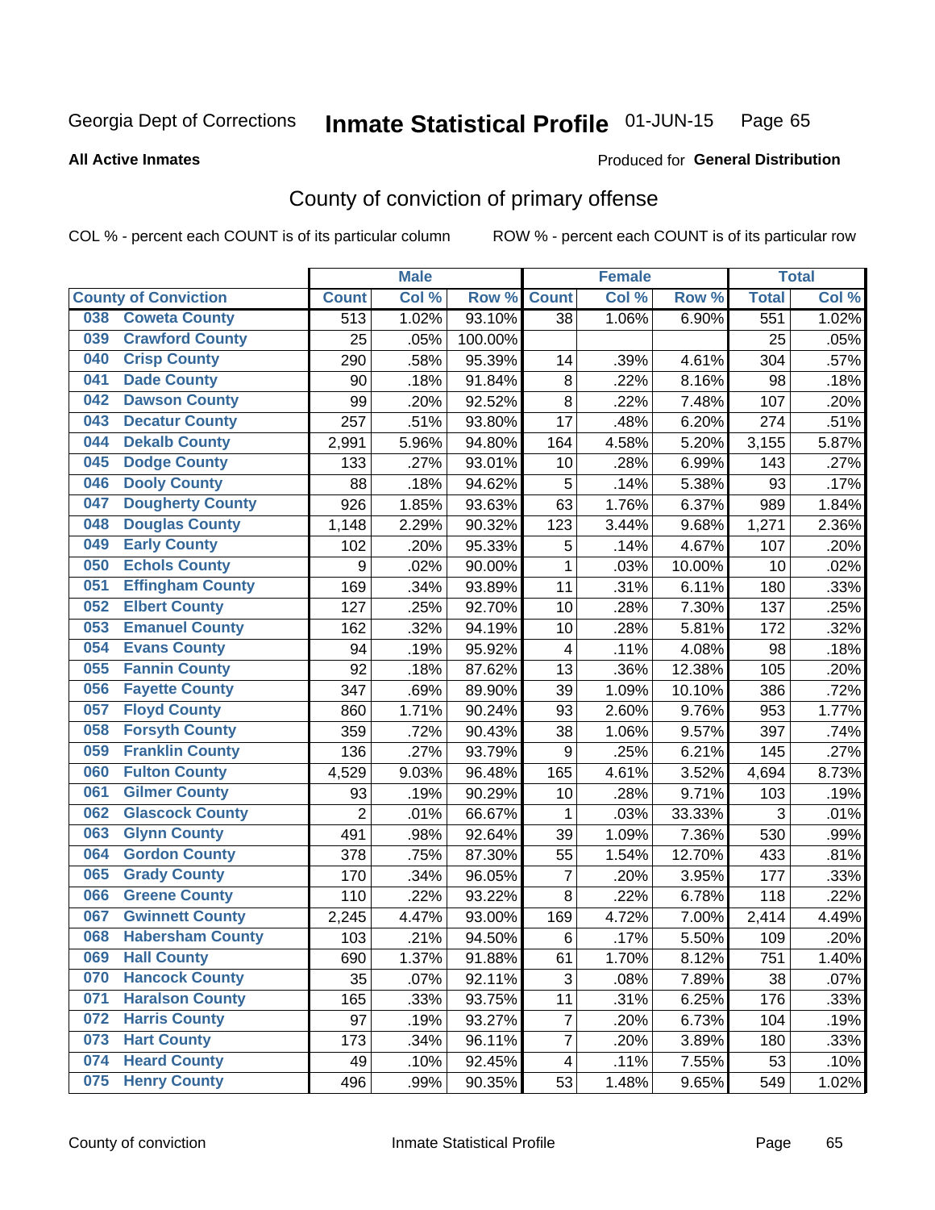Georgia Dept of Corrections **Inmate Statistical Profile** 01-JUN-15 Page 65

**All Active Inmates**

Produced for **General Distribution**

# County of conviction of primary offense

COL % - percent each COUNT is of its particular column ROW % - percent each COUNT is of its particular row

| County of Conviction | Male | | | Female | | | Total | |
|---|---|---|---|---|---|---|---|---|
| | Count | Col % | Row % | Count | Col % | Row % | Total | Col % |
| 038 Coweta County | 513 | 1.02% | 93.10% | 38 | 1.06% | 6.90% | 551 | 1.02% |
| 039 Crawford County | 25 | .05% | 100.00% | | | | 25 | .05% |
| 040 Crisp County | 290 | .58% | 95.39% | 14 | .39% | 4.61% | 304 | .57% |
| 041 Dade County | 90 | .18% | 91.84% | 8 | .22% | 8.16% | 98 | .18% |
| 042 Dawson County | 99 | .20% | 92.52% | 8 | .22% | 7.48% | 107 | .20% |
| 043 Decatur County | 257 | .51% | 93.80% | 17 | .48% | 6.20% | 274 | .51% |
| 044 Dekalb County | 2,991 | 5.96% | 94.80% | 164 | 4.58% | 5.20% | 3,155 | 5.87% |
| 045 Dodge County | 133 | .27% | 93.01% | 10 | .28% | 6.99% | 143 | .27% |
| 046 Dooly County | 88 | .18% | 94.62% | 5 | .14% | 5.38% | 93 | .17% |
| 047 Dougherty County | 926 | 1.85% | 93.63% | 63 | 1.76% | 6.37% | 989 | 1.84% |
| 048 Douglas County | 1,148 | 2.29% | 90.32% | 123 | 3.44% | 9.68% | 1,271 | 2.36% |
| 049 Early County | 102 | .20% | 95.33% | 5 | .14% | 4.67% | 107 | .20% |
| 050 Echols County | 9 | .02% | 90.00% | 1 | .03% | 10.00% | 10 | .02% |
| 051 Effingham County | 169 | .34% | 93.89% | 11 | .31% | 6.11% | 180 | .33% |
| 052 Elbert County | 127 | .25% | 92.70% | 10 | .28% | 7.30% | 137 | .25% |
| 053 Emanuel County | 162 | .32% | 94.19% | 10 | .28% | 5.81% | 172 | .32% |
| 054 Evans County | 94 | .19% | 95.92% | 4 | .11% | 4.08% | 98 | .18% |
| 055 Fannin County | 92 | .18% | 87.62% | 13 | .36% | 12.38% | 105 | .20% |
| 056 Fayette County | 347 | .69% | 89.90% | 39 | 1.09% | 10.10% | 386 | .72% |
| 057 Floyd County | 860 | 1.71% | 90.24% | 93 | 2.60% | 9.76% | 953 | 1.77% |
| 058 Forsyth County | 359 | .72% | 90.43% | 38 | 1.06% | 9.57% | 397 | .74% |
| 059 Franklin County | 136 | .27% | 93.79% | 9 | .25% | 6.21% | 145 | .27% |
| 060 Fulton County | 4,529 | 9.03% | 96.48% | 165 | 4.61% | 3.52% | 4,694 | 8.73% |
| 061 Gilmer County | 93 | .19% | 90.29% | 10 | .28% | 9.71% | 103 | .19% |
| 062 Glascock County | 2 | .01% | 66.67% | 1 | .03% | 33.33% | 3 | .01% |
| 063 Glynn County | 491 | .98% | 92.64% | 39 | 1.09% | 7.36% | 530 | .99% |
| 064 Gordon County | 378 | .75% | 87.30% | 55 | 1.54% | 12.70% | 433 | .81% |
| 065 Grady County | 170 | .34% | 96.05% | 7 | .20% | 3.95% | 177 | .33% |
| 066 Greene County | 110 | .22% | 93.22% | 8 | .22% | 6.78% | 118 | .22% |
| 067 Gwinnett County | 2,245 | 4.47% | 93.00% | 169 | 4.72% | 7.00% | 2,414 | 4.49% |
| 068 Habersham County | 103 | .21% | 94.50% | 6 | .17% | 5.50% | 109 | .20% |
| 069 Hall County | 690 | 1.37% | 91.88% | 61 | 1.70% | 8.12% | 751 | 1.40% |
| 070 Hancock County | 35 | .07% | 92.11% | 3 | .08% | 7.89% | 38 | .07% |
| 071 Haralson County | 165 | .33% | 93.75% | 11 | .31% | 6.25% | 176 | .33% |
| 072 Harris County | 97 | .19% | 93.27% | 7 | .20% | 6.73% | 104 | .19% |
| 073 Hart County | 173 | .34% | 96.11% | 7 | .20% | 3.89% | 180 | .33% |
| 074 Heard County | 49 | .10% | 92.45% | 4 | .11% | 7.55% | 53 | .10% |
| 075 Henry County | 496 | .99% | 90.35% | 53 | 1.48% | 9.65% | 549 | 1.02% |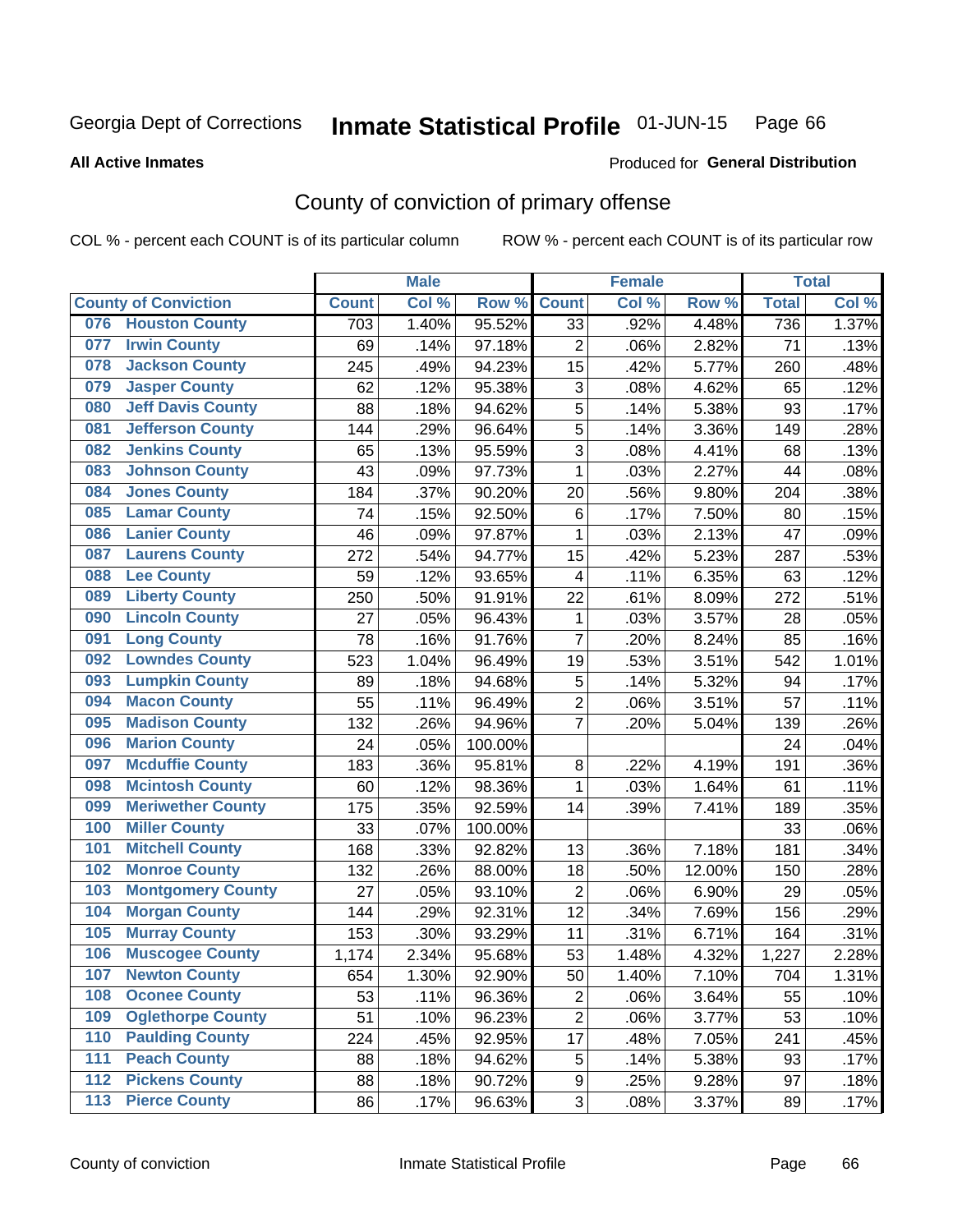Georgia Dept of Corrections **Inmate Statistical Profile** 01-JUN-15

**All Active Inmates**

Produced for **General Distribution**

## County of conviction of primary offense

COL % - percent each COUNT is of its particular column ROW % - percent each COUNT is of its particular row

| County of Conviction | | Male | | | Female | | | Total | |
|---|---|---|---|---|---|---|---|---|---|
| | | Count | Col % | Row % | Count | Col % | Row % | Total | Col % |
| 076 | Houston County | 703 | 1.40% | 95.52% | 33 | .92% | 4.48% | 736 | 1.37% |
| 077 | Irwin County | 69 | .14% | 97.18% | 2 | .06% | 2.82% | 71 | .13% |
| 078 | Jackson County | 245 | .49% | 94.23% | 15 | .42% | 5.77% | 260 | .48% |
| 079 | Jasper County | 62 | .12% | 95.38% | 3 | .08% | 4.62% | 65 | .12% |
| 080 | Jeff Davis County | 88 | .18% | 94.62% | 5 | .14% | 5.38% | 93 | .17% |
| 081 | Jefferson County | 144 | .29% | 96.64% | 5 | .14% | 3.36% | 149 | .28% |
| 082 | Jenkins County | 65 | .13% | 95.59% | 3 | .08% | 4.41% | 68 | .13% |
| 083 | Johnson County | 43 | .09% | 97.73% | 1 | .03% | 2.27% | 44 | .08% |
| 084 | Jones County | 184 | .37% | 90.20% | 20 | .56% | 9.80% | 204 | .38% |
| 085 | Lamar County | 74 | .15% | 92.50% | 6 | .17% | 7.50% | 80 | .15% |
| 086 | Lanier County | 46 | .09% | 97.87% | 1 | .03% | 2.13% | 47 | .09% |
| 087 | Laurens County | 272 | .54% | 94.77% | 15 | .42% | 5.23% | 287 | .53% |
| 088 | Lee County | 59 | .12% | 93.65% | 4 | .11% | 6.35% | 63 | .12% |
| 089 | Liberty County | 250 | .50% | 91.91% | 22 | .61% | 8.09% | 272 | .51% |
| 090 | Lincoln County | 27 | .05% | 96.43% | 1 | .03% | 3.57% | 28 | .05% |
| 091 | Long County | 78 | .16% | 91.76% | 7 | .20% | 8.24% | 85 | .16% |
| 092 | Lowndes County | 523 | 1.04% | 96.49% | 19 | .53% | 3.51% | 542 | 1.01% |
| 093 | Lumpkin County | 89 | .18% | 94.68% | 5 | .14% | 5.32% | 94 | .17% |
| 094 | Macon County | 55 | .11% | 96.49% | 2 | .06% | 3.51% | 57 | .11% |
| 095 | Madison County | 132 | .26% | 94.96% | 7 | .20% | 5.04% | 139 | .26% |
| 096 | Marion County | 24 | .05% | 100.00% | | | | 24 | .04% |
| 097 | Mcduffie County | 183 | .36% | 95.81% | 8 | .22% | 4.19% | 191 | .36% |
| 098 | Mcintosh County | 60 | .12% | 98.36% | 1 | .03% | 1.64% | 61 | .11% |
| 099 | Meriwether County | 175 | .35% | 92.59% | 14 | .39% | 7.41% | 189 | .35% |
| 100 | Miller County | 33 | .07% | 100.00% | | | | 33 | .06% |
| 101 | Mitchell County | 168 | .33% | 92.82% | 13 | .36% | 7.18% | 181 | .34% |
| 102 | Monroe County | 132 | .26% | 88.00% | 18 | .50% | 12.00% | 150 | .28% |
| 103 | Montgomery County | 27 | .05% | 93.10% | 2 | .06% | 6.90% | 29 | .05% |
| 104 | Morgan County | 144 | .29% | 92.31% | 12 | .34% | 7.69% | 156 | .29% |
| 105 | Murray County | 153 | .30% | 93.29% | 11 | .31% | 6.71% | 164 | .31% |
| 106 | Muscogee County | 1,174 | 2.34% | 95.68% | 53 | 1.48% | 4.32% | 1,227 | 2.28% |
| 107 | Newton County | 654 | 1.30% | 92.90% | 50 | 1.40% | 7.10% | 704 | 1.31% |
| 108 | Oconee County | 53 | .11% | 96.36% | 2 | .06% | 3.64% | 55 | .10% |
| 109 | Oglethorpe County | 51 | .10% | 96.23% | 2 | .06% | 3.77% | 53 | .10% |
| 110 | Paulding County | 224 | .45% | 92.95% | 17 | .48% | 7.05% | 241 | .45% |
| 111 | Peach County | 88 | .18% | 94.62% | 5 | .14% | 5.38% | 93 | .17% |
| 112 | Pickens County | 88 | .18% | 90.72% | 9 | .25% | 9.28% | 97 | .18% |
| 113 | Pierce County | 86 | .17% | 96.63% | 3 | .08% | 3.37% | 89 | .17% |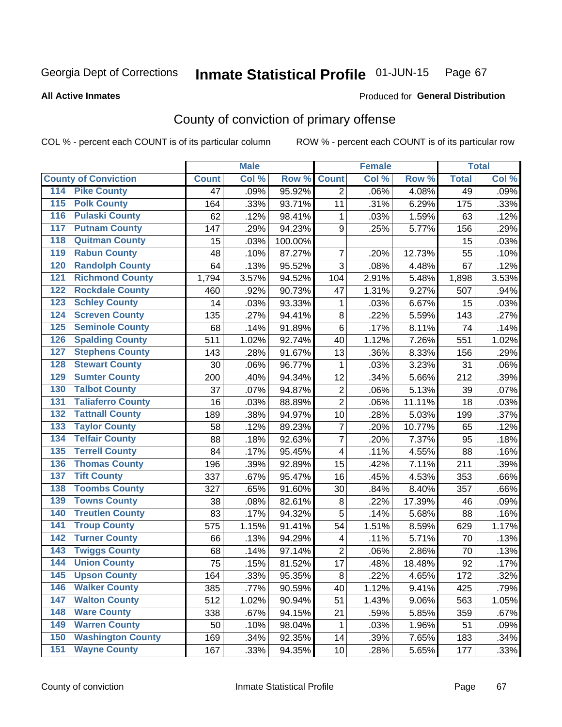Georgia Dept of Corrections **Inmate Statistical Profile** 01-JUN-15

**All Active Inmates**

Produced for **General Distribution**

## County of conviction of primary offense

COL % - percent each COUNT is of its particular column ROW % - percent each COUNT is of its particular row

| County of Conviction | | Male | | | Female | | | Total | |
|---|---|---|---|---|---|---|---|---|---|
| | | Count | Col % | Row % | Count | Col % | Row % | Total | Col % |
| 114 | Pike County | 47 | .09% | 95.92% | 2 | .06% | 4.08% | 49 | .09% |
| 115 | Polk County | 164 | .33% | 93.71% | 11 | .31% | 6.29% | 175 | .33% |
| 116 | Pulaski County | 62 | .12% | 98.41% | 1 | .03% | 1.59% | 63 | .12% |
| 117 | Putnam County | 147 | .29% | 94.23% | 9 | .25% | 5.77% | 156 | .29% |
| 118 | Quitman County | 15 | .03% | 100.00% | | | | 15 | .03% |
| 119 | Rabun County | 48 | .10% | 87.27% | 7 | .20% | 12.73% | 55 | .10% |
| 120 | Randolph County | 64 | .13% | 95.52% | 3 | .08% | 4.48% | 67 | .12% |
| 121 | Richmond County | 1,794 | 3.57% | 94.52% | 104 | 2.91% | 5.48% | 1,898 | 3.53% |
| 122 | Rockdale County | 460 | .92% | 90.73% | 47 | 1.31% | 9.27% | 507 | .94% |
| 123 | Schley County | 14 | .03% | 93.33% | 1 | .03% | 6.67% | 15 | .03% |
| 124 | Screven County | 135 | .27% | 94.41% | 8 | .22% | 5.59% | 143 | .27% |
| 125 | Seminole County | 68 | .14% | 91.89% | 6 | .17% | 8.11% | 74 | .14% |
| 126 | Spalding County | 511 | 1.02% | 92.74% | 40 | 1.12% | 7.26% | 551 | 1.02% |
| 127 | Stephens County | 143 | .28% | 91.67% | 13 | .36% | 8.33% | 156 | .29% |
| 128 | Stewart County | 30 | .06% | 96.77% | 1 | .03% | 3.23% | 31 | .06% |
| 129 | Sumter County | 200 | .40% | 94.34% | 12 | .34% | 5.66% | 212 | .39% |
| 130 | Talbot County | 37 | .07% | 94.87% | 2 | .06% | 5.13% | 39 | .07% |
| 131 | Taliaferro County | 16 | .03% | 88.89% | 2 | .06% | 11.11% | 18 | .03% |
| 132 | Tattnall County | 189 | .38% | 94.97% | 10 | .28% | 5.03% | 199 | .37% |
| 133 | Taylor County | 58 | .12% | 89.23% | 7 | .20% | 10.77% | 65 | .12% |
| 134 | Telfair County | 88 | .18% | 92.63% | 7 | .20% | 7.37% | 95 | .18% |
| 135 | Terrell County | 84 | .17% | 95.45% | 4 | .11% | 4.55% | 88 | .16% |
| 136 | Thomas County | 196 | .39% | 92.89% | 15 | .42% | 7.11% | 211 | .39% |
| 137 | Tift County | 337 | .67% | 95.47% | 16 | .45% | 4.53% | 353 | .66% |
| 138 | Toombs County | 327 | .65% | 91.60% | 30 | .84% | 8.40% | 357 | .66% |
| 139 | Towns County | 38 | .08% | 82.61% | 8 | .22% | 17.39% | 46 | .09% |
| 140 | Treutlen County | 83 | .17% | 94.32% | 5 | .14% | 5.68% | 88 | .16% |
| 141 | Troup County | 575 | 1.15% | 91.41% | 54 | 1.51% | 8.59% | 629 | 1.17% |
| 142 | Turner County | 66 | .13% | 94.29% | 4 | .11% | 5.71% | 70 | .13% |
| 143 | Twiggs County | 68 | .14% | 97.14% | 2 | .06% | 2.86% | 70 | .13% |
| 144 | Union County | 75 | .15% | 81.52% | 17 | .48% | 18.48% | 92 | .17% |
| 145 | Upson County | 164 | .33% | 95.35% | 8 | .22% | 4.65% | 172 | .32% |
| 146 | Walker County | 385 | .77% | 90.59% | 40 | 1.12% | 9.41% | 425 | .79% |
| 147 | Walton County | 512 | 1.02% | 90.94% | 51 | 1.43% | 9.06% | 563 | 1.05% |
| 148 | Ware County | 338 | .67% | 94.15% | 21 | .59% | 5.85% | 359 | .67% |
| 149 | Warren County | 50 | .10% | 98.04% | 1 | .03% | 1.96% | 51 | .09% |
| 150 | Washington County | 169 | .34% | 92.35% | 14 | .39% | 7.65% | 183 | .34% |
| 151 | Wayne County | 167 | .33% | 94.35% | 10 | .28% | 5.65% | 177 | .33% |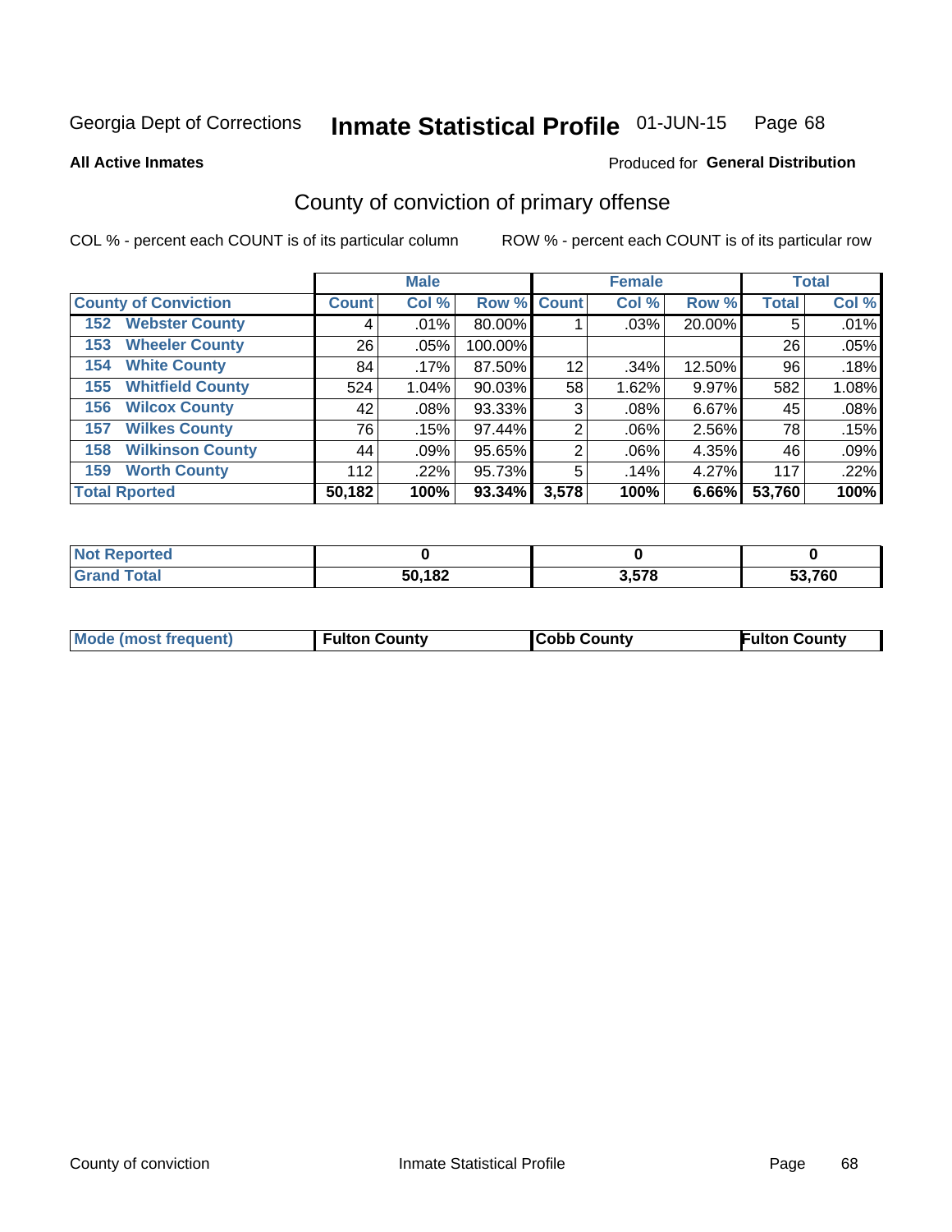Georgia Dept of Corrections **Inmate Statistical Profile** 01-JUN-15

**All Active Inmates**

Produced for **General Distribution**

## County of conviction of primary offense

COL % - percent each COUNT is of its particular column ROW % - percent each COUNT is of its particular row

| County of Conviction | Male | | | Female | | | Total | |
|---|---|---|---|---|---|---|---|---|
| | Count | Col % | Row % | Count | Col % | Row % | Total | Col % |
| 152 Webster County | 4 | .01% | 80.00% | 1 | .03% | 20.00% | 5 | .01% |
| 153 Wheeler County | 26 | .05% | 100.00% | | | | 26 | .05% |
| 154 White County | 84 | .17% | 87.50% | 12 | .34% | 12.50% | 96 | .18% |
| 155 Whitfield County | 524 | 1.04% | 90.03% | 58 | 1.62% | 9.97% | 582 | 1.08% |
| 156 Wilcox County | 42 | .08% | 93.33% | 3 | .08% | 6.67% | 45 | .08% |
| 157 Wilkes County | 76 | .15% | 97.44% | 2 | .06% | 2.56% | 78 | .15% |
| 158 Wilkinson County | 44 | .09% | 95.65% | 2 | .06% | 4.35% | 46 | .09% |
| 159 Worth County | 112 | .22% | 95.73% | 5 | .14% | 4.27% | 117 | .22% |
| **Total Rported** | **50,182** | **100%** | **93.34%** | **3,578** | **100%** | **6.66%** | **53,760** | **100%** |

| | Male | Female | Total |
|---|---|---|---|
| Not Reported | **0** | **0** | **0** |
| Grand Total | **50,182** | **3,578** | **53,760** |

| | Male | Female | Total |
|---|---|---|---|
| Mode (most frequent) | **Fulton County** | **Cobb County** | **Fulton County** |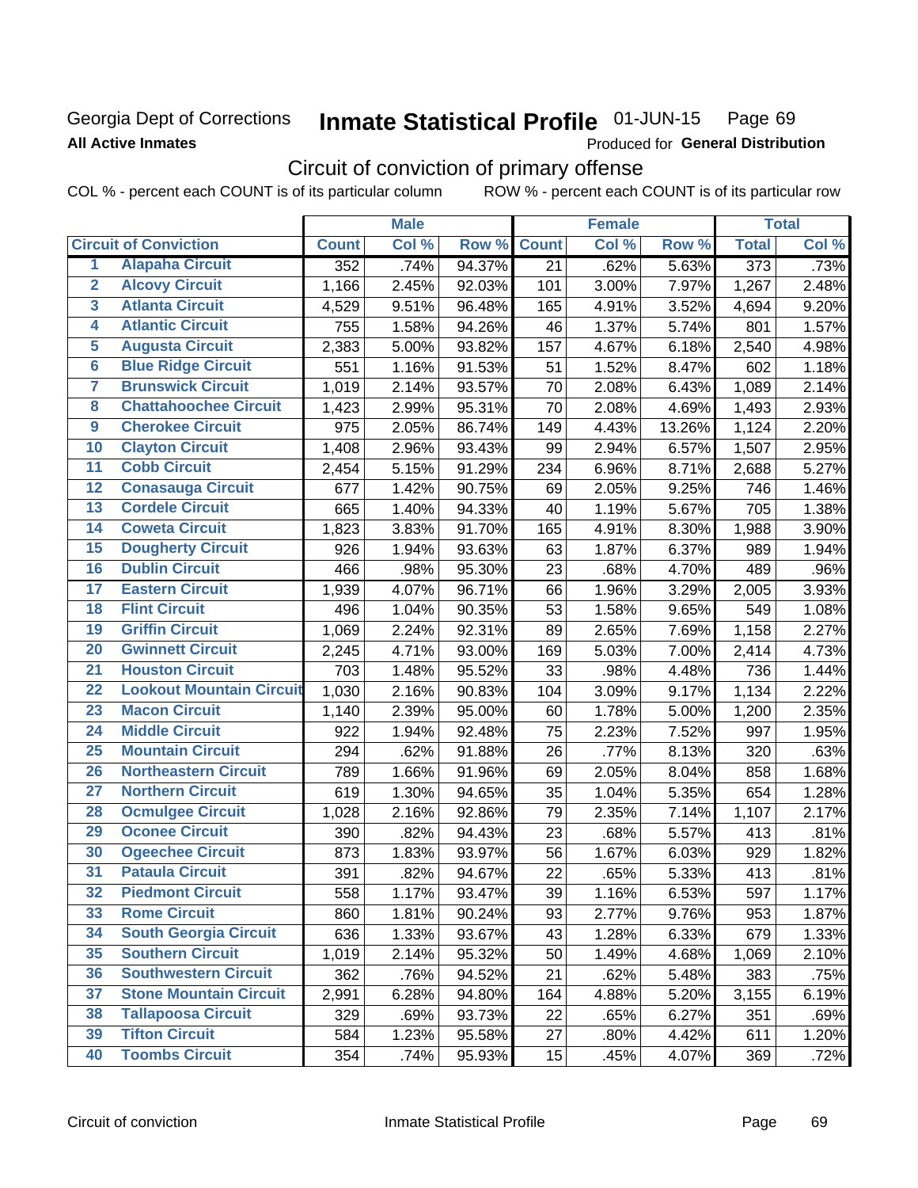Georgia Dept of Corrections
**All Active Inmates**

# Inmate Statistical Profile 01-JUN-15 Page 69

Produced for **General Distribution**

## Circuit of conviction of primary offense

COL % - percent each COUNT is of its particular column ROW % - percent each COUNT is of its particular row

| Circuit of Conviction | | Male | | | Female | | | Total | |
|---|---|---|---|---|---|---|---|---|---|
| | | Count | Col % | Row % | Count | Col % | Row % | Total | Col % |
| 1 | Alapaha Circuit | 352 | .74% | 94.37% | 21 | .62% | 5.63% | 373 | .73% |
| 2 | Alcovy Circuit | 1,166 | 2.45% | 92.03% | 101 | 3.00% | 7.97% | 1,267 | 2.48% |
| 3 | Atlanta Circuit | 4,529 | 9.51% | 96.48% | 165 | 4.91% | 3.52% | 4,694 | 9.20% |
| 4 | Atlantic Circuit | 755 | 1.58% | 94.26% | 46 | 1.37% | 5.74% | 801 | 1.57% |
| 5 | Augusta Circuit | 2,383 | 5.00% | 93.82% | 157 | 4.67% | 6.18% | 2,540 | 4.98% |
| 6 | Blue Ridge Circuit | 551 | 1.16% | 91.53% | 51 | 1.52% | 8.47% | 602 | 1.18% |
| 7 | Brunswick Circuit | 1,019 | 2.14% | 93.57% | 70 | 2.08% | 6.43% | 1,089 | 2.14% |
| 8 | Chattahoochee Circuit | 1,423 | 2.99% | 95.31% | 70 | 2.08% | 4.69% | 1,493 | 2.93% |
| 9 | Cherokee Circuit | 975 | 2.05% | 86.74% | 149 | 4.43% | 13.26% | 1,124 | 2.20% |
| 10 | Clayton Circuit | 1,408 | 2.96% | 93.43% | 99 | 2.94% | 6.57% | 1,507 | 2.95% |
| 11 | Cobb Circuit | 2,454 | 5.15% | 91.29% | 234 | 6.96% | 8.71% | 2,688 | 5.27% |
| 12 | Conasauga Circuit | 677 | 1.42% | 90.75% | 69 | 2.05% | 9.25% | 746 | 1.46% |
| 13 | Cordele Circuit | 665 | 1.40% | 94.33% | 40 | 1.19% | 5.67% | 705 | 1.38% |
| 14 | Coweta Circuit | 1,823 | 3.83% | 91.70% | 165 | 4.91% | 8.30% | 1,988 | 3.90% |
| 15 | Dougherty Circuit | 926 | 1.94% | 93.63% | 63 | 1.87% | 6.37% | 989 | 1.94% |
| 16 | Dublin Circuit | 466 | .98% | 95.30% | 23 | .68% | 4.70% | 489 | .96% |
| 17 | Eastern Circuit | 1,939 | 4.07% | 96.71% | 66 | 1.96% | 3.29% | 2,005 | 3.93% |
| 18 | Flint Circuit | 496 | 1.04% | 90.35% | 53 | 1.58% | 9.65% | 549 | 1.08% |
| 19 | Griffin Circuit | 1,069 | 2.24% | 92.31% | 89 | 2.65% | 7.69% | 1,158 | 2.27% |
| 20 | Gwinnett Circuit | 2,245 | 4.71% | 93.00% | 169 | 5.03% | 7.00% | 2,414 | 4.73% |
| 21 | Houston Circuit | 703 | 1.48% | 95.52% | 33 | .98% | 4.48% | 736 | 1.44% |
| 22 | Lookout Mountain Circuit | 1,030 | 2.16% | 90.83% | 104 | 3.09% | 9.17% | 1,134 | 2.22% |
| 23 | Macon Circuit | 1,140 | 2.39% | 95.00% | 60 | 1.78% | 5.00% | 1,200 | 2.35% |
| 24 | Middle Circuit | 922 | 1.94% | 92.48% | 75 | 2.23% | 7.52% | 997 | 1.95% |
| 25 | Mountain Circuit | 294 | .62% | 91.88% | 26 | .77% | 8.13% | 320 | .63% |
| 26 | Northeastern Circuit | 789 | 1.66% | 91.96% | 69 | 2.05% | 8.04% | 858 | 1.68% |
| 27 | Northern Circuit | 619 | 1.30% | 94.65% | 35 | 1.04% | 5.35% | 654 | 1.28% |
| 28 | Ocmulgee Circuit | 1,028 | 2.16% | 92.86% | 79 | 2.35% | 7.14% | 1,107 | 2.17% |
| 29 | Oconee Circuit | 390 | .82% | 94.43% | 23 | .68% | 5.57% | 413 | .81% |
| 30 | Ogeechee Circuit | 873 | 1.83% | 93.97% | 56 | 1.67% | 6.03% | 929 | 1.82% |
| 31 | Pataula Circuit | 391 | .82% | 94.67% | 22 | .65% | 5.33% | 413 | .81% |
| 32 | Piedmont Circuit | 558 | 1.17% | 93.47% | 39 | 1.16% | 6.53% | 597 | 1.17% |
| 33 | Rome Circuit | 860 | 1.81% | 90.24% | 93 | 2.77% | 9.76% | 953 | 1.87% |
| 34 | South Georgia Circuit | 636 | 1.33% | 93.67% | 43 | 1.28% | 6.33% | 679 | 1.33% |
| 35 | Southern Circuit | 1,019 | 2.14% | 95.32% | 50 | 1.49% | 4.68% | 1,069 | 2.10% |
| 36 | Southwestern Circuit | 362 | .76% | 94.52% | 21 | .62% | 5.48% | 383 | .75% |
| 37 | Stone Mountain Circuit | 2,991 | 6.28% | 94.80% | 164 | 4.88% | 5.20% | 3,155 | 6.19% |
| 38 | Tallapoosa Circuit | 329 | .69% | 93.73% | 22 | .65% | 6.27% | 351 | .69% |
| 39 | Tifton Circuit | 584 | 1.23% | 95.58% | 27 | .80% | 4.42% | 611 | 1.20% |
| 40 | Toombs Circuit | 354 | .74% | 95.93% | 15 | .45% | 4.07% | 369 | .72% |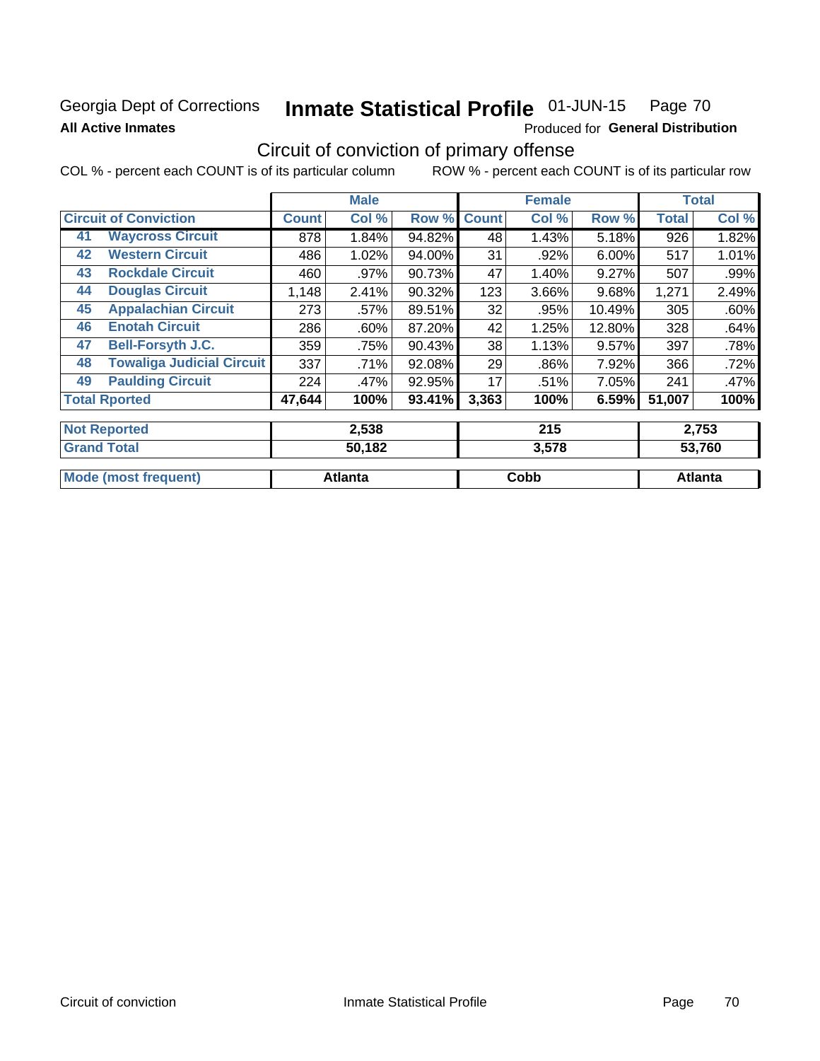Georgia Dept of Corrections **Inmate Statistical Profile** 01-JUN-15 Page 70

**All Active Inmates**

Produced for **General Distribution**

## Circuit of conviction of primary offense

COL % - percent each COUNT is of its particular column ROW % - percent each COUNT is of its particular row

| Circuit of Conviction | | Male | | | Female | | | Total | |
|---|---|---|---|---|---|---|---|---|---|
| | | Count | Col % | Row % | Count | Col % | Row % | Total | Col % |
| 41 | Waycross Circuit | 878 | 1.84% | 94.82% | 48 | 1.43% | 5.18% | 926 | 1.82% |
| 42 | Western Circuit | 486 | 1.02% | 94.00% | 31 | .92% | 6.00% | 517 | 1.01% |
| 43 | Rockdale Circuit | 460 | .97% | 90.73% | 47 | 1.40% | 9.27% | 507 | .99% |
| 44 | Douglas Circuit | 1,148 | 2.41% | 90.32% | 123 | 3.66% | 9.68% | 1,271 | 2.49% |
| 45 | Appalachian Circuit | 273 | .57% | 89.51% | 32 | .95% | 10.49% | 305 | .60% |
| 46 | Enotah Circuit | 286 | .60% | 87.20% | 42 | 1.25% | 12.80% | 328 | .64% |
| 47 | Bell-Forsyth J.C. | 359 | .75% | 90.43% | 38 | 1.13% | 9.57% | 397 | .78% |
| 48 | Towaliga Judicial Circuit | 337 | .71% | 92.08% | 29 | .86% | 7.92% | 366 | .72% |
| 49 | Paulding Circuit | 224 | .47% | 92.95% | 17 | .51% | 7.05% | 241 | .47% |
| **Total Rported** | | **47,644** | **100%** | **93.41%** | **3,363** | **100%** | **6.59%** | **51,007** | **100%** |
| **Not Reported** | | **2,538** | | | **215** | | | **2,753** | |
| **Grand Total** | | **50,182** | | | **3,578** | | | **53,760** | |
| **Mode (most frequent)** | | **Atlanta** | | | **Cobb** | | | **Atlanta** | |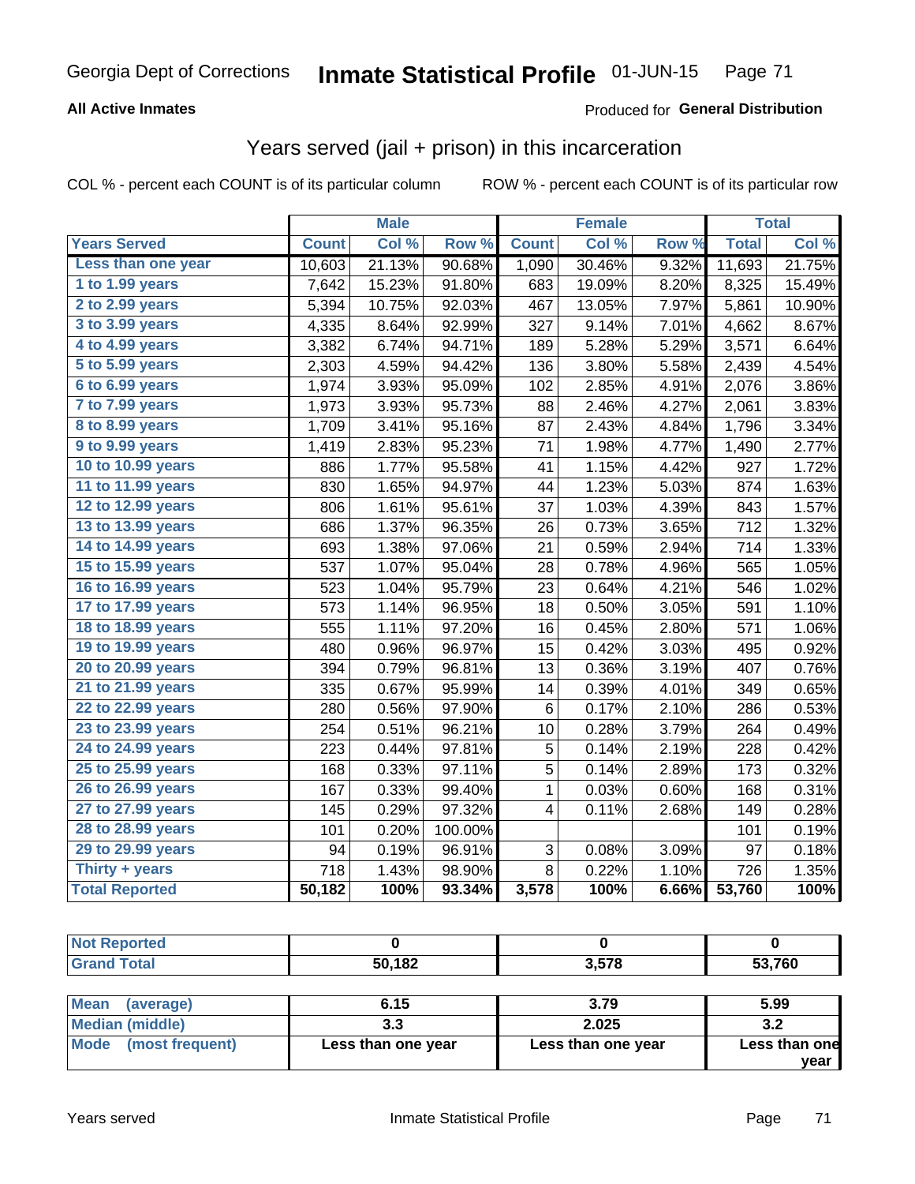Georgia Dept of Corrections **Inmate Statistical Profile** 01-JUN-15

**All Active Inmates**

Produced for **General Distribution**

## Years served (jail + prison) in this incarceration

COL % - percent each COUNT is of its particular column

ROW % - percent each COUNT is of its particular row

| | Male | | | Female | | | Total | |
|---|---|---|---|---|---|---|---|---|
| **Years Served** | **Count** | **Col %** | **Row %** | **Count** | **Col %** | **Row %** | **Total** | **Col %** |
| Less than one year | 10,603 | 21.13% | 90.68% | 1,090 | 30.46% | 9.32% | 11,693 | 21.75% |
| 1 to 1.99 years | 7,642 | 15.23% | 91.80% | 683 | 19.09% | 8.20% | 8,325 | 15.49% |
| 2 to 2.99 years | 5,394 | 10.75% | 92.03% | 467 | 13.05% | 7.97% | 5,861 | 10.90% |
| 3 to 3.99 years | 4,335 | 8.64% | 92.99% | 327 | 9.14% | 7.01% | 4,662 | 8.67% |
| 4 to 4.99 years | 3,382 | 6.74% | 94.71% | 189 | 5.28% | 5.29% | 3,571 | 6.64% |
| 5 to 5.99 years | 2,303 | 4.59% | 94.42% | 136 | 3.80% | 5.58% | 2,439 | 4.54% |
| 6 to 6.99 years | 1,974 | 3.93% | 95.09% | 102 | 2.85% | 4.91% | 2,076 | 3.86% |
| 7 to 7.99 years | 1,973 | 3.93% | 95.73% | 88 | 2.46% | 4.27% | 2,061 | 3.83% |
| 8 to 8.99 years | 1,709 | 3.41% | 95.16% | 87 | 2.43% | 4.84% | 1,796 | 3.34% |
| 9 to 9.99 years | 1,419 | 2.83% | 95.23% | 71 | 1.98% | 4.77% | 1,490 | 2.77% |
| 10 to 10.99 years | 886 | 1.77% | 95.58% | 41 | 1.15% | 4.42% | 927 | 1.72% |
| 11 to 11.99 years | 830 | 1.65% | 94.97% | 44 | 1.23% | 5.03% | 874 | 1.63% |
| 12 to 12.99 years | 806 | 1.61% | 95.61% | 37 | 1.03% | 4.39% | 843 | 1.57% |
| 13 to 13.99 years | 686 | 1.37% | 96.35% | 26 | 0.73% | 3.65% | 712 | 1.32% |
| 14 to 14.99 years | 693 | 1.38% | 97.06% | 21 | 0.59% | 2.94% | 714 | 1.33% |
| 15 to 15.99 years | 537 | 1.07% | 95.04% | 28 | 0.78% | 4.96% | 565 | 1.05% |
| 16 to 16.99 years | 523 | 1.04% | 95.79% | 23 | 0.64% | 4.21% | 546 | 1.02% |
| 17 to 17.99 years | 573 | 1.14% | 96.95% | 18 | 0.50% | 3.05% | 591 | 1.10% |
| 18 to 18.99 years | 555 | 1.11% | 97.20% | 16 | 0.45% | 2.80% | 571 | 1.06% |
| 19 to 19.99 years | 480 | 0.96% | 96.97% | 15 | 0.42% | 3.03% | 495 | 0.92% |
| 20 to 20.99 years | 394 | 0.79% | 96.81% | 13 | 0.36% | 3.19% | 407 | 0.76% |
| 21 to 21.99 years | 335 | 0.67% | 95.99% | 14 | 0.39% | 4.01% | 349 | 0.65% |
| 22 to 22.99 years | 280 | 0.56% | 97.90% | 6 | 0.17% | 2.10% | 286 | 0.53% |
| 23 to 23.99 years | 254 | 0.51% | 96.21% | 10 | 0.28% | 3.79% | 264 | 0.49% |
| 24 to 24.99 years | 223 | 0.44% | 97.81% | 5 | 0.14% | 2.19% | 228 | 0.42% |
| 25 to 25.99 years | 168 | 0.33% | 97.11% | 5 | 0.14% | 2.89% | 173 | 0.32% |
| 26 to 26.99 years | 167 | 0.33% | 99.40% | 1 | 0.03% | 0.60% | 168 | 0.31% |
| 27 to 27.99 years | 145 | 0.29% | 97.32% | 4 | 0.11% | 2.68% | 149 | 0.28% |
| 28 to 28.99 years | 101 | 0.20% | 100.00% | | | | 101 | 0.19% |
| 29 to 29.99 years | 94 | 0.19% | 96.91% | 3 | 0.08% | 3.09% | 97 | 0.18% |
| Thirty + years | 718 | 1.43% | 98.90% | 8 | 0.22% | 1.10% | 726 | 1.35% |
| **Total Reported** | **50,182** | **100%** | **93.34%** | **3,578** | **100%** | **6.66%** | **53,760** | **100%** |

| | Male | Female | Total |
|---|---|---|---|
| Not Reported | 0 | 0 | 0 |
| Grand Total | 50,182 | 3,578 | 53,760 |

| | Male | Female | Total |
|---|---|---|---|
| Mean (average) | 6.15 | 3.79 | 5.99 |
| Median (middle) | 3.3 | 2.025 | 3.2 |
| Mode (most frequent) | Less than one year | Less than one year | Less than one year |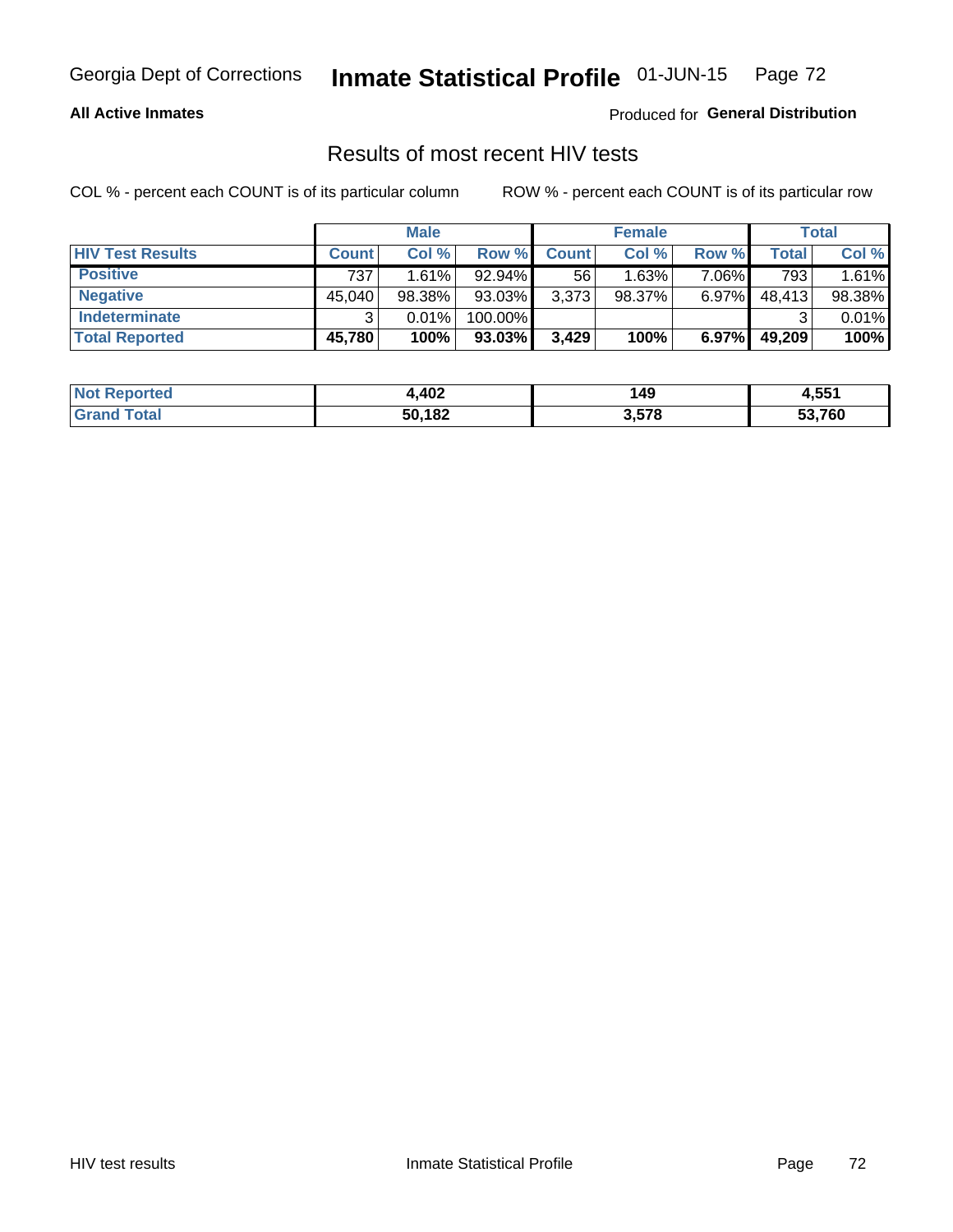Georgia Dept of Corrections **Inmate Statistical Profile** 01-JUN-15

**All Active Inmates**

Produced for **General Distribution**

## Results of most recent HIV tests

COL % - percent each COUNT is of its particular column

ROW % - percent each COUNT is of its particular row

| | Male | | | Female | | | Total | |
|---|---|---|---|---|---|---|---|---|
| **HIV Test Results** | **Count** | **Col %** | **Row %** | **Count** | **Col %** | **Row %** | **Total** | **Col %** |
| **Positive** | 737 | 1.61% | 92.94% | 56 | 1.63% | 7.06% | 793 | 1.61% |
| **Negative** | 45,040 | 98.38% | 93.03% | 3,373 | 98.37% | 6.97% | 48,413 | 98.38% |
| **Indeterminate** | 3 | 0.01% | 100.00% | | | | 3 | 0.01% |
| **Total Reported** | **45,780** | **100%** | **93.03%** | **3,429** | **100%** | **6.97%** | **49,209** | **100%** |

| | Male | Female | Total |
|---|---|---|---|
| **Not Reported** | **4,402** | **149** | **4,551** |
| **Grand Total** | **50,182** | **3,578** | **53,760** |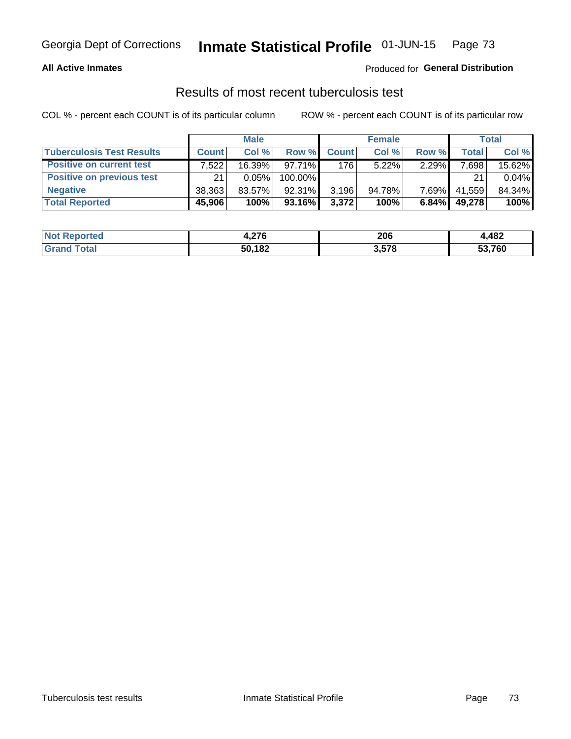**All Active Inmates**

Produced for **General Distribution**

## Results of most recent tuberculosis test

COL % - percent each COUNT is of its particular column

ROW % - percent each COUNT is of its particular row

| | Male | | | Female | | | Total | |
|---|---|---|---|---|---|---|---|---|
| **Tuberculosis Test Results** | **Count** | **Col %** | **Row %** | **Count** | **Col %** | **Row %** | **Total** | **Col %** |
| **Positive on current test** | 7,522 | 16.39% | 97.71% | 176 | 5.22% | 2.29% | 7,698 | 15.62% |
| **Positive on previous test** | 21 | 0.05% | 100.00% | | | | 21 | 0.04% |
| **Negative** | 38,363 | 83.57% | 92.31% | 3,196 | 94.78% | 7.69% | 41,559 | 84.34% |
| **Total Reported** | **45,906** | **100%** | **93.16%** | **3,372** | **100%** | **6.84%** | **49,278** | **100%** |

| | Male | Female | Total |
|---|---|---|---|
| **Not Reported** | **4,276** | **206** | **4,482** |
| **Grand Total** | **50,182** | **3,578** | **53,760** |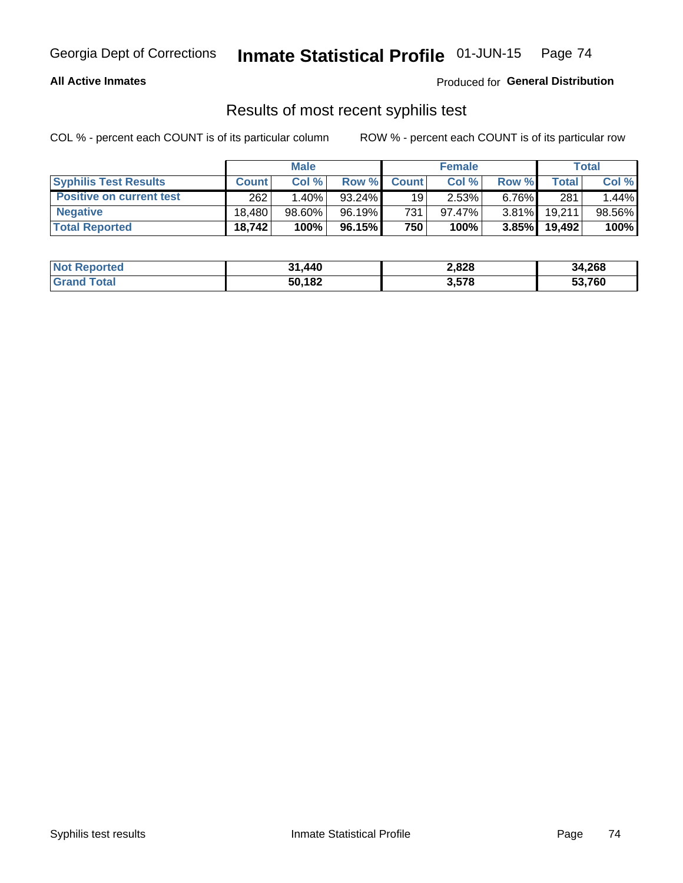**All Active Inmates**

Produced for **General Distribution**

## Results of most recent syphilis test

COL % - percent each COUNT is of its particular column

ROW % - percent each COUNT is of its particular row

| | Male | | | Female | | | Total | |
|---|---|---|---|---|---|---|---|---|
| **Syphilis Test Results** | **Count** | **Col %** | **Row %** | **Count** | **Col %** | **Row %** | **Total** | **Col %** |
| **Positive on current test** | 262 | 1.40% | 93.24% | 19 | 2.53% | 6.76% | 281 | 1.44% |
| **Negative** | 18,480 | 98.60% | 96.19% | 731 | 97.47% | 3.81% | 19,211 | 98.56% |
| **Total Reported** | **18,742** | **100%** | **96.15%** | **750** | **100%** | **3.85%** | **19,492** | **100%** |

| | Male | Female | Total |
|---|---|---|---|
| **Not Reported** | **31,440** | **2,828** | **34,268** |
| **Grand Total** | **50,182** | **3,578** | **53,760** |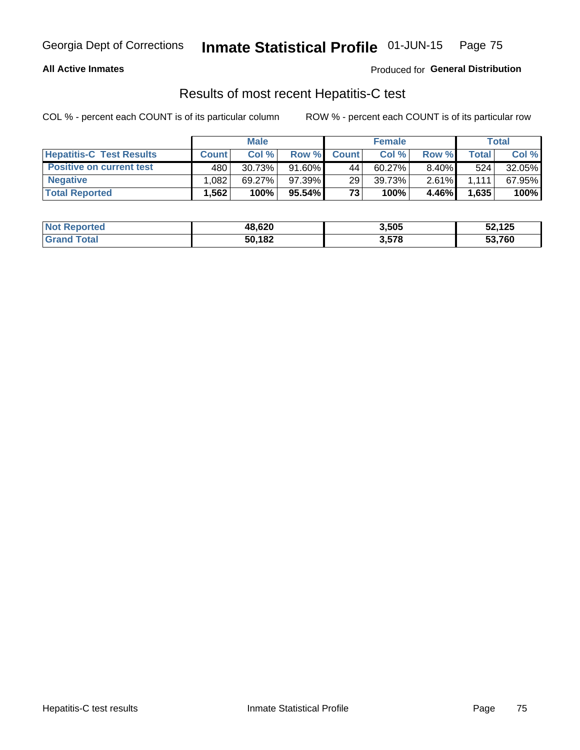Georgia Dept of Corrections **Inmate Statistical Profile** 01-JUN-15

**All Active Inmates** Produced for **General Distribution**

## Results of most recent Hepatitis-C test

COL % - percent each COUNT is of its particular column    ROW % - percent each COUNT is of its particular row

| | Male | | | Female | | | Total | |
|---|---|---|---|---|---|---|---|---|
| **Hepatitis-C Test Results** | **Count** | **Col %** | **Row %** | **Count** | **Col %** | **Row %** | **Total** | **Col %** |
| **Positive on current test** | 480 | 30.73% | 91.60% | 44 | 60.27% | 8.40% | 524 | 32.05% |
| **Negative** | 1,082 | 69.27% | 97.39% | 29 | 39.73% | 2.61% | 1,111 | 67.95% |
| **Total Reported** | **1,562** | **100%** | **95.54%** | **73** | **100%** | **4.46%** | **1,635** | **100%** |

| | Male | Female | Total |
|---|---|---|---|
| **Not Reported** | **48,620** | **3,505** | **52,125** |
| **Grand Total** | **50,182** | **3,578** | **53,760** |